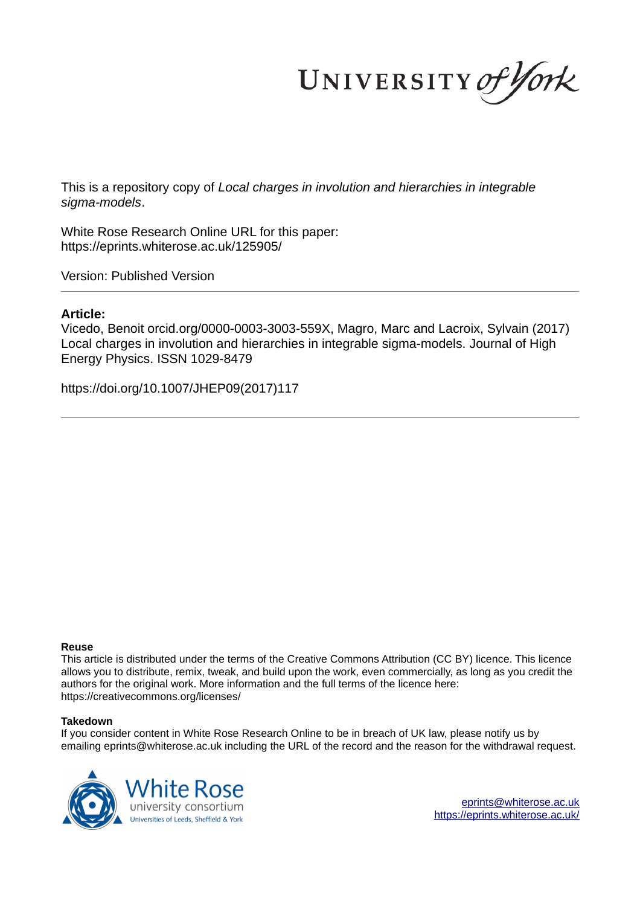UNIVERSITY *of York*

This is a repository copy of *Local charges in involution and hierarchies in integrable sigma-models*.

White Rose Research Online URL for this paper:
https://eprints.whiterose.ac.uk/125905/

Version: Published Version

**Article:**

Vicedo, Benoit orcid.org/0000-0003-3003-559X, Magro, Marc and Lacroix, Sylvain (2017) Local charges in involution and hierarchies in integrable sigma-models. Journal of High Energy Physics. ISSN 1029-8479

https://doi.org/10.1007/JHEP09(2017)117

**Reuse**

This article is distributed under the terms of the Creative Commons Attribution (CC BY) licence. This licence allows you to distribute, remix, tweak, and build upon the work, even commercially, as long as you credit the authors for the original work. More information and the full terms of the licence here: https://creativecommons.org/licenses/

**Takedown**

If you consider content in White Rose Research Online to be in breach of UK law, please notify us by emailing eprints@whiterose.ac.uk including the URL of the record and the reason for the withdrawal request.

White Rose university consortium
Universities of Leeds, Sheffield & York

eprints@whiterose.ac.uk
https://eprints.whiterose.ac.uk/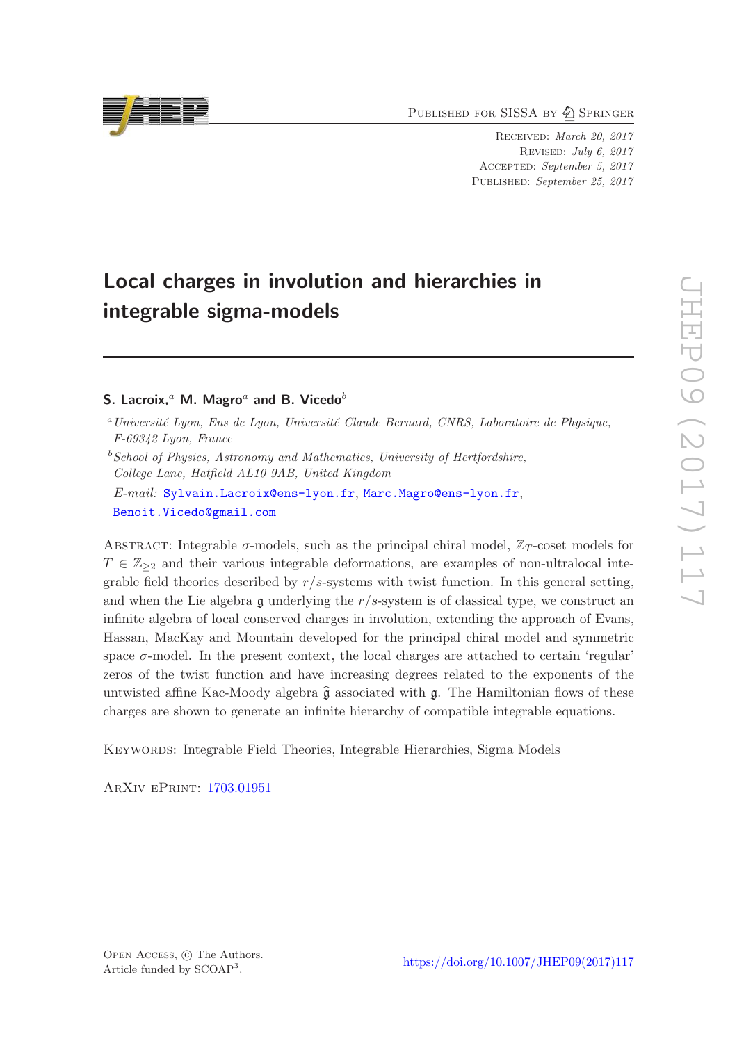# Local charges in involution and hierarchies in integrable sigma-models

**S. Lacroix,**[a] **M. Magro**[a] **and B. Vicedo**[b]

[a] *Université Lyon, Ens de Lyon, Université Claude Bernard, CNRS, Laboratoire de Physique, F-69342 Lyon, France*

[b] *School of Physics, Astronomy and Mathematics, University of Hertfordshire, College Lane, Hatfield AL10 9AB, United Kingdom*

*E-mail:* Sylvain.Lacroix@ens-lyon.fr, Marc.Magro@ens-lyon.fr, Benoit.Vicedo@gmail.com

Abstract: Integrable $\sigma$-models, such as the principal chiral model, $\mathbb{Z}_T$-coset models for $T \in \mathbb{Z}_{\geq 2}$ and their various integrable deformations, are examples of non-ultralocal integrable field theories described by $r/s$-systems with twist function. In this general setting, and when the Lie algebra $\mathfrak{g}$ underlying the $r/s$-system is of classical type, we construct an infinite algebra of local conserved charges in involution, extending the approach of Evans, Hassan, MacKay and Mountain developed for the principal chiral model and symmetric space $\sigma$-model. In the present context, the local charges are attached to certain 'regular' zeros of the twist function and have increasing degrees related to the exponents of the untwisted affine Kac-Moody algebra $\widehat{\mathfrak{g}}$ associated with $\mathfrak{g}$. The Hamiltonian flows of these charges are shown to generate an infinite hierarchy of compatible integrable equations.

Keywords: Integrable Field Theories, Integrable Hierarchies, Sigma Models

ArXiv ePrint: 1703.01951

Open Access, © The Authors.
Article funded by SCOAP[3].

https://doi.org/10.1007/JHEP09(2017)117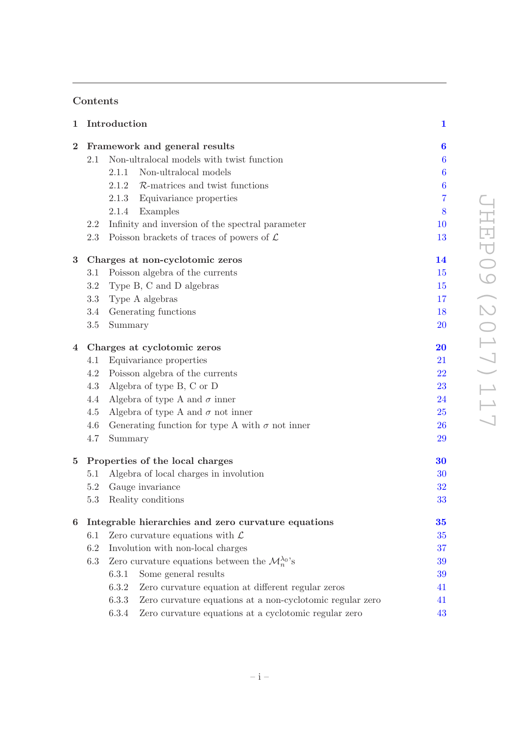# Contents

**1 Introduction** 1

**2 Framework and general results** 6

- 2.1 Non-ultralocal models with twist function 6
  - 2.1.1 Non-ultralocal models 6
  - 2.1.2 $\mathcal{R}$-matrices and twist functions 6
  - 2.1.3 Equivariance properties 7
  - 2.1.4 Examples 8
- 2.2 Infinity and inversion of the spectral parameter 10
- 2.3 Poisson brackets of traces of powers of $\mathcal{L}$ 13

**3 Charges at non-cyclotomic zeros** 14

- 3.1 Poisson algebra of the currents 15
- 3.2 Type B, C and D algebras 15
- 3.3 Type A algebras 17
- 3.4 Generating functions 18
- 3.5 Summary 20

**4 Charges at cyclotomic zeros** 20

- 4.1 Equivariance properties 21
- 4.2 Poisson algebra of the currents 22
- 4.3 Algebra of type B, C or D 23
- 4.4 Algebra of type A and $\sigma$ inner 24
- 4.5 Algebra of type A and $\sigma$ not inner 25
- 4.6 Generating function for type A with $\sigma$ not inner 26
- 4.7 Summary 29

**5 Properties of the local charges** 30

- 5.1 Algebra of local charges in involution 30
- 5.2 Gauge invariance 32
- 5.3 Reality conditions 33

**6 Integrable hierarchies and zero curvature equations** 35

- 6.1 Zero curvature equations with $\mathcal{L}$ 35
- 6.2 Involution with non-local charges 37
- 6.3 Zero curvature equations between the $\mathcal{M}_n^{\lambda_0}$'s 39
  - 6.3.1 Some general results 39
  - 6.3.2 Zero curvature equation at different regular zeros 41
  - 6.3.3 Zero curvature equations at a non-cyclotomic regular zero 41
  - 6.3.4 Zero curvature equations at a cyclotomic regular zero 43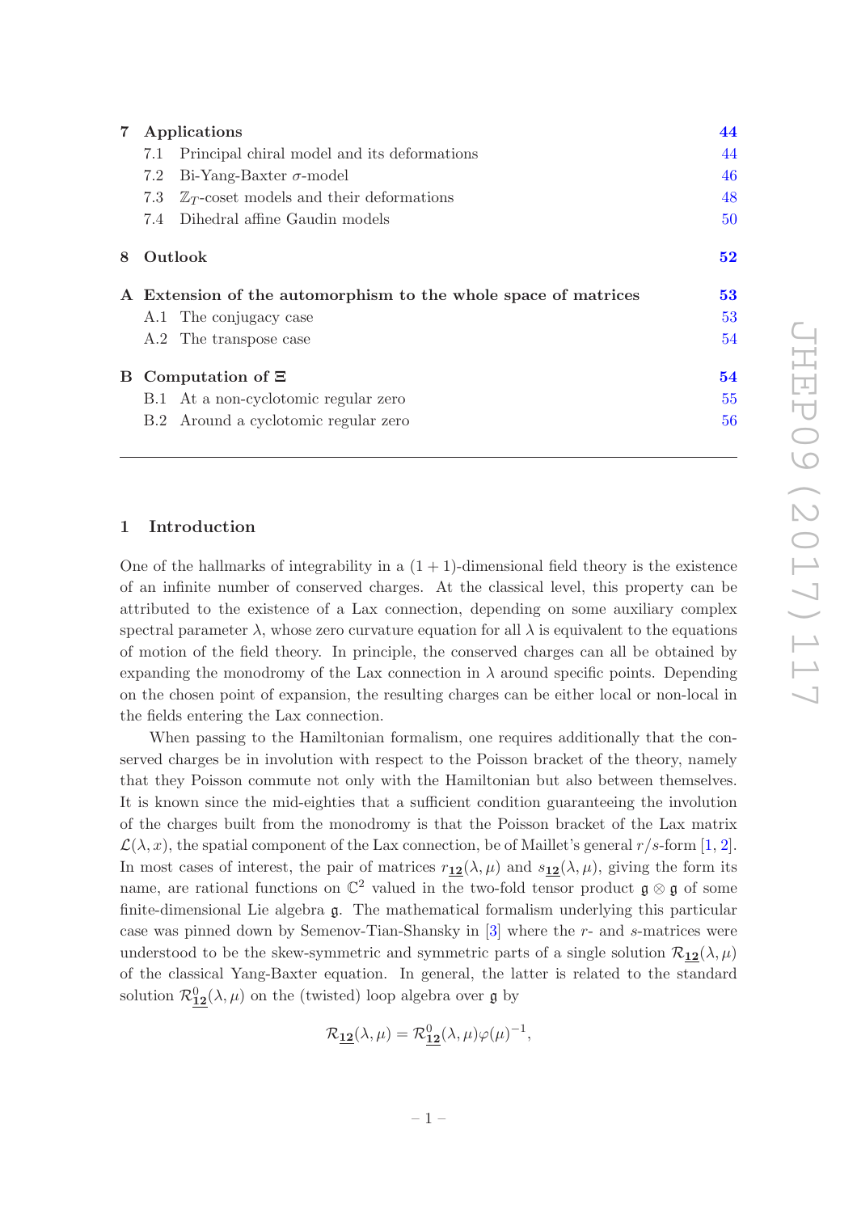| | | |
|---|---|---|
| **7** | **Applications** | **44** |
| 7.1 | Principal chiral model and its deformations | 44 |
| 7.2 | Bi-Yang-Baxter $\sigma$-model | 46 |
| 7.3 | $\mathbb{Z}_T$-coset models and their deformations | 48 |
| 7.4 | Dihedral affine Gaudin models | 50 |
| **8** | **Outlook** | **52** |
| **A** | **Extension of the automorphism to the whole space of matrices** | **53** |
| A.1 | The conjugacy case | 53 |
| A.2 | The transpose case | 54 |
| **B** | **Computation of $\Xi$** | **54** |
| B.1 | At a non-cyclotomic regular zero | 55 |
| B.2 | Around a cyclotomic regular zero | 56 |

## 1 Introduction

One of the hallmarks of integrability in a $(1+1)$-dimensional field theory is the existence of an infinite number of conserved charges. At the classical level, this property can be attributed to the existence of a Lax connection, depending on some auxiliary complex spectral parameter $\lambda$, whose zero curvature equation for all $\lambda$ is equivalent to the equations of motion of the field theory. In principle, the conserved charges can all be obtained by expanding the monodromy of the Lax connection in $\lambda$ around specific points. Depending on the chosen point of expansion, the resulting charges can be either local or non-local in the fields entering the Lax connection.

When passing to the Hamiltonian formalism, one requires additionally that the conserved charges be in involution with respect to the Poisson bracket of the theory, namely that they Poisson commute not only with the Hamiltonian but also between themselves. It is known since the mid-eighties that a sufficient condition guaranteeing the involution of the charges built from the monodromy is that the Poisson bracket of the Lax matrix $\mathcal{L}(\lambda, x)$, the spatial component of the Lax connection, be of Maillet's general $r/s$-form [1, 2]. In most cases of interest, the pair of matrices $r_{\underline{\mathbf{12}}}(\lambda,\mu)$ and $s_{\underline{\mathbf{12}}}(\lambda,\mu)$, giving the form its name, are rational functions on $\mathbb{C}^2$ valued in the two-fold tensor product $\mathfrak{g}\otimes\mathfrak{g}$ of some finite-dimensional Lie algebra $\mathfrak{g}$. The mathematical formalism underlying this particular case was pinned down by Semenov-Tian-Shansky in [3] where the $r$- and $s$-matrices were understood to be the skew-symmetric and symmetric parts of a single solution $\mathcal{R}_{\underline{\mathbf{12}}}(\lambda,\mu)$ of the classical Yang-Baxter equation. In general, the latter is related to the standard solution $\mathcal{R}^0_{\underline{\mathbf{12}}}(\lambda,\mu)$ on the (twisted) loop algebra over $\mathfrak{g}$ by

$$\mathcal{R}_{\underline{\mathbf{12}}}(\lambda,\mu) = \mathcal{R}^0_{\underline{\mathbf{12}}}(\lambda,\mu)\varphi(\mu)^{-1},$$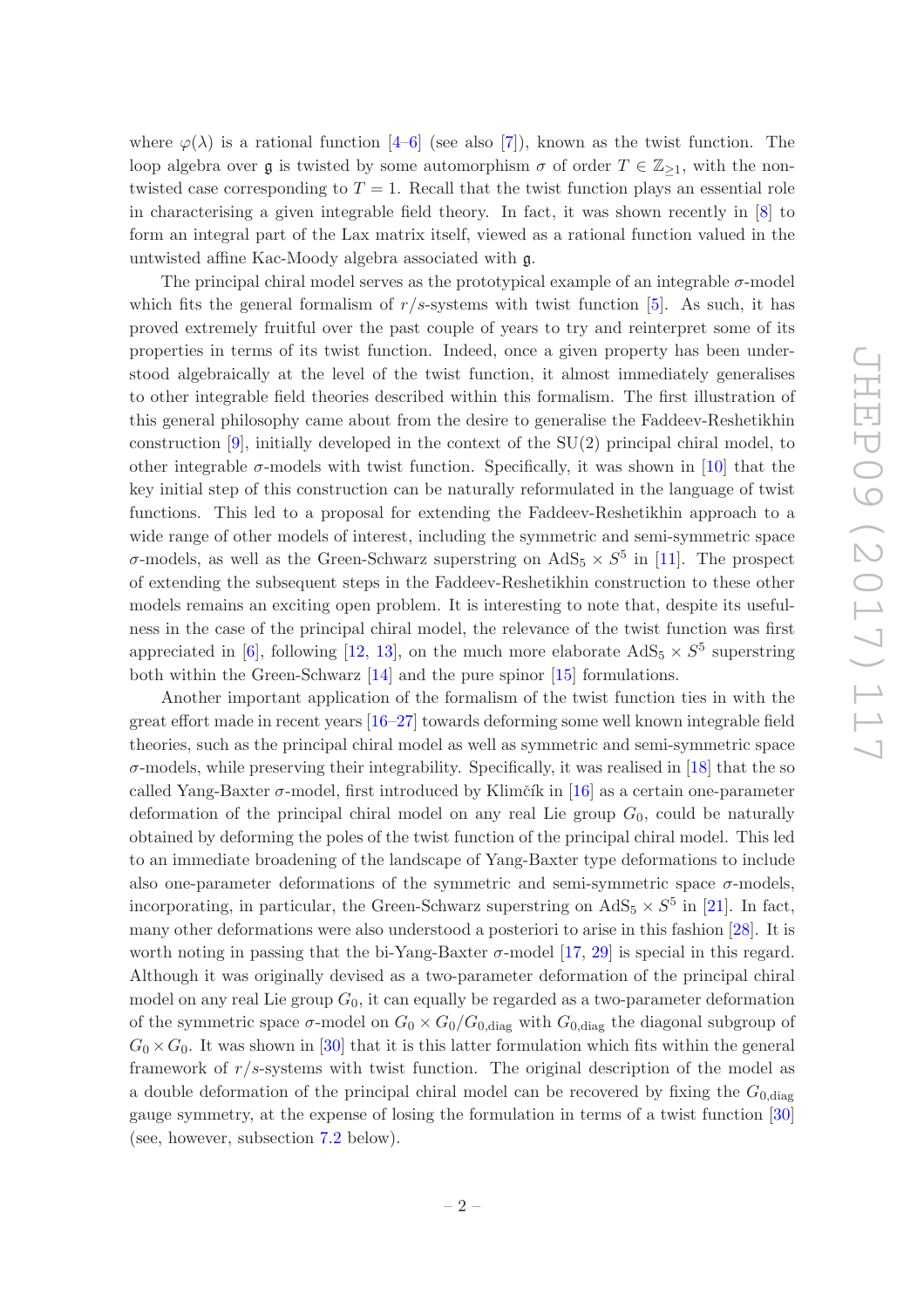where $\varphi(\lambda)$ is a rational function [4–6] (see also [7]), known as the twist function. The loop algebra over $\mathfrak{g}$ is twisted by some automorphism $\sigma$ of order $T \in \mathbb{Z}_{\geq 1}$, with the non-twisted case corresponding to $T = 1$. Recall that the twist function plays an essential role in characterising a given integrable field theory. In fact, it was shown recently in [8] to form an integral part of the Lax matrix itself, viewed as a rational function valued in the untwisted affine Kac-Moody algebra associated with $\mathfrak{g}$.

The principal chiral model serves as the prototypical example of an integrable $\sigma$-model which fits the general formalism of $r/s$-systems with twist function [5]. As such, it has proved extremely fruitful over the past couple of years to try and reinterpret some of its properties in terms of its twist function. Indeed, once a given property has been understood algebraically at the level of the twist function, it almost immediately generalises to other integrable field theories described within this formalism. The first illustration of this general philosophy came about from the desire to generalise the Faddeev-Reshetikhin construction [9], initially developed in the context of the $\mathrm{SU}(2)$ principal chiral model, to other integrable $\sigma$-models with twist function. Specifically, it was shown in [10] that the key initial step of this construction can be naturally reformulated in the language of twist functions. This led to a proposal for extending the Faddeev-Reshetikhin approach to a wide range of other models of interest, including the symmetric and semi-symmetric space $\sigma$-models, as well as the Green-Schwarz superstring on $\mathrm{AdS}_5 \times S^5$ in [11]. The prospect of extending the subsequent steps in the Faddeev-Reshetikhin construction to these other models remains an exciting open problem. It is interesting to note that, despite its usefulness in the case of the principal chiral model, the relevance of the twist function was first appreciated in [6], following [12, 13], on the much more elaborate $\mathrm{AdS}_5 \times S^5$ superstring both within the Green-Schwarz [14] and the pure spinor [15] formulations.

Another important application of the formalism of the twist function ties in with the great effort made in recent years [16–27] towards deforming some well known integrable field theories, such as the principal chiral model as well as symmetric and semi-symmetric space $\sigma$-models, while preserving their integrability. Specifically, it was realised in [18] that the so called Yang-Baxter $\sigma$-model, first introduced by Klimčík in [16] as a certain one-parameter deformation of the principal chiral model on any real Lie group $G_0$, could be naturally obtained by deforming the poles of the twist function of the principal chiral model. This led to an immediate broadening of the landscape of Yang-Baxter type deformations to include also one-parameter deformations of the symmetric and semi-symmetric space $\sigma$-models, incorporating, in particular, the Green-Schwarz superstring on $\mathrm{AdS}_5 \times S^5$ in [21]. In fact, many other deformations were also understood a posteriori to arise in this fashion [28]. It is worth noting in passing that the bi-Yang-Baxter $\sigma$-model [17, 29] is special in this regard. Although it was originally devised as a two-parameter deformation of the principal chiral model on any real Lie group $G_0$, it can equally be regarded as a two-parameter deformation of the symmetric space $\sigma$-model on $G_0 \times G_0 / G_{0,\mathrm{diag}}$ with $G_{0,\mathrm{diag}}$ the diagonal subgroup of $G_0 \times G_0$. It was shown in [30] that it is this latter formulation which fits within the general framework of $r/s$-systems with twist function. The original description of the model as a double deformation of the principal chiral model can be recovered by fixing the $G_{0,\mathrm{diag}}$ gauge symmetry, at the expense of losing the formulation in terms of a twist function [30] (see, however, subsection 7.2 below).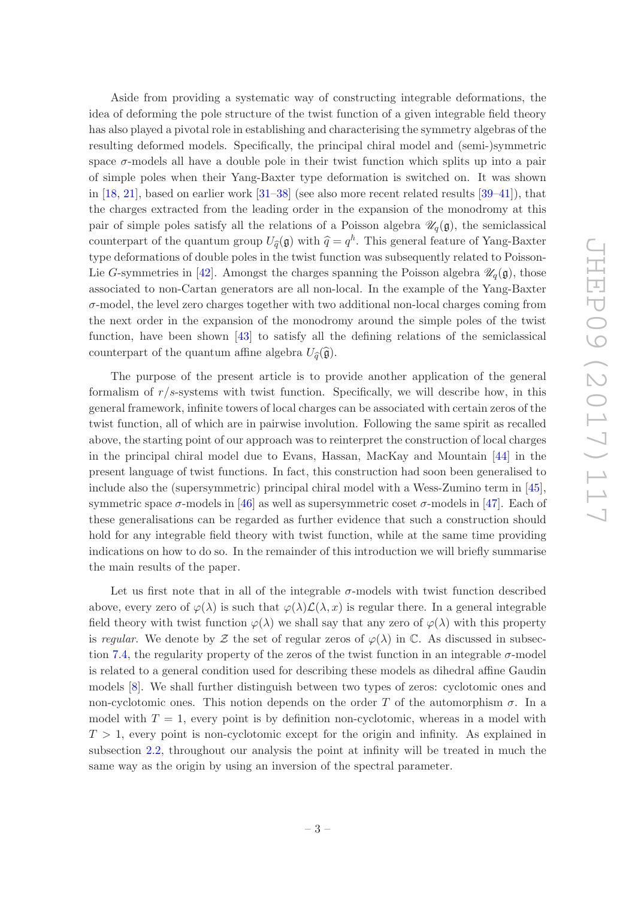Aside from providing a systematic way of constructing integrable deformations, the idea of deforming the pole structure of the twist function of a given integrable field theory has also played a pivotal role in establishing and characterising the symmetry algebras of the resulting deformed models. Specifically, the principal chiral model and (semi-)symmetric space $\sigma$-models all have a double pole in their twist function which splits up into a pair of simple poles when their Yang-Baxter type deformation is switched on. It was shown in [18, 21], based on earlier work [31–38] (see also more recent related results [39–41]), that the charges extracted from the leading order in the expansion of the monodromy at this pair of simple poles satisfy all the relations of a Poisson algebra $\mathscr{U}_q(\mathfrak{g})$, the semiclassical counterpart of the quantum group $U_{\widehat{q}}(\mathfrak{g})$ with $\widehat{q} = q^h$. This general feature of Yang-Baxter type deformations of double poles in the twist function was subsequently related to Poisson-Lie $G$-symmetries in [42]. Amongst the charges spanning the Poisson algebra $\mathscr{U}_q(\mathfrak{g})$, those associated to non-Cartan generators are all non-local. In the example of the Yang-Baxter $\sigma$-model, the level zero charges together with two additional non-local charges coming from the next order in the expansion of the monodromy around the simple poles of the twist function, have been shown [43] to satisfy all the defining relations of the semiclassical counterpart of the quantum affine algebra $U_{\widehat{q}}(\widehat{\mathfrak{g}})$.

The purpose of the present article is to provide another application of the general formalism of $r/s$-systems with twist function. Specifically, we will describe how, in this general framework, infinite towers of local charges can be associated with certain zeros of the twist function, all of which are in pairwise involution. Following the same spirit as recalled above, the starting point of our approach was to reinterpret the construction of local charges in the principal chiral model due to Evans, Hassan, MacKay and Mountain [44] in the present language of twist functions. In fact, this construction had soon been generalised to include also the (supersymmetric) principal chiral model with a Wess-Zumino term in [45], symmetric space $\sigma$-models in [46] as well as supersymmetric coset $\sigma$-models in [47]. Each of these generalisations can be regarded as further evidence that such a construction should hold for any integrable field theory with twist function, while at the same time providing indications on how to do so. In the remainder of this introduction we will briefly summarise the main results of the paper.

Let us first note that in all of the integrable $\sigma$-models with twist function described above, every zero of $\varphi(\lambda)$ is such that $\varphi(\lambda)\mathcal{L}(\lambda, x)$ is regular there. In a general integrable field theory with twist function $\varphi(\lambda)$ we shall say that any zero of $\varphi(\lambda)$ with this property is *regular*. We denote by $\mathcal{Z}$ the set of regular zeros of $\varphi(\lambda)$ in $\mathbb{C}$. As discussed in subsection 7.4, the regularity property of the zeros of the twist function in an integrable $\sigma$-model is related to a general condition used for describing these models as dihedral affine Gaudin models [8]. We shall further distinguish between two types of zeros: cyclotomic ones and non-cyclotomic ones. This notion depends on the order $T$ of the automorphism $\sigma$. In a model with $T = 1$, every point is by definition non-cyclotomic, whereas in a model with $T > 1$, every point is non-cyclotomic except for the origin and infinity. As explained in subsection 2.2, throughout our analysis the point at infinity will be treated in much the same way as the origin by using an inversion of the spectral parameter.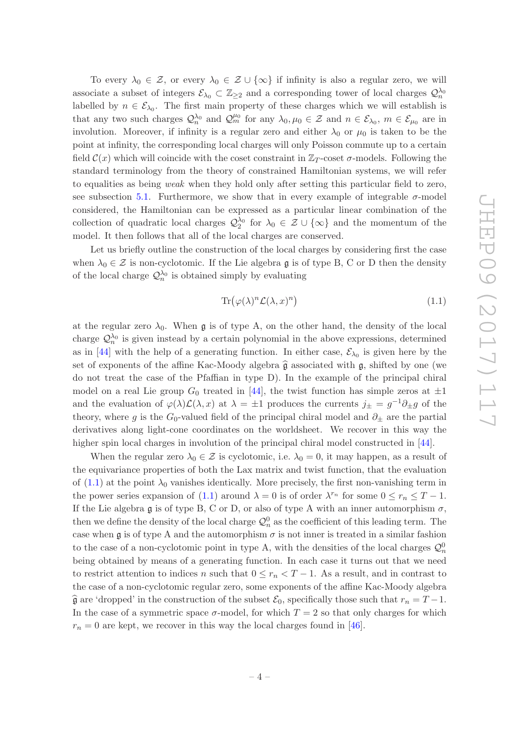To every $\lambda_0 \in \mathcal{Z}$, or every $\lambda_0 \in \mathcal{Z} \cup \{\infty\}$ if infinity is also a regular zero, we will associate a subset of integers $\mathcal{E}_{\lambda_0} \subset \mathbb{Z}_{\geq 2}$ and a corresponding tower of local charges $\mathcal{Q}_n^{\lambda_0}$ labelled by $n \in \mathcal{E}_{\lambda_0}$. The first main property of these charges which we will establish is that any two such charges $\mathcal{Q}_n^{\lambda_0}$ and $\mathcal{Q}_m^{\mu_0}$ for any $\lambda_0, \mu_0 \in \mathcal{Z}$ and $n \in \mathcal{E}_{\lambda_0}$, $m \in \mathcal{E}_{\mu_0}$ are in involution. Moreover, if infinity is a regular zero and either $\lambda_0$ or $\mu_0$ is taken to be the point at infinity, the corresponding local charges will only Poisson commute up to a certain field $\mathcal{C}(x)$ which will coincide with the coset constraint in $\mathbb{Z}_T$-coset $\sigma$-models. Following the standard terminology from the theory of constrained Hamiltonian systems, we will refer to equalities as being *weak* when they hold only after setting this particular field to zero, see subsection 5.1. Furthermore, we show that in every example of integrable $\sigma$-model considered, the Hamiltonian can be expressed as a particular linear combination of the collection of quadratic local charges $\mathcal{Q}_2^{\lambda_0}$ for $\lambda_0 \in \mathcal{Z} \cup \{\infty\}$ and the momentum of the model. It then follows that all of the local charges are conserved.

Let us briefly outline the construction of the local charges by considering first the case when $\lambda_0 \in \mathcal{Z}$ is non-cyclotomic. If the Lie algebra $\mathfrak{g}$ is of type B, C or D then the density of the local charge $\mathcal{Q}_n^{\lambda_0}$ is obtained simply by evaluating

$$\mathrm{Tr}\big(\varphi(\lambda)^n \mathcal{L}(\lambda, x)^n\big) \tag{1.1}$$

at the regular zero $\lambda_0$. When $\mathfrak{g}$ is of type A, on the other hand, the density of the local charge $\mathcal{Q}_n^{\lambda_0}$ is given instead by a certain polynomial in the above expressions, determined as in [44] with the help of a generating function. In either case, $\mathcal{E}_{\lambda_0}$ is given here by the set of exponents of the affine Kac-Moody algebra $\widehat{\mathfrak{g}}$ associated with $\mathfrak{g}$, shifted by one (we do not treat the case of the Pfaffian in type D). In the example of the principal chiral model on a real Lie group $G_0$ treated in [44], the twist function has simple zeros at $\pm 1$ and the evaluation of $\varphi(\lambda)\mathcal{L}(\lambda, x)$ at $\lambda = \pm 1$ produces the currents $j_\pm = g^{-1}\partial_\pm g$ of the theory, where $g$ is the $G_0$-valued field of the principal chiral model and $\partial_\pm$ are the partial derivatives along light-cone coordinates on the worldsheet. We recover in this way the higher spin local charges in involution of the principal chiral model constructed in [44].

When the regular zero $\lambda_0 \in \mathcal{Z}$ is cyclotomic, i.e. $\lambda_0 = 0$, it may happen, as a result of the equivariance properties of both the Lax matrix and twist function, that the evaluation of (1.1) at the point $\lambda_0$ vanishes identically. More precisely, the first non-vanishing term in the power series expansion of (1.1) around $\lambda = 0$ is of order $\lambda^{r_n}$ for some $0 \leq r_n \leq T-1$. If the Lie algebra $\mathfrak{g}$ is of type B, C or D, or also of type A with an inner automorphism $\sigma$, then we define the density of the local charge $\mathcal{Q}_n^0$ as the coefficient of this leading term. The case when $\mathfrak{g}$ is of type A and the automorphism $\sigma$ is not inner is treated in a similar fashion to the case of a non-cyclotomic point in type A, with the densities of the local charges $\mathcal{Q}_n^0$ being obtained by means of a generating function. In each case it turns out that we need to restrict attention to indices $n$ such that $0 \leq r_n < T-1$. As a result, and in contrast to the case of a non-cyclotomic regular zero, some exponents of the affine Kac-Moody algebra $\widehat{\mathfrak{g}}$ are 'dropped' in the construction of the subset $\mathcal{E}_0$, specifically those such that $r_n = T-1$. In the case of a symmetric space $\sigma$-model, for which $T = 2$ so that only charges for which $r_n = 0$ are kept, we recover in this way the local charges found in [46].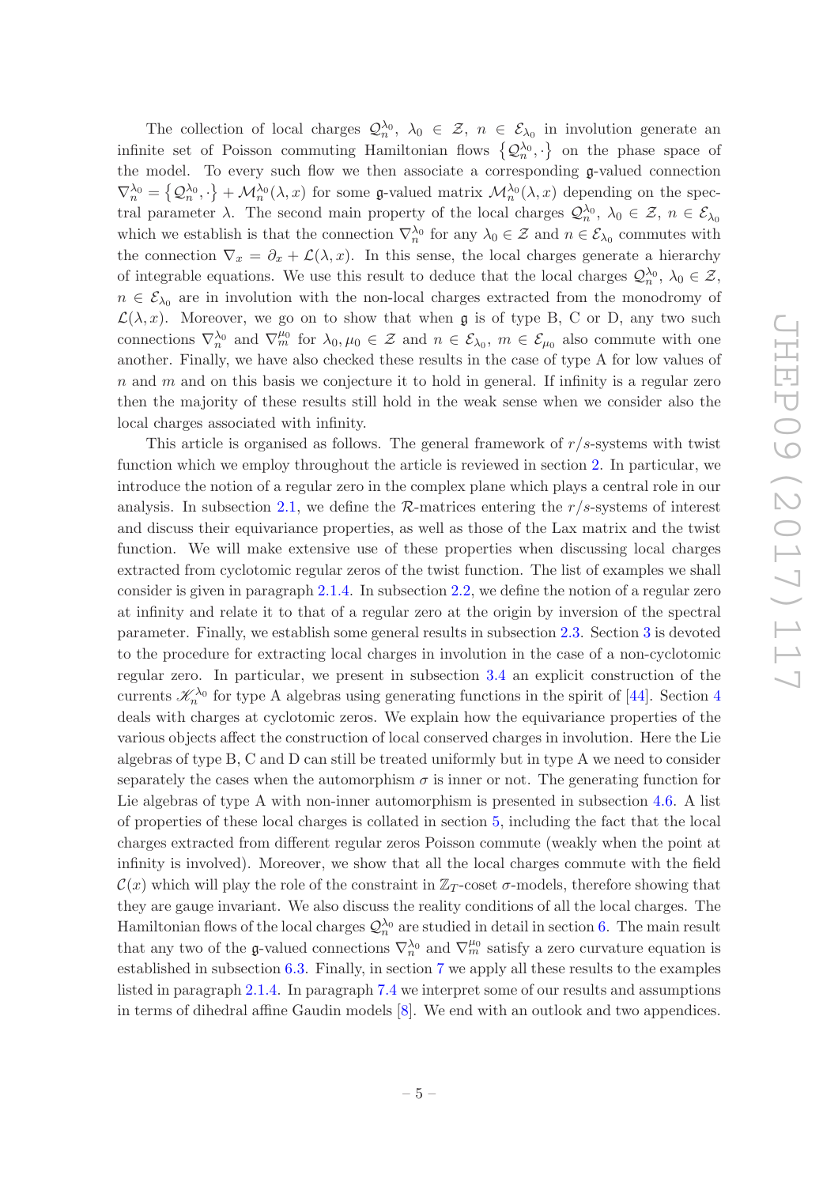The collection of local charges $\mathcal{Q}^{\lambda_0}_n$, $\lambda_0 \in \mathcal{Z}$, $n \in \mathcal{E}_{\lambda_0}$ in involution generate an infinite set of Poisson commuting Hamiltonian flows $\{\mathcal{Q}^{\lambda_0}_n, \cdot\}$ on the phase space of the model. To every such flow we then associate a corresponding $\mathfrak{g}$-valued connection $\nabla^{\lambda_0}_n = \{\mathcal{Q}^{\lambda_0}_n, \cdot\} + \mathcal{M}^{\lambda_0}_n(\lambda, x)$ for some $\mathfrak{g}$-valued matrix $\mathcal{M}^{\lambda_0}_n(\lambda, x)$ depending on the spectral parameter $\lambda$. The second main property of the local charges $\mathcal{Q}^{\lambda_0}_n$, $\lambda_0 \in \mathcal{Z}$, $n \in \mathcal{E}_{\lambda_0}$ which we establish is that the connection $\nabla^{\lambda_0}_n$ for any $\lambda_0 \in \mathcal{Z}$ and $n \in \mathcal{E}_{\lambda_0}$ commutes with the connection $\nabla_x = \partial_x + \mathcal{L}(\lambda, x)$. In this sense, the local charges generate a hierarchy of integrable equations. We use this result to deduce that the local charges $\mathcal{Q}^{\lambda_0}_n$, $\lambda_0 \in \mathcal{Z}$, $n \in \mathcal{E}_{\lambda_0}$ are in involution with the non-local charges extracted from the monodromy of $\mathcal{L}(\lambda, x)$. Moreover, we go on to show that when $\mathfrak{g}$ is of type B, C or D, any two such connections $\nabla^{\lambda_0}_n$ and $\nabla^{\mu_0}_m$ for $\lambda_0, \mu_0 \in \mathcal{Z}$ and $n \in \mathcal{E}_{\lambda_0}$, $m \in \mathcal{E}_{\mu_0}$ also commute with one another. Finally, we have also checked these results in the case of type A for low values of $n$ and $m$ and on this basis we conjecture it to hold in general. If infinity is a regular zero then the majority of these results still hold in the weak sense when we consider also the local charges associated with infinity.

This article is organised as follows. The general framework of $r/s$-systems with twist function which we employ throughout the article is reviewed in section 2. In particular, we introduce the notion of a regular zero in the complex plane which plays a central role in our analysis. In subsection 2.1, we define the $\mathcal{R}$-matrices entering the $r/s$-systems of interest and discuss their equivariance properties, as well as those of the Lax matrix and the twist function. We will make extensive use of these properties when discussing local charges extracted from cyclotomic regular zeros of the twist function. The list of examples we shall consider is given in paragraph 2.1.4. In subsection 2.2, we define the notion of a regular zero at infinity and relate it to that of a regular zero at the origin by inversion of the spectral parameter. Finally, we establish some general results in subsection 2.3. Section 3 is devoted to the procedure for extracting local charges in involution in the case of a non-cyclotomic regular zero. In particular, we present in subsection 3.4 an explicit construction of the currents $\mathscr{K}^{\lambda_0}_n$ for type A algebras using generating functions in the spirit of [44]. Section 4 deals with charges at cyclotomic zeros. We explain how the equivariance properties of the various objects affect the construction of local conserved charges in involution. Here the Lie algebras of type B, C and D can still be treated uniformly but in type A we need to consider separately the cases when the automorphism $\sigma$ is inner or not. The generating function for Lie algebras of type A with non-inner automorphism is presented in subsection 4.6. A list of properties of these local charges is collated in section 5, including the fact that the local charges extracted from different regular zeros Poisson commute (weakly when the point at infinity is involved). Moreover, we show that all the local charges commute with the field $\mathcal{C}(x)$ which will play the role of the constraint in $\mathbb{Z}_T$-coset $\sigma$-models, therefore showing that they are gauge invariant. We also discuss the reality conditions of all the local charges. The Hamiltonian flows of the local charges $\mathcal{Q}^{\lambda_0}_n$ are studied in detail in section 6. The main result that any two of the $\mathfrak{g}$-valued connections $\nabla^{\lambda_0}_n$ and $\nabla^{\mu_0}_m$ satisfy a zero curvature equation is established in subsection 6.3. Finally, in section 7 we apply all these results to the examples listed in paragraph 2.1.4. In paragraph 7.4 we interpret some of our results and assumptions in terms of dihedral affine Gaudin models [8]. We end with an outlook and two appendices.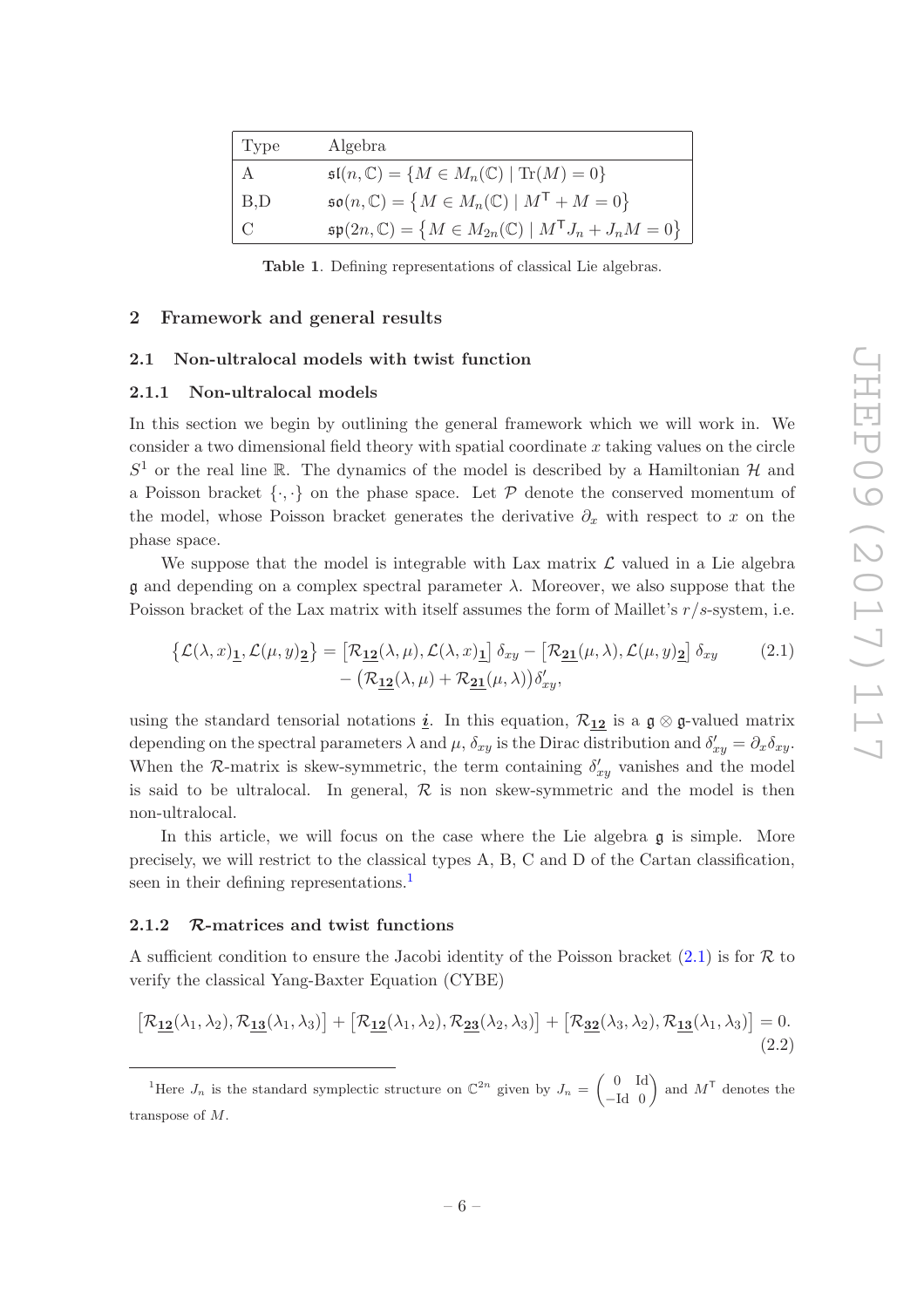| Type | Algebra |
|---|---|
| A | $\mathfrak{sl}(n,\mathbb{C}) = \{M \in M_n(\mathbb{C}) \mid \operatorname{Tr}(M) = 0\}$ |
| B,D | $\mathfrak{so}(n,\mathbb{C}) = \{M \in M_n(\mathbb{C}) \mid M^\intercal + M = 0\}$ |
| C | $\mathfrak{sp}(2n,\mathbb{C}) = \{M \in M_{2n}(\mathbb{C}) \mid M^\intercal J_n + J_n M = 0\}$ |

**Table 1**. Defining representations of classical Lie algebras.

## 2 Framework and general results

### 2.1 Non-ultralocal models with twist function

#### 2.1.1 Non-ultralocal models

In this section we begin by outlining the general framework which we will work in. We consider a two dimensional field theory with spatial coordinate $x$ taking values on the circle $S^1$ or the real line $\mathbb{R}$. The dynamics of the model is described by a Hamiltonian $\mathcal{H}$ and a Poisson bracket $\{\cdot,\cdot\}$ on the phase space. Let $\mathcal{P}$ denote the conserved momentum of the model, whose Poisson bracket generates the derivative $\partial_x$ with respect to $x$ on the phase space.

We suppose that the model is integrable with Lax matrix $\mathcal{L}$ valued in a Lie algebra $\mathfrak{g}$ and depending on a complex spectral parameter $\lambda$. Moreover, we also suppose that the Poisson bracket of the Lax matrix with itself assumes the form of Maillet's $r/s$-system, i.e.

$$\begin{aligned}\big\{\mathcal{L}(\lambda,x)_{\underline{\mathbf{1}}},\mathcal{L}(\mu,y)_{\underline{\mathbf{2}}}\big\} = \big[\mathcal{R}_{\underline{\mathbf{12}}}(\lambda,\mu),\mathcal{L}(\lambda,x)_{\underline{\mathbf{1}}}\big]\,\delta_{xy} - \big[\mathcal{R}_{\underline{\mathbf{21}}}(\mu,\lambda),\mathcal{L}(\mu,y)_{\underline{\mathbf{2}}}\big]\,\delta_{xy} \\ - \big(\mathcal{R}_{\underline{\mathbf{12}}}(\lambda,\mu)+\mathcal{R}_{\underline{\mathbf{21}}}(\mu,\lambda)\big)\delta'_{xy},\end{aligned} \tag{2.1}$$

using the standard tensorial notations $\underline{\boldsymbol{i}}$. In this equation, $\mathcal{R}_{\underline{\mathbf{12}}}$ is a $\mathfrak{g}\otimes\mathfrak{g}$-valued matrix depending on the spectral parameters $\lambda$ and $\mu$, $\delta_{xy}$ is the Dirac distribution and $\delta'_{xy} = \partial_x\delta_{xy}$. When the $\mathcal{R}$-matrix is skew-symmetric, the term containing $\delta'_{xy}$ vanishes and the model is said to be ultralocal. In general, $\mathcal{R}$ is non skew-symmetric and the model is then non-ultralocal.

In this article, we will focus on the case where the Lie algebra $\mathfrak{g}$ is simple. More precisely, we will restrict to the classical types A, B, C and D of the Cartan classification, seen in their defining representations.[1]

#### 2.1.2 $\mathcal{R}$-matrices and twist functions

A sufficient condition to ensure the Jacobi identity of the Poisson bracket (2.1) is for $\mathcal{R}$ to verify the classical Yang-Baxter Equation (CYBE)

$$\big[\mathcal{R}_{\underline{\mathbf{12}}}(\lambda_1,\lambda_2),\mathcal{R}_{\underline{\mathbf{13}}}(\lambda_1,\lambda_3)\big] + \big[\mathcal{R}_{\underline{\mathbf{12}}}(\lambda_1,\lambda_2),\mathcal{R}_{\underline{\mathbf{23}}}(\lambda_2,\lambda_3)\big] + \big[\mathcal{R}_{\underline{\mathbf{32}}}(\lambda_3,\lambda_2),\mathcal{R}_{\underline{\mathbf{13}}}(\lambda_1,\lambda_3)\big] = 0. \tag{2.2}$$

[1] Here $J_n$ is the standard symplectic structure on $\mathbb{C}^{2n}$ given by $J_n = \begin{pmatrix} 0 & \text{Id} \\ -\text{Id} & 0 \end{pmatrix}$ and $M^\intercal$ denotes the transpose of $M$.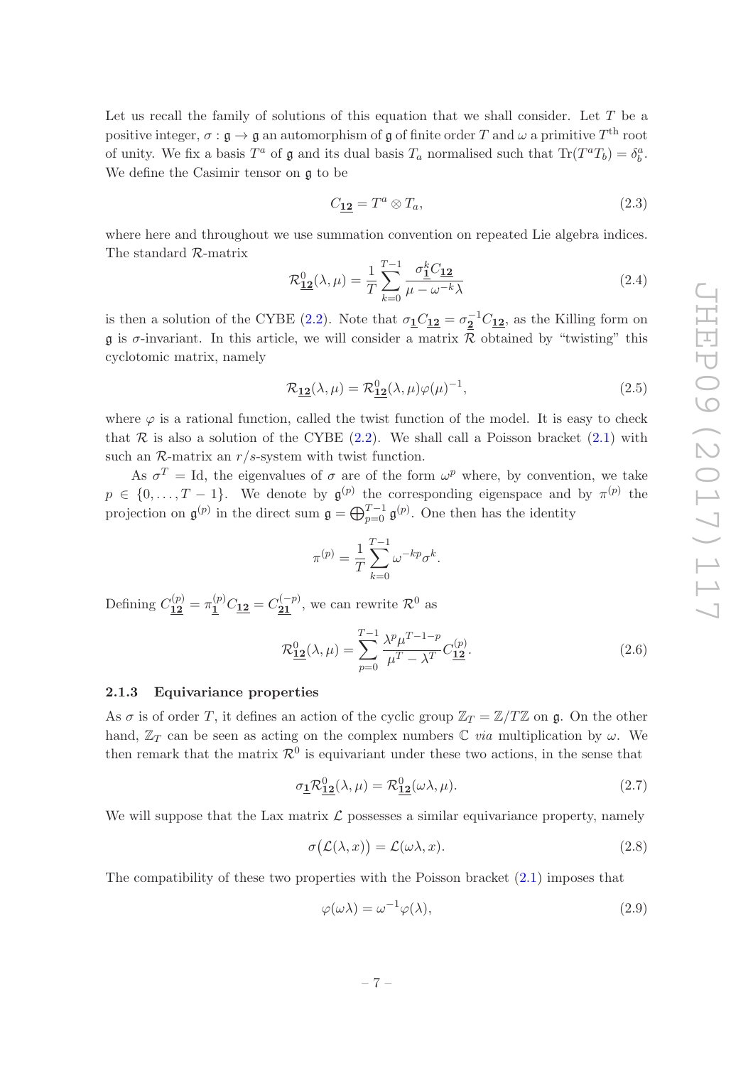Let us recall the family of solutions of this equation that we shall consider. Let $T$ be a positive integer, $\sigma : \mathfrak{g} \to \mathfrak{g}$ an automorphism of $\mathfrak{g}$ of finite order $T$ and $\omega$ a primitive $T^{\text{th}}$ root of unity. We fix a basis $T^a$ of $\mathfrak{g}$ and its dual basis $T_a$ normalised such that $\text{Tr}(T^a T_b) = \delta^a_b$. We define the Casimir tensor on $\mathfrak{g}$ to be

$$C_{\underline{\mathbf{12}}} = T^a \otimes T_a, \tag{2.3}$$

where here and throughout we use summation convention on repeated Lie algebra indices. The standard $\mathcal{R}$-matrix

$$\mathcal{R}^0_{\underline{\mathbf{12}}}(\lambda, \mu) = \frac{1}{T} \sum_{k=0}^{T-1} \frac{\sigma^k_{\underline{\mathbf{1}}} C_{\underline{\mathbf{12}}}}{\mu - \omega^{-k}\lambda} \tag{2.4}$$

is then a solution of the CYBE (2.2). Note that $\sigma_{\underline{\mathbf{1}}} C_{\underline{\mathbf{12}}} = \sigma^{-1}_{\underline{\mathbf{2}}} C_{\underline{\mathbf{12}}}$, as the Killing form on $\mathfrak{g}$ is $\sigma$-invariant. In this article, we will consider a matrix $\mathcal{R}$ obtained by "twisting" this cyclotomic matrix, namely

$$\mathcal{R}_{\underline{\mathbf{12}}}(\lambda, \mu) = \mathcal{R}^0_{\underline{\mathbf{12}}}(\lambda, \mu) \varphi(\mu)^{-1}, \tag{2.5}$$

where $\varphi$ is a rational function, called the twist function of the model. It is easy to check that $\mathcal{R}$ is also a solution of the CYBE (2.2). We shall call a Poisson bracket (2.1) with such an $\mathcal{R}$-matrix an $r/s$-system with twist function.

As $\sigma^T = \text{Id}$, the eigenvalues of $\sigma$ are of the form $\omega^p$ where, by convention, we take $p \in \{0, \dots, T-1\}$. We denote by $\mathfrak{g}^{(p)}$ the corresponding eigenspace and by $\pi^{(p)}$ the projection on $\mathfrak{g}^{(p)}$ in the direct sum $\mathfrak{g} = \bigoplus_{p=0}^{T-1} \mathfrak{g}^{(p)}$. One then has the identity

$$\pi^{(p)} = \frac{1}{T} \sum_{k=0}^{T-1} \omega^{-kp} \sigma^k.$$

Defining $C^{(p)}_{\underline{\mathbf{12}}} = \pi^{(p)}_{\underline{\mathbf{1}}} C_{\underline{\mathbf{12}}} = C^{(-p)}_{\underline{\mathbf{21}}}$, we can rewrite $\mathcal{R}^0$ as

$$\mathcal{R}^0_{\underline{\mathbf{12}}}(\lambda, \mu) = \sum_{p=0}^{T-1} \frac{\lambda^p \mu^{T-1-p}}{\mu^T - \lambda^T} C^{(p)}_{\underline{\mathbf{12}}}. \tag{2.6}$$

### 2.1.3 Equivariance properties

As $\sigma$ is of order $T$, it defines an action of the cyclic group $\mathbb{Z}_T = \mathbb{Z}/T\mathbb{Z}$ on $\mathfrak{g}$. On the other hand, $\mathbb{Z}_T$ can be seen as acting on the complex numbers $\mathbb{C}$ *via* multiplication by $\omega$. We then remark that the matrix $\mathcal{R}^0$ is equivariant under these two actions, in the sense that

$$\sigma_{\underline{\mathbf{1}}} \mathcal{R}^0_{\underline{\mathbf{12}}}(\lambda, \mu) = \mathcal{R}^0_{\underline{\mathbf{12}}}(\omega\lambda, \mu). \tag{2.7}$$

We will suppose that the Lax matrix $\mathcal{L}$ possesses a similar equivariance property, namely

$$\sigma\big(\mathcal{L}(\lambda, x)\big) = \mathcal{L}(\omega\lambda, x). \tag{2.8}$$

The compatibility of these two properties with the Poisson bracket (2.1) imposes that

$$\varphi(\omega\lambda) = \omega^{-1}\varphi(\lambda), \tag{2.9}$$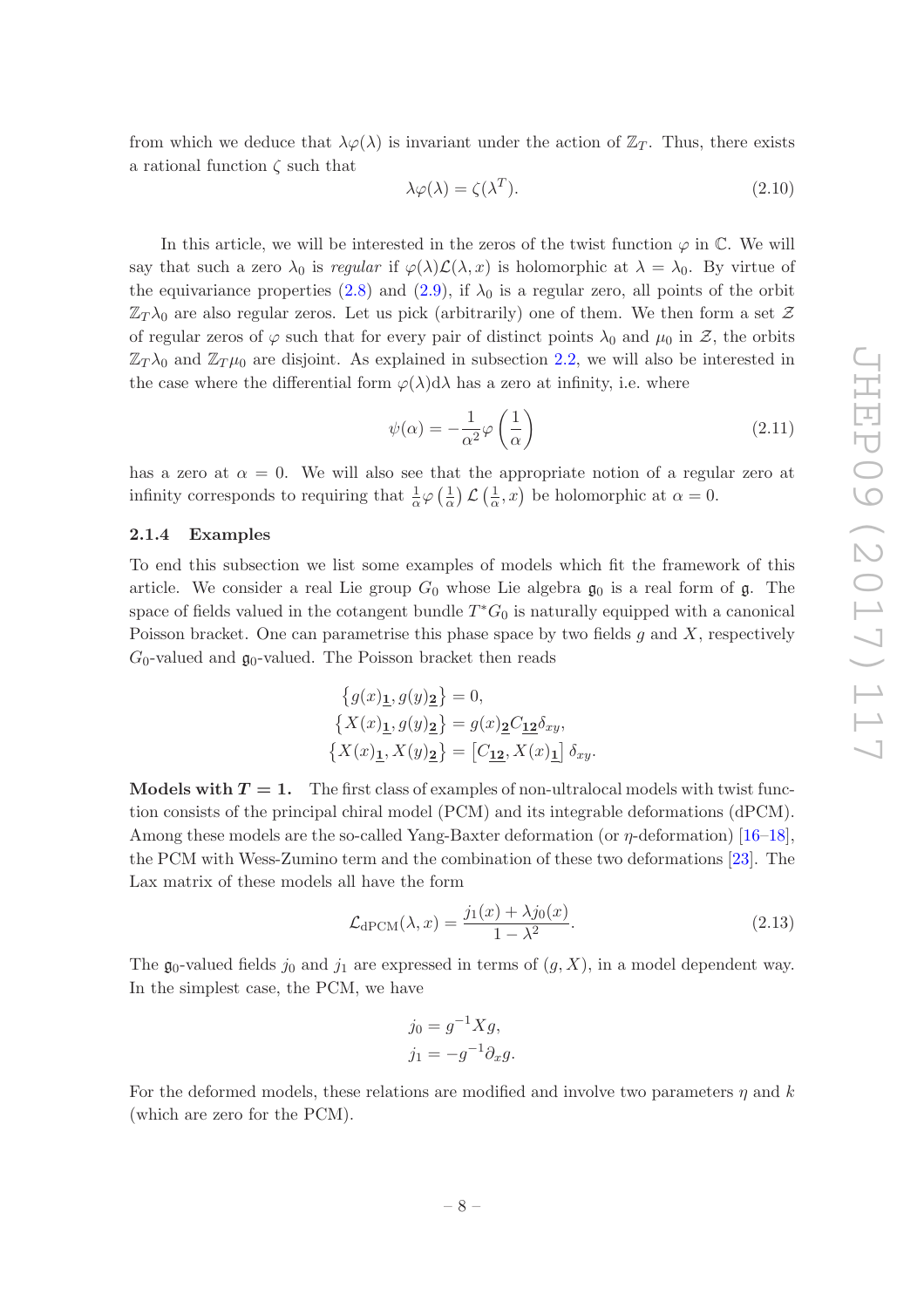from which we deduce that $\lambda\varphi(\lambda)$ is invariant under the action of $\mathbb{Z}_T$. Thus, there exists a rational function $\zeta$ such that

$$\lambda\varphi(\lambda) = \zeta(\lambda^T). \tag{2.10}$$

In this article, we will be interested in the zeros of the twist function $\varphi$ in $\mathbb{C}$. We will say that such a zero $\lambda_0$ is *regular* if $\varphi(\lambda)\mathcal{L}(\lambda, x)$ is holomorphic at $\lambda = \lambda_0$. By virtue of the equivariance properties (2.8) and (2.9), if $\lambda_0$ is a regular zero, all points of the orbit $\mathbb{Z}_T\lambda_0$ are also regular zeros. Let us pick (arbitrarily) one of them. We then form a set $\mathcal{Z}$ of regular zeros of $\varphi$ such that for every pair of distinct points $\lambda_0$ and $\mu_0$ in $\mathcal{Z}$, the orbits $\mathbb{Z}_T\lambda_0$ and $\mathbb{Z}_T\mu_0$ are disjoint. As explained in subsection 2.2, we will also be interested in the case where the differential form $\varphi(\lambda)\mathrm{d}\lambda$ has a zero at infinity, i.e. where

$$\psi(\alpha) = -\frac{1}{\alpha^2}\varphi\left(\frac{1}{\alpha}\right) \tag{2.11}$$

has a zero at $\alpha = 0$. We will also see that the appropriate notion of a regular zero at infinity corresponds to requiring that $\frac{1}{\alpha}\varphi\left(\frac{1}{\alpha}\right)\mathcal{L}\left(\frac{1}{\alpha}, x\right)$ be holomorphic at $\alpha = 0$.

### 2.1.4 Examples

To end this subsection we list some examples of models which fit the framework of this article. We consider a real Lie group $G_0$ whose Lie algebra $\mathfrak{g}_0$ is a real form of $\mathfrak{g}$. The space of fields valued in the cotangent bundle $T^*G_0$ is naturally equipped with a canonical Poisson bracket. One can parametrise this phase space by two fields $g$ and $X$, respectively $G_0$-valued and $\mathfrak{g}_0$-valued. The Poisson bracket then reads

$$\begin{aligned}
\left\{g(x)_{\underline{\mathbf{1}}}, g(y)_{\underline{\mathbf{2}}}\right\} &= 0,\\
\left\{X(x)_{\underline{\mathbf{1}}}, g(y)_{\underline{\mathbf{2}}}\right\} &= g(x)_{\underline{\mathbf{2}}} C_{\underline{\mathbf{12}}}\delta_{xy},\\
\left\{X(x)_{\underline{\mathbf{1}}}, X(y)_{\underline{\mathbf{2}}}\right\} &= \left[C_{\underline{\mathbf{12}}}, X(x)_{\underline{\mathbf{1}}}\right]\delta_{xy}.
\end{aligned}$$

**Models with $T = 1$.** The first class of examples of non-ultralocal models with twist function consists of the principal chiral model (PCM) and its integrable deformations (dPCM). Among these models are the so-called Yang-Baxter deformation (or $\eta$-deformation) [16–18], the PCM with Wess-Zumino term and the combination of these two deformations [23]. The Lax matrix of these models all have the form

$$\mathcal{L}_{\text{dPCM}}(\lambda, x) = \frac{j_1(x) + \lambda j_0(x)}{1 - \lambda^2}. \tag{2.13}$$

The $\mathfrak{g}_0$-valued fields $j_0$ and $j_1$ are expressed in terms of $(g, X)$, in a model dependent way. In the simplest case, the PCM, we have

$$\begin{aligned}
j_0 &= g^{-1}Xg,\\
j_1 &= -g^{-1}\partial_x g.
\end{aligned}$$

For the deformed models, these relations are modified and involve two parameters $\eta$ and $k$ (which are zero for the PCM).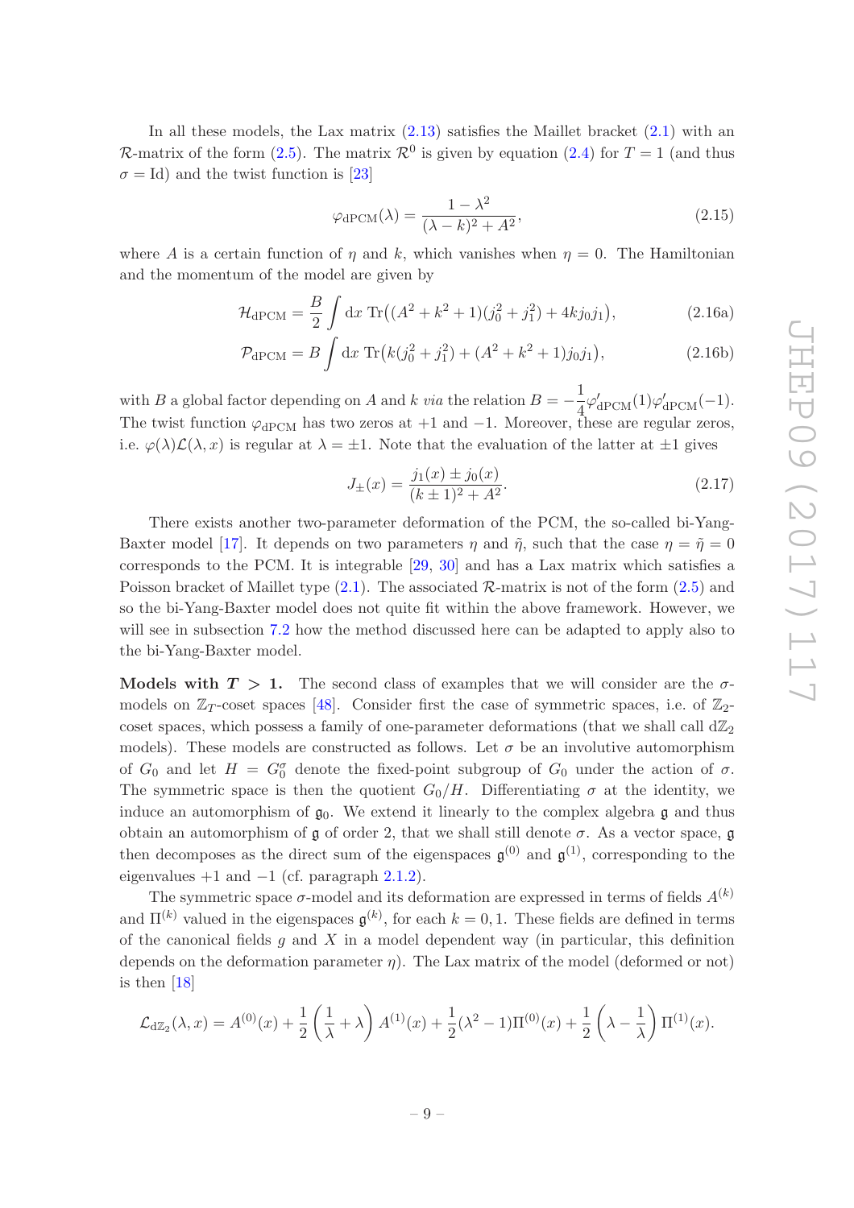In all these models, the Lax matrix (2.13) satisfies the Maillet bracket (2.1) with an $\mathcal{R}$-matrix of the form (2.5). The matrix $\mathcal{R}^0$ is given by equation (2.4) for $T=1$ (and thus $\sigma = \text{Id}$) and the twist function is [23]

$$\varphi_{\text{dPCM}}(\lambda) = \frac{1-\lambda^2}{(\lambda-k)^2 + A^2}, \tag{2.15}$$

where $A$ is a certain function of $\eta$ and $k$, which vanishes when $\eta = 0$. The Hamiltonian and the momentum of the model are given by

$$\mathcal{H}_{\text{dPCM}} = \frac{B}{2}\int \text{d}x\ \text{Tr}\big((A^2+k^2+1)(j_0^2+j_1^2) + 4kj_0j_1\big), \tag{2.16a}$$

$$\mathcal{P}_{\text{dPCM}} = B\int \text{d}x\ \text{Tr}\big(k(j_0^2+j_1^2) + (A^2+k^2+1)j_0j_1\big), \tag{2.16b}$$

with $B$ a global factor depending on $A$ and $k$ *via* the relation $B = -\dfrac{1}{4}\varphi'_{\text{dPCM}}(1)\varphi'_{\text{dPCM}}(-1)$. The twist function $\varphi_{\text{dPCM}}$ has two zeros at $+1$ and $-1$. Moreover, these are regular zeros, i.e. $\varphi(\lambda)\mathcal{L}(\lambda,x)$ is regular at $\lambda = \pm 1$. Note that the evaluation of the latter at $\pm 1$ gives

$$J_\pm(x) = \frac{j_1(x) \pm j_0(x)}{(k\pm 1)^2 + A^2}. \tag{2.17}$$

There exists another two-parameter deformation of the PCM, the so-called bi-Yang-Baxter model [17]. It depends on two parameters $\eta$ and $\tilde{\eta}$, such that the case $\eta = \tilde{\eta} = 0$ corresponds to the PCM. It is integrable [29, 30] and has a Lax matrix which satisfies a Poisson bracket of Maillet type (2.1). The associated $\mathcal{R}$-matrix is not of the form (2.5) and so the bi-Yang-Baxter model does not quite fit within the above framework. However, we will see in subsection 7.2 how the method discussed here can be adapted to apply also to the bi-Yang-Baxter model.

**Models with $T > 1$.** The second class of examples that we will consider are the $\sigma$-models on $\mathbb{Z}_T$-coset spaces [48]. Consider first the case of symmetric spaces, i.e. of $\mathbb{Z}_2$-coset spaces, which possess a family of one-parameter deformations (that we shall call $\text{d}\mathbb{Z}_2$ models). These models are constructed as follows. Let $\sigma$ be an involutive automorphism of $G_0$ and let $H = G_0^\sigma$ denote the fixed-point subgroup of $G_0$ under the action of $\sigma$. The symmetric space is then the quotient $G_0/H$. Differentiating $\sigma$ at the identity, we induce an automorphism of $\mathfrak{g}_0$. We extend it linearly to the complex algebra $\mathfrak{g}$ and thus obtain an automorphism of $\mathfrak{g}$ of order 2, that we shall still denote $\sigma$. As a vector space, $\mathfrak{g}$ then decomposes as the direct sum of the eigenspaces $\mathfrak{g}^{(0)}$ and $\mathfrak{g}^{(1)}$, corresponding to the eigenvalues $+1$ and $-1$ (cf. paragraph 2.1.2).

The symmetric space $\sigma$-model and its deformation are expressed in terms of fields $A^{(k)}$ and $\Pi^{(k)}$ valued in the eigenspaces $\mathfrak{g}^{(k)}$, for each $k = 0, 1$. These fields are defined in terms of the canonical fields $g$ and $X$ in a model dependent way (in particular, this definition depends on the deformation parameter $\eta$). The Lax matrix of the model (deformed or not) is then [18]

$$\mathcal{L}_{\text{d}\mathbb{Z}_2}(\lambda,x) = A^{(0)}(x) + \frac{1}{2}\left(\frac{1}{\lambda}+\lambda\right)A^{(1)}(x) + \frac{1}{2}(\lambda^2-1)\Pi^{(0)}(x) + \frac{1}{2}\left(\lambda - \frac{1}{\lambda}\right)\Pi^{(1)}(x).$$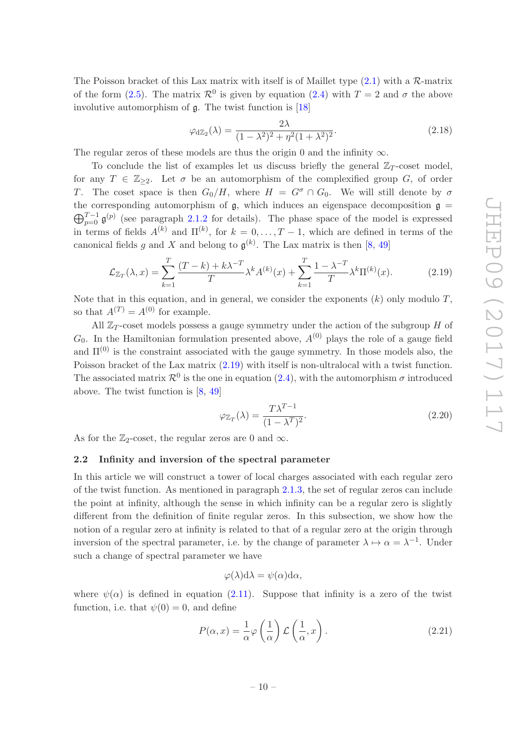The Poisson bracket of this Lax matrix with itself is of Maillet type (2.1) with a $\mathcal{R}$-matrix of the form (2.5). The matrix $\mathcal{R}^0$ is given by equation (2.4) with $T=2$ and $\sigma$ the above involutive automorphism of $\mathfrak{g}$. The twist function is [18]

$$\varphi_{\mathrm{d}\mathbb{Z}_2}(\lambda) = \frac{2\lambda}{(1-\lambda^2)^2 + \eta^2(1+\lambda^2)^2}. \tag{2.18}$$

The regular zeros of these models are thus the origin 0 and the infinity $\infty$.

To conclude the list of examples let us discuss briefly the general $\mathbb{Z}_T$-coset model, for any $T \in \mathbb{Z}_{\geq 2}$. Let $\sigma$ be an automorphism of the complexified group $G$, of order $T$. The coset space is then $G_0/H$, where $H = G^\sigma \cap G_0$. We will still denote by $\sigma$ the corresponding automorphism of $\mathfrak{g}$, which induces an eigenspace decomposition $\mathfrak{g} = \bigoplus_{p=0}^{T-1} \mathfrak{g}^{(p)}$ (see paragraph 2.1.2 for details). The phase space of the model is expressed in terms of fields $A^{(k)}$ and $\Pi^{(k)}$, for $k = 0, \dots, T-1$, which are defined in terms of the canonical fields $g$ and $X$ and belong to $\mathfrak{g}^{(k)}$. The Lax matrix is then [8, 49]

$$\mathcal{L}_{\mathbb{Z}_T}(\lambda, x) = \sum_{k=1}^{T} \frac{(T-k) + k\lambda^{-T}}{T} \lambda^k A^{(k)}(x) + \sum_{k=1}^{T} \frac{1-\lambda^{-T}}{T} \lambda^k \Pi^{(k)}(x). \tag{2.19}$$

Note that in this equation, and in general, we consider the exponents $(k)$ only modulo $T$, so that $A^{(T)} = A^{(0)}$ for example.

All $\mathbb{Z}_T$-coset models possess a gauge symmetry under the action of the subgroup $H$ of $G_0$. In the Hamiltonian formulation presented above, $A^{(0)}$ plays the role of a gauge field and $\Pi^{(0)}$ is the constraint associated with the gauge symmetry. In those models also, the Poisson bracket of the Lax matrix (2.19) with itself is non-ultralocal with a twist function. The associated matrix $\mathcal{R}^0$ is the one in equation (2.4), with the automorphism $\sigma$ introduced above. The twist function is [8, 49]

$$\varphi_{\mathbb{Z}_T}(\lambda) = \frac{T\lambda^{T-1}}{(1-\lambda^T)^2}. \tag{2.20}$$

As for the $\mathbb{Z}_2$-coset, the regular zeros are 0 and $\infty$.

### 2.2 Infinity and inversion of the spectral parameter

In this article we will construct a tower of local charges associated with each regular zero of the twist function. As mentioned in paragraph 2.1.3, the set of regular zeros can include the point at infinity, although the sense in which infinity can be a regular zero is slightly different from the definition of finite regular zeros. In this subsection, we show how the notion of a regular zero at infinity is related to that of a regular zero at the origin through inversion of the spectral parameter, i.e. by the change of parameter $\lambda \mapsto \alpha = \lambda^{-1}$. Under such a change of spectral parameter we have

$$\varphi(\lambda)\mathrm{d}\lambda = \psi(\alpha)\mathrm{d}\alpha,$$

where $\psi(\alpha)$ is defined in equation (2.11). Suppose that infinity is a zero of the twist function, i.e. that $\psi(0) = 0$, and define

$$P(\alpha, x) = \frac{1}{\alpha}\varphi\left(\frac{1}{\alpha}\right)\mathcal{L}\left(\frac{1}{\alpha}, x\right). \tag{2.21}$$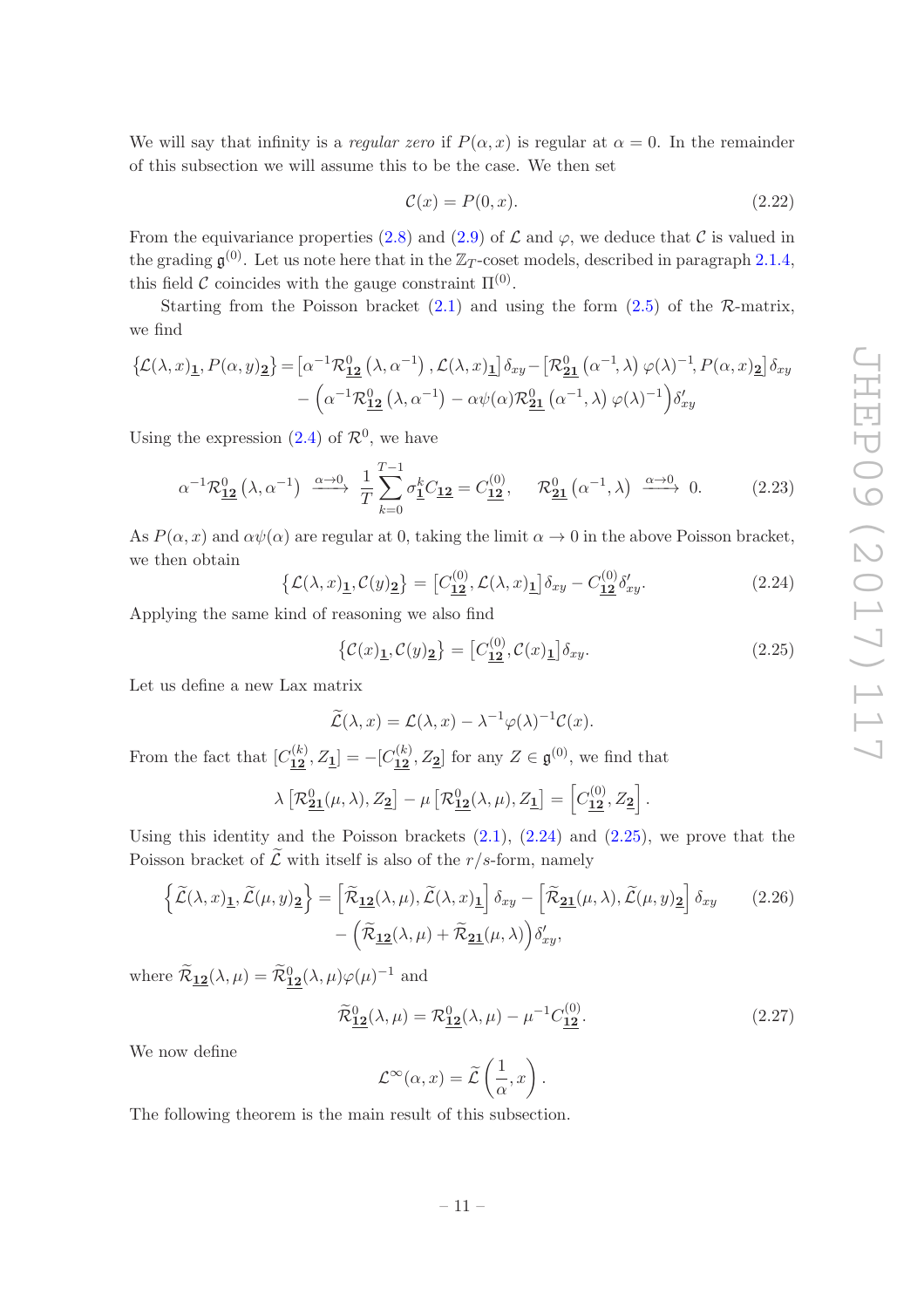We will say that infinity is a *regular zero* if $P(\alpha, x)$ is regular at $\alpha = 0$. In the remainder of this subsection we will assume this to be the case. We then set

$$\mathcal{C}(x) = P(0, x). \tag{2.22}$$

From the equivariance properties (2.8) and (2.9) of $\mathcal{L}$ and $\varphi$, we deduce that $\mathcal{C}$ is valued in the grading $\mathfrak{g}^{(0)}$. Let us note here that in the $\mathbb{Z}_T$-coset models, described in paragraph 2.1.4, this field $\mathcal{C}$ coincides with the gauge constraint $\Pi^{(0)}$.

Starting from the Poisson bracket (2.1) and using the form (2.5) of the $\mathcal{R}$-matrix, we find

$$\begin{aligned}\left\{\mathcal{L}(\lambda,x)_{\underline{\mathbf{1}}}, P(\alpha,y)_{\underline{\mathbf{2}}}\right\} = &\left[\alpha^{-1}\mathcal{R}^0_{\underline{\mathbf{12}}}\left(\lambda,\alpha^{-1}\right), \mathcal{L}(\lambda,x)_{\underline{\mathbf{1}}}\right]\delta_{xy} - \left[\mathcal{R}^0_{\underline{\mathbf{21}}}\left(\alpha^{-1},\lambda\right)\varphi(\lambda)^{-1}, P(\alpha,x)_{\underline{\mathbf{2}}}\right]\delta_{xy} \\ &- \left(\alpha^{-1}\mathcal{R}^0_{\underline{\mathbf{12}}}\left(\lambda,\alpha^{-1}\right) - \alpha\psi(\alpha)\mathcal{R}^0_{\underline{\mathbf{21}}}\left(\alpha^{-1},\lambda\right)\varphi(\lambda)^{-1}\right)\delta'_{xy}\end{aligned}$$

Using the expression (2.4) of $\mathcal{R}^0$, we have

$$\alpha^{-1}\mathcal{R}^0_{\underline{\mathbf{12}}}\left(\lambda,\alpha^{-1}\right) \xrightarrow{\alpha\to 0} \frac{1}{T}\sum_{k=0}^{T-1}\sigma^k_{\underline{\mathbf{1}}} C_{\underline{\mathbf{12}}} = C^{(0)}_{\underline{\mathbf{12}}}, \qquad \mathcal{R}^0_{\underline{\mathbf{21}}}\left(\alpha^{-1},\lambda\right) \xrightarrow{\alpha\to 0} 0. \tag{2.23}$$

As $P(\alpha, x)$ and $\alpha\psi(\alpha)$ are regular at 0, taking the limit $\alpha \to 0$ in the above Poisson bracket, we then obtain

$$\left\{\mathcal{L}(\lambda,x)_{\underline{\mathbf{1}}}, \mathcal{C}(y)_{\underline{\mathbf{2}}}\right\} = \left[C^{(0)}_{\underline{\mathbf{12}}}, \mathcal{L}(\lambda,x)_{\underline{\mathbf{1}}}\right]\delta_{xy} - C^{(0)}_{\underline{\mathbf{12}}}\delta'_{xy}. \tag{2.24}$$

Applying the same kind of reasoning we also find

$$\left\{\mathcal{C}(x)_{\underline{\mathbf{1}}}, \mathcal{C}(y)_{\underline{\mathbf{2}}}\right\} = \left[C^{(0)}_{\underline{\mathbf{12}}}, \mathcal{C}(x)_{\underline{\mathbf{1}}}\right]\delta_{xy}. \tag{2.25}$$

Let us define a new Lax matrix

$$\widetilde{\mathcal{L}}(\lambda, x) = \mathcal{L}(\lambda, x) - \lambda^{-1}\varphi(\lambda)^{-1}\mathcal{C}(x).$$

From the fact that $[C^{(k)}_{\underline{\mathbf{12}}}, Z_{\underline{\mathbf{1}}}] = -[C^{(k)}_{\underline{\mathbf{12}}}, Z_{\underline{\mathbf{2}}}]$ for any $Z \in \mathfrak{g}^{(0)}$, we find that

$$\lambda\left[\mathcal{R}^0_{\underline{\mathbf{21}}}(\mu,\lambda), Z_{\underline{\mathbf{2}}}\right] - \mu\left[\mathcal{R}^0_{\underline{\mathbf{12}}}(\lambda,\mu), Z_{\underline{\mathbf{1}}}\right] = \left[C^{(0)}_{\underline{\mathbf{12}}}, Z_{\underline{\mathbf{2}}}\right].$$

Using this identity and the Poisson brackets (2.1), (2.24) and (2.25), we prove that the Poisson bracket of $\widetilde{\mathcal{L}}$ with itself is also of the $r/s$-form, namely

$$\begin{aligned}\left\{\widetilde{\mathcal{L}}(\lambda,x)_{\underline{\mathbf{1}}}, \widetilde{\mathcal{L}}(\mu,y)_{\underline{\mathbf{2}}}\right\} = &\left[\widetilde{\mathcal{R}}_{\underline{\mathbf{12}}}(\lambda,\mu), \widetilde{\mathcal{L}}(\lambda,x)_{\underline{\mathbf{1}}}\right]\delta_{xy} - \left[\widetilde{\mathcal{R}}_{\underline{\mathbf{21}}}(\mu,\lambda), \widetilde{\mathcal{L}}(\mu,y)_{\underline{\mathbf{2}}}\right]\delta_{xy} \\ &- \left(\widetilde{\mathcal{R}}_{\underline{\mathbf{12}}}(\lambda,\mu) + \widetilde{\mathcal{R}}_{\underline{\mathbf{21}}}(\mu,\lambda)\right)\delta'_{xy},\end{aligned} \tag{2.26}$$

where $\widetilde{\mathcal{R}}_{\underline{\mathbf{12}}}(\lambda,\mu) = \widetilde{\mathcal{R}}^0_{\underline{\mathbf{12}}}(\lambda,\mu)\varphi(\mu)^{-1}$ and

$$\widetilde{\mathcal{R}}^0_{\underline{\mathbf{12}}}(\lambda,\mu) = \mathcal{R}^0_{\underline{\mathbf{12}}}(\lambda,\mu) - \mu^{-1}C^{(0)}_{\underline{\mathbf{12}}}. \tag{2.27}$$

We now define

$$\mathcal{L}^\infty(\alpha, x) = \widetilde{\mathcal{L}}\left(\frac{1}{\alpha}, x\right).$$

The following theorem is the main result of this subsection.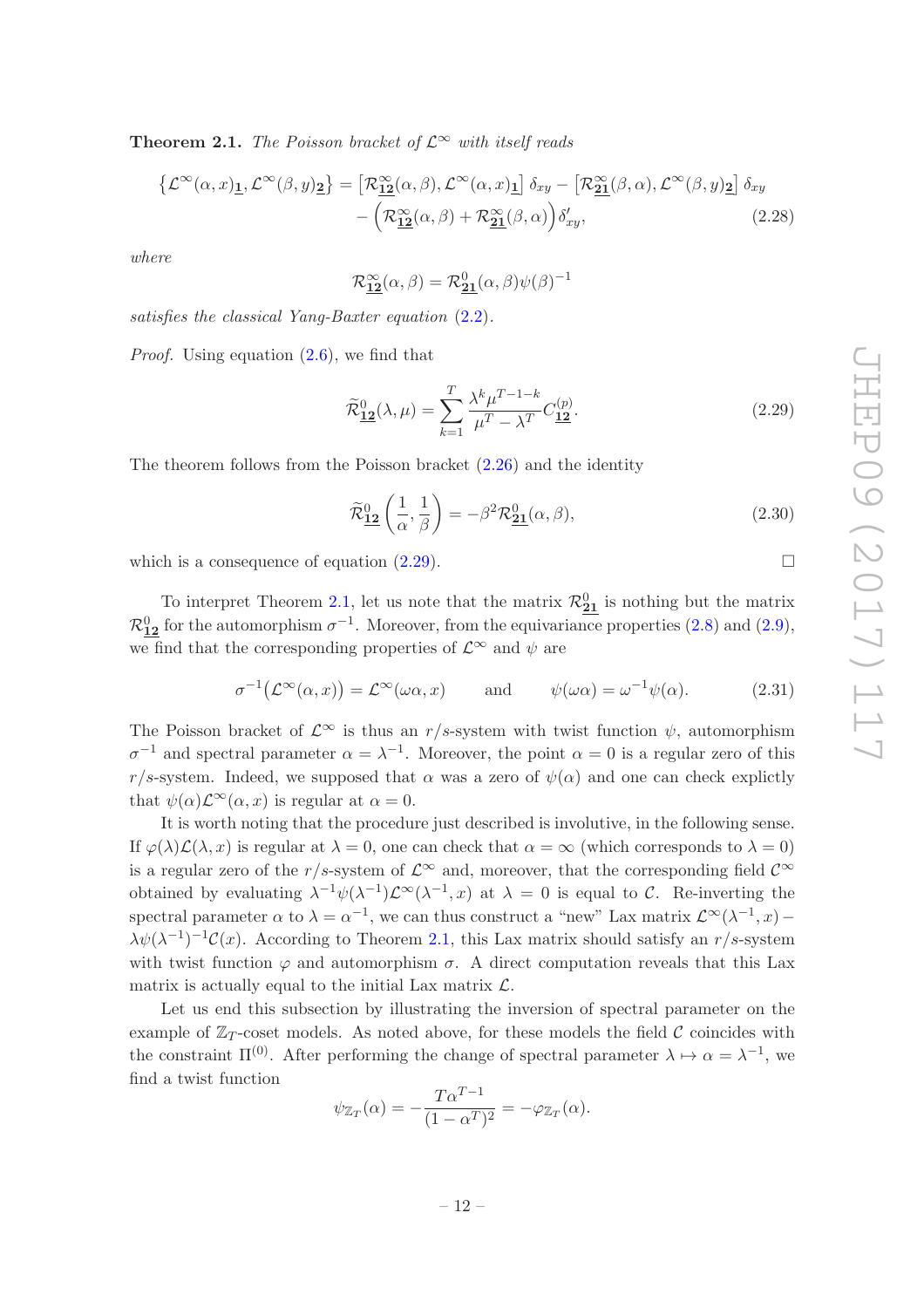**Theorem 2.1.** *The Poisson bracket of* $\mathcal{L}^\infty$ *with itself reads*

$$\begin{aligned}\left\{\mathcal{L}^\infty(\alpha,x)_{\underline{\mathbf{1}}},\mathcal{L}^\infty(\beta,y)_{\underline{\mathbf{2}}}\right\} &= \left[\mathcal{R}^\infty_{\underline{\mathbf{12}}}(\alpha,\beta),\mathcal{L}^\infty(\alpha,x)_{\underline{\mathbf{1}}}\right]\delta_{xy} - \left[\mathcal{R}^\infty_{\underline{\mathbf{21}}}(\beta,\alpha),\mathcal{L}^\infty(\beta,y)_{\underline{\mathbf{2}}}\right]\delta_{xy} \\ &\quad - \Big(\mathcal{R}^\infty_{\underline{\mathbf{12}}}(\alpha,\beta)+\mathcal{R}^\infty_{\underline{\mathbf{21}}}(\beta,\alpha)\Big)\delta'_{xy},\end{aligned} \tag{2.28}$$

*where*

$$\mathcal{R}^\infty_{\underline{\mathbf{12}}}(\alpha,\beta) = \mathcal{R}^0_{\underline{\mathbf{21}}}(\alpha,\beta)\psi(\beta)^{-1}$$

*satisfies the classical Yang-Baxter equation* (2.2).

*Proof.* Using equation (2.6), we find that

$$\widetilde{\mathcal{R}}^0_{\underline{\mathbf{12}}}(\lambda,\mu) = \sum_{k=1}^{T}\frac{\lambda^k\mu^{T-1-k}}{\mu^T-\lambda^T}C^{(p)}_{\underline{\mathbf{12}}}. \tag{2.29}$$

The theorem follows from the Poisson bracket (2.26) and the identity

$$\widetilde{\mathcal{R}}^0_{\underline{\mathbf{12}}}\left(\frac{1}{\alpha},\frac{1}{\beta}\right) = -\beta^2\mathcal{R}^0_{\underline{\mathbf{21}}}(\alpha,\beta), \tag{2.30}$$

which is a consequence of equation (2.29). □

To interpret Theorem 2.1, let us note that the matrix $\mathcal{R}^0_{\underline{\mathbf{21}}}$ is nothing but the matrix $\mathcal{R}^0_{\underline{\mathbf{12}}}$ for the automorphism $\sigma^{-1}$. Moreover, from the equivariance properties (2.8) and (2.9), we find that the corresponding properties of $\mathcal{L}^\infty$ and $\psi$ are

$$\sigma^{-1}\big(\mathcal{L}^\infty(\alpha,x)\big) = \mathcal{L}^\infty(\omega\alpha,x) \qquad \text{and} \qquad \psi(\omega\alpha) = \omega^{-1}\psi(\alpha). \tag{2.31}$$

The Poisson bracket of $\mathcal{L}^\infty$ is thus an $r/s$-system with twist function $\psi$, automorphism $\sigma^{-1}$ and spectral parameter $\alpha = \lambda^{-1}$. Moreover, the point $\alpha = 0$ is a regular zero of this $r/s$-system. Indeed, we supposed that $\alpha$ was a zero of $\psi(\alpha)$ and one can check explictly that $\psi(\alpha)\mathcal{L}^\infty(\alpha,x)$ is regular at $\alpha = 0$.

It is worth noting that the procedure just described is involutive, in the following sense. If $\varphi(\lambda)\mathcal{L}(\lambda,x)$ is regular at $\lambda = 0$, one can check that $\alpha = \infty$ (which corresponds to $\lambda = 0$) is a regular zero of the $r/s$-system of $\mathcal{L}^\infty$ and, moreover, that the corresponding field $\mathcal{C}^\infty$ obtained by evaluating $\lambda^{-1}\psi(\lambda^{-1})\mathcal{L}^\infty(\lambda^{-1},x)$ at $\lambda = 0$ is equal to $\mathcal{C}$. Re-inverting the spectral parameter $\alpha$ to $\lambda = \alpha^{-1}$, we can thus construct a "new" Lax matrix $\mathcal{L}^\infty(\lambda^{-1},x) - \lambda\psi(\lambda^{-1})^{-1}\mathcal{C}(x)$. According to Theorem 2.1, this Lax matrix should satisfy an $r/s$-system with twist function $\varphi$ and automorphism $\sigma$. A direct computation reveals that this Lax matrix is actually equal to the initial Lax matrix $\mathcal{L}$.

Let us end this subsection by illustrating the inversion of spectral parameter on the example of $\mathbb{Z}_T$-coset models. As noted above, for these models the field $\mathcal{C}$ coincides with the constraint $\Pi^{(0)}$. After performing the change of spectral parameter $\lambda \mapsto \alpha = \lambda^{-1}$, we find a twist function

$$\psi_{\mathbb{Z}_T}(\alpha) = -\frac{T\alpha^{T-1}}{(1-\alpha^T)^2} = -\varphi_{\mathbb{Z}_T}(\alpha).$$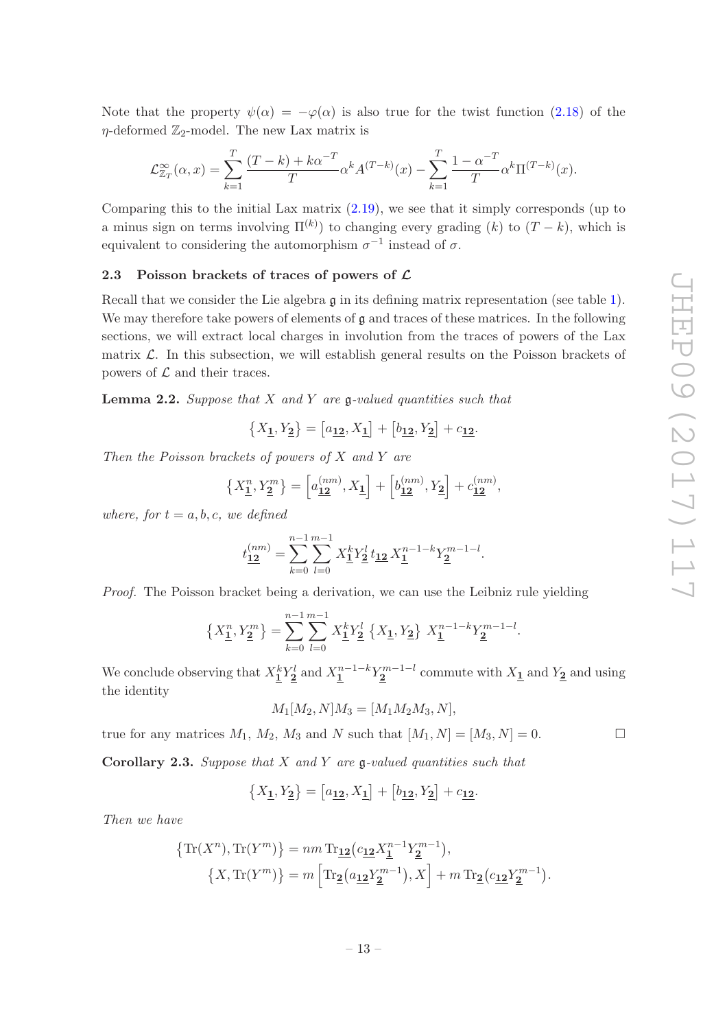Note that the property $\psi(\alpha) = -\varphi(\alpha)$ is also true for the twist function (2.18) of the $\eta$-deformed $\mathbb{Z}_2$-model. The new Lax matrix is

$$\mathcal{L}^{\infty}_{\mathbb{Z}_T}(\alpha, x) = \sum_{k=1}^{T} \frac{(T-k) + k\alpha^{-T}}{T} \alpha^k A^{(T-k)}(x) - \sum_{k=1}^{T} \frac{1-\alpha^{-T}}{T} \alpha^k \Pi^{(T-k)}(x).$$

Comparing this to the initial Lax matrix (2.19), we see that it simply corresponds (up to a minus sign on terms involving $\Pi^{(k)}$) to changing every grading $(k)$ to $(T-k)$, which is equivalent to considering the automorphism $\sigma^{-1}$ instead of $\sigma$.

### 2.3 Poisson brackets of traces of powers of $\mathcal{L}$

Recall that we consider the Lie algebra $\mathfrak{g}$ in its defining matrix representation (see table 1). We may therefore take powers of elements of $\mathfrak{g}$ and traces of these matrices. In the following sections, we will extract local charges in involution from the traces of powers of the Lax matrix $\mathcal{L}$. In this subsection, we will establish general results on the Poisson brackets of powers of $\mathcal{L}$ and their traces.

**Lemma 2.2.** *Suppose that $X$ and $Y$ are $\mathfrak{g}$-valued quantities such that*

$$\left\{ X_{\underline{\mathbf{1}}}, Y_{\underline{\mathbf{2}}} \right\} = \left[ a_{\underline{\mathbf{12}}}, X_{\underline{\mathbf{1}}} \right] + \left[ b_{\underline{\mathbf{12}}}, Y_{\underline{\mathbf{2}}} \right] + c_{\underline{\mathbf{12}}}.$$

*Then the Poisson brackets of powers of $X$ and $Y$ are*

$$\left\{ X^n_{\underline{\mathbf{1}}}, Y^m_{\underline{\mathbf{2}}} \right\} = \left[ a^{(nm)}_{\underline{\mathbf{12}}}, X_{\underline{\mathbf{1}}} \right] + \left[ b^{(nm)}_{\underline{\mathbf{12}}}, Y_{\underline{\mathbf{2}}} \right] + c^{(nm)}_{\underline{\mathbf{12}}},$$

*where, for $t = a, b, c$, we defined*

$$t^{(nm)}_{\underline{\mathbf{12}}} = \sum_{k=0}^{n-1} \sum_{l=0}^{m-1} X^k_{\underline{\mathbf{1}}} Y^l_{\underline{\mathbf{2}}}\, t_{\underline{\mathbf{12}}}\, X^{n-1-k}_{\underline{\mathbf{1}}} Y^{m-1-l}_{\underline{\mathbf{2}}}.$$

*Proof.* The Poisson bracket being a derivation, we can use the Leibniz rule yielding

$$\left\{ X^n_{\underline{\mathbf{1}}}, Y^m_{\underline{\mathbf{2}}} \right\} = \sum_{k=0}^{n-1} \sum_{l=0}^{m-1} X^k_{\underline{\mathbf{1}}} Y^l_{\underline{\mathbf{2}}} \left\{ X_{\underline{\mathbf{1}}}, Y_{\underline{\mathbf{2}}} \right\} X^{n-1-k}_{\underline{\mathbf{1}}} Y^{m-1-l}_{\underline{\mathbf{2}}}.$$

We conclude observing that $X^k_{\underline{\mathbf{1}}} Y^l_{\underline{\mathbf{2}}}$ and $X^{n-1-k}_{\underline{\mathbf{1}}} Y^{m-1-l}_{\underline{\mathbf{2}}}$ commute with $X_{\underline{\mathbf{1}}}$ and $Y_{\underline{\mathbf{2}}}$ and using the identity

$$M_1[M_2, N]M_3 = [M_1 M_2 M_3, N],$$

true for any matrices $M_1$, $M_2$, $M_3$ and $N$ such that $[M_1, N] = [M_3, N] = 0$. $\square$

**Corollary 2.3.** *Suppose that $X$ and $Y$ are $\mathfrak{g}$-valued quantities such that*

$$\left\{ X_{\underline{\mathbf{1}}}, Y_{\underline{\mathbf{2}}} \right\} = \left[ a_{\underline{\mathbf{12}}}, X_{\underline{\mathbf{1}}} \right] + \left[ b_{\underline{\mathbf{12}}}, Y_{\underline{\mathbf{2}}} \right] + c_{\underline{\mathbf{12}}}.$$

*Then we have*

$$\left\{ \operatorname{Tr}(X^n), \operatorname{Tr}(Y^m) \right\} = nm \operatorname{Tr}_{\underline{\mathbf{12}}}\left( c_{\underline{\mathbf{12}}} X^{n-1}_{\underline{\mathbf{1}}} Y^{m-1}_{\underline{\mathbf{2}}} \right),$$

$$\left\{ X, \operatorname{Tr}(Y^m) \right\} = m \left[ \operatorname{Tr}_{\underline{\mathbf{2}}}\left( a_{\underline{\mathbf{12}}} Y^{m-1}_{\underline{\mathbf{2}}} \right), X \right] + m \operatorname{Tr}_{\underline{\mathbf{2}}}\left( c_{\underline{\mathbf{12}}} Y^{m-1}_{\underline{\mathbf{2}}} \right).$$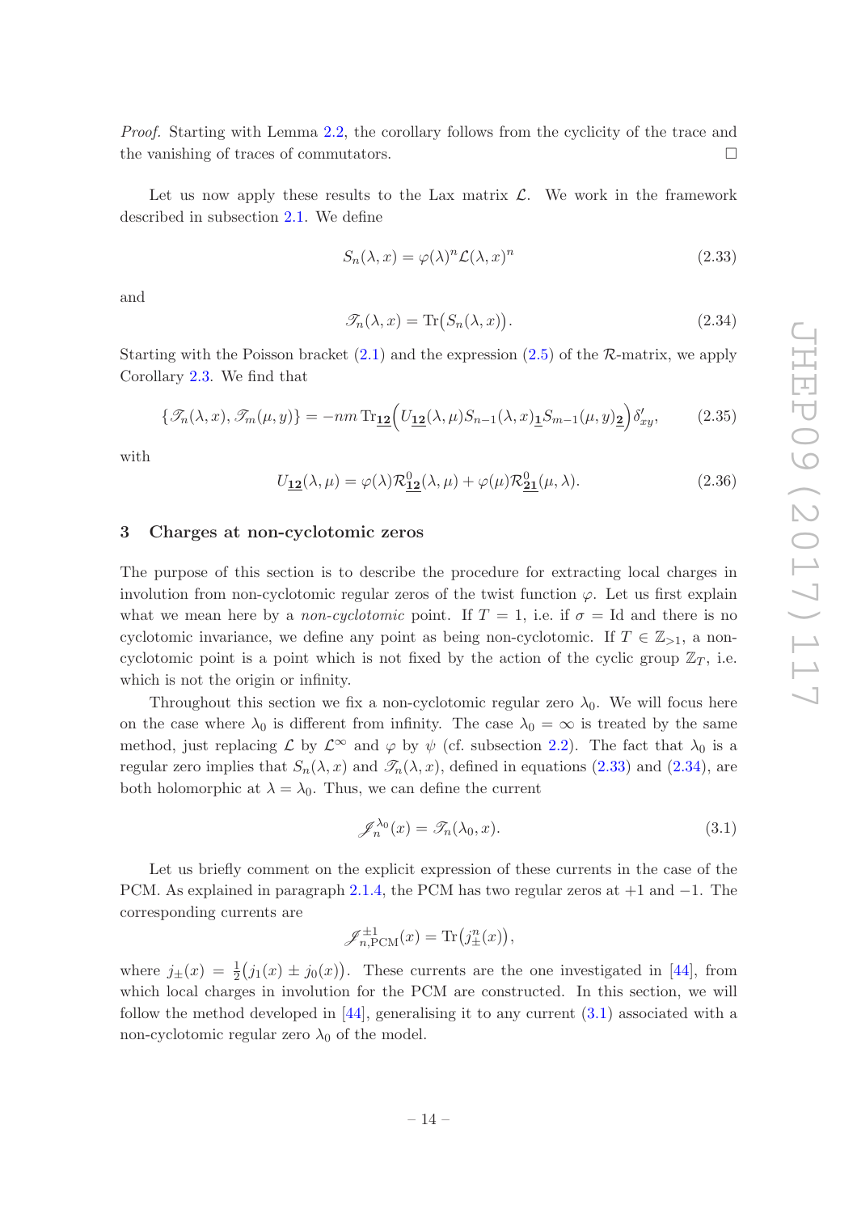*Proof.* Starting with Lemma 2.2, the corollary follows from the cyclicity of the trace and the vanishing of traces of commutators. □

Let us now apply these results to the Lax matrix $\mathcal{L}$. We work in the framework described in subsection 2.1. We define

$$S_n(\lambda, x) = \varphi(\lambda)^n \mathcal{L}(\lambda, x)^n \tag{2.33}$$

and

$$\mathscr{T}_n(\lambda, x) = \operatorname{Tr}\bigl(S_n(\lambda, x)\bigr). \tag{2.34}$$

Starting with the Poisson bracket (2.1) and the expression (2.5) of the $\mathcal{R}$-matrix, we apply Corollary 2.3. We find that

$$\{\mathscr{T}_n(\lambda, x), \mathscr{T}_m(\mu, y)\} = -nm \operatorname{Tr}_{\underline{\mathbf{12}}}\Bigl(U_{\underline{\mathbf{12}}}(\lambda, \mu) S_{n-1}(\lambda, x)_{\underline{\mathbf{1}}} S_{m-1}(\mu, y)_{\underline{\mathbf{2}}}\Bigr)\delta'_{xy}, \tag{2.35}$$

with

$$U_{\underline{\mathbf{12}}}(\lambda, \mu) = \varphi(\lambda)\mathcal{R}^0_{\underline{\mathbf{12}}}(\lambda, \mu) + \varphi(\mu)\mathcal{R}^0_{\underline{\mathbf{21}}}(\mu, \lambda). \tag{2.36}$$

## 3 Charges at non-cyclotomic zeros

The purpose of this section is to describe the procedure for extracting local charges in involution from non-cyclotomic regular zeros of the twist function $\varphi$. Let us first explain what we mean here by a *non-cyclotomic* point. If $T = 1$, i.e. if $\sigma = \mathrm{Id}$ and there is no cyclotomic invariance, we define any point as being non-cyclotomic. If $T \in \mathbb{Z}_{>1}$, a non-cyclotomic point is a point which is not fixed by the action of the cyclic group $\mathbb{Z}_T$, i.e. which is not the origin or infinity.

Throughout this section we fix a non-cyclotomic regular zero $\lambda_0$. We will focus here on the case where $\lambda_0$ is different from infinity. The case $\lambda_0 = \infty$ is treated by the same method, just replacing $\mathcal{L}$ by $\mathcal{L}^\infty$ and $\varphi$ by $\psi$ (cf. subsection 2.2). The fact that $\lambda_0$ is a regular zero implies that $S_n(\lambda, x)$ and $\mathscr{T}_n(\lambda, x)$, defined in equations (2.33) and (2.34), are both holomorphic at $\lambda = \lambda_0$. Thus, we can define the current

$$\mathscr{J}_n^{\lambda_0}(x) = \mathscr{T}_n(\lambda_0, x). \tag{3.1}$$

Let us briefly comment on the explicit expression of these currents in the case of the PCM. As explained in paragraph 2.1.4, the PCM has two regular zeros at $+1$ and $-1$. The corresponding currents are

$$\mathscr{J}^{\pm 1}_{n,\mathrm{PCM}}(x) = \operatorname{Tr}\bigl(j_\pm^n(x)\bigr),$$

where $j_\pm(x) = \frac{1}{2}\bigl(j_1(x) \pm j_0(x)\bigr)$. These currents are the one investigated in [44], from which local charges in involution for the PCM are constructed. In this section, we will follow the method developed in [44], generalising it to any current (3.1) associated with a non-cyclotomic regular zero $\lambda_0$ of the model.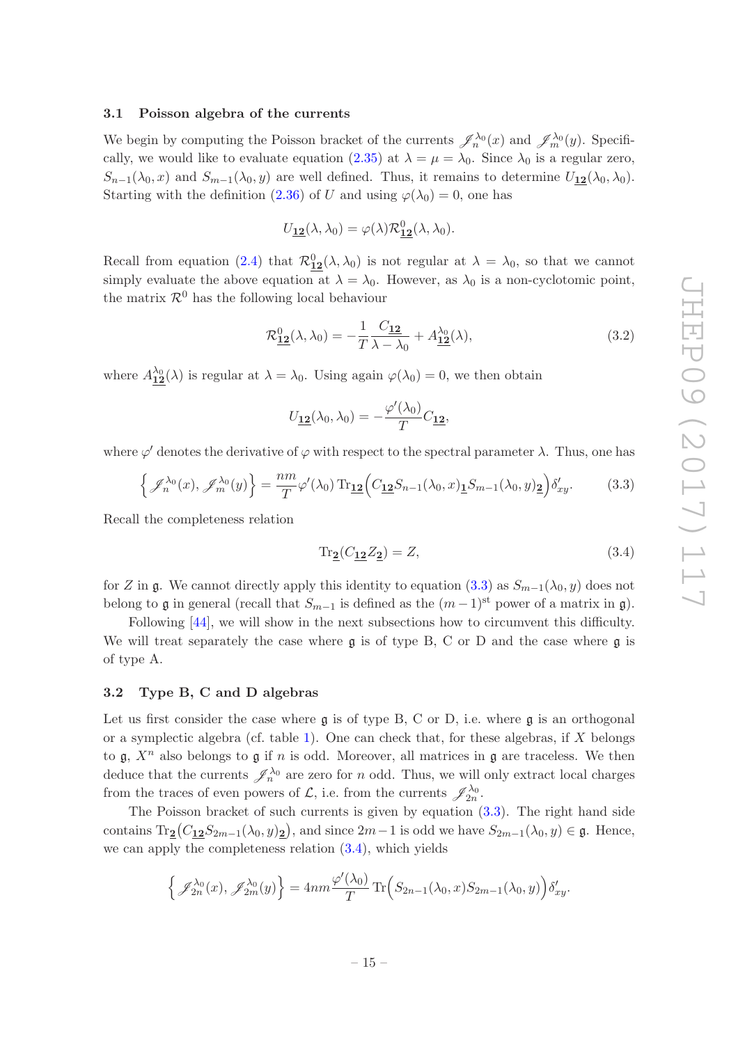### 3.1 Poisson algebra of the currents

We begin by computing the Poisson bracket of the currents $\mathscr{J}^{\lambda_0}_n(x)$ and $\mathscr{J}^{\lambda_0}_m(y)$. Specifically, we would like to evaluate equation (2.35) at $\lambda = \mu = \lambda_0$. Since $\lambda_0$ is a regular zero, $S_{n-1}(\lambda_0, x)$ and $S_{m-1}(\lambda_0, y)$ are well defined. Thus, it remains to determine $U_{\underline{\mathbf{12}}}(\lambda_0, \lambda_0)$. Starting with the definition (2.36) of $U$ and using $\varphi(\lambda_0) = 0$, one has

$$U_{\underline{\mathbf{12}}}(\lambda, \lambda_0) = \varphi(\lambda)\mathcal{R}^0_{\underline{\mathbf{12}}}(\lambda, \lambda_0).$$

Recall from equation (2.4) that $\mathcal{R}^0_{\underline{\mathbf{12}}}(\lambda, \lambda_0)$ is not regular at $\lambda = \lambda_0$, so that we cannot simply evaluate the above equation at $\lambda = \lambda_0$. However, as $\lambda_0$ is a non-cyclotomic point, the matrix $\mathcal{R}^0$ has the following local behaviour

$$\mathcal{R}^0_{\underline{\mathbf{12}}}(\lambda, \lambda_0) = -\frac{1}{T}\frac{C_{\underline{\mathbf{12}}}}{\lambda - \lambda_0} + A^{\lambda_0}_{\underline{\mathbf{12}}}(\lambda), \tag{3.2}$$

where $A^{\lambda_0}_{\underline{\mathbf{12}}}(\lambda)$ is regular at $\lambda = \lambda_0$. Using again $\varphi(\lambda_0) = 0$, we then obtain

$$U_{\underline{\mathbf{12}}}(\lambda_0, \lambda_0) = -\frac{\varphi'(\lambda_0)}{T} C_{\underline{\mathbf{12}}},$$

where $\varphi'$ denotes the derivative of $\varphi$ with respect to the spectral parameter $\lambda$. Thus, one has

$$\Big\{ \mathscr{J}^{\lambda_0}_n(x), \mathscr{J}^{\lambda_0}_m(y) \Big\} = \frac{nm}{T}\varphi'(\lambda_0)\, \text{Tr}_{\underline{\mathbf{12}}}\Big( C_{\underline{\mathbf{12}}} S_{n-1}(\lambda_0, x)_{\underline{\mathbf{1}}} S_{m-1}(\lambda_0, y)_{\underline{\mathbf{2}}} \Big) \delta'_{xy}. \tag{3.3}$$

Recall the completeness relation

$$\text{Tr}_{\underline{\mathbf{2}}}(C_{\underline{\mathbf{12}}} Z_{\underline{\mathbf{2}}}) = Z, \tag{3.4}$$

for $Z$ in $\mathfrak{g}$. We cannot directly apply this identity to equation (3.3) as $S_{m-1}(\lambda_0, y)$ does not belong to $\mathfrak{g}$ in general (recall that $S_{m-1}$ is defined as the $(m-1)^{\text{st}}$ power of a matrix in $\mathfrak{g}$).

Following [44], we will show in the next subsections how to circumvent this difficulty. We will treat separately the case where $\mathfrak{g}$ is of type B, C or D and the case where $\mathfrak{g}$ is of type A.

### 3.2 Type B, C and D algebras

Let us first consider the case where $\mathfrak{g}$ is of type B, C or D, i.e. where $\mathfrak{g}$ is an orthogonal or a symplectic algebra (cf. table 1). One can check that, for these algebras, if $X$ belongs to $\mathfrak{g}$, $X^n$ also belongs to $\mathfrak{g}$ if $n$ is odd. Moreover, all matrices in $\mathfrak{g}$ are traceless. We then deduce that the currents $\mathscr{J}^{\lambda_0}_n$ are zero for $n$ odd. Thus, we will only extract local charges from the traces of even powers of $\mathcal{L}$, i.e. from the currents $\mathscr{J}^{\lambda_0}_{2n}$.

The Poisson bracket of such currents is given by equation (3.3). The right hand side contains $\text{Tr}_{\underline{\mathbf{2}}}\big(C_{\underline{\mathbf{12}}} S_{2m-1}(\lambda_0, y)_{\underline{\mathbf{2}}}\big)$, and since $2m-1$ is odd we have $S_{2m-1}(\lambda_0, y) \in \mathfrak{g}$. Hence, we can apply the completeness relation (3.4), which yields

$$\Big\{ \mathscr{J}^{\lambda_0}_{2n}(x), \mathscr{J}^{\lambda_0}_{2m}(y) \Big\} = 4nm\frac{\varphi'(\lambda_0)}{T}\, \text{Tr}\Big( S_{2n-1}(\lambda_0, x) S_{2m-1}(\lambda_0, y) \Big) \delta'_{xy}.$$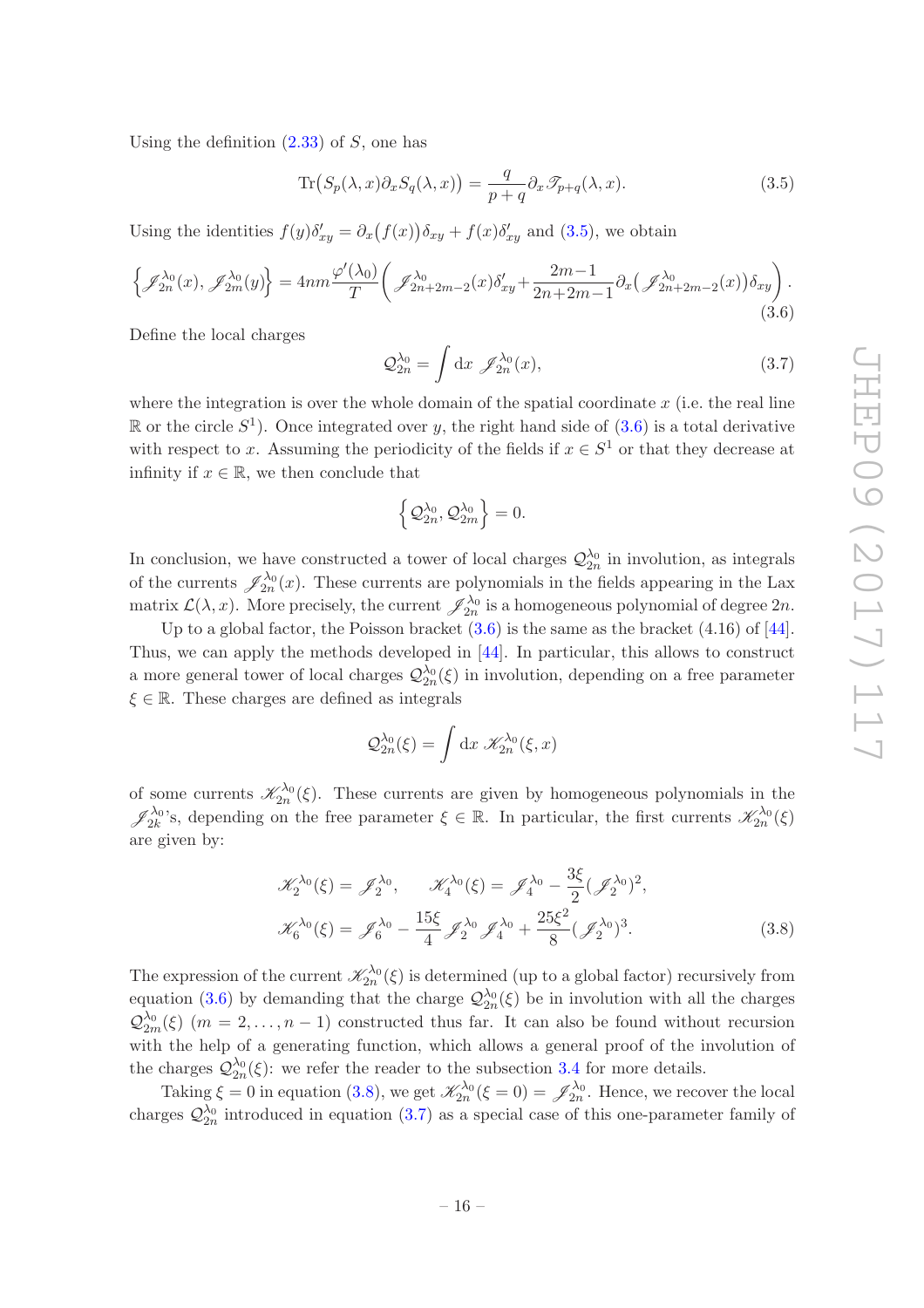Using the definition (2.33) of $S$, one has

$$\mathrm{Tr}\big(S_p(\lambda,x)\partial_x S_q(\lambda,x)\big) = \frac{q}{p+q}\partial_x \mathscr{T}_{p+q}(\lambda,x). \tag{3.5}$$

Using the identities $f(y)\delta'_{xy} = \partial_x\big(f(x)\big)\delta_{xy} + f(x)\delta'_{xy}$ and (3.5), we obtain

$$\left\{\mathscr{J}^{\lambda_0}_{2n}(x), \mathscr{J}^{\lambda_0}_{2m}(y)\right\} = 4nm\frac{\varphi'(\lambda_0)}{T}\left(\mathscr{J}^{\lambda_0}_{2n+2m-2}(x)\delta'_{xy} + \frac{2m-1}{2n+2m-1}\partial_x\big(\mathscr{J}^{\lambda_0}_{2n+2m-2}(x)\big)\delta_{xy}\right). \tag{3.6}$$

Define the local charges

$$\mathcal{Q}^{\lambda_0}_{2n} = \int \mathrm{d}x\ \mathscr{J}^{\lambda_0}_{2n}(x), \tag{3.7}$$

where the integration is over the whole domain of the spatial coordinate $x$ (i.e. the real line $\mathbb{R}$ or the circle $S^1$). Once integrated over $y$, the right hand side of (3.6) is a total derivative with respect to $x$. Assuming the periodicity of the fields if $x \in S^1$ or that they decrease at infinity if $x \in \mathbb{R}$, we then conclude that

$$\left\{\mathcal{Q}^{\lambda_0}_{2n}, \mathcal{Q}^{\lambda_0}_{2m}\right\} = 0.$$

In conclusion, we have constructed a tower of local charges $\mathcal{Q}^{\lambda_0}_{2n}$ in involution, as integrals of the currents $\mathscr{J}^{\lambda_0}_{2n}(x)$. These currents are polynomials in the fields appearing in the Lax matrix $\mathcal{L}(\lambda,x)$. More precisely, the current $\mathscr{J}^{\lambda_0}_{2n}$ is a homogeneous polynomial of degree $2n$.

Up to a global factor, the Poisson bracket (3.6) is the same as the bracket (4.16) of [44]. Thus, we can apply the methods developed in [44]. In particular, this allows to construct a more general tower of local charges $\mathcal{Q}^{\lambda_0}_{2n}(\xi)$ in involution, depending on a free parameter $\xi \in \mathbb{R}$. These charges are defined as integrals

$$\mathcal{Q}^{\lambda_0}_{2n}(\xi) = \int \mathrm{d}x\ \mathscr{K}^{\lambda_0}_{2n}(\xi, x)$$

of some currents $\mathscr{K}^{\lambda_0}_{2n}(\xi)$. These currents are given by homogeneous polynomials in the $\mathscr{J}^{\lambda_0}_{2k}$'s, depending on the free parameter $\xi \in \mathbb{R}$. In particular, the first currents $\mathscr{K}^{\lambda_0}_{2n}(\xi)$ are given by:

$$\begin{aligned}
&\mathscr{K}^{\lambda_0}_{2}(\xi) = \mathscr{J}^{\lambda_0}_{2}, \qquad \mathscr{K}^{\lambda_0}_{4}(\xi) = \mathscr{J}^{\lambda_0}_{4} - \frac{3\xi}{2}(\mathscr{J}^{\lambda_0}_{2})^2,\\
&\mathscr{K}^{\lambda_0}_{6}(\xi) = \mathscr{J}^{\lambda_0}_{6} - \frac{15\xi}{4}\mathscr{J}^{\lambda_0}_{2}\mathscr{J}^{\lambda_0}_{4} + \frac{25\xi^2}{8}(\mathscr{J}^{\lambda_0}_{2})^3.
\end{aligned} \tag{3.8}$$

The expression of the current $\mathscr{K}^{\lambda_0}_{2n}(\xi)$ is determined (up to a global factor) recursively from equation (3.6) by demanding that the charge $\mathcal{Q}^{\lambda_0}_{2n}(\xi)$ be in involution with all the charges $\mathcal{Q}^{\lambda_0}_{2m}(\xi)$ ($m = 2, \dots, n-1$) constructed thus far. It can also be found without recursion with the help of a generating function, which allows a general proof of the involution of the charges $\mathcal{Q}^{\lambda_0}_{2n}(\xi)$: we refer the reader to the subsection 3.4 for more details.

Taking $\xi = 0$ in equation (3.8), we get $\mathscr{K}^{\lambda_0}_{2n}(\xi = 0) = \mathscr{J}^{\lambda_0}_{2n}$. Hence, we recover the local charges $\mathcal{Q}^{\lambda_0}_{2n}$ introduced in equation (3.7) as a special case of this one-parameter family of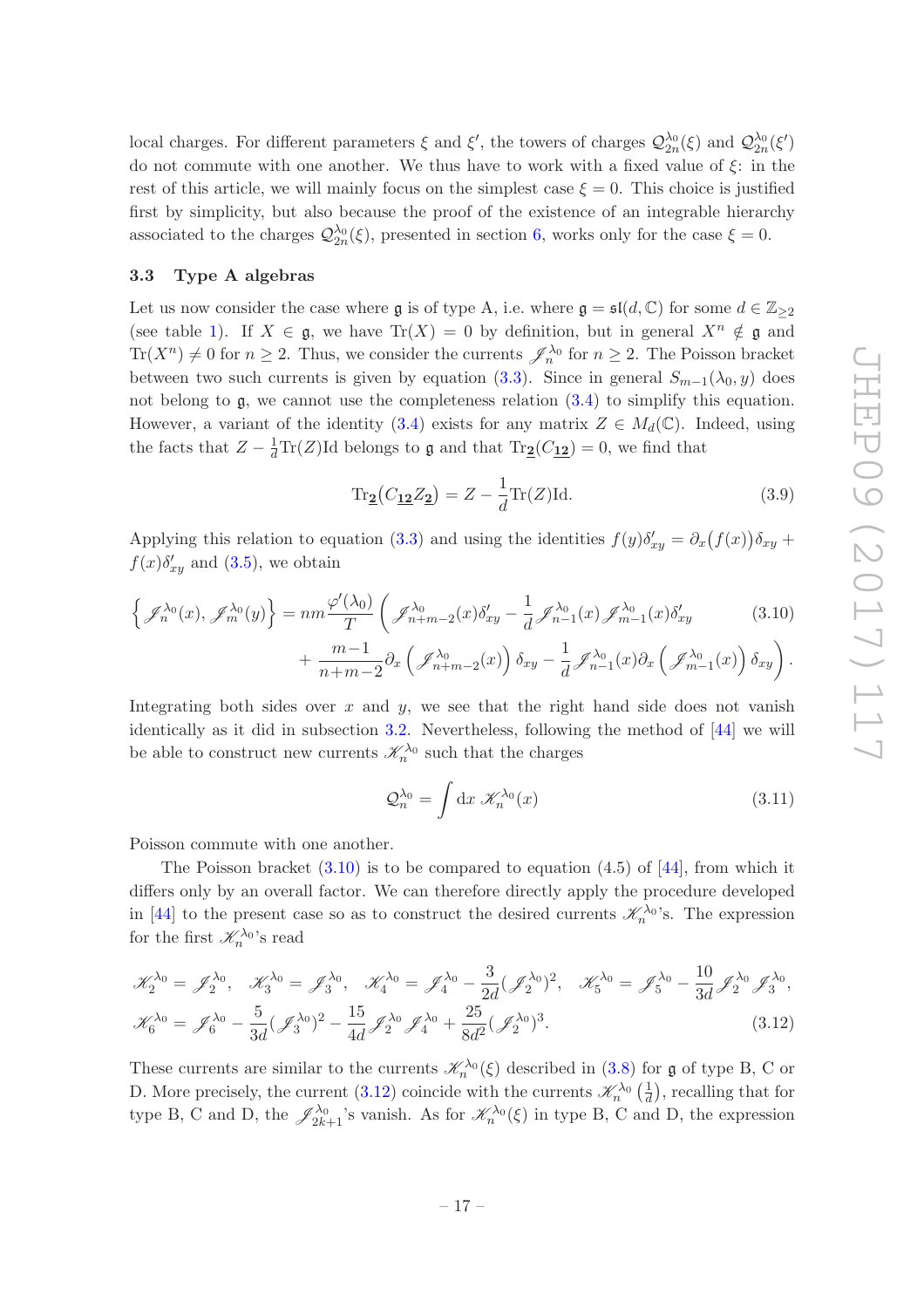local charges. For different parameters $\xi$ and $\xi'$, the towers of charges $\mathcal{Q}^{\lambda_0}_{2n}(\xi)$ and $\mathcal{Q}^{\lambda_0}_{2n}(\xi')$ do not commute with one another. We thus have to work with a fixed value of $\xi$: in the rest of this article, we will mainly focus on the simplest case $\xi = 0$. This choice is justified first by simplicity, but also because the proof of the existence of an integrable hierarchy associated to the charges $\mathcal{Q}^{\lambda_0}_{2n}(\xi)$, presented in section 6, works only for the case $\xi = 0$.

### 3.3 Type A algebras

Let us now consider the case where $\mathfrak{g}$ is of type A, i.e. where $\mathfrak{g} = \mathfrak{sl}(d, \mathbb{C})$ for some $d \in \mathbb{Z}_{\geq 2}$ (see table 1). If $X \in \mathfrak{g}$, we have $\text{Tr}(X) = 0$ by definition, but in general $X^n \notin \mathfrak{g}$ and $\text{Tr}(X^n) \neq 0$ for $n \geq 2$. Thus, we consider the currents $\mathscr{J}^{\lambda_0}_n$ for $n \geq 2$. The Poisson bracket between two such currents is given by equation (3.3). Since in general $S_{m-1}(\lambda_0, y)$ does not belong to $\mathfrak{g}$, we cannot use the completeness relation (3.4) to simplify this equation. However, a variant of the identity (3.4) exists for any matrix $Z \in M_d(\mathbb{C})$. Indeed, using the facts that $Z - \frac{1}{d}\text{Tr}(Z)\text{Id}$ belongs to $\mathfrak{g}$ and that $\text{Tr}_{\underline{\mathbf{2}}}(C_{\underline{\mathbf{12}}}) = 0$, we find that

$$\text{Tr}_{\underline{\mathbf{2}}}\big(C_{\underline{\mathbf{12}}} Z_{\underline{\mathbf{2}}}\big) = Z - \frac{1}{d}\text{Tr}(Z)\text{Id}. \tag{3.9}$$

Applying this relation to equation (3.3) and using the identities $f(y)\delta'_{xy} = \partial_x\big(f(x)\big)\delta_{xy} + f(x)\delta'_{xy}$ and (3.5), we obtain

$$\begin{aligned}\Big\{\mathscr{J}^{\lambda_0}_n(x), \mathscr{J}^{\lambda_0}_m(y)\Big\} = nm\frac{\varphi'(\lambda_0)}{T}\bigg(&\mathscr{J}^{\lambda_0}_{n+m-2}(x)\delta'_{xy} - \frac{1}{d}\mathscr{J}^{\lambda_0}_{n-1}(x)\mathscr{J}^{\lambda_0}_{m-1}(x)\delta'_{xy} \\ &+ \frac{m-1}{n+m-2}\partial_x\Big(\mathscr{J}^{\lambda_0}_{n+m-2}(x)\Big)\delta_{xy} - \frac{1}{d}\mathscr{J}^{\lambda_0}_{n-1}(x)\partial_x\Big(\mathscr{J}^{\lambda_0}_{m-1}(x)\Big)\delta_{xy}\bigg).\end{aligned} \tag{3.10}$$

Integrating both sides over $x$ and $y$, we see that the right hand side does not vanish identically as it did in subsection 3.2. Nevertheless, following the method of [44] we will be able to construct new currents $\mathscr{K}^{\lambda_0}_n$ such that the charges

$$\mathcal{Q}^{\lambda_0}_n = \int \text{d}x\, \mathscr{K}^{\lambda_0}_n(x) \tag{3.11}$$

Poisson commute with one another.

The Poisson bracket (3.10) is to be compared to equation (4.5) of [44], from which it differs only by an overall factor. We can therefore directly apply the procedure developed in [44] to the present case so as to construct the desired currents $\mathscr{K}^{\lambda_0}_n$'s. The expression for the first $\mathscr{K}^{\lambda_0}_n$'s read

$$\begin{aligned}&\mathscr{K}^{\lambda_0}_2 = \mathscr{J}^{\lambda_0}_2, \quad \mathscr{K}^{\lambda_0}_3 = \mathscr{J}^{\lambda_0}_3, \quad \mathscr{K}^{\lambda_0}_4 = \mathscr{J}^{\lambda_0}_4 - \frac{3}{2d}\big(\mathscr{J}^{\lambda_0}_2\big)^2, \quad \mathscr{K}^{\lambda_0}_5 = \mathscr{J}^{\lambda_0}_5 - \frac{10}{3d}\mathscr{J}^{\lambda_0}_2\mathscr{J}^{\lambda_0}_3, \\ &\mathscr{K}^{\lambda_0}_6 = \mathscr{J}^{\lambda_0}_6 - \frac{5}{3d}\big(\mathscr{J}^{\lambda_0}_3\big)^2 - \frac{15}{4d}\mathscr{J}^{\lambda_0}_2\mathscr{J}^{\lambda_0}_4 + \frac{25}{8d^2}\big(\mathscr{J}^{\lambda_0}_2\big)^3.\end{aligned} \tag{3.12}$$

These currents are similar to the currents $\mathscr{K}^{\lambda_0}_n(\xi)$ described in (3.8) for $\mathfrak{g}$ of type B, C or D. More precisely, the current (3.12) coincide with the currents $\mathscr{K}^{\lambda_0}_n\left(\frac{1}{d}\right)$, recalling that for type B, C and D, the $\mathscr{J}^{\lambda_0}_{2k+1}$'s vanish. As for $\mathscr{K}^{\lambda_0}_n(\xi)$ in type B, C and D, the expression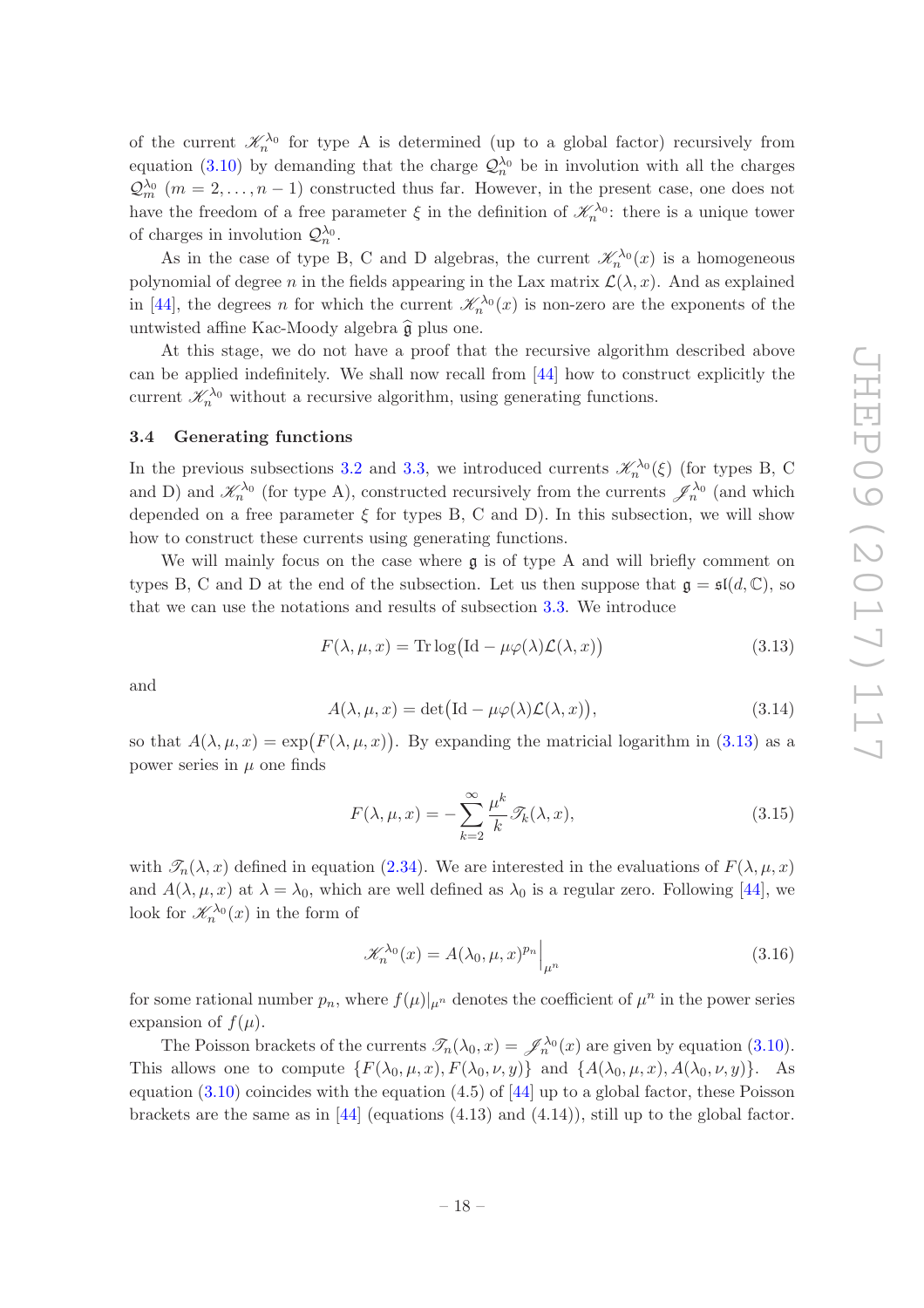of the current $\mathscr{K}_n^{\lambda_0}$ for type A is determined (up to a global factor) recursively from equation (3.10) by demanding that the charge $\mathcal{Q}_n^{\lambda_0}$ be in involution with all the charges $\mathcal{Q}_m^{\lambda_0}$ $(m = 2, \ldots, n-1)$ constructed thus far. However, in the present case, one does not have the freedom of a free parameter $\xi$ in the definition of $\mathscr{K}_n^{\lambda_0}$: there is a unique tower of charges in involution $\mathcal{Q}_n^{\lambda_0}$.

As in the case of type B, C and D algebras, the current $\mathscr{K}_n^{\lambda_0}(x)$ is a homogeneous polynomial of degree $n$ in the fields appearing in the Lax matrix $\mathcal{L}(\lambda, x)$. And as explained in [44], the degrees $n$ for which the current $\mathscr{K}_n^{\lambda_0}(x)$ is non-zero are the exponents of the untwisted affine Kac-Moody algebra $\widehat{\mathfrak{g}}$ plus one.

At this stage, we do not have a proof that the recursive algorithm described above can be applied indefinitely. We shall now recall from [44] how to construct explicitly the current $\mathscr{K}_n^{\lambda_0}$ without a recursive algorithm, using generating functions.

### 3.4 Generating functions

In the previous subsections 3.2 and 3.3, we introduced currents $\mathscr{K}_n^{\lambda_0}(\xi)$ (for types B, C and D) and $\mathscr{K}_n^{\lambda_0}$ (for type A), constructed recursively from the currents $\mathscr{J}_n^{\lambda_0}$ (and which depended on a free parameter $\xi$ for types B, C and D). In this subsection, we will show how to construct these currents using generating functions.

We will mainly focus on the case where $\mathfrak{g}$ is of type A and will briefly comment on types B, C and D at the end of the subsection. Let us then suppose that $\mathfrak{g} = \mathfrak{sl}(d, \mathbb{C})$, so that we can use the notations and results of subsection 3.3. We introduce

$$F(\lambda, \mu, x) = \operatorname{Tr} \log\bigl(\mathrm{Id} - \mu\varphi(\lambda)\mathcal{L}(\lambda, x)\bigr) \tag{3.13}$$

and

$$A(\lambda, \mu, x) = \det\bigl(\mathrm{Id} - \mu\varphi(\lambda)\mathcal{L}(\lambda, x)\bigr), \tag{3.14}$$

so that $A(\lambda, \mu, x) = \exp\bigl(F(\lambda, \mu, x)\bigr)$. By expanding the matricial logarithm in (3.13) as a power series in $\mu$ one finds

$$F(\lambda, \mu, x) = -\sum_{k=2}^{\infty} \frac{\mu^k}{k} \mathscr{T}_k(\lambda, x), \tag{3.15}$$

with $\mathscr{T}_n(\lambda, x)$ defined in equation (2.34). We are interested in the evaluations of $F(\lambda, \mu, x)$ and $A(\lambda, \mu, x)$ at $\lambda = \lambda_0$, which are well defined as $\lambda_0$ is a regular zero. Following [44], we look for $\mathscr{K}_n^{\lambda_0}(x)$ in the form of

$$\mathscr{K}_n^{\lambda_0}(x) = A(\lambda_0, \mu, x)^{p_n}\Big|_{\mu^n} \tag{3.16}$$

for some rational number $p_n$, where $f(\mu)|_{\mu^n}$ denotes the coefficient of $\mu^n$ in the power series expansion of $f(\mu)$.

The Poisson brackets of the currents $\mathscr{T}_n(\lambda_0, x) = \mathscr{J}_n^{\lambda_0}(x)$ are given by equation (3.10). This allows one to compute $\{F(\lambda_0, \mu, x), F(\lambda_0, \nu, y)\}$ and $\{A(\lambda_0, \mu, x), A(\lambda_0, \nu, y)\}$. As equation (3.10) coincides with the equation (4.5) of [44] up to a global factor, these Poisson brackets are the same as in [44] (equations (4.13) and (4.14)), still up to the global factor.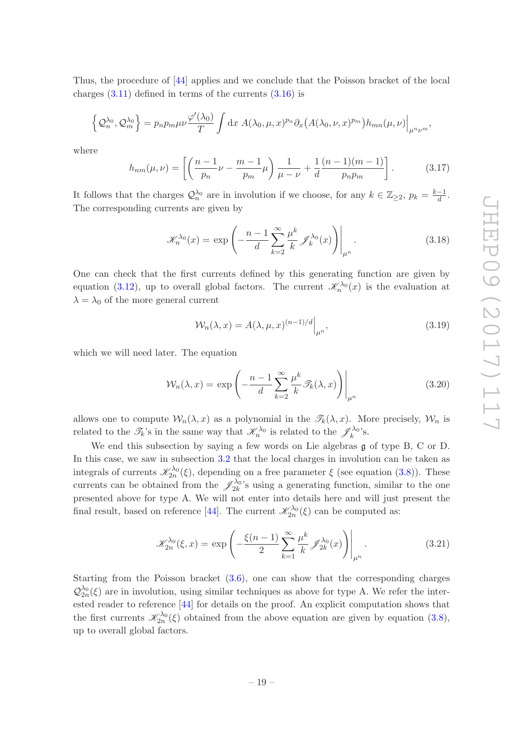Thus, the procedure of [44] applies and we conclude that the Poisson bracket of the local charges (3.11) defined in terms of the currents (3.16) is

$$\left\{ \mathcal{Q}_n^{\lambda_0}, \mathcal{Q}_m^{\lambda_0} \right\} = p_n p_m \mu\nu \frac{\varphi'(\lambda_0)}{T} \int \mathrm{d}x \; A(\lambda_0,\mu,x)^{p_n} \partial_x\big( A(\lambda_0,\nu,x)^{p_m} \big) h_{mn}(\mu,\nu) \Big|_{\mu^n \nu^m},$$

where

$$h_{nm}(\mu,\nu) = \left[ \left( \frac{n-1}{p_n}\nu - \frac{m-1}{p_m}\mu \right) \frac{1}{\mu-\nu} + \frac{1}{d} \frac{(n-1)(m-1)}{p_n p_m} \right]. \tag{3.17}$$

It follows that the charges $\mathcal{Q}_n^{\lambda_0}$ are in involution if we choose, for any $k \in \mathbb{Z}_{\geq 2}$, $p_k = \frac{k-1}{d}$. The corresponding currents are given by

$$\mathscr{K}_n^{\lambda_0}(x) = \exp\left( -\frac{n-1}{d} \sum_{k=2}^{\infty} \frac{\mu^k}{k} \mathscr{J}_k^{\lambda_0}(x) \right) \Bigg|_{\mu^n}. \tag{3.18}$$

One can check that the first currents defined by this generating function are given by equation (3.12), up to overall global factors. The current $\mathscr{K}_n^{\lambda_0}(x)$ is the evaluation at $\lambda = \lambda_0$ of the more general current

$$\mathcal{W}_n(\lambda, x) = A(\lambda,\mu,x)^{(n-1)/d} \Big|_{\mu^n}, \tag{3.19}$$

which we will need later. The equation

$$\mathcal{W}_n(\lambda, x) = \exp\left( -\frac{n-1}{d} \sum_{k=2}^{\infty} \frac{\mu^k}{k} \mathscr{T}_k(\lambda, x) \right) \Bigg|_{\mu^n} \tag{3.20}$$

allows one to compute $\mathcal{W}_n(\lambda, x)$ as a polynomial in the $\mathscr{T}_k(\lambda, x)$. More precisely, $\mathcal{W}_n$ is related to the $\mathscr{T}_k$'s in the same way that $\mathscr{K}_n^{\lambda_0}$ is related to the $\mathscr{J}_k^{\lambda_0}$'s.

We end this subsection by saying a few words on Lie algebras $\mathfrak{g}$ of type B, C or D. In this case, we saw in subsection 3.2 that the local charges in involution can be taken as integrals of currents $\mathscr{K}_{2n}^{\lambda_0}(\xi)$, depending on a free parameter $\xi$ (see equation (3.8)). These currents can be obtained from the $\mathscr{J}_{2k}^{\lambda_0}$'s using a generating function, similar to the one presented above for type A. We will not enter into details here and will just present the final result, based on reference [44]. The current $\mathscr{K}_{2n}^{\lambda_0}(\xi)$ can be computed as:

$$\mathscr{K}_{2n}^{\lambda_0}(\xi, x) = \exp\left( -\frac{\xi(n-1)}{2} \sum_{k=1}^{\infty} \frac{\mu^k}{k} \mathscr{J}_{2k}^{\lambda_0}(x) \right) \Bigg|_{\mu^n}. \tag{3.21}$$

Starting from the Poisson bracket (3.6), one can show that the corresponding charges $\mathcal{Q}_{2n}^{\lambda_0}(\xi)$ are in involution, using similar techniques as above for type A. We refer the interested reader to reference [44] for details on the proof. An explicit computation shows that the first currents $\mathscr{K}_{2n}^{\lambda_0}(\xi)$ obtained from the above equation are given by equation (3.8), up to overall global factors.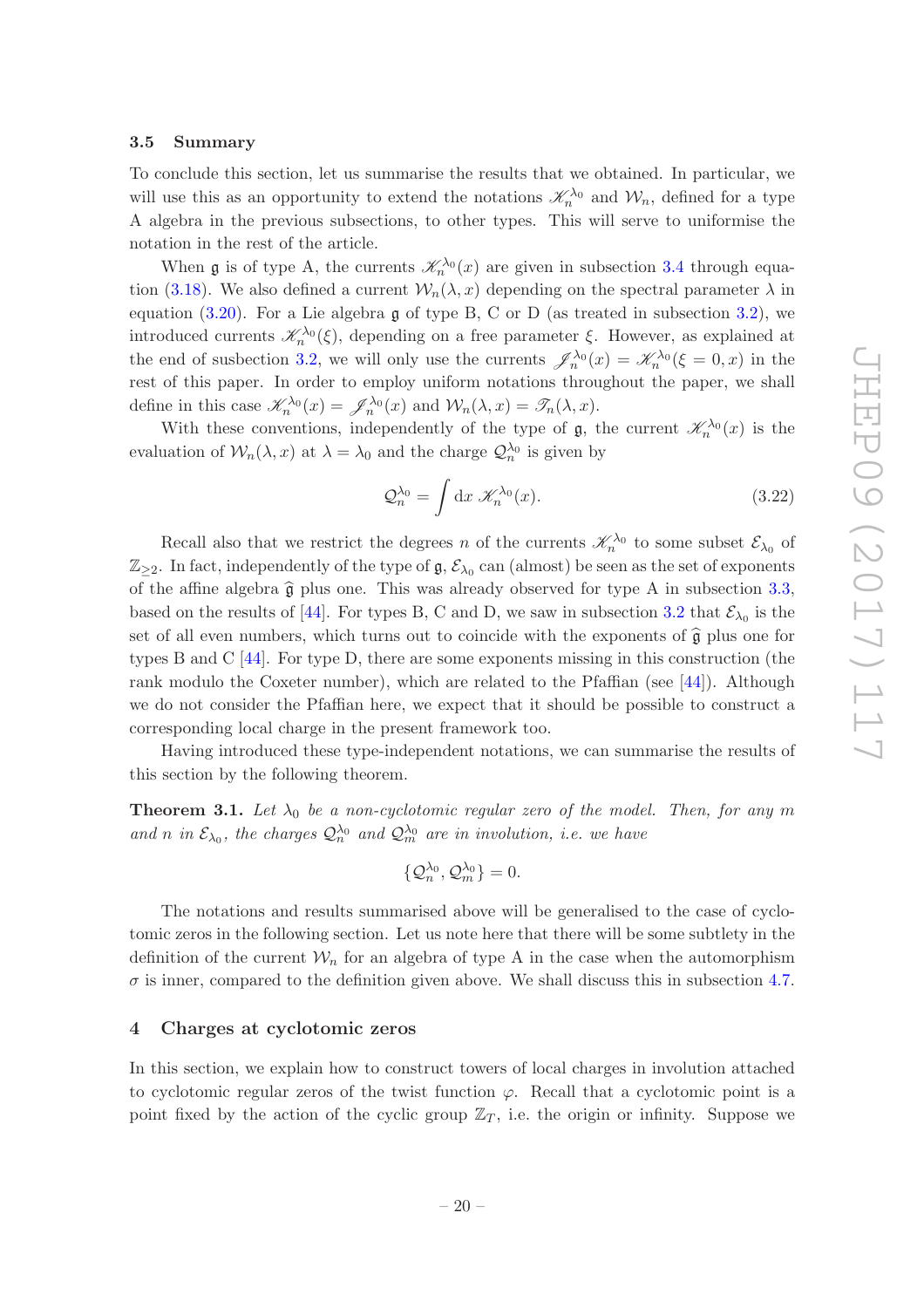### 3.5 Summary

To conclude this section, let us summarise the results that we obtained. In particular, we will use this as an opportunity to extend the notations $\mathscr{K}_n^{\lambda_0}$ and $\mathcal{W}_n$, defined for a type A algebra in the previous subsections, to other types. This will serve to uniformise the notation in the rest of the article.

When $\mathfrak{g}$ is of type A, the currents $\mathscr{K}_n^{\lambda_0}(x)$ are given in subsection 3.4 through equation (3.18). We also defined a current $\mathcal{W}_n(\lambda, x)$ depending on the spectral parameter $\lambda$ in equation (3.20). For a Lie algebra $\mathfrak{g}$ of type B, C or D (as treated in subsection 3.2), we introduced currents $\mathscr{K}_n^{\lambda_0}(\xi)$, depending on a free parameter $\xi$. However, as explained at the end of susbection 3.2, we will only use the currents $\mathscr{J}_n^{\lambda_0}(x) = \mathscr{K}_n^{\lambda_0}(\xi = 0, x)$ in the rest of this paper. In order to employ uniform notations throughout the paper, we shall define in this case $\mathscr{K}_n^{\lambda_0}(x) = \mathscr{J}_n^{\lambda_0}(x)$ and $\mathcal{W}_n(\lambda, x) = \mathscr{T}_n(\lambda, x)$.

With these conventions, independently of the type of $\mathfrak{g}$, the current $\mathscr{K}_n^{\lambda_0}(x)$ is the evaluation of $\mathcal{W}_n(\lambda, x)$ at $\lambda = \lambda_0$ and the charge $\mathcal{Q}_n^{\lambda_0}$ is given by

$$\mathcal{Q}_n^{\lambda_0} = \int \mathrm{d}x \; \mathscr{K}_n^{\lambda_0}(x). \tag{3.22}$$

Recall also that we restrict the degrees $n$ of the currents $\mathscr{K}_n^{\lambda_0}$ to some subset $\mathcal{E}_{\lambda_0}$ of $\mathbb{Z}_{\geq 2}$. In fact, independently of the type of $\mathfrak{g}$, $\mathcal{E}_{\lambda_0}$ can (almost) be seen as the set of exponents of the affine algebra $\widehat{\mathfrak{g}}$ plus one. This was already observed for type A in subsection 3.3, based on the results of [44]. For types B, C and D, we saw in subsection 3.2 that $\mathcal{E}_{\lambda_0}$ is the set of all even numbers, which turns out to coincide with the exponents of $\widehat{\mathfrak{g}}$ plus one for types B and C [44]. For type D, there are some exponents missing in this construction (the rank modulo the Coxeter number), which are related to the Pfaffian (see [44]). Although we do not consider the Pfaffian here, we expect that it should be possible to construct a corresponding local charge in the present framework too.

Having introduced these type-independent notations, we can summarise the results of this section by the following theorem.

**Theorem 3.1.** *Let $\lambda_0$ be a non-cyclotomic regular zero of the model. Then, for any $m$ and $n$ in $\mathcal{E}_{\lambda_0}$, the charges $\mathcal{Q}_n^{\lambda_0}$ and $\mathcal{Q}_m^{\lambda_0}$ are in involution, i.e. we have*

$$\{\mathcal{Q}_n^{\lambda_0}, \mathcal{Q}_m^{\lambda_0}\} = 0.$$

The notations and results summarised above will be generalised to the case of cyclotomic zeros in the following section. Let us note here that there will be some subtlety in the definition of the current $\mathcal{W}_n$ for an algebra of type A in the case when the automorphism $\sigma$ is inner, compared to the definition given above. We shall discuss this in subsection 4.7.

## 4 Charges at cyclotomic zeros

In this section, we explain how to construct towers of local charges in involution attached to cyclotomic regular zeros of the twist function $\varphi$. Recall that a cyclotomic point is a point fixed by the action of the cyclic group $\mathbb{Z}_T$, i.e. the origin or infinity. Suppose we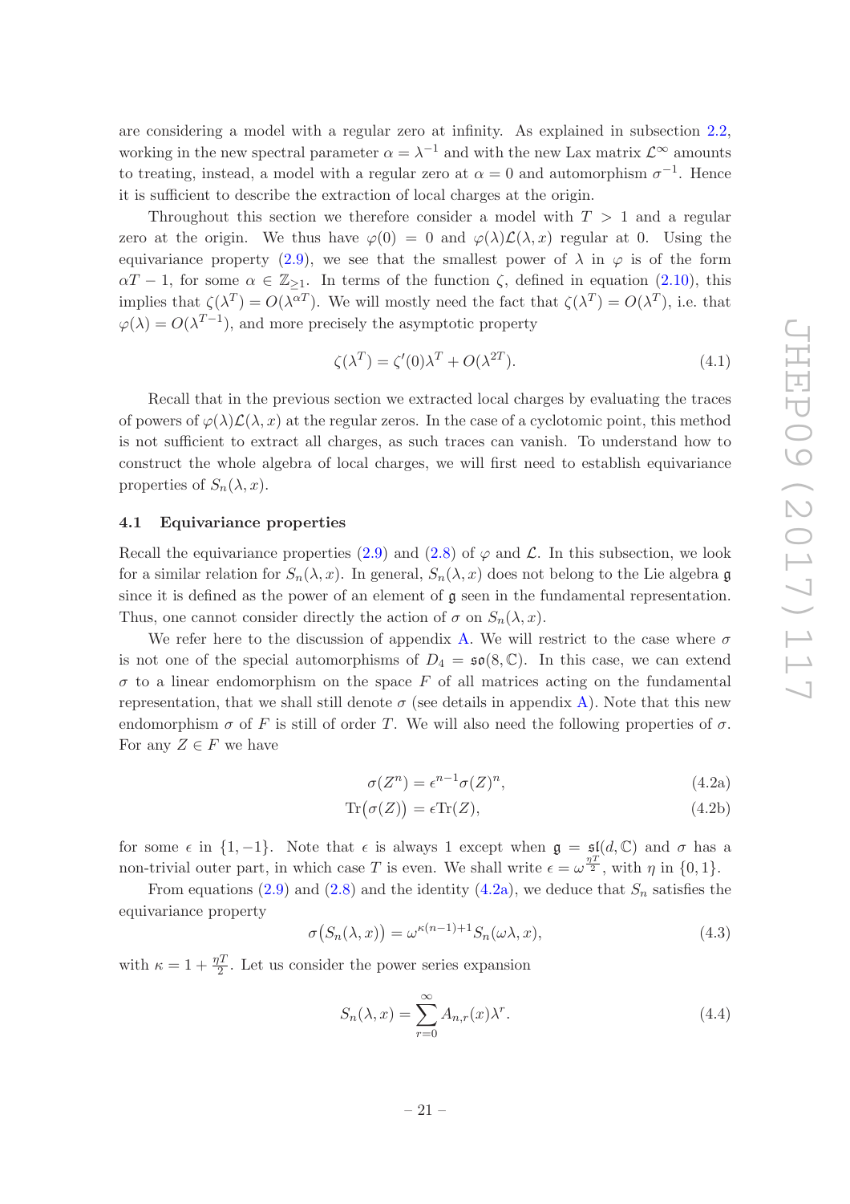are considering a model with a regular zero at infinity. As explained in subsection 2.2, working in the new spectral parameter $\alpha = \lambda^{-1}$ and with the new Lax matrix $\mathcal{L}^\infty$ amounts to treating, instead, a model with a regular zero at $\alpha = 0$ and automorphism $\sigma^{-1}$. Hence it is sufficient to describe the extraction of local charges at the origin.

Throughout this section we therefore consider a model with $T > 1$ and a regular zero at the origin. We thus have $\varphi(0) = 0$ and $\varphi(\lambda)\mathcal{L}(\lambda, x)$ regular at 0. Using the equivariance property (2.9), we see that the smallest power of $\lambda$ in $\varphi$ is of the form $\alpha T - 1$, for some $\alpha \in \mathbb{Z}_{\geq 1}$. In terms of the function $\zeta$, defined in equation (2.10), this implies that $\zeta(\lambda^T) = O(\lambda^{\alpha T})$. We will mostly need the fact that $\zeta(\lambda^T) = O(\lambda^T)$, i.e. that $\varphi(\lambda) = O(\lambda^{T-1})$, and more precisely the asymptotic property

$$\zeta(\lambda^T) = \zeta'(0)\lambda^T + O(\lambda^{2T}). \tag{4.1}$$

Recall that in the previous section we extracted local charges by evaluating the traces of powers of $\varphi(\lambda)\mathcal{L}(\lambda, x)$ at the regular zeros. In the case of a cyclotomic point, this method is not sufficient to extract all charges, as such traces can vanish. To understand how to construct the whole algebra of local charges, we will first need to establish equivariance properties of $S_n(\lambda, x)$.

### 4.1 Equivariance properties

Recall the equivariance properties (2.9) and (2.8) of $\varphi$ and $\mathcal{L}$. In this subsection, we look for a similar relation for $S_n(\lambda, x)$. In general, $S_n(\lambda, x)$ does not belong to the Lie algebra $\mathfrak{g}$ since it is defined as the power of an element of $\mathfrak{g}$ seen in the fundamental representation. Thus, one cannot consider directly the action of $\sigma$ on $S_n(\lambda, x)$.

We refer here to the discussion of appendix A. We will restrict to the case where $\sigma$ is not one of the special automorphisms of $D_4 = \mathfrak{so}(8, \mathbb{C})$. In this case, we can extend $\sigma$ to a linear endomorphism on the space $F$ of all matrices acting on the fundamental representation, that we shall still denote $\sigma$ (see details in appendix A). Note that this new endomorphism $\sigma$ of $F$ is still of order $T$. We will also need the following properties of $\sigma$. For any $Z \in F$ we have

$$\sigma(Z^n) = \epsilon^{n-1}\sigma(Z)^n, \tag{4.2a}$$

$$\operatorname{Tr}\big(\sigma(Z)\big) = \epsilon \operatorname{Tr}(Z), \tag{4.2b}$$

for some $\epsilon$ in $\{1, -1\}$. Note that $\epsilon$ is always 1 except when $\mathfrak{g} = \mathfrak{sl}(d, \mathbb{C})$ and $\sigma$ has a non-trivial outer part, in which case $T$ is even. We shall write $\epsilon = \omega^{\frac{\eta T}{2}}$, with $\eta$ in $\{0, 1\}$.

From equations (2.9) and (2.8) and the identity (4.2a), we deduce that $S_n$ satisfies the equivariance property

$$\sigma\big(S_n(\lambda, x)\big) = \omega^{\kappa(n-1)+1} S_n(\omega\lambda, x), \tag{4.3}$$

with $\kappa = 1 + \frac{\eta T}{2}$. Let us consider the power series expansion

$$S_n(\lambda, x) = \sum_{r=0}^{\infty} A_{n,r}(x)\lambda^r. \tag{4.4}$$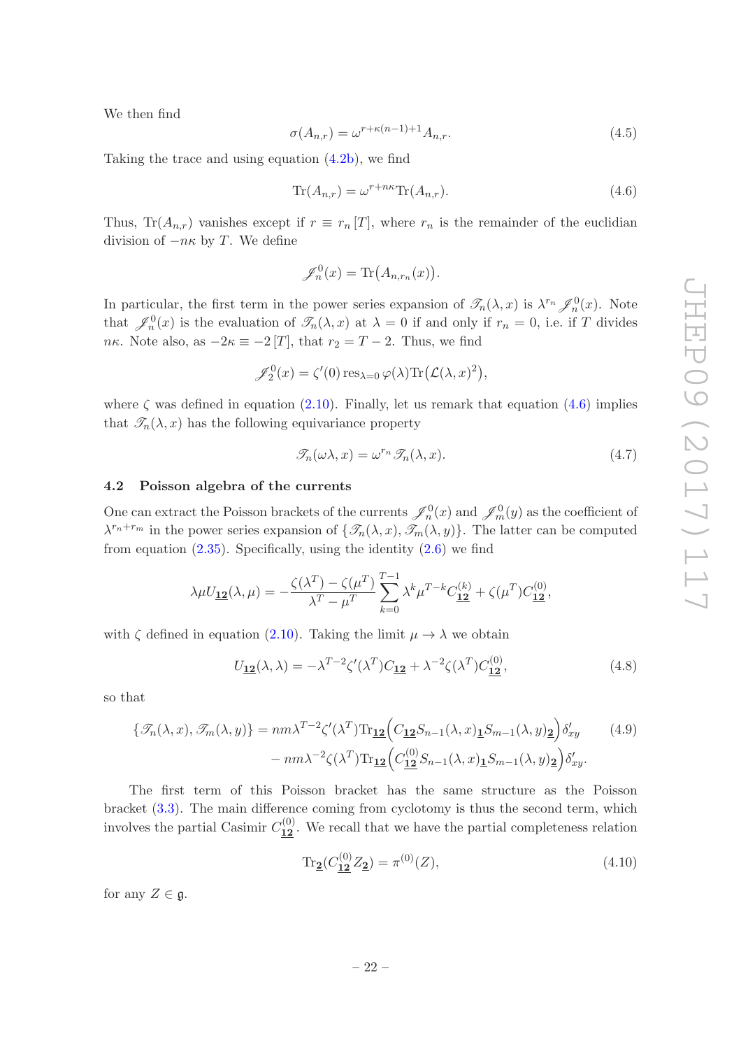We then find

$$\sigma(A_{n,r}) = \omega^{r+\kappa(n-1)+1} A_{n,r}. \tag{4.5}$$

Taking the trace and using equation (4.2b), we find

$$\mathrm{Tr}(A_{n,r}) = \omega^{r+n\kappa} \mathrm{Tr}(A_{n,r}). \tag{4.6}$$

Thus, $\mathrm{Tr}(A_{n,r})$ vanishes except if $r \equiv r_n \,[T]$, where $r_n$ is the remainder of the euclidian division of $-n\kappa$ by $T$. We define

$$\mathscr{J}^0_n(x) = \mathrm{Tr}\big(A_{n,r_n}(x)\big).$$

In particular, the first term in the power series expansion of $\mathscr{T}_n(\lambda, x)$ is $\lambda^{r_n} \mathscr{J}^0_n(x)$. Note that $\mathscr{J}^0_n(x)$ is the evaluation of $\mathscr{T}_n(\lambda, x)$ at $\lambda = 0$ if and only if $r_n = 0$, i.e. if $T$ divides $n\kappa$. Note also, as $-2\kappa \equiv -2\,[T]$, that $r_2 = T - 2$. Thus, we find

$$\mathscr{J}^0_2(x) = \zeta'(0)\, \mathrm{res}_{\lambda=0}\, \varphi(\lambda) \mathrm{Tr}\big(\mathcal{L}(\lambda, x)^2\big),$$

where $\zeta$ was defined in equation (2.10). Finally, let us remark that equation (4.6) implies that $\mathscr{T}_n(\lambda, x)$ has the following equivariance property

$$\mathscr{T}_n(\omega\lambda, x) = \omega^{r_n} \mathscr{T}_n(\lambda, x). \tag{4.7}$$

### 4.2 Poisson algebra of the currents

One can extract the Poisson brackets of the currents $\mathscr{J}^0_n(x)$ and $\mathscr{J}^0_m(y)$ as the coefficient of $\lambda^{r_n + r_m}$ in the power series expansion of $\{\mathscr{T}_n(\lambda, x), \mathscr{T}_m(\lambda, y)\}$. The latter can be computed from equation (2.35). Specifically, using the identity (2.6) we find

$$\lambda\mu U_{\underline{\mathbf{12}}}(\lambda, \mu) = -\frac{\zeta(\lambda^T) - \zeta(\mu^T)}{\lambda^T - \mu^T} \sum_{k=0}^{T-1} \lambda^k \mu^{T-k} C^{(k)}_{\underline{\mathbf{12}}} + \zeta(\mu^T) C^{(0)}_{\underline{\mathbf{12}}},$$

with $\zeta$ defined in equation (2.10). Taking the limit $\mu \to \lambda$ we obtain

$$U_{\underline{\mathbf{12}}}(\lambda, \lambda) = -\lambda^{T-2} \zeta'(\lambda^T) C_{\underline{\mathbf{12}}} + \lambda^{-2} \zeta(\lambda^T) C^{(0)}_{\underline{\mathbf{12}}}, \tag{4.8}$$

so that

$$\begin{aligned}
\{\mathscr{T}_n(\lambda, x), \mathscr{T}_m(\lambda, y)\} = {}& nm\lambda^{T-2} \zeta'(\lambda^T) \mathrm{Tr}_{\underline{\mathbf{12}}}\Big(C_{\underline{\mathbf{12}}} S_{n-1}(\lambda, x)_{\underline{\mathbf{1}}} S_{m-1}(\lambda, y)_{\underline{\mathbf{2}}}\Big) \delta'_{xy} \\
& - nm\lambda^{-2} \zeta(\lambda^T) \mathrm{Tr}_{\underline{\mathbf{12}}}\Big(C^{(0)}_{\underline{\mathbf{12}}} S_{n-1}(\lambda, x)_{\underline{\mathbf{1}}} S_{m-1}(\lambda, y)_{\underline{\mathbf{2}}}\Big) \delta'_{xy}.
\end{aligned} \tag{4.9}$$

The first term of this Poisson bracket has the same structure as the Poisson bracket (3.3). The main difference coming from cyclotomy is thus the second term, which involves the partial Casimir $C^{(0)}_{\underline{\mathbf{12}}}$. We recall that we have the partial completeness relation

$$\mathrm{Tr}_{\underline{\mathbf{2}}}(C^{(0)}_{\underline{\mathbf{12}}} Z_{\underline{\mathbf{2}}}) = \pi^{(0)}(Z), \tag{4.10}$$

for any $Z \in \mathfrak{g}$.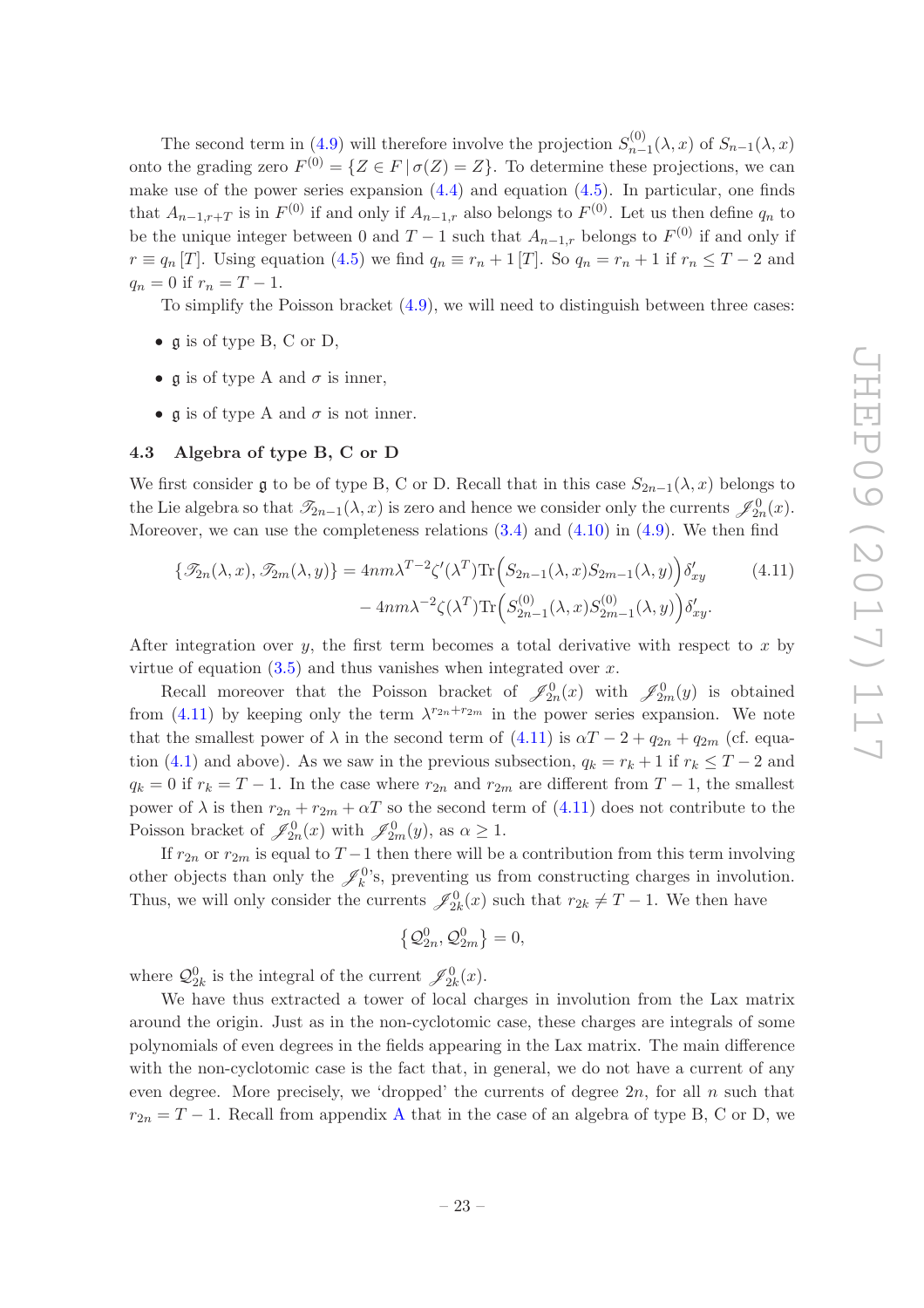The second term in (4.9) will therefore involve the projection $S^{(0)}_{n-1}(\lambda, x)$ of $S_{n-1}(\lambda, x)$ onto the grading zero $F^{(0)} = \{Z \in F \,|\, \sigma(Z) = Z\}$. To determine these projections, we can make use of the power series expansion (4.4) and equation (4.5). In particular, one finds that $A_{n-1,r+T}$ is in $F^{(0)}$ if and only if $A_{n-1,r}$ also belongs to $F^{(0)}$. Let us then define $q_n$ to be the unique integer between 0 and $T-1$ such that $A_{n-1,r}$ belongs to $F^{(0)}$ if and only if $r \equiv q_n \, [T]$. Using equation (4.5) we find $q_n \equiv r_n + 1 \, [T]$. So $q_n = r_n + 1$ if $r_n \leq T-2$ and $q_n = 0$ if $r_n = T-1$.

To simplify the Poisson bracket (4.9), we will need to distinguish between three cases:

- $\mathfrak{g}$ is of type B, C or D,
- $\mathfrak{g}$ is of type A and $\sigma$ is inner,
- $\mathfrak{g}$ is of type A and $\sigma$ is not inner.

### 4.3 Algebra of type B, C or D

We first consider $\mathfrak{g}$ to be of type B, C or D. Recall that in this case $S_{2n-1}(\lambda, x)$ belongs to the Lie algebra so that $\mathscr{T}_{2n-1}(\lambda, x)$ is zero and hence we consider only the currents $\mathscr{J}^0_{2n}(x)$. Moreover, we can use the completeness relations (3.4) and (4.10) in (4.9). We then find

$$\begin{aligned}\{\mathscr{T}_{2n}(\lambda, x), \mathscr{T}_{2m}(\lambda, y)\} = {} & 4nm\lambda^{T-2}\zeta'(\lambda^T)\mathrm{Tr}\Big(S_{2n-1}(\lambda, x)S_{2m-1}(\lambda, y)\Big)\delta'_{xy} \\ & - 4nm\lambda^{-2}\zeta(\lambda^T)\mathrm{Tr}\Big(S^{(0)}_{2n-1}(\lambda, x)S^{(0)}_{2m-1}(\lambda, y)\Big)\delta'_{xy}.\end{aligned} \tag{4.11}$$

After integration over $y$, the first term becomes a total derivative with respect to $x$ by virtue of equation (3.5) and thus vanishes when integrated over $x$.

Recall moreover that the Poisson bracket of $\mathscr{J}^0_{2n}(x)$ with $\mathscr{J}^0_{2m}(y)$ is obtained from (4.11) by keeping only the term $\lambda^{r_{2n}+r_{2m}}$ in the power series expansion. We note that the smallest power of $\lambda$ in the second term of (4.11) is $\alpha T - 2 + q_{2n} + q_{2m}$ (cf. equation (4.1) and above). As we saw in the previous subsection, $q_k = r_k + 1$ if $r_k \leq T-2$ and $q_k = 0$ if $r_k = T-1$. In the case where $r_{2n}$ and $r_{2m}$ are different from $T-1$, the smallest power of $\lambda$ is then $r_{2n} + r_{2m} + \alpha T$ so the second term of (4.11) does not contribute to the Poisson bracket of $\mathscr{J}^0_{2n}(x)$ with $\mathscr{J}^0_{2m}(y)$, as $\alpha \geq 1$.

If $r_{2n}$ or $r_{2m}$ is equal to $T-1$ then there will be a contribution from this term involving other objects than only the $\mathscr{J}^0_k$'s, preventing us from constructing charges in involution. Thus, we will only consider the currents $\mathscr{J}^0_{2k}(x)$ such that $r_{2k} \neq T-1$. We then have

$$\left\{\mathcal{Q}^0_{2n}, \mathcal{Q}^0_{2m}\right\} = 0,$$

where $\mathcal{Q}^0_{2k}$ is the integral of the current $\mathscr{J}^0_{2k}(x)$.

We have thus extracted a tower of local charges in involution from the Lax matrix around the origin. Just as in the non-cyclotomic case, these charges are integrals of some polynomials of even degrees in the fields appearing in the Lax matrix. The main difference with the non-cyclotomic case is the fact that, in general, we do not have a current of any even degree. More precisely, we 'dropped' the currents of degree $2n$, for all $n$ such that $r_{2n} = T-1$. Recall from appendix A that in the case of an algebra of type B, C or D, we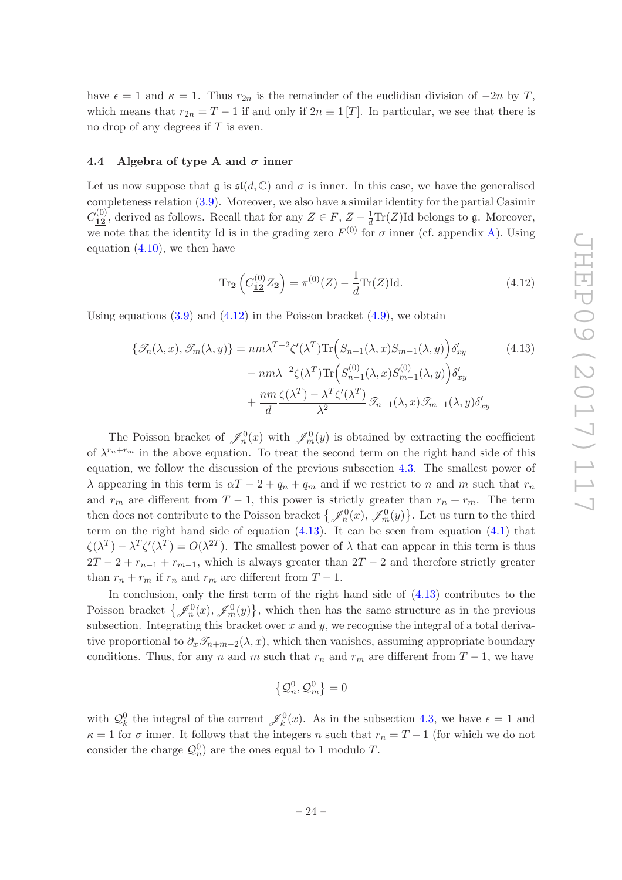have $\epsilon = 1$ and $\kappa = 1$. Thus $r_{2n}$ is the remainder of the euclidian division of $-2n$ by $T$, which means that $r_{2n} = T - 1$ if and only if $2n \equiv 1\,[T]$. In particular, we see that there is no drop of any degrees if $T$ is even.

### 4.4 Algebra of type A and $\sigma$ inner

Let us now suppose that $\mathfrak{g}$ is $\mathfrak{sl}(d, \mathbb{C})$ and $\sigma$ is inner. In this case, we have the generalised completeness relation (3.9). Moreover, we also have a similar identity for the partial Casimir $C^{(0)}_{\underline{\mathbf{12}}}$, derived as follows. Recall that for any $Z \in F$, $Z - \frac{1}{d}\text{Tr}(Z)\text{Id}$ belongs to $\mathfrak{g}$. Moreover, we note that the identity Id is in the grading zero $F^{(0)}$ for $\sigma$ inner (cf. appendix A). Using equation (4.10), we then have

$$\text{Tr}_{\underline{\mathbf{2}}}\left(C^{(0)}_{\underline{\mathbf{12}}} Z_{\underline{\mathbf{2}}}\right) = \pi^{(0)}(Z) - \frac{1}{d}\text{Tr}(Z)\text{Id}. \tag{4.12}$$

Using equations (3.9) and (4.12) in the Poisson bracket (4.9), we obtain

$$\begin{aligned}
\{\mathscr{T}_n(\lambda,x), \mathscr{T}_m(\lambda,y)\} &= nm\lambda^{T-2}\zeta'(\lambda^T)\text{Tr}\Big(S_{n-1}(\lambda,x)S_{m-1}(\lambda,y)\Big)\delta'_{xy} \\
&\quad - nm\lambda^{-2}\zeta(\lambda^T)\text{Tr}\Big(S^{(0)}_{n-1}(\lambda,x)S^{(0)}_{m-1}(\lambda,y)\Big)\delta'_{xy} \\
&\quad + \frac{nm}{d}\frac{\zeta(\lambda^T) - \lambda^T\zeta'(\lambda^T)}{\lambda^2}\mathscr{T}_{n-1}(\lambda,x)\mathscr{T}_{m-1}(\lambda,y)\delta'_{xy}
\end{aligned} \tag{4.13}$$

The Poisson bracket of $\mathscr{J}^0_n(x)$ with $\mathscr{J}^0_m(y)$ is obtained by extracting the coefficient of $\lambda^{r_n+r_m}$ in the above equation. To treat the second term on the right hand side of this equation, we follow the discussion of the previous subsection 4.3. The smallest power of $\lambda$ appearing in this term is $\alpha T - 2 + q_n + q_m$ and if we restrict to $n$ and $m$ such that $r_n$ and $r_m$ are different from $T-1$, this power is strictly greater than $r_n + r_m$. The term then does not contribute to the Poisson bracket $\left\{\mathscr{J}^0_n(x), \mathscr{J}^0_m(y)\right\}$. Let us turn to the third term on the right hand side of equation (4.13). It can be seen from equation (4.1) that $\zeta(\lambda^T) - \lambda^T\zeta'(\lambda^T) = O(\lambda^{2T})$. The smallest power of $\lambda$ that can appear in this term is thus $2T - 2 + r_{n-1} + r_{m-1}$, which is always greater than $2T-2$ and therefore strictly greater than $r_n + r_m$ if $r_n$ and $r_m$ are different from $T-1$.

In conclusion, only the first term of the right hand side of (4.13) contributes to the Poisson bracket $\left\{\mathscr{J}^0_n(x), \mathscr{J}^0_m(y)\right\}$, which then has the same structure as in the previous subsection. Integrating this bracket over $x$ and $y$, we recognise the integral of a total derivative proportional to $\partial_x\mathscr{T}_{n+m-2}(\lambda,x)$, which then vanishes, assuming appropriate boundary conditions. Thus, for any $n$ and $m$ such that $r_n$ and $r_m$ are different from $T-1$, we have

$$\left\{\mathcal{Q}^0_n, \mathcal{Q}^0_m\right\} = 0$$

with $\mathcal{Q}^0_k$ the integral of the current $\mathscr{J}^0_k(x)$. As in the subsection 4.3, we have $\epsilon = 1$ and $\kappa = 1$ for $\sigma$ inner. It follows that the integers $n$ such that $r_n = T-1$ (for which we do not consider the charge $\mathcal{Q}^0_n$) are the ones equal to 1 modulo $T$.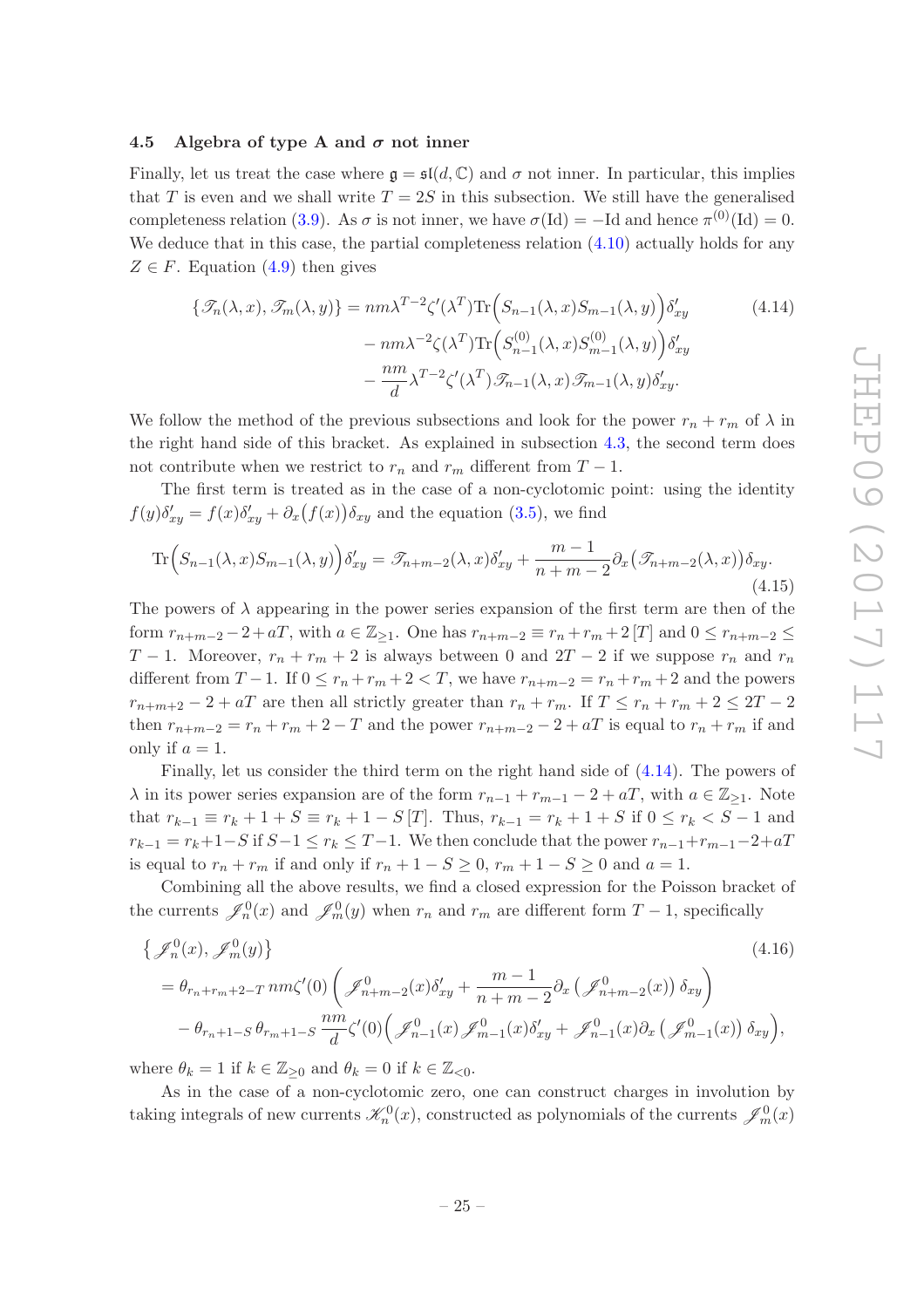### 4.5 Algebra of type A and $\sigma$ not inner

Finally, let us treat the case where $\mathfrak{g} = \mathfrak{sl}(d, \mathbb{C})$ and $\sigma$ not inner. In particular, this implies that $T$ is even and we shall write $T = 2S$ in this subsection. We still have the generalised completeness relation (3.9). As $\sigma$ is not inner, we have $\sigma(\text{Id}) = -\text{Id}$ and hence $\pi^{(0)}(\text{Id}) = 0$. We deduce that in this case, the partial completeness relation (4.10) actually holds for any $Z \in F$. Equation (4.9) then gives

$$
\begin{aligned}
\{\mathscr{T}_n(\lambda, x), \mathscr{T}_m(\lambda, y)\} &= nm\lambda^{T-2}\zeta'(\lambda^T)\text{Tr}\Big(S_{n-1}(\lambda, x)S_{m-1}(\lambda, y)\Big)\delta'_{xy} \\
&\quad - nm\lambda^{-2}\zeta(\lambda^T)\text{Tr}\Big(S^{(0)}_{n-1}(\lambda, x)S^{(0)}_{m-1}(\lambda, y)\Big)\delta'_{xy} \\
&\quad - \frac{nm}{d}\lambda^{T-2}\zeta'(\lambda^T)\mathscr{T}_{n-1}(\lambda, x)\mathscr{T}_{m-1}(\lambda, y)\delta'_{xy}.
\end{aligned} \tag{4.14}
$$

We follow the method of the previous subsections and look for the power $r_n + r_m$ of $\lambda$ in the right hand side of this bracket. As explained in subsection 4.3, the second term does not contribute when we restrict to $r_n$ and $r_m$ different from $T-1$.

The first term is treated as in the case of a non-cyclotomic point: using the identity $f(y)\delta'_{xy} = f(x)\delta'_{xy} + \partial_x\big(f(x)\big)\delta_{xy}$ and the equation (3.5), we find

$$
\text{Tr}\Big(S_{n-1}(\lambda, x)S_{m-1}(\lambda, y)\Big)\delta'_{xy} = \mathscr{T}_{n+m-2}(\lambda, x)\delta'_{xy} + \frac{m-1}{n+m-2}\partial_x\big(\mathscr{T}_{n+m-2}(\lambda, x)\big)\delta_{xy}. \tag{4.15}
$$

The powers of $\lambda$ appearing in the power series expansion of the first term are then of the form $r_{n+m-2} - 2 + aT$, with $a \in \mathbb{Z}_{\geq 1}$. One has $r_{n+m-2} \equiv r_n + r_m + 2\,[T]$ and $0 \leq r_{n+m-2} \leq T-1$. Moreover, $r_n + r_m + 2$ is always between 0 and $2T-2$ if we suppose $r_n$ and $r_n$ different from $T-1$. If $0 \leq r_n + r_m + 2 < T$, we have $r_{n+m-2} = r_n + r_m + 2$ and the powers $r_{n+m+2} - 2 + aT$ are then all strictly greater than $r_n + r_m$. If $T \leq r_n + r_m + 2 \leq 2T-2$ then $r_{n+m-2} = r_n + r_m + 2 - T$ and the power $r_{n+m-2} - 2 + aT$ is equal to $r_n + r_m$ if and only if $a = 1$.

Finally, let us consider the third term on the right hand side of (4.14). The powers of $\lambda$ in its power series expansion are of the form $r_{n-1} + r_{m-1} - 2 + aT$, with $a \in \mathbb{Z}_{\geq 1}$. Note that $r_{k-1} \equiv r_k + 1 + S \equiv r_k + 1 - S\,[T]$. Thus, $r_{k-1} = r_k + 1 + S$ if $0 \leq r_k < S-1$ and $r_{k-1} = r_k + 1 - S$ if $S-1 \leq r_k \leq T-1$. We then conclude that the power $r_{n-1} + r_{m-1} - 2 + aT$ is equal to $r_n + r_m$ if and only if $r_n + 1 - S \geq 0$, $r_m + 1 - S \geq 0$ and $a = 1$.

Combining all the above results, we find a closed expression for the Poisson bracket of the currents $\mathscr{J}^0_n(x)$ and $\mathscr{J}^0_m(y)$ when $r_n$ and $r_m$ are different form $T-1$, specifically

$$
\begin{aligned}
&\big\{\mathscr{J}^0_n(x), \mathscr{J}^0_m(y)\big\} \\
&= \theta_{r_n+r_m+2-T}\, nm\zeta'(0)\left(\mathscr{J}^0_{n+m-2}(x)\delta'_{xy} + \frac{m-1}{n+m-2}\partial_x\left(\mathscr{J}^0_{n+m-2}(x)\right)\delta_{xy}\right) \\
&\quad - \theta_{r_n+1-S}\,\theta_{r_m+1-S}\,\frac{nm}{d}\zeta'(0)\Big(\mathscr{J}^0_{n-1}(x)\mathscr{J}^0_{m-1}(x)\delta'_{xy} + \mathscr{J}^0_{n-1}(x)\partial_x\left(\mathscr{J}^0_{m-1}(x)\right)\delta_{xy}\Big),
\end{aligned} \tag{4.16}
$$

where $\theta_k = 1$ if $k \in \mathbb{Z}_{\geq 0}$ and $\theta_k = 0$ if $k \in \mathbb{Z}_{<0}$.

As in the case of a non-cyclotomic zero, one can construct charges in involution by taking integrals of new currents $\mathscr{K}^0_n(x)$, constructed as polynomials of the currents $\mathscr{J}^0_m(x)$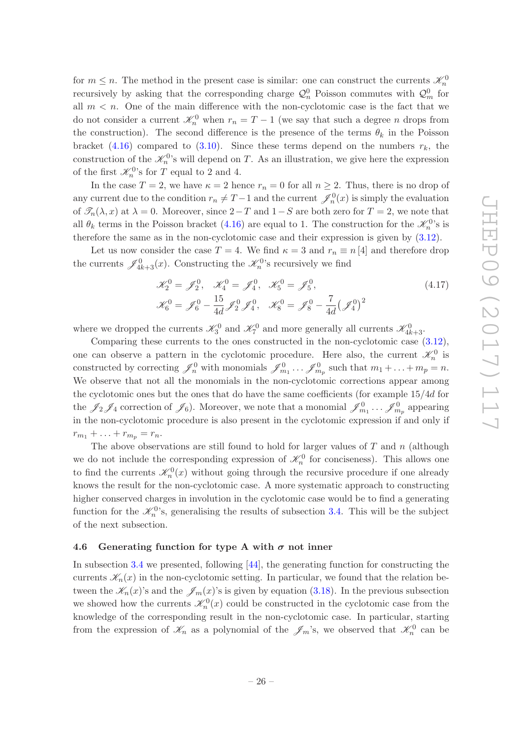for $m \leq n$. The method in the present case is similar: one can construct the currents $\mathscr{K}_n^0$ recursively by asking that the corresponding charge $\mathcal{Q}_n^0$ Poisson commutes with $\mathcal{Q}_m^0$ for all $m < n$. One of the main difference with the non-cyclotomic case is the fact that we do not consider a current $\mathscr{K}_n^0$ when $r_n = T-1$ (we say that such a degree $n$ drops from the construction). The second difference is the presence of the terms $\theta_k$ in the Poisson bracket (4.16) compared to (3.10). Since these terms depend on the numbers $r_k$, the construction of the $\mathscr{K}_n^0$'s will depend on $T$. As an illustration, we give here the expression of the first $\mathscr{K}_n^0$'s for $T$ equal to 2 and 4.

In the case $T = 2$, we have $\kappa = 2$ hence $r_n = 0$ for all $n \geq 2$. Thus, there is no drop of any current due to the condition $r_n \neq T-1$ and the current $\mathscr{J}_n^0(x)$ is simply the evaluation of $\mathscr{T}_n(\lambda, x)$ at $\lambda = 0$. Moreover, since $2-T$ and $1-S$ are both zero for $T = 2$, we note that all $\theta_k$ terms in the Poisson bracket (4.16) are equal to 1. The construction for the $\mathscr{K}_n^0$'s is therefore the same as in the non-cyclotomic case and their expression is given by (3.12).

Let us now consider the case $T = 4$. We find $\kappa = 3$ and $r_n \equiv n\,[4]$ and therefore drop the currents $\mathscr{J}_{4k+3}^0(x)$. Constructing the $\mathscr{K}_n^0$'s recursively we find

$$
\begin{aligned}
&\mathscr{K}_2^0 = \mathscr{J}_2^0, \quad \mathscr{K}_4^0 = \mathscr{J}_4^0, \quad \mathscr{K}_5^0 = \mathscr{J}_5^0, \\
&\mathscr{K}_6^0 = \mathscr{J}_6^0 - \frac{15}{4d}\mathscr{J}_2^0\mathscr{J}_4^0, \quad \mathscr{K}_8^0 = \mathscr{J}_8^0 - \frac{7}{4d}\big(\mathscr{J}_4^0\big)^2
\end{aligned}
\tag{4.17}
$$

where we dropped the currents $\mathscr{K}_3^0$ and $\mathscr{K}_7^0$ and more generally all currents $\mathscr{K}_{4k+3}^0$.

Comparing these currents to the ones constructed in the non-cyclotomic case (3.12), one can observe a pattern in the cyclotomic procedure. Here also, the current $\mathscr{K}_n^0$ is constructed by correcting $\mathscr{J}_n^0$ with monomials $\mathscr{J}_{m_1}^0 \dots \mathscr{J}_{m_p}^0$ such that $m_1 + \ldots + m_p = n$. We observe that not all the monomials in the non-cyclotomic corrections appear among the cyclotomic ones but the ones that do have the same coefficients (for example $15/4d$ for the $\mathscr{J}_2\mathscr{J}_4$ correction of $\mathscr{J}_6$). Moreover, we note that a monomial $\mathscr{J}_{m_1}^0 \dots \mathscr{J}_{m_p}^0$ appearing in the non-cyclotomic procedure is also present in the cyclotomic expression if and only if $r_{m_1} + \ldots + r_{m_p} = r_n$.

The above observations are still found to hold for larger values of $T$ and $n$ (although we do not include the corresponding expression of $\mathscr{K}_n^0$ for conciseness). This allows one to find the currents $\mathscr{K}_n^0(x)$ without going through the recursive procedure if one already knows the result for the non-cyclotomic case. A more systematic approach to constructing higher conserved charges in involution in the cyclotomic case would be to find a generating function for the $\mathscr{K}_n^0$'s, generalising the results of subsection 3.4. This will be the subject of the next subsection.

### 4.6 Generating function for type A with $\sigma$ not inner

In subsection 3.4 we presented, following [44], the generating function for constructing the currents $\mathscr{K}_n(x)$ in the non-cyclotomic setting. In particular, we found that the relation between the $\mathscr{K}_n(x)$'s and the $\mathscr{J}_m(x)$'s is given by equation (3.18). In the previous subsection we showed how the currents $\mathscr{K}_n^0(x)$ could be constructed in the cyclotomic case from the knowledge of the corresponding result in the non-cyclotomic case. In particular, starting from the expression of $\mathscr{K}_n$ as a polynomial of the $\mathscr{J}_m$'s, we observed that $\mathscr{K}_n^0$ can be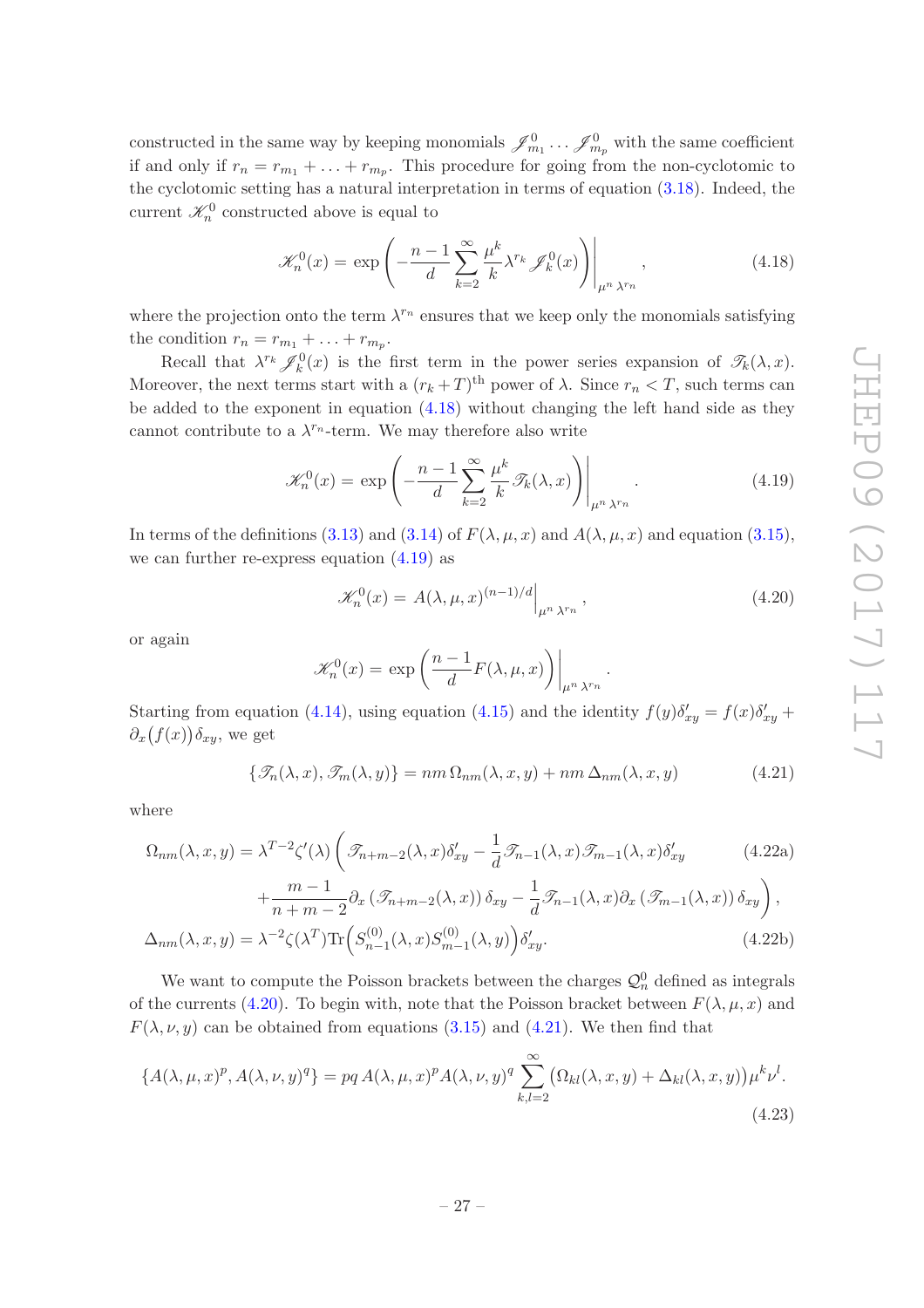constructed in the same way by keeping monomials $\mathscr{J}^0_{m_1} \dots \mathscr{J}^0_{m_p}$ with the same coefficient if and only if $r_n = r_{m_1} + \dots + r_{m_p}$. This procedure for going from the non-cyclotomic to the cyclotomic setting has a natural interpretation in terms of equation (3.18). Indeed, the current $\mathscr{K}^0_n$ constructed above is equal to

$$\mathscr{K}^0_n(x) = \exp\left( -\frac{n-1}{d} \sum_{k=2}^{\infty} \frac{\mu^k}{k} \lambda^{r_k} \mathscr{J}^0_k(x) \right)\Bigg|_{\mu^n\,\lambda^{r_n}}, \tag{4.18}$$

where the projection onto the term $\lambda^{r_n}$ ensures that we keep only the monomials satisfying the condition $r_n = r_{m_1} + \dots + r_{m_p}$.

Recall that $\lambda^{r_k} \mathscr{J}^0_k(x)$ is the first term in the power series expansion of $\mathscr{T}_k(\lambda, x)$. Moreover, the next terms start with a $(r_k + T)^{\text{th}}$ power of $\lambda$. Since $r_n < T$, such terms can be added to the exponent in equation (4.18) without changing the left hand side as they cannot contribute to a $\lambda^{r_n}$-term. We may therefore also write

$$\mathscr{K}^0_n(x) = \exp\left( -\frac{n-1}{d} \sum_{k=2}^{\infty} \frac{\mu^k}{k} \mathscr{T}_k(\lambda, x) \right)\Bigg|_{\mu^n\,\lambda^{r_n}}. \tag{4.19}$$

In terms of the definitions (3.13) and (3.14) of $F(\lambda, \mu, x)$ and $A(\lambda, \mu, x)$ and equation (3.15), we can further re-express equation (4.19) as

$$\mathscr{K}^0_n(x) = A(\lambda, \mu, x)^{(n-1)/d}\Big|_{\mu^n\,\lambda^{r_n}}, \tag{4.20}$$

or again

$$\mathscr{K}^0_n(x) = \exp\left( \frac{n-1}{d} F(\lambda, \mu, x) \right)\Bigg|_{\mu^n\,\lambda^{r_n}}.$$

Starting from equation (4.14), using equation (4.15) and the identity $f(y)\delta'_{xy} = f(x)\delta'_{xy} + \partial_x\big(f(x)\big)\delta_{xy}$, we get

$$\{\mathscr{T}_n(\lambda, x), \mathscr{T}_m(\lambda, y)\} = nm\, \Omega_{nm}(\lambda, x, y) + nm\, \Delta_{nm}(\lambda, x, y) \tag{4.21}$$

where

$$\begin{aligned}
\Omega_{nm}(\lambda, x, y) &= \lambda^{T-2}\zeta'(\lambda) \bigg( \mathscr{T}_{n+m-2}(\lambda, x)\delta'_{xy} - \frac{1}{d} \mathscr{T}_{n-1}(\lambda, x) \mathscr{T}_{m-1}(\lambda, x) \delta'_{xy} &(4.22\text{a})\\
&\quad + \frac{m-1}{n+m-2} \partial_x \left( \mathscr{T}_{n+m-2}(\lambda, x) \right) \delta_{xy} - \frac{1}{d} \mathscr{T}_{n-1}(\lambda, x) \partial_x \left( \mathscr{T}_{m-1}(\lambda, x) \right) \delta_{xy} \bigg),\\
\Delta_{nm}(\lambda, x, y) &= \lambda^{-2}\zeta(\lambda^T) \mathrm{Tr}\Big( S^{(0)}_{n-1}(\lambda, x) S^{(0)}_{m-1}(\lambda, y) \Big) \delta'_{xy}. &(4.22\text{b})
\end{aligned}$$

We want to compute the Poisson brackets between the charges $\mathcal{Q}^0_n$ defined as integrals of the currents (4.20). To begin with, note that the Poisson bracket between $F(\lambda, \mu, x)$ and $F(\lambda, \nu, y)$ can be obtained from equations (3.15) and (4.21). We then find that

$$\{A(\lambda, \mu, x)^p, A(\lambda, \nu, y)^q\} = pq\, A(\lambda, \mu, x)^p A(\lambda, \nu, y)^q \sum_{k,l=2}^{\infty} \big( \Omega_{kl}(\lambda, x, y) + \Delta_{kl}(\lambda, x, y) \big) \mu^k \nu^l. \tag{4.23}$$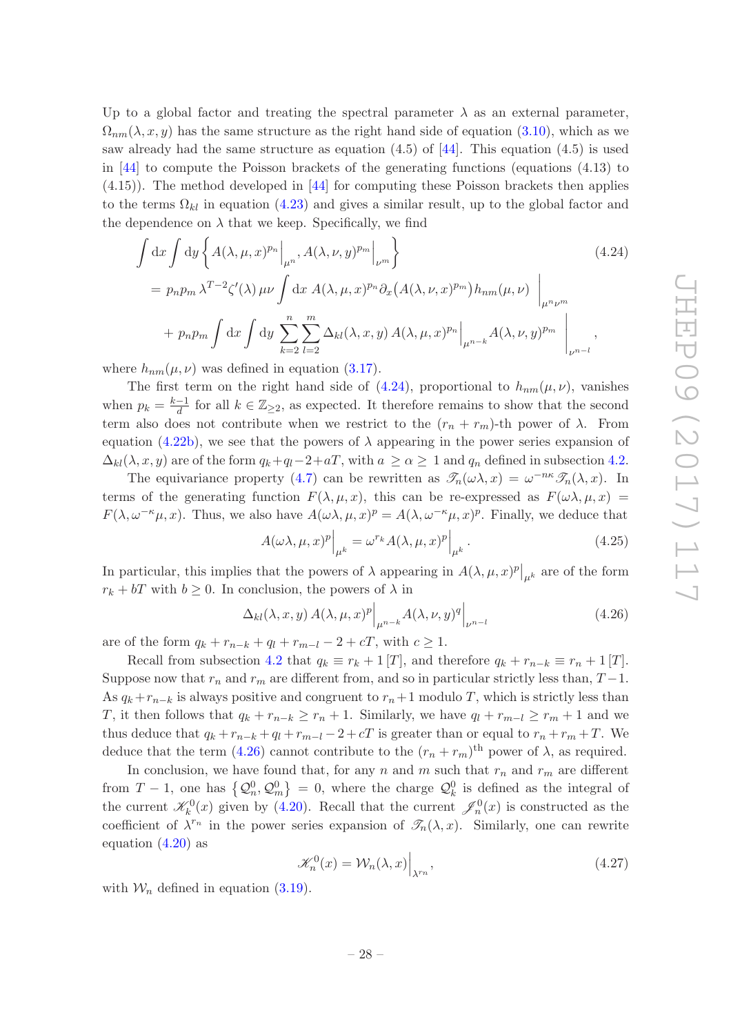Up to a global factor and treating the spectral parameter $\lambda$ as an external parameter, $\Omega_{nm}(\lambda, x, y)$ has the same structure as the right hand side of equation (3.10), which as we saw already had the same structure as equation (4.5) of [44]. This equation (4.5) is used in [44] to compute the Poisson brackets of the generating functions (equations (4.13) to (4.15)). The method developed in [44] for computing these Poisson brackets then applies to the terms $\Omega_{kl}$ in equation (4.23) and gives a similar result, up to the global factor and the dependence on $\lambda$ that we keep. Specifically, we find

$$
\begin{aligned}
&\int \mathrm{d}x \int \mathrm{d}y \left\{ A(\lambda,\mu,x)^{p_n}\Big|_{\mu^n}, A(\lambda,\nu,y)^{p_m}\Big|_{\nu^m} \right\} \\
&= p_n p_m \, \lambda^{T-2} \zeta'(\lambda)\, \mu\nu \int \mathrm{d}x \; A(\lambda,\mu,x)^{p_n} \partial_x\big(A(\lambda,\nu,x)^{p_m}\big) h_{nm}(\mu,\nu) \; \Big|_{\mu^n \nu^m} \\
&\quad + p_n p_m \int \mathrm{d}x \int \mathrm{d}y \; \sum_{k=2}^{n} \sum_{l=2}^{m} \Delta_{kl}(\lambda,x,y)\, A(\lambda,\mu,x)^{p_n}\Big|_{\mu^{n-k}} A(\lambda,\nu,y)^{p_m} \; \Big|_{\nu^{n-l}} ,
\end{aligned}
\tag{4.24}
$$

where $h_{nm}(\mu,\nu)$ was defined in equation (3.17).

The first term on the right hand side of (4.24), proportional to $h_{nm}(\mu,\nu)$, vanishes when $p_k = \frac{k-1}{d}$ for all $k \in \mathbb{Z}_{\geq 2}$, as expected. It therefore remains to show that the second term also does not contribute when we restrict to the $(r_n + r_m)$-th power of $\lambda$. From equation (4.22b), we see that the powers of $\lambda$ appearing in the power series expansion of $\Delta_{kl}(\lambda, x, y)$ are of the form $q_k + q_l - 2 + aT$, with $a \geq \alpha \geq 1$ and $q_n$ defined in subsection 4.2.

The equivariance property (4.7) can be rewritten as $\mathscr{T}_n(\omega\lambda, x) = \omega^{-n\kappa}\mathscr{T}_n(\lambda, x)$. In terms of the generating function $F(\lambda, \mu, x)$, this can be re-expressed as $F(\omega\lambda, \mu, x) = F(\lambda, \omega^{-\kappa}\mu, x)$. Thus, we also have $A(\omega\lambda, \mu, x)^p = A(\lambda, \omega^{-\kappa}\mu, x)^p$. Finally, we deduce that

$$
A(\omega\lambda,\mu,x)^p\Big|_{\mu^k} = \omega^{r_k} A(\lambda,\mu,x)^p\Big|_{\mu^k} .
\tag{4.25}
$$

In particular, this implies that the powers of $\lambda$ appearing in $A(\lambda,\mu,x)^p\big|_{\mu^k}$ are of the form $r_k + bT$ with $b \geq 0$. In conclusion, the powers of $\lambda$ in

$$
\Delta_{kl}(\lambda,x,y)\, A(\lambda,\mu,x)^p\Big|_{\mu^{n-k}} A(\lambda,\nu,y)^q\Big|_{\nu^{n-l}}
\tag{4.26}
$$

are of the form $q_k + r_{n-k} + q_l + r_{m-l} - 2 + cT$, with $c \geq 1$.

Recall from subsection 4.2 that $q_k \equiv r_k + 1\,[T]$, and therefore $q_k + r_{n-k} \equiv r_n + 1\,[T]$. Suppose now that $r_n$ and $r_m$ are different from, and so in particular strictly less than, $T-1$. As $q_k + r_{n-k}$ is always positive and congruent to $r_n + 1$ modulo $T$, which is strictly less than $T$, it then follows that $q_k + r_{n-k} \geq r_n + 1$. Similarly, we have $q_l + r_{m-l} \geq r_m + 1$ and we thus deduce that $q_k + r_{n-k} + q_l + r_{m-l} - 2 + cT$ is greater than or equal to $r_n + r_m + T$. We deduce that the term (4.26) cannot contribute to the $(r_n + r_m)^{\text{th}}$ power of $\lambda$, as required.

In conclusion, we have found that, for any $n$ and $m$ such that $r_n$ and $r_m$ are different from $T-1$, one has $\left\{\mathcal{Q}^0_n, \mathcal{Q}^0_m\right\} = 0$, where the charge $\mathcal{Q}^0_k$ is defined as the integral of the current $\mathscr{K}^0_k(x)$ given by (4.20). Recall that the current $\mathscr{J}^0_n(x)$ is constructed as the coefficient of $\lambda^{r_n}$ in the power series expansion of $\mathscr{T}_n(\lambda, x)$. Similarly, one can rewrite equation (4.20) as

$$
\mathscr{K}^0_n(x) = \mathcal{W}_n(\lambda, x)\Big|_{\lambda^{r_n}},
\tag{4.27}
$$

with $\mathcal{W}_n$ defined in equation (3.19).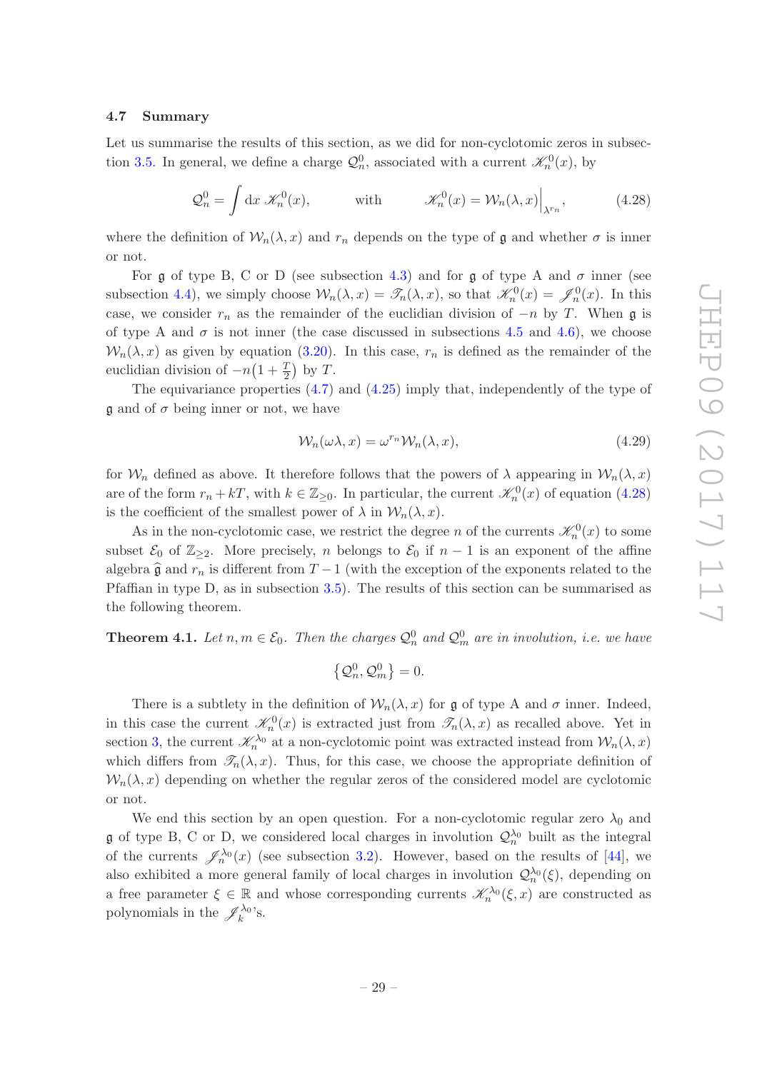### 4.7 Summary

Let us summarise the results of this section, as we did for non-cyclotomic zeros in subsection 3.5. In general, we define a charge $\mathcal{Q}^0_n$, associated with a current $\mathscr{K}^0_n(x)$, by

$$\mathcal{Q}^0_n = \int \mathrm{d}x \; \mathscr{K}^0_n(x), \qquad \text{with} \qquad \mathscr{K}^0_n(x) = \mathcal{W}_n(\lambda, x)\Big|_{\lambda^{r_n}}, \tag{4.28}$$

where the definition of $\mathcal{W}_n(\lambda, x)$ and $r_n$ depends on the type of $\mathfrak{g}$ and whether $\sigma$ is inner or not.

For $\mathfrak{g}$ of type B, C or D (see subsection 4.3) and for $\mathfrak{g}$ of type A and $\sigma$ inner (see subsection 4.4), we simply choose $\mathcal{W}_n(\lambda, x) = \mathscr{T}_n(\lambda, x)$, so that $\mathscr{K}^0_n(x) = \mathscr{J}^0_n(x)$. In this case, we consider $r_n$ as the remainder of the euclidian division of $-n$ by $T$. When $\mathfrak{g}$ is of type A and $\sigma$ is not inner (the case discussed in subsections 4.5 and 4.6), we choose $\mathcal{W}_n(\lambda, x)$ as given by equation (3.20). In this case, $r_n$ is defined as the remainder of the euclidian division of $-n\big(1 + \frac{T}{2}\big)$ by $T$.

The equivariance properties (4.7) and (4.25) imply that, independently of the type of $\mathfrak{g}$ and of $\sigma$ being inner or not, we have

$$\mathcal{W}_n(\omega\lambda, x) = \omega^{r_n} \mathcal{W}_n(\lambda, x), \tag{4.29}$$

for $\mathcal{W}_n$ defined as above. It therefore follows that the powers of $\lambda$ appearing in $\mathcal{W}_n(\lambda, x)$ are of the form $r_n + kT$, with $k \in \mathbb{Z}_{\geq 0}$. In particular, the current $\mathscr{K}^0_n(x)$ of equation (4.28) is the coefficient of the smallest power of $\lambda$ in $\mathcal{W}_n(\lambda, x)$.

As in the non-cyclotomic case, we restrict the degree $n$ of the currents $\mathscr{K}^0_n(x)$ to some subset $\mathcal{E}_0$ of $\mathbb{Z}_{\geq 2}$. More precisely, $n$ belongs to $\mathcal{E}_0$ if $n-1$ is an exponent of the affine algebra $\widehat{\mathfrak{g}}$ and $r_n$ is different from $T-1$ (with the exception of the exponents related to the Pfaffian in type D, as in subsection 3.5). The results of this section can be summarised as the following theorem.

**Theorem 4.1.** *Let $n, m \in \mathcal{E}_0$. Then the charges $\mathcal{Q}^0_n$ and $\mathcal{Q}^0_m$ are in involution, i.e. we have*

$$\big\{\mathcal{Q}^0_n, \mathcal{Q}^0_m\big\} = 0.$$

There is a subtlety in the definition of $\mathcal{W}_n(\lambda, x)$ for $\mathfrak{g}$ of type A and $\sigma$ inner. Indeed, in this case the current $\mathscr{K}^0_n(x)$ is extracted just from $\mathscr{T}_n(\lambda, x)$ as recalled above. Yet in section 3, the current $\mathscr{K}^{\lambda_0}_n$ at a non-cyclotomic point was extracted instead from $\mathcal{W}_n(\lambda, x)$ which differs from $\mathscr{T}_n(\lambda, x)$. Thus, for this case, we choose the appropriate definition of $\mathcal{W}_n(\lambda, x)$ depending on whether the regular zeros of the considered model are cyclotomic or not.

We end this section by an open question. For a non-cyclotomic regular zero $\lambda_0$ and $\mathfrak{g}$ of type B, C or D, we considered local charges in involution $\mathcal{Q}^{\lambda_0}_n$ built as the integral of the currents $\mathscr{J}^{\lambda_0}_n(x)$ (see subsection 3.2). However, based on the results of [44], we also exhibited a more general family of local charges in involution $\mathcal{Q}^{\lambda_0}_n(\xi)$, depending on a free parameter $\xi \in \mathbb{R}$ and whose corresponding currents $\mathscr{K}^{\lambda_0}_n(\xi, x)$ are constructed as polynomials in the $\mathscr{J}^{\lambda_0}_k$'s.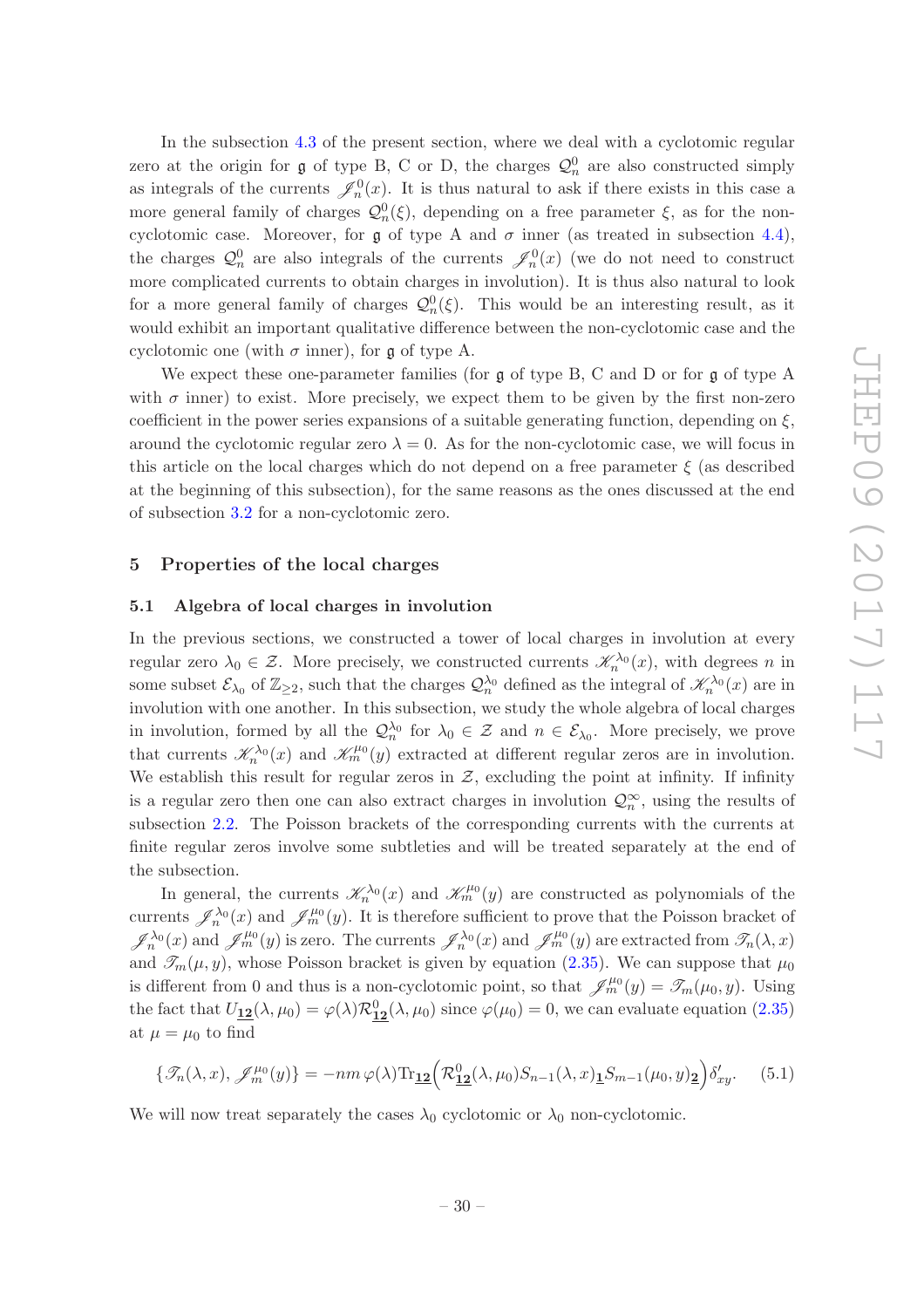In the subsection 4.3 of the present section, where we deal with a cyclotomic regular zero at the origin for $\mathfrak{g}$ of type B, C or D, the charges $\mathcal{Q}^0_n$ are also constructed simply as integrals of the currents $\mathscr{J}^0_n(x)$. It is thus natural to ask if there exists in this case a more general family of charges $\mathcal{Q}^0_n(\xi)$, depending on a free parameter $\xi$, as for the non-cyclotomic case. Moreover, for $\mathfrak{g}$ of type A and $\sigma$ inner (as treated in subsection 4.4), the charges $\mathcal{Q}^0_n$ are also integrals of the currents $\mathscr{J}^0_n(x)$ (we do not need to construct more complicated currents to obtain charges in involution). It is thus also natural to look for a more general family of charges $\mathcal{Q}^0_n(\xi)$. This would be an interesting result, as it would exhibit an important qualitative difference between the non-cyclotomic case and the cyclotomic one (with $\sigma$ inner), for $\mathfrak{g}$ of type A.

We expect these one-parameter families (for $\mathfrak{g}$ of type B, C and D or for $\mathfrak{g}$ of type A with $\sigma$ inner) to exist. More precisely, we expect them to be given by the first non-zero coefficient in the power series expansions of a suitable generating function, depending on $\xi$, around the cyclotomic regular zero $\lambda = 0$. As for the non-cyclotomic case, we will focus in this article on the local charges which do not depend on a free parameter $\xi$ (as described at the beginning of this subsection), for the same reasons as the ones discussed at the end of subsection 3.2 for a non-cyclotomic zero.

## 5 Properties of the local charges

### 5.1 Algebra of local charges in involution

In the previous sections, we constructed a tower of local charges in involution at every regular zero $\lambda_0 \in \mathcal{Z}$. More precisely, we constructed currents $\mathscr{K}^{\lambda_0}_n(x)$, with degrees $n$ in some subset $\mathcal{E}_{\lambda_0}$ of $\mathbb{Z}_{\geq 2}$, such that the charges $\mathcal{Q}^{\lambda_0}_n$ defined as the integral of $\mathscr{K}^{\lambda_0}_n(x)$ are in involution with one another. In this subsection, we study the whole algebra of local charges in involution, formed by all the $\mathcal{Q}^{\lambda_0}_n$ for $\lambda_0 \in \mathcal{Z}$ and $n \in \mathcal{E}_{\lambda_0}$. More precisely, we prove that currents $\mathscr{K}^{\lambda_0}_n(x)$ and $\mathscr{K}^{\mu_0}_m(y)$ extracted at different regular zeros are in involution. We establish this result for regular zeros in $\mathcal{Z}$, excluding the point at infinity. If infinity is a regular zero then one can also extract charges in involution $\mathcal{Q}^\infty_n$, using the results of subsection 2.2. The Poisson brackets of the corresponding currents with the currents at finite regular zeros involve some subtleties and will be treated separately at the end of the subsection.

In general, the currents $\mathscr{K}^{\lambda_0}_n(x)$ and $\mathscr{K}^{\mu_0}_m(y)$ are constructed as polynomials of the currents $\mathscr{J}^{\lambda_0}_n(x)$ and $\mathscr{J}^{\mu_0}_m(y)$. It is therefore sufficient to prove that the Poisson bracket of $\mathscr{J}^{\lambda_0}_n(x)$ and $\mathscr{J}^{\mu_0}_m(y)$ is zero. The currents $\mathscr{J}^{\lambda_0}_n(x)$ and $\mathscr{J}^{\mu_0}_m(y)$ are extracted from $\mathscr{T}_n(\lambda, x)$ and $\mathscr{T}_m(\mu, y)$, whose Poisson bracket is given by equation (2.35). We can suppose that $\mu_0$ is different from 0 and thus is a non-cyclotomic point, so that $\mathscr{J}^{\mu_0}_m(y) = \mathscr{T}_m(\mu_0, y)$. Using the fact that $U_{\underline{\mathbf{12}}}(\lambda, \mu_0) = \varphi(\lambda)\mathcal{R}^0_{\underline{\mathbf{12}}}(\lambda, \mu_0)$ since $\varphi(\mu_0) = 0$, we can evaluate equation (2.35) at $\mu = \mu_0$ to find

$$\{\mathscr{T}_n(\lambda, x), \mathscr{J}^{\mu_0}_m(y)\} = -nm\,\varphi(\lambda)\mathrm{Tr}_{\underline{\mathbf{12}}}\Big(\mathcal{R}^0_{\underline{\mathbf{12}}}(\lambda, \mu_0) S_{n-1}(\lambda, x)_{\underline{\mathbf{1}}} S_{m-1}(\mu_0, y)_{\underline{\mathbf{2}}}\Big)\delta'_{xy}. \tag{5.1}$$

We will now treat separately the cases $\lambda_0$ cyclotomic or $\lambda_0$ non-cyclotomic.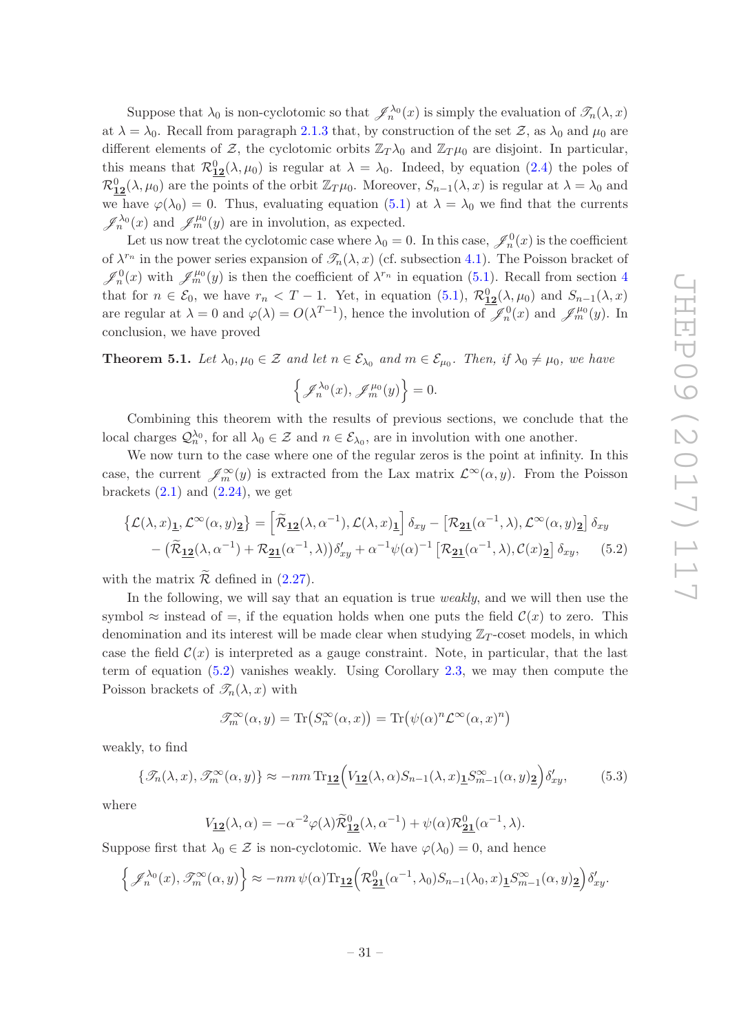Suppose that $\lambda_0$ is non-cyclotomic so that $\mathscr{J}_n^{\lambda_0}(x)$ is simply the evaluation of $\mathscr{T}_n(\lambda, x)$ at $\lambda = \lambda_0$. Recall from paragraph 2.1.3 that, by construction of the set $\mathcal{Z}$, as $\lambda_0$ and $\mu_0$ are different elements of $\mathcal{Z}$, the cyclotomic orbits $\mathbb{Z}_T\lambda_0$ and $\mathbb{Z}_T\mu_0$ are disjoint. In particular, this means that $\mathcal{R}^0_{\underline{\mathbf{12}}}(\lambda, \mu_0)$ is regular at $\lambda = \lambda_0$. Indeed, by equation (2.4) the poles of $\mathcal{R}^0_{\underline{\mathbf{12}}}(\lambda, \mu_0)$ are the points of the orbit $\mathbb{Z}_T\mu_0$. Moreover, $S_{n-1}(\lambda, x)$ is regular at $\lambda = \lambda_0$ and we have $\varphi(\lambda_0) = 0$. Thus, evaluating equation (5.1) at $\lambda = \lambda_0$ we find that the currents $\mathscr{J}_n^{\lambda_0}(x)$ and $\mathscr{J}_m^{\mu_0}(y)$ are in involution, as expected.

Let us now treat the cyclotomic case where $\lambda_0 = 0$. In this case, $\mathscr{J}_n^0(x)$ is the coefficient of $\lambda^{r_n}$ in the power series expansion of $\mathscr{T}_n(\lambda, x)$ (cf. subsection 4.1). The Poisson bracket of $\mathscr{J}_n^0(x)$ with $\mathscr{J}_m^{\mu_0}(y)$ is then the coefficient of $\lambda^{r_n}$ in equation (5.1). Recall from section 4 that for $n \in \mathcal{E}_0$, we have $r_n < T-1$. Yet, in equation (5.1), $\mathcal{R}^0_{\underline{\mathbf{12}}}(\lambda, \mu_0)$ and $S_{n-1}(\lambda, x)$ are regular at $\lambda = 0$ and $\varphi(\lambda) = O(\lambda^{T-1})$, hence the involution of $\mathscr{J}_n^0(x)$ and $\mathscr{J}_m^{\mu_0}(y)$. In conclusion, we have proved

**Theorem 5.1.** *Let $\lambda_0, \mu_0 \in \mathcal{Z}$ and let $n \in \mathcal{E}_{\lambda_0}$ and $m \in \mathcal{E}_{\mu_0}$. Then, if $\lambda_0 \neq \mu_0$, we have*

$$\left\{ \mathscr{J}_n^{\lambda_0}(x), \mathscr{J}_m^{\mu_0}(y) \right\} = 0.$$

Combining this theorem with the results of previous sections, we conclude that the local charges $\mathcal{Q}_n^{\lambda_0}$, for all $\lambda_0 \in \mathcal{Z}$ and $n \in \mathcal{E}_{\lambda_0}$, are in involution with one another.

We now turn to the case where one of the regular zeros is the point at infinity. In this case, the current $\mathscr{J}_m^{\infty}(y)$ is extracted from the Lax matrix $\mathcal{L}^{\infty}(\alpha, y)$. From the Poisson brackets (2.1) and (2.24), we get

$$\begin{aligned}
\left\{ \mathcal{L}(\lambda, x)_{\underline{\mathbf{1}}}, \mathcal{L}^{\infty}(\alpha, y)_{\underline{\mathbf{2}}} \right\} &= \left[ \widetilde{\mathcal{R}}_{\underline{\mathbf{12}}}(\lambda, \alpha^{-1}), \mathcal{L}(\lambda, x)_{\underline{\mathbf{1}}} \right] \delta_{xy} - \left[ \mathcal{R}_{\underline{\mathbf{21}}}(\alpha^{-1}, \lambda), \mathcal{L}^{\infty}(\alpha, y)_{\underline{\mathbf{2}}} \right] \delta_{xy} \\
&- \left( \widetilde{\mathcal{R}}_{\underline{\mathbf{12}}}(\lambda, \alpha^{-1}) + \mathcal{R}_{\underline{\mathbf{21}}}(\alpha^{-1}, \lambda) \right) \delta'_{xy} + \alpha^{-1} \psi(\alpha)^{-1} \left[ \mathcal{R}_{\underline{\mathbf{21}}}(\alpha^{-1}, \lambda), \mathcal{C}(x)_{\underline{\mathbf{2}}} \right] \delta_{xy}, \qquad (5.2)
\end{aligned}$$

with the matrix $\widetilde{\mathcal{R}}$ defined in (2.27).

In the following, we will say that an equation is true *weakly*, and we will then use the symbol $\approx$ instead of $=$, if the equation holds when one puts the field $\mathcal{C}(x)$ to zero. This denomination and its interest will be made clear when studying $\mathbb{Z}_T$-coset models, in which case the field $\mathcal{C}(x)$ is interpreted as a gauge constraint. Note, in particular, that the last term of equation (5.2) vanishes weakly. Using Corollary 2.3, we may then compute the Poisson brackets of $\mathscr{T}_n(\lambda, x)$ with

$$\mathscr{T}_m^{\infty}(\alpha, y) = \mathrm{Tr}\big( S_n^{\infty}(\alpha, x) \big) = \mathrm{Tr}\big( \psi(\alpha)^n \mathcal{L}^{\infty}(\alpha, x)^n \big)$$

weakly, to find

$$\left\{ \mathscr{T}_n(\lambda, x), \mathscr{T}_m^{\infty}(\alpha, y) \right\} \approx -nm \, \mathrm{Tr}_{\underline{\mathbf{12}}} \Big( V_{\underline{\mathbf{12}}}(\lambda, \alpha) S_{n-1}(\lambda, x)_{\underline{\mathbf{1}}} S_{m-1}^{\infty}(\alpha, y)_{\underline{\mathbf{2}}} \Big) \delta'_{xy}, \qquad (5.3)$$

where

$$V_{\underline{\mathbf{12}}}(\lambda, \alpha) = -\alpha^{-2} \varphi(\lambda) \widetilde{\mathcal{R}}^0_{\underline{\mathbf{12}}}(\lambda, \alpha^{-1}) + \psi(\alpha) \mathcal{R}^0_{\underline{\mathbf{21}}}(\alpha^{-1}, \lambda).$$

Suppose first that $\lambda_0 \in \mathcal{Z}$ is non-cyclotomic. We have $\varphi(\lambda_0) = 0$, and hence

$$\left\{ \mathscr{J}_n^{\lambda_0}(x), \mathscr{T}_m^{\infty}(\alpha, y) \right\} \approx -nm \, \psi(\alpha) \mathrm{Tr}_{\underline{\mathbf{12}}} \Big( \mathcal{R}^0_{\underline{\mathbf{21}}}(\alpha^{-1}, \lambda_0) S_{n-1}(\lambda_0, x)_{\underline{\mathbf{1}}} S_{m-1}^{\infty}(\alpha, y)_{\underline{\mathbf{2}}} \Big) \delta'_{xy}.$$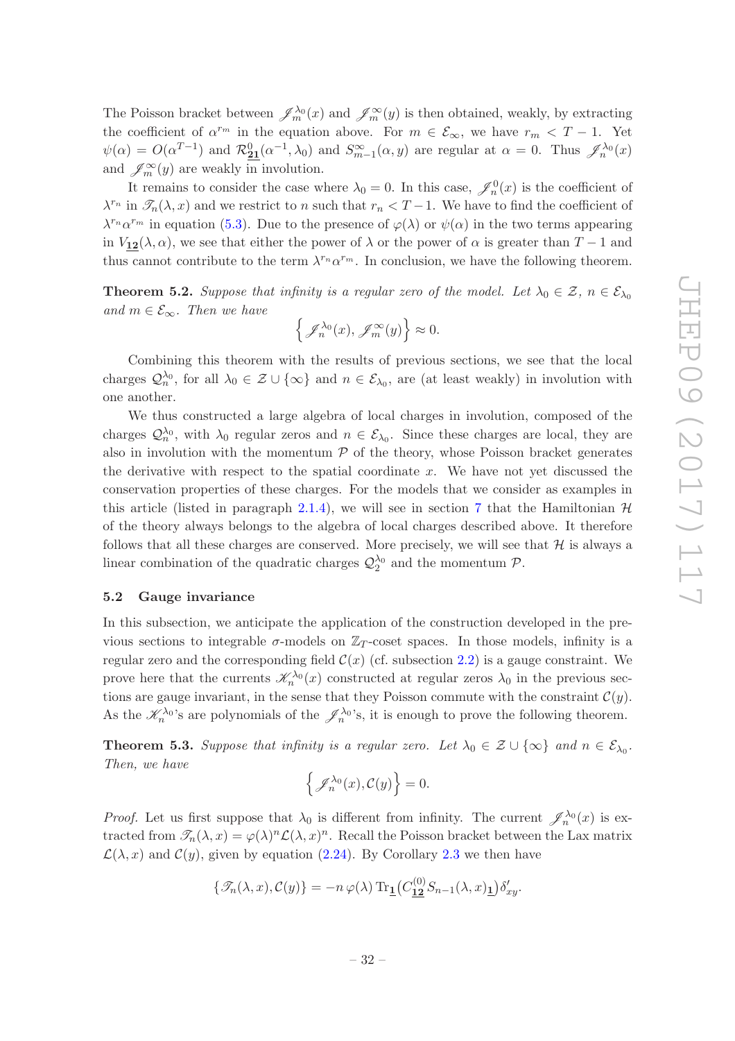The Poisson bracket between $\mathscr{J}^{\lambda_0}_m(x)$ and $\mathscr{J}^{\infty}_m(y)$ is then obtained, weakly, by extracting the coefficient of $\alpha^{r_m}$ in the equation above. For $m \in \mathcal{E}_\infty$, we have $r_m < T-1$. Yet $\psi(\alpha) = O(\alpha^{T-1})$ and $\mathcal{R}^0_{\underline{\mathbf{21}}}(\alpha^{-1},\lambda_0)$ and $S^{\infty}_{m-1}(\alpha,y)$ are regular at $\alpha = 0$. Thus $\mathscr{J}^{\lambda_0}_n(x)$ and $\mathscr{J}^{\infty}_m(y)$ are weakly in involution.

It remains to consider the case where $\lambda_0 = 0$. In this case, $\mathscr{J}^0_n(x)$ is the coefficient of $\lambda^{r_n}$ in $\mathscr{T}_n(\lambda,x)$ and we restrict to $n$ such that $r_n < T-1$. We have to find the coefficient of $\lambda^{r_n}\alpha^{r_m}$ in equation (5.3). Due to the presence of $\varphi(\lambda)$ or $\psi(\alpha)$ in the two terms appearing in $V_{\underline{\mathbf{12}}}(\lambda,\alpha)$, we see that either the power of $\lambda$ or the power of $\alpha$ is greater than $T-1$ and thus cannot contribute to the term $\lambda^{r_n}\alpha^{r_m}$. In conclusion, we have the following theorem.

**Theorem 5.2.** *Suppose that infinity is a regular zero of the model. Let $\lambda_0 \in \mathcal{Z}$, $n \in \mathcal{E}_{\lambda_0}$ and $m \in \mathcal{E}_\infty$. Then we have*

$$\left\{ \mathscr{J}^{\lambda_0}_n(x), \mathscr{J}^{\infty}_m(y) \right\} \approx 0.$$

Combining this theorem with the results of previous sections, we see that the local charges $\mathcal{Q}^{\lambda_0}_n$, for all $\lambda_0 \in \mathcal{Z} \cup \{\infty\}$ and $n \in \mathcal{E}_{\lambda_0}$, are (at least weakly) in involution with one another.

We thus constructed a large algebra of local charges in involution, composed of the charges $\mathcal{Q}^{\lambda_0}_n$, with $\lambda_0$ regular zeros and $n \in \mathcal{E}_{\lambda_0}$. Since these charges are local, they are also in involution with the momentum $\mathcal{P}$ of the theory, whose Poisson bracket generates the derivative with respect to the spatial coordinate $x$. We have not yet discussed the conservation properties of these charges. For the models that we consider as examples in this article (listed in paragraph 2.1.4), we will see in section 7 that the Hamiltonian $\mathcal{H}$ of the theory always belongs to the algebra of local charges described above. It therefore follows that all these charges are conserved. More precisely, we will see that $\mathcal{H}$ is always a linear combination of the quadratic charges $\mathcal{Q}^{\lambda_0}_2$ and the momentum $\mathcal{P}$.

### 5.2 Gauge invariance

In this subsection, we anticipate the application of the construction developed in the previous sections to integrable $\sigma$-models on $\mathbb{Z}_T$-coset spaces. In those models, infinity is a regular zero and the corresponding field $\mathcal{C}(x)$ (cf. subsection 2.2) is a gauge constraint. We prove here that the currents $\mathscr{K}^{\lambda_0}_n(x)$ constructed at regular zeros $\lambda_0$ in the previous sections are gauge invariant, in the sense that they Poisson commute with the constraint $\mathcal{C}(y)$. As the $\mathscr{K}^{\lambda_0}_n$'s are polynomials of the $\mathscr{J}^{\lambda_0}_n$'s, it is enough to prove the following theorem.

**Theorem 5.3.** *Suppose that infinity is a regular zero. Let $\lambda_0 \in \mathcal{Z} \cup \{\infty\}$ and $n \in \mathcal{E}_{\lambda_0}$. Then, we have*

$$\left\{ \mathscr{J}^{\lambda_0}_n(x), \mathcal{C}(y) \right\} = 0.$$

*Proof.* Let us first suppose that $\lambda_0$ is different from infinity. The current $\mathscr{J}^{\lambda_0}_n(x)$ is extracted from $\mathscr{T}_n(\lambda,x) = \varphi(\lambda)^n \mathcal{L}(\lambda,x)^n$. Recall the Poisson bracket between the Lax matrix $\mathcal{L}(\lambda,x)$ and $\mathcal{C}(y)$, given by equation (2.24). By Corollary 2.3 we then have

$$\{\mathscr{T}_n(\lambda,x), \mathcal{C}(y)\} = -n\,\varphi(\lambda)\,\mathrm{Tr}_{\underline{\mathbf{1}}}\big(C^{(0)}_{\underline{\mathbf{12}}} S_{n-1}(\lambda,x)_{\underline{\mathbf{1}}}\big)\delta'_{xy}.$$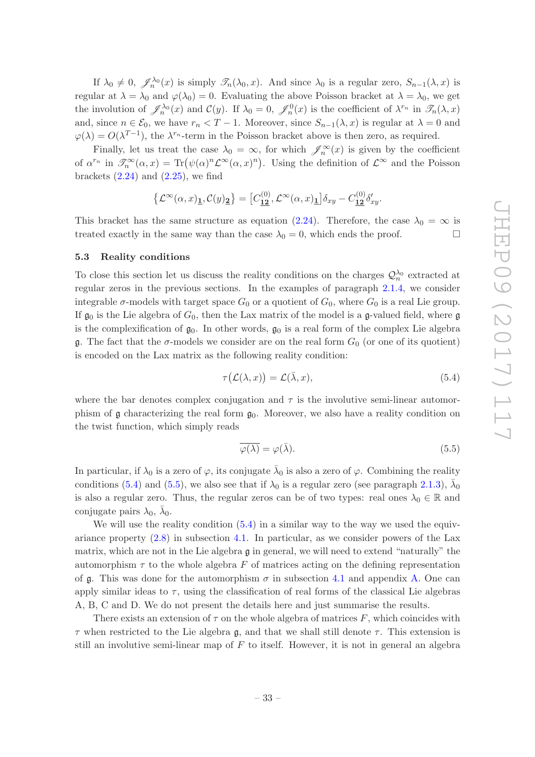If $\lambda_0 \neq 0$, $\mathscr{J}_n^{\lambda_0}(x)$ is simply $\mathscr{T}_n(\lambda_0, x)$. And since $\lambda_0$ is a regular zero, $S_{n-1}(\lambda, x)$ is regular at $\lambda = \lambda_0$ and $\varphi(\lambda_0) = 0$. Evaluating the above Poisson bracket at $\lambda = \lambda_0$, we get the involution of $\mathscr{J}_n^{\lambda_0}(x)$ and $\mathcal{C}(y)$. If $\lambda_0 = 0$, $\mathscr{J}_n^0(x)$ is the coefficient of $\lambda^{r_n}$ in $\mathscr{T}_n(\lambda, x)$ and, since $n \in \mathcal{E}_0$, we have $r_n < T - 1$. Moreover, since $S_{n-1}(\lambda, x)$ is regular at $\lambda = 0$ and $\varphi(\lambda) = O(\lambda^{T-1})$, the $\lambda^{r_n}$-term in the Poisson bracket above is then zero, as required.

Finally, let us treat the case $\lambda_0 = \infty$, for which $\mathscr{J}_n^\infty(x)$ is given by the coefficient of $\alpha^{r_n}$ in $\mathscr{T}_n^\infty(\alpha, x) = \text{Tr}\big(\psi(\alpha)^n \mathcal{L}^\infty(\alpha, x)^n\big)$. Using the definition of $\mathcal{L}^\infty$ and the Poisson brackets (2.24) and (2.25), we find

$$\big\{\mathcal{L}^\infty(\alpha, x)_{\mathbf{\underline{1}}}, \mathcal{C}(y)_{\mathbf{\underline{2}}}\big\} = \big[C^{(0)}_{\mathbf{\underline{12}}}, \mathcal{L}^\infty(\alpha, x)_{\mathbf{\underline{1}}}\big]\delta_{xy} - C^{(0)}_{\mathbf{\underline{12}}}\delta'_{xy}.$$

This bracket has the same structure as equation (2.24). Therefore, the case $\lambda_0 = \infty$ is treated exactly in the same way than the case $\lambda_0 = 0$, which ends the proof. □

### 5.3 Reality conditions

To close this section let us discuss the reality conditions on the charges $\mathcal{Q}_n^{\lambda_0}$ extracted at regular zeros in the previous sections. In the examples of paragraph 2.1.4, we consider integrable $\sigma$-models with target space $G_0$ or a quotient of $G_0$, where $G_0$ is a real Lie group. If $\mathfrak{g}_0$ is the Lie algebra of $G_0$, then the Lax matrix of the model is a $\mathfrak{g}$-valued field, where $\mathfrak{g}$ is the complexification of $\mathfrak{g}_0$. In other words, $\mathfrak{g}_0$ is a real form of the complex Lie algebra $\mathfrak{g}$. The fact that the $\sigma$-models we consider are on the real form $G_0$ (or one of its quotient) is encoded on the Lax matrix as the following reality condition:

$$\tau\big(\mathcal{L}(\lambda, x)\big) = \mathcal{L}(\bar{\lambda}, x), \tag{5.4}$$

where the bar denotes complex conjugation and $\tau$ is the involutive semi-linear automorphism of $\mathfrak{g}$ characterizing the real form $\mathfrak{g}_0$. Moreover, we also have a reality condition on the twist function, which simply reads

$$\overline{\varphi(\lambda)} = \varphi(\bar{\lambda}). \tag{5.5}$$

In particular, if $\lambda_0$ is a zero of $\varphi$, its conjugate $\bar{\lambda}_0$ is also a zero of $\varphi$. Combining the reality conditions (5.4) and (5.5), we also see that if $\lambda_0$ is a regular zero (see paragraph 2.1.3), $\bar{\lambda}_0$ is also a regular zero. Thus, the regular zeros can be of two types: real ones $\lambda_0 \in \mathbb{R}$ and conjugate pairs $\lambda_0$, $\bar{\lambda}_0$.

We will use the reality condition (5.4) in a similar way to the way we used the equivariance property (2.8) in subsection 4.1. In particular, as we consider powers of the Lax matrix, which are not in the Lie algebra $\mathfrak{g}$ in general, we will need to extend "naturally" the automorphism $\tau$ to the whole algebra $F$ of matrices acting on the defining representation of $\mathfrak{g}$. This was done for the automorphism $\sigma$ in subsection 4.1 and appendix A. One can apply similar ideas to $\tau$, using the classification of real forms of the classical Lie algebras A, B, C and D. We do not present the details here and just summarise the results.

There exists an extension of $\tau$ on the whole algebra of matrices $F$, which coincides with $\tau$ when restricted to the Lie algebra $\mathfrak{g}$, and that we shall still denote $\tau$. This extension is still an involutive semi-linear map of $F$ to itself. However, it is not in general an algebra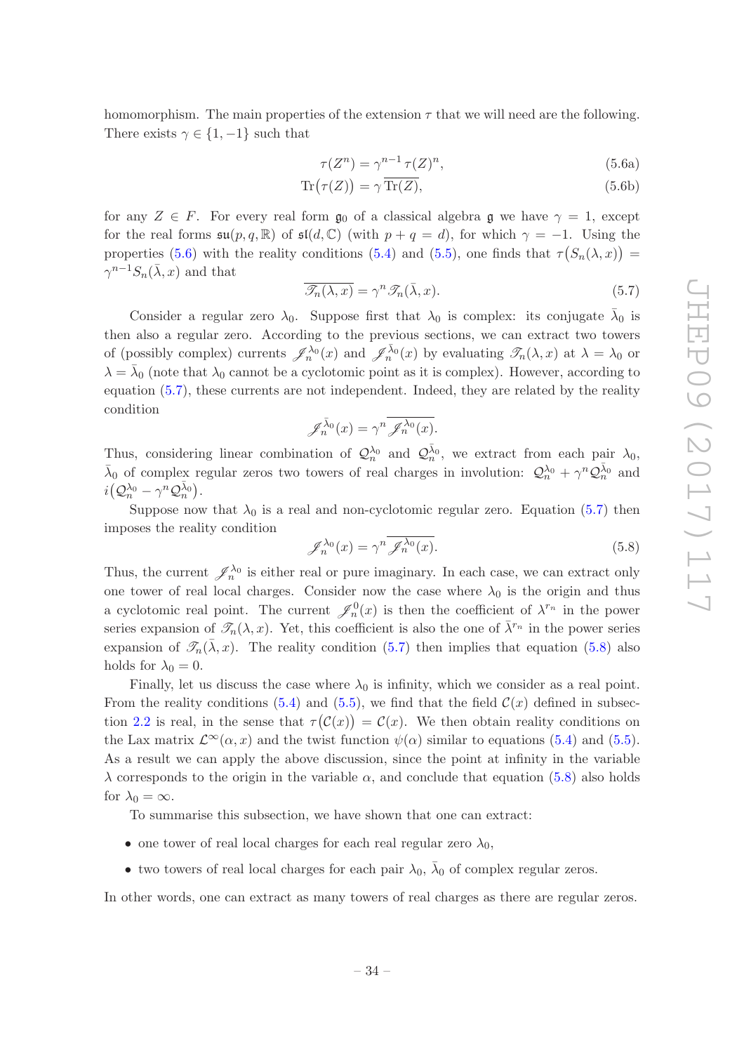homomorphism. The main properties of the extension $\tau$ that we will need are the following. There exists $\gamma \in \{1, -1\}$ such that

$$\tau(Z^n) = \gamma^{n-1}\, \tau(Z)^n, \tag{5.6a}$$

$$\operatorname{Tr}\bigl(\tau(Z)\bigr) = \gamma\, \overline{\operatorname{Tr}(Z)}, \tag{5.6b}$$

for any $Z \in F$. For every real form $\mathfrak{g}_0$ of a classical algebra $\mathfrak{g}$ we have $\gamma = 1$, except for the real forms $\mathfrak{su}(p,q,\mathbb{R})$ of $\mathfrak{sl}(d,\mathbb{C})$ (with $p+q=d$), for which $\gamma=-1$. Using the properties (5.6) with the reality conditions (5.4) and (5.5), one finds that $\tau\bigl(S_n(\lambda,x)\bigr) = \gamma^{n-1} S_n(\bar\lambda, x)$ and that

$$\overline{\mathscr{T}_n(\lambda,x)} = \gamma^n\, \mathscr{T}_n(\bar\lambda,x). \tag{5.7}$$

Consider a regular zero $\lambda_0$. Suppose first that $\lambda_0$ is complex: its conjugate $\bar\lambda_0$ is then also a regular zero. According to the previous sections, we can extract two towers of (possibly complex) currents $\mathscr{J}_n^{\lambda_0}(x)$ and $\mathscr{J}_n^{\bar\lambda_0}(x)$ by evaluating $\mathscr{T}_n(\lambda,x)$ at $\lambda=\lambda_0$ or $\lambda=\bar\lambda_0$ (note that $\lambda_0$ cannot be a cyclotomic point as it is complex). However, according to equation (5.7), these currents are not independent. Indeed, they are related by the reality condition

$$\mathscr{J}_n^{\bar\lambda_0}(x) = \gamma^n\, \overline{\mathscr{J}_n^{\lambda_0}(x)}.$$

Thus, considering linear combination of $\mathcal{Q}_n^{\lambda_0}$ and $\mathcal{Q}_n^{\bar\lambda_0}$, we extract from each pair $\lambda_0$, $\bar\lambda_0$ of complex regular zeros two towers of real charges in involution: $\mathcal{Q}_n^{\lambda_0} + \gamma^n \mathcal{Q}_n^{\bar\lambda_0}$ and $i\bigl(\mathcal{Q}_n^{\lambda_0} - \gamma^n \mathcal{Q}_n^{\bar\lambda_0}\bigr)$.

Suppose now that $\lambda_0$ is a real and non-cyclotomic regular zero. Equation (5.7) then imposes the reality condition

$$\mathscr{J}_n^{\lambda_0}(x) = \gamma^n\, \overline{\mathscr{J}_n^{\lambda_0}(x)}. \tag{5.8}$$

Thus, the current $\mathscr{J}_n^{\lambda_0}$ is either real or pure imaginary. In each case, we can extract only one tower of real local charges. Consider now the case where $\lambda_0$ is the origin and thus a cyclotomic real point. The current $\mathscr{J}_n^{0}(x)$ is then the coefficient of $\lambda^{r_n}$ in the power series expansion of $\mathscr{T}_n(\lambda,x)$. Yet, this coefficient is also the one of $\bar\lambda^{r_n}$ in the power series expansion of $\mathscr{T}_n(\bar\lambda,x)$. The reality condition (5.7) then implies that equation (5.8) also holds for $\lambda_0=0$.

Finally, let us discuss the case where $\lambda_0$ is infinity, which we consider as a real point. From the reality conditions (5.4) and (5.5), we find that the field $\mathcal{C}(x)$ defined in subsection 2.2 is real, in the sense that $\tau\bigl(\mathcal{C}(x)\bigr) = \mathcal{C}(x)$. We then obtain reality conditions on the Lax matrix $\mathcal{L}^\infty(\alpha,x)$ and the twist function $\psi(\alpha)$ similar to equations (5.4) and (5.5). As a result we can apply the above discussion, since the point at infinity in the variable $\lambda$ corresponds to the origin in the variable $\alpha$, and conclude that equation (5.8) also holds for $\lambda_0=\infty$.

To summarise this subsection, we have shown that one can extract:

- one tower of real local charges for each real regular zero $\lambda_0$,
- two towers of real local charges for each pair $\lambda_0$, $\bar\lambda_0$ of complex regular zeros.

In other words, one can extract as many towers of real charges as there are regular zeros.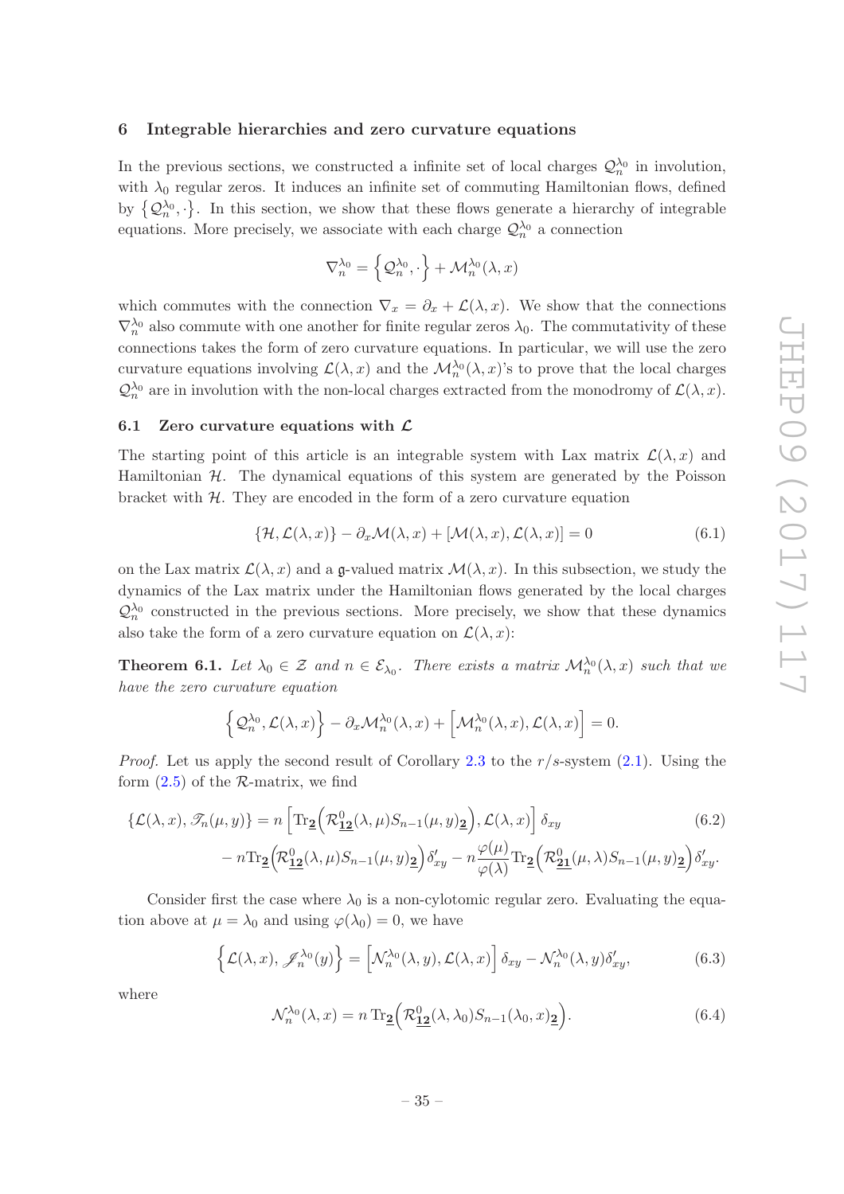# 6 Integrable hierarchies and zero curvature equations

In the previous sections, we constructed a infinite set of local charges $\mathcal{Q}_n^{\lambda_0}$ in involution, with $\lambda_0$ regular zeros. It induces an infinite set of commuting Hamiltonian flows, defined by $\left\{\mathcal{Q}_n^{\lambda_0},\cdot\right\}$. In this section, we show that these flows generate a hierarchy of integrable equations. More precisely, we associate with each charge $\mathcal{Q}_n^{\lambda_0}$ a connection

$$\nabla_n^{\lambda_0} = \left\{\mathcal{Q}_n^{\lambda_0},\cdot\right\} + \mathcal{M}_n^{\lambda_0}(\lambda,x)$$

which commutes with the connection $\nabla_x = \partial_x + \mathcal{L}(\lambda,x)$. We show that the connections $\nabla_n^{\lambda_0}$ also commute with one another for finite regular zeros $\lambda_0$. The commutativity of these connections takes the form of zero curvature equations. In particular, we will use the zero curvature equations involving $\mathcal{L}(\lambda,x)$ and the $\mathcal{M}_n^{\lambda_0}(\lambda,x)$'s to prove that the local charges $\mathcal{Q}_n^{\lambda_0}$ are in involution with the non-local charges extracted from the monodromy of $\mathcal{L}(\lambda,x)$.

## 6.1 Zero curvature equations with $\mathcal{L}$

The starting point of this article is an integrable system with Lax matrix $\mathcal{L}(\lambda,x)$ and Hamiltonian $\mathcal{H}$. The dynamical equations of this system are generated by the Poisson bracket with $\mathcal{H}$. They are encoded in the form of a zero curvature equation

$$\{\mathcal{H},\mathcal{L}(\lambda,x)\} - \partial_x\mathcal{M}(\lambda,x) + [\mathcal{M}(\lambda,x),\mathcal{L}(\lambda,x)] = 0 \tag{6.1}$$

on the Lax matrix $\mathcal{L}(\lambda,x)$ and a $\mathfrak{g}$-valued matrix $\mathcal{M}(\lambda,x)$. In this subsection, we study the dynamics of the Lax matrix under the Hamiltonian flows generated by the local charges $\mathcal{Q}_n^{\lambda_0}$ constructed in the previous sections. More precisely, we show that these dynamics also take the form of a zero curvature equation on $\mathcal{L}(\lambda,x)$:

**Theorem 6.1.** *Let $\lambda_0 \in \mathcal{Z}$ and $n \in \mathcal{E}_{\lambda_0}$. There exists a matrix $\mathcal{M}_n^{\lambda_0}(\lambda,x)$ such that we have the zero curvature equation*

$$\left\{\mathcal{Q}_n^{\lambda_0},\mathcal{L}(\lambda,x)\right\} - \partial_x\mathcal{M}_n^{\lambda_0}(\lambda,x) + \left[\mathcal{M}_n^{\lambda_0}(\lambda,x),\mathcal{L}(\lambda,x)\right] = 0.$$

*Proof.* Let us apply the second result of Corollary 2.3 to the $r/s$-system (2.1). Using the form (2.5) of the $\mathcal{R}$-matrix, we find

$$\begin{aligned}
\{\mathcal{L}(\lambda,x),\mathscr{T}_n(\mu,y)\} &= n\left[\mathrm{Tr}_{\underline{\mathbf{2}}}\Big(\mathcal{R}^0_{\underline{\mathbf{12}}}(\lambda,\mu)S_{n-1}(\mu,y)_{\underline{\mathbf{2}}}\Big),\mathcal{L}(\lambda,x)\right]\delta_{xy} \\
&\quad - n\mathrm{Tr}_{\underline{\mathbf{2}}}\Big(\mathcal{R}^0_{\underline{\mathbf{12}}}(\lambda,\mu)S_{n-1}(\mu,y)_{\underline{\mathbf{2}}}\Big)\delta'_{xy} - n\frac{\varphi(\mu)}{\varphi(\lambda)}\mathrm{Tr}_{\underline{\mathbf{2}}}\Big(\mathcal{R}^0_{\underline{\mathbf{21}}}(\mu,\lambda)S_{n-1}(\mu,y)_{\underline{\mathbf{2}}}\Big)\delta'_{xy}.
\end{aligned} \tag{6.2}$$

Consider first the case where $\lambda_0$ is a non-cylotomic regular zero. Evaluating the equation above at $\mu=\lambda_0$ and using $\varphi(\lambda_0)=0$, we have

$$\left\{\mathcal{L}(\lambda,x),\mathscr{J}_n^{\lambda_0}(y)\right\} = \left[\mathcal{N}_n^{\lambda_0}(\lambda,y),\mathcal{L}(\lambda,x)\right]\delta_{xy} - \mathcal{N}_n^{\lambda_0}(\lambda,y)\delta'_{xy}, \tag{6.3}$$

where

$$\mathcal{N}_n^{\lambda_0}(\lambda,x) = n\,\mathrm{Tr}_{\underline{\mathbf{2}}}\Big(\mathcal{R}^0_{\underline{\mathbf{12}}}(\lambda,\lambda_0)S_{n-1}(\lambda_0,x)_{\underline{\mathbf{2}}}\Big). \tag{6.4}$$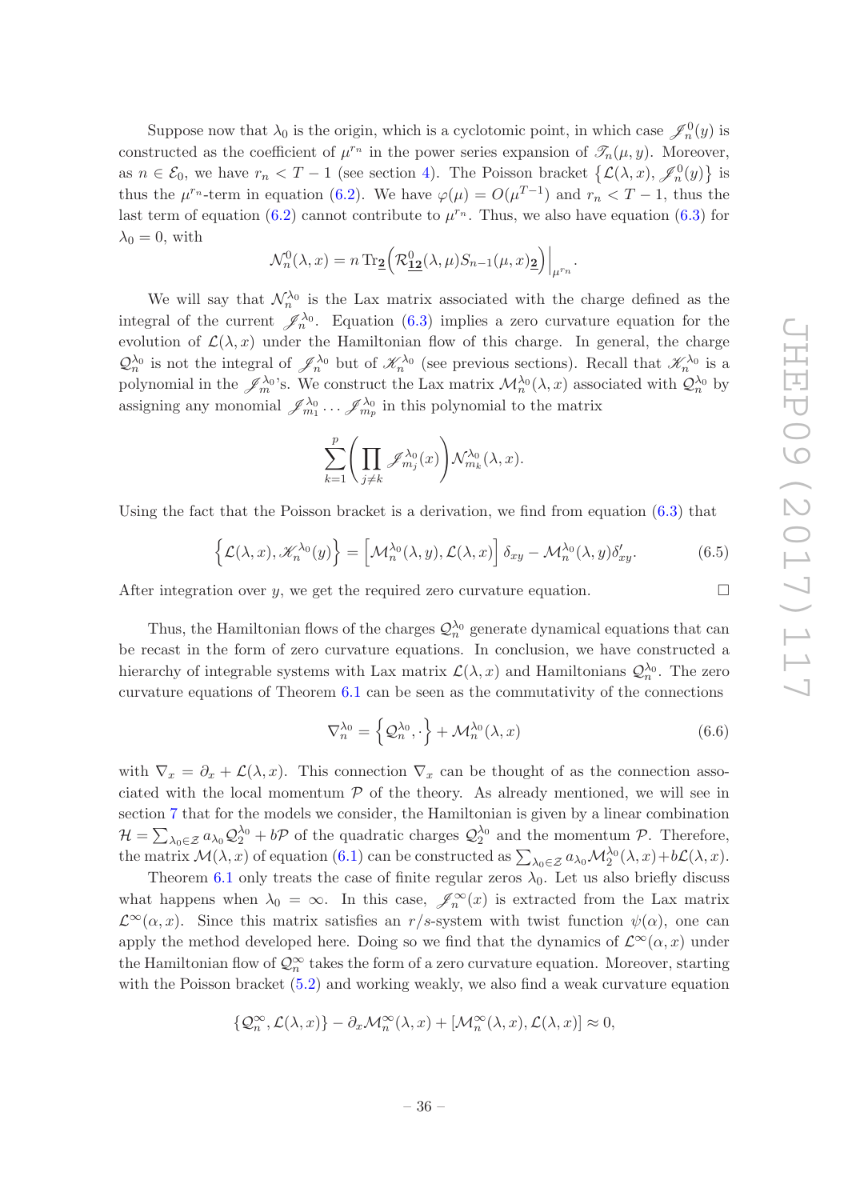Suppose now that $\lambda_0$ is the origin, which is a cyclotomic point, in which case $\mathscr{J}^0_n(y)$ is constructed as the coefficient of $\mu^{r_n}$ in the power series expansion of $\mathscr{T}_n(\mu, y)$. Moreover, as $n \in \mathcal{E}_0$, we have $r_n < T-1$ (see section 4). The Poisson bracket $\left\{\mathcal{L}(\lambda,x), \mathscr{J}^0_n(y)\right\}$ is thus the $\mu^{r_n}$-term in equation (6.2). We have $\varphi(\mu) = O(\mu^{T-1})$ and $r_n < T-1$, thus the last term of equation (6.2) cannot contribute to $\mu^{r_n}$. Thus, we also have equation (6.3) for $\lambda_0 = 0$, with

$$\mathcal{N}^0_n(\lambda, x) = n \operatorname{Tr}_{\underline{\mathbf{2}}}\Big(\mathcal{R}^0_{\underline{\mathbf{12}}}(\lambda,\mu) S_{n-1}(\mu,x)_{\underline{\mathbf{2}}}\Big)\Big|_{\mu^{r_n}}.$$

We will say that $\mathcal{N}^{\lambda_0}_n$ is the Lax matrix associated with the charge defined as the integral of the current $\mathscr{J}^{\lambda_0}_n$. Equation (6.3) implies a zero curvature equation for the evolution of $\mathcal{L}(\lambda,x)$ under the Hamiltonian flow of this charge. In general, the charge $\mathcal{Q}^{\lambda_0}_n$ is not the integral of $\mathscr{J}^{\lambda_0}_n$ but of $\mathscr{K}^{\lambda_0}_n$ (see previous sections). Recall that $\mathscr{K}^{\lambda_0}_n$ is a polynomial in the $\mathscr{J}^{\lambda_0}_m$'s. We construct the Lax matrix $\mathcal{M}^{\lambda_0}_n(\lambda,x)$ associated with $\mathcal{Q}^{\lambda_0}_n$ by assigning any monomial $\mathscr{J}^{\lambda_0}_{m_1} \dots \mathscr{J}^{\lambda_0}_{m_p}$ in this polynomial to the matrix

$$\sum_{k=1}^{p} \left( \prod_{j \neq k} \mathscr{J}^{\lambda_0}_{m_j}(x) \right) \mathcal{N}^{\lambda_0}_{m_k}(\lambda, x).$$

Using the fact that the Poisson bracket is a derivation, we find from equation (6.3) that

$$\left\{ \mathcal{L}(\lambda,x), \mathscr{K}^{\lambda_0}_n(y) \right\} = \left[ \mathcal{M}^{\lambda_0}_n(\lambda,y), \mathcal{L}(\lambda,x) \right] \delta_{xy} - \mathcal{M}^{\lambda_0}_n(\lambda,y) \delta'_{xy}. \tag{6.5}$$

After integration over $y$, we get the required zero curvature equation. $\square$

Thus, the Hamiltonian flows of the charges $\mathcal{Q}^{\lambda_0}_n$ generate dynamical equations that can be recast in the form of zero curvature equations. In conclusion, we have constructed a hierarchy of integrable systems with Lax matrix $\mathcal{L}(\lambda,x)$ and Hamiltonians $\mathcal{Q}^{\lambda_0}_n$. The zero curvature equations of Theorem 6.1 can be seen as the commutativity of the connections

$$\nabla^{\lambda_0}_n = \left\{ \mathcal{Q}^{\lambda_0}_n, \cdot \right\} + \mathcal{M}^{\lambda_0}_n(\lambda,x) \tag{6.6}$$

with $\nabla_x = \partial_x + \mathcal{L}(\lambda,x)$. This connection $\nabla_x$ can be thought of as the connection associated with the local momentum $\mathcal{P}$ of the theory. As already mentioned, we will see in section 7 that for the models we consider, the Hamiltonian is given by a linear combination $\mathcal{H} = \sum_{\lambda_0 \in \mathcal{Z}} a_{\lambda_0} \mathcal{Q}^{\lambda_0}_2 + b\mathcal{P}$ of the quadratic charges $\mathcal{Q}^{\lambda_0}_2$ and the momentum $\mathcal{P}$. Therefore, the matrix $\mathcal{M}(\lambda,x)$ of equation (6.1) can be constructed as $\sum_{\lambda_0 \in \mathcal{Z}} a_{\lambda_0} \mathcal{M}^{\lambda_0}_2(\lambda,x) + b\mathcal{L}(\lambda,x)$.

Theorem 6.1 only treats the case of finite regular zeros $\lambda_0$. Let us also briefly discuss what happens when $\lambda_0 = \infty$. In this case, $\mathscr{J}^{\infty}_n(x)$ is extracted from the Lax matrix $\mathcal{L}^{\infty}(\alpha,x)$. Since this matrix satisfies an $r/s$-system with twist function $\psi(\alpha)$, one can apply the method developed here. Doing so we find that the dynamics of $\mathcal{L}^{\infty}(\alpha,x)$ under the Hamiltonian flow of $\mathcal{Q}^{\infty}_n$ takes the form of a zero curvature equation. Moreover, starting with the Poisson bracket (5.2) and working weakly, we also find a weak curvature equation

$$\{\mathcal{Q}^{\infty}_n, \mathcal{L}(\lambda,x)\} - \partial_x \mathcal{M}^{\infty}_n(\lambda,x) + [\mathcal{M}^{\infty}_n(\lambda,x), \mathcal{L}(\lambda,x)] \approx 0,$$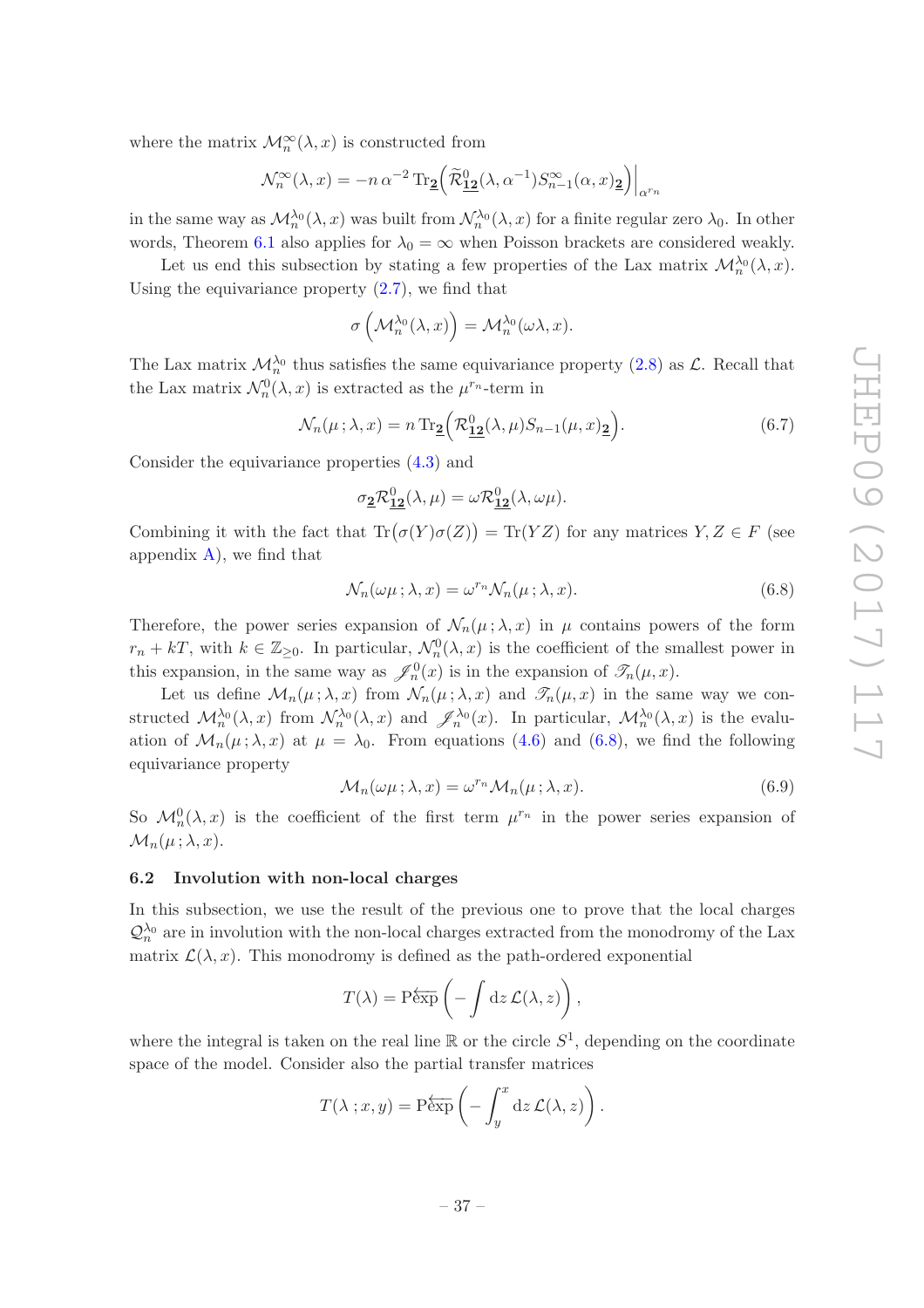where the matrix $\mathcal{M}_n^\infty(\lambda, x)$ is constructed from

$$\mathcal{N}_n^\infty(\lambda, x) = -n\,\alpha^{-2}\,\mathrm{Tr}_{\underline{\mathbf{2}}}\Big(\widetilde{\mathcal{R}}^0_{\underline{\mathbf{12}}}(\lambda, \alpha^{-1}) S^\infty_{n-1}(\alpha, x)_{\underline{\mathbf{2}}}\Big)\Big|_{\alpha^{r_n}}$$

in the same way as $\mathcal{M}_n^{\lambda_0}(\lambda, x)$ was built from $\mathcal{N}_n^{\lambda_0}(\lambda, x)$ for a finite regular zero $\lambda_0$. In other words, Theorem 6.1 also applies for $\lambda_0 = \infty$ when Poisson brackets are considered weakly.

Let us end this subsection by stating a few properties of the Lax matrix $\mathcal{M}_n^{\lambda_0}(\lambda, x)$. Using the equivariance property (2.7), we find that

$$\sigma\left(\mathcal{M}_n^{\lambda_0}(\lambda, x)\right) = \mathcal{M}_n^{\lambda_0}(\omega\lambda, x).$$

The Lax matrix $\mathcal{M}_n^{\lambda_0}$ thus satisfies the same equivariance property (2.8) as $\mathcal{L}$. Recall that the Lax matrix $\mathcal{N}_n^0(\lambda, x)$ is extracted as the $\mu^{r_n}$-term in

$$\mathcal{N}_n(\mu\,; \lambda, x) = n\,\mathrm{Tr}_{\underline{\mathbf{2}}}\Big(\mathcal{R}^0_{\underline{\mathbf{12}}}(\lambda, \mu) S_{n-1}(\mu, x)_{\underline{\mathbf{2}}}\Big). \tag{6.7}$$

Consider the equivariance properties (4.3) and

$$\sigma_{\underline{\mathbf{2}}}\mathcal{R}^0_{\underline{\mathbf{12}}}(\lambda, \mu) = \omega\mathcal{R}^0_{\underline{\mathbf{12}}}(\lambda, \omega\mu).$$

Combining it with the fact that $\mathrm{Tr}\big(\sigma(Y)\sigma(Z)\big) = \mathrm{Tr}(YZ)$ for any matrices $Y, Z \in F$ (see appendix A), we find that

$$\mathcal{N}_n(\omega\mu\,; \lambda, x) = \omega^{r_n}\mathcal{N}_n(\mu\,; \lambda, x). \tag{6.8}$$

Therefore, the power series expansion of $\mathcal{N}_n(\mu\,; \lambda, x)$ in $\mu$ contains powers of the form $r_n + kT$, with $k \in \mathbb{Z}_{\geq 0}$. In particular, $\mathcal{N}_n^0(\lambda, x)$ is the coefficient of the smallest power in this expansion, in the same way as $\mathscr{J}_n^0(x)$ is in the expansion of $\mathscr{T}_n(\mu, x)$.

Let us define $\mathcal{M}_n(\mu\,; \lambda, x)$ from $\mathcal{N}_n(\mu\,; \lambda, x)$ and $\mathscr{T}_n(\mu, x)$ in the same way we constructed $\mathcal{M}_n^{\lambda_0}(\lambda, x)$ from $\mathcal{N}_n^{\lambda_0}(\lambda, x)$ and $\mathscr{J}_n^{\lambda_0}(x)$. In particular, $\mathcal{M}_n^{\lambda_0}(\lambda, x)$ is the evaluation of $\mathcal{M}_n(\mu\,; \lambda, x)$ at $\mu = \lambda_0$. From equations (4.6) and (6.8), we find the following equivariance property

$$\mathcal{M}_n(\omega\mu\,; \lambda, x) = \omega^{r_n}\mathcal{M}_n(\mu\,; \lambda, x). \tag{6.9}$$

So $\mathcal{M}_n^0(\lambda, x)$ is the coefficient of the first term $\mu^{r_n}$ in the power series expansion of $\mathcal{M}_n(\mu\,; \lambda, x)$.

### 6.2 Involution with non-local charges

In this subsection, we use the result of the previous one to prove that the local charges $\mathcal{Q}_n^{\lambda_0}$ are in involution with the non-local charges extracted from the monodromy of the Lax matrix $\mathcal{L}(\lambda, x)$. This monodromy is defined as the path-ordered exponential

$$T(\lambda) = \mathrm{P}\overleftarrow{\exp}\left(-\int \mathrm{d}z\,\mathcal{L}(\lambda, z)\right),$$

where the integral is taken on the real line $\mathbb{R}$ or the circle $S^1$, depending on the coordinate space of the model. Consider also the partial transfer matrices

$$T(\lambda\,; x, y) = \mathrm{P}\overleftarrow{\exp}\left(-\int_y^x \mathrm{d}z\,\mathcal{L}(\lambda, z)\right).$$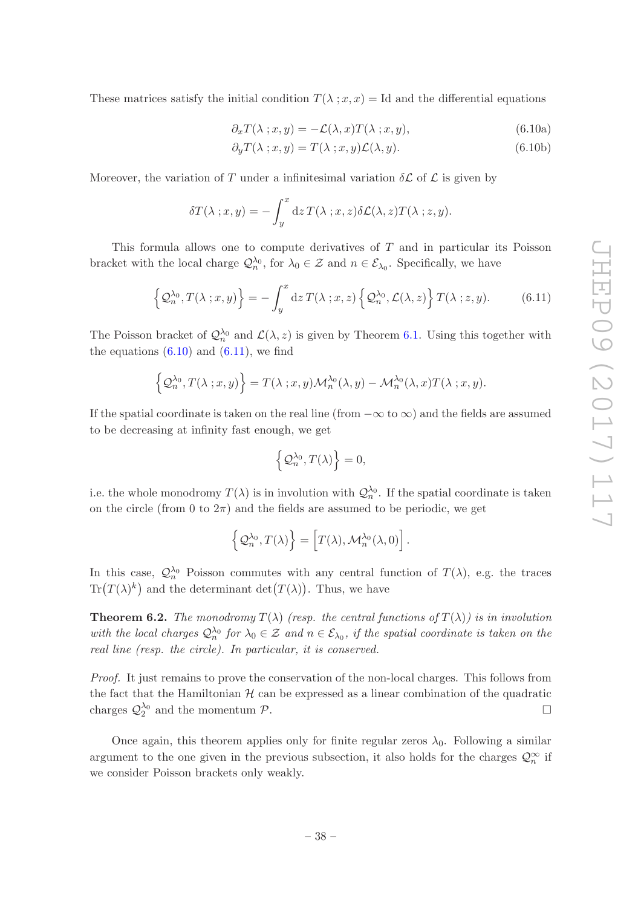These matrices satisfy the initial condition $T(\lambda\,;x,x) = \mathrm{Id}$ and the differential equations

$$\partial_x T(\lambda\,;x,y) = -\mathcal{L}(\lambda,x)T(\lambda\,;x,y), \tag{6.10a}$$

$$\partial_y T(\lambda\,;x,y) = T(\lambda\,;x,y)\mathcal{L}(\lambda,y). \tag{6.10b}$$

Moreover, the variation of $T$ under a infinitesimal variation $\delta\mathcal{L}$ of $\mathcal{L}$ is given by

$$\delta T(\lambda\,;x,y) = -\int_y^x \mathrm{d}z\, T(\lambda\,;x,z)\delta\mathcal{L}(\lambda,z)T(\lambda\,;z,y).$$

This formula allows one to compute derivatives of $T$ and in particular its Poisson bracket with the local charge $\mathcal{Q}_n^{\lambda_0}$, for $\lambda_0 \in \mathcal{Z}$ and $n \in \mathcal{E}_{\lambda_0}$. Specifically, we have

$$\left\{ \mathcal{Q}_n^{\lambda_0}, T(\lambda\,;x,y) \right\} = -\int_y^x \mathrm{d}z\, T(\lambda\,;x,z) \left\{ \mathcal{Q}_n^{\lambda_0}, \mathcal{L}(\lambda,z) \right\} T(\lambda\,;z,y). \tag{6.11}$$

The Poisson bracket of $\mathcal{Q}_n^{\lambda_0}$ and $\mathcal{L}(\lambda,z)$ is given by Theorem 6.1. Using this together with the equations (6.10) and (6.11), we find

$$\left\{ \mathcal{Q}_n^{\lambda_0}, T(\lambda\,;x,y) \right\} = T(\lambda\,;x,y)\mathcal{M}_n^{\lambda_0}(\lambda,y) - \mathcal{M}_n^{\lambda_0}(\lambda,x)T(\lambda\,;x,y).$$

If the spatial coordinate is taken on the real line (from $-\infty$ to $\infty$) and the fields are assumed to be decreasing at infinity fast enough, we get

$$\left\{ \mathcal{Q}_n^{\lambda_0}, T(\lambda) \right\} = 0,$$

i.e. the whole monodromy $T(\lambda)$ is in involution with $\mathcal{Q}_n^{\lambda_0}$. If the spatial coordinate is taken on the circle (from $0$ to $2\pi$) and the fields are assumed to be periodic, we get

$$\left\{ \mathcal{Q}_n^{\lambda_0}, T(\lambda) \right\} = \left[ T(\lambda), \mathcal{M}_n^{\lambda_0}(\lambda,0) \right].$$

In this case, $\mathcal{Q}_n^{\lambda_0}$ Poisson commutes with any central function of $T(\lambda)$, e.g. the traces $\mathrm{Tr}\big(T(\lambda)^k\big)$ and the determinant $\det\big(T(\lambda)\big)$. Thus, we have

**Theorem 6.2.** *The monodromy $T(\lambda)$ (resp. the central functions of $T(\lambda)$) is in involution with the local charges $\mathcal{Q}_n^{\lambda_0}$ for $\lambda_0 \in \mathcal{Z}$ and $n \in \mathcal{E}_{\lambda_0}$, if the spatial coordinate is taken on the real line (resp. the circle). In particular, it is conserved.*

*Proof.* It just remains to prove the conservation of the non-local charges. This follows from the fact that the Hamiltonian $\mathcal{H}$ can be expressed as a linear combination of the quadratic charges $\mathcal{Q}_2^{\lambda_0}$ and the momentum $\mathcal{P}$. □

Once again, this theorem applies only for finite regular zeros $\lambda_0$. Following a similar argument to the one given in the previous subsection, it also holds for the charges $\mathcal{Q}_n^\infty$ if we consider Poisson brackets only weakly.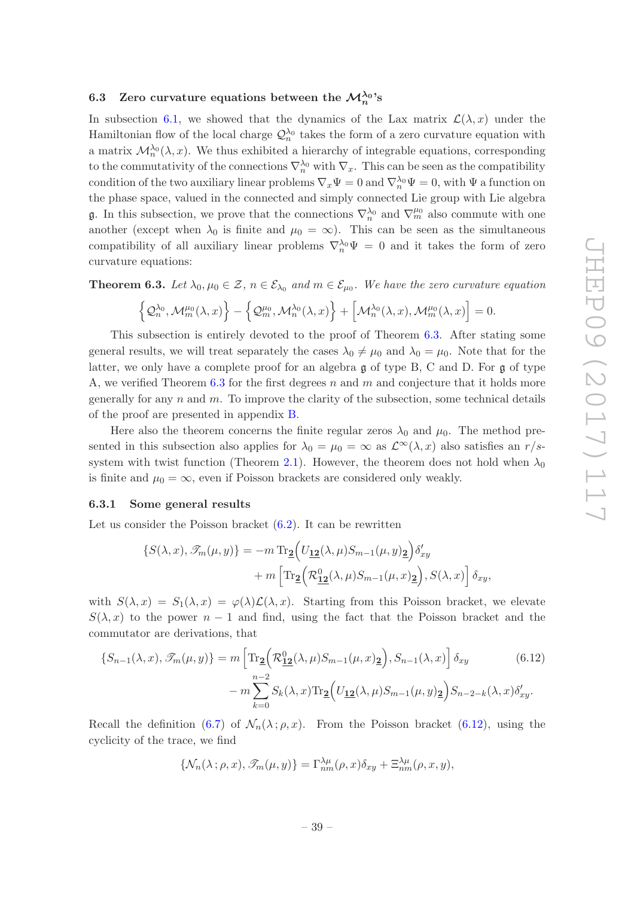### 6.3 Zero curvature equations between the $\mathcal{M}_n^{\lambda_0}$'s

In subsection 6.1, we showed that the dynamics of the Lax matrix $\mathcal{L}(\lambda, x)$ under the Hamiltonian flow of the local charge $\mathcal{Q}_n^{\lambda_0}$ takes the form of a zero curvature equation with a matrix $\mathcal{M}_n^{\lambda_0}(\lambda, x)$. We thus exhibited a hierarchy of integrable equations, corresponding to the commutativity of the connections $\nabla_n^{\lambda_0}$ with $\nabla_x$. This can be seen as the compatibility condition of the two auxiliary linear problems $\nabla_x \Psi = 0$ and $\nabla_n^{\lambda_0}\Psi = 0$, with $\Psi$ a function on the phase space, valued in the connected and simply connected Lie group with Lie algebra $\mathfrak{g}$. In this subsection, we prove that the connections $\nabla_n^{\lambda_0}$ and $\nabla_m^{\mu_0}$ also commute with one another (except when $\lambda_0$ is finite and $\mu_0 = \infty$). This can be seen as the simultaneous compatibility of all auxiliary linear problems $\nabla_n^{\lambda_0}\Psi = 0$ and it takes the form of zero curvature equations:

**Theorem 6.3.** *Let $\lambda_0, \mu_0 \in \mathcal{Z}$, $n \in \mathcal{E}_{\lambda_0}$ and $m \in \mathcal{E}_{\mu_0}$. We have the zero curvature equation*

$$\left\{ \mathcal{Q}_n^{\lambda_0}, \mathcal{M}_m^{\mu_0}(\lambda, x) \right\} - \left\{ \mathcal{Q}_m^{\mu_0}, \mathcal{M}_n^{\lambda_0}(\lambda, x) \right\} + \left[ \mathcal{M}_n^{\lambda_0}(\lambda, x), \mathcal{M}_m^{\mu_0}(\lambda, x) \right] = 0.$$

This subsection is entirely devoted to the proof of Theorem 6.3. After stating some general results, we will treat separately the cases $\lambda_0 \neq \mu_0$ and $\lambda_0 = \mu_0$. Note that for the latter, we only have a complete proof for an algebra $\mathfrak{g}$ of type B, C and D. For $\mathfrak{g}$ of type A, we verified Theorem 6.3 for the first degrees $n$ and $m$ and conjecture that it holds more generally for any $n$ and $m$. To improve the clarity of the subsection, some technical details of the proof are presented in appendix B.

Here also the theorem concerns the finite regular zeros $\lambda_0$ and $\mu_0$. The method presented in this subsection also applies for $\lambda_0 = \mu_0 = \infty$ as $\mathcal{L}^\infty(\lambda, x)$ also satisfies an $r/s$-system with twist function (Theorem 2.1). However, the theorem does not hold when $\lambda_0$ is finite and $\mu_0 = \infty$, even if Poisson brackets are considered only weakly.

#### 6.3.1 Some general results

Let us consider the Poisson bracket (6.2). It can be rewritten

$$\begin{aligned}
\{S(\lambda, x), \mathscr{T}_m(\mu, y)\} = &-m \,\mathrm{Tr}_{\underline{\mathbf{2}}}\Big( U_{\underline{\mathbf{12}}}(\lambda, \mu) S_{m-1}(\mu, y)_{\underline{\mathbf{2}}} \Big) \delta'_{xy} \\
&+ m \left[ \mathrm{Tr}_{\underline{\mathbf{2}}}\Big( \mathcal{R}^0_{\underline{\mathbf{12}}}(\lambda, \mu) S_{m-1}(\mu, x)_{\underline{\mathbf{2}}} \Big), S(\lambda, x) \right] \delta_{xy},
\end{aligned}$$

with $S(\lambda, x) = S_1(\lambda, x) = \varphi(\lambda)\mathcal{L}(\lambda, x)$. Starting from this Poisson bracket, we elevate $S(\lambda, x)$ to the power $n-1$ and find, using the fact that the Poisson bracket and the commutator are derivations, that

$$\begin{aligned}
\{S_{n-1}(\lambda, x), \mathscr{T}_m(\mu, y)\} = &\, m \left[ \mathrm{Tr}_{\underline{\mathbf{2}}}\Big( \mathcal{R}^0_{\underline{\mathbf{12}}}(\lambda, \mu) S_{m-1}(\mu, x)_{\underline{\mathbf{2}}} \Big), S_{n-1}(\lambda, x) \right] \delta_{xy} \\
&- m \sum_{k=0}^{n-2} S_k(\lambda, x) \mathrm{Tr}_{\underline{\mathbf{2}}}\Big( U_{\underline{\mathbf{12}}}(\lambda, \mu) S_{m-1}(\mu, y)_{\underline{\mathbf{2}}} \Big) S_{n-2-k}(\lambda, x) \delta'_{xy}.
\end{aligned} \tag{6.12}$$

Recall the definition (6.7) of $\mathcal{N}_n(\lambda\,; \rho, x)$. From the Poisson bracket (6.12), using the cyclicity of the trace, we find

$$\{\mathcal{N}_n(\lambda\,; \rho, x), \mathscr{T}_m(\mu, y)\} = \Gamma^{\lambda\mu}_{nm}(\rho, x)\delta_{xy} + \Xi^{\lambda\mu}_{nm}(\rho, x, y),$$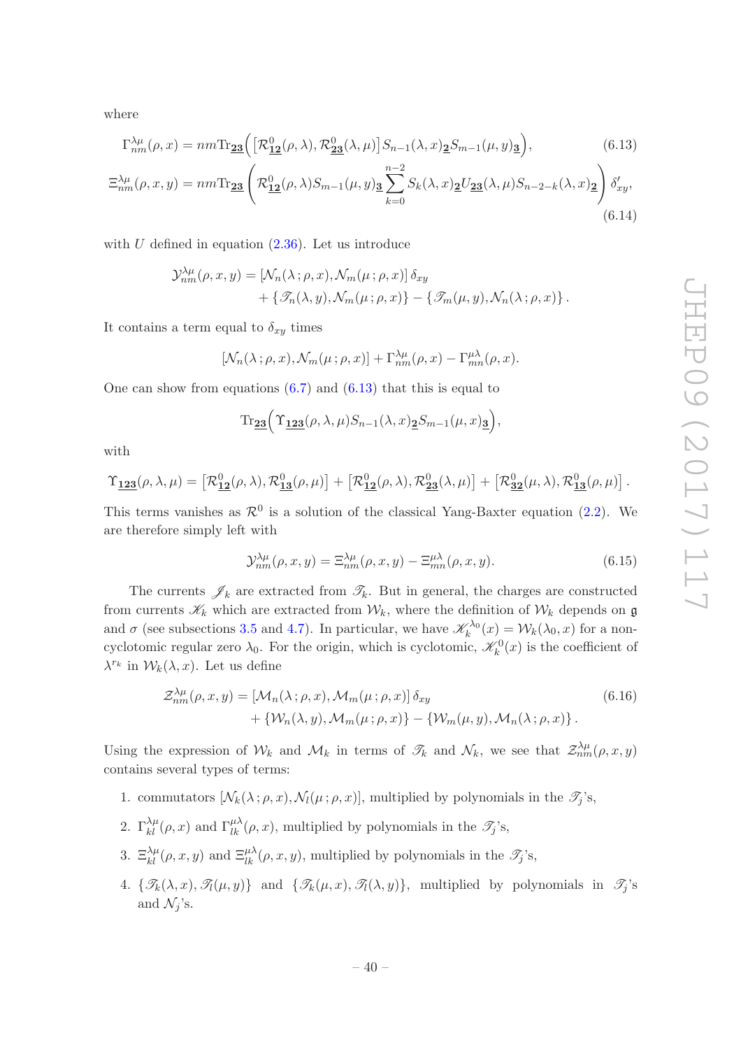where

$$\Gamma^{\lambda\mu}_{nm}(\rho,x) = nm\mathrm{Tr}_{\underline{\mathbf{23}}}\Big(\big[\mathcal{R}^0_{\underline{\mathbf{12}}}(\rho,\lambda),\mathcal{R}^0_{\underline{\mathbf{23}}}(\lambda,\mu)\big]S_{n-1}(\lambda,x)_{\underline{\mathbf{2}}}S_{m-1}(\mu,y)_{\underline{\mathbf{3}}}\Big), \tag{6.13}$$

$$\Xi^{\lambda\mu}_{nm}(\rho,x,y) = nm\mathrm{Tr}_{\underline{\mathbf{23}}}\left(\mathcal{R}^0_{\underline{\mathbf{12}}}(\rho,\lambda)S_{m-1}(\mu,y)_{\underline{\mathbf{3}}}\sum_{k=0}^{n-2}S_k(\lambda,x)_{\underline{\mathbf{2}}}U_{\underline{\mathbf{23}}}(\lambda,\mu)S_{n-2-k}(\lambda,x)_{\underline{\mathbf{2}}}\right)\delta'_{xy}, \tag{6.14}$$

with $U$ defined in equation (2.36). Let us introduce

$$\begin{aligned}\mathcal{Y}^{\lambda\mu}_{nm}(\rho,x,y) &= [\mathcal{N}_n(\lambda\,;\rho,x),\mathcal{N}_m(\mu\,;\rho,x)]\,\delta_{xy} \\ &\quad+\{\mathscr{T}_n(\lambda,y),\mathcal{N}_m(\mu\,;\rho,x)\}-\{\mathscr{T}_m(\mu,y),\mathcal{N}_n(\lambda\,;\rho,x)\}\,.\end{aligned}$$

It contains a term equal to $\delta_{xy}$ times

$$[\mathcal{N}_n(\lambda\,;\rho,x),\mathcal{N}_m(\mu\,;\rho,x)]+\Gamma^{\lambda\mu}_{nm}(\rho,x)-\Gamma^{\mu\lambda}_{mn}(\rho,x).$$

One can show from equations (6.7) and (6.13) that this is equal to

$$\mathrm{Tr}_{\underline{\mathbf{23}}}\Big(\Upsilon_{\underline{\mathbf{123}}}(\rho,\lambda,\mu)S_{n-1}(\lambda,x)_{\underline{\mathbf{2}}}S_{m-1}(\mu,x)_{\underline{\mathbf{3}}}\Big),$$

with

$$\Upsilon_{\underline{\mathbf{123}}}(\rho,\lambda,\mu) = \big[\mathcal{R}^0_{\underline{\mathbf{12}}}(\rho,\lambda),\mathcal{R}^0_{\underline{\mathbf{13}}}(\rho,\mu)\big]+\big[\mathcal{R}^0_{\underline{\mathbf{12}}}(\rho,\lambda),\mathcal{R}^0_{\underline{\mathbf{23}}}(\lambda,\mu)\big]+\big[\mathcal{R}^0_{\underline{\mathbf{32}}}(\mu,\lambda),\mathcal{R}^0_{\underline{\mathbf{13}}}(\rho,\mu)\big]\,.$$

This terms vanishes as $\mathcal{R}^0$ is a solution of the classical Yang-Baxter equation (2.2). We are therefore simply left with

$$\mathcal{Y}^{\lambda\mu}_{nm}(\rho,x,y) = \Xi^{\lambda\mu}_{nm}(\rho,x,y)-\Xi^{\mu\lambda}_{mn}(\rho,x,y). \tag{6.15}$$

The currents $\mathscr{J}_k$ are extracted from $\mathscr{T}_k$. But in general, the charges are constructed from currents $\mathscr{K}_k$ which are extracted from $\mathcal{W}_k$, where the definition of $\mathcal{W}_k$ depends on $\mathfrak{g}$ and $\sigma$ (see subsections 3.5 and 4.7). In particular, we have $\mathscr{K}^{\lambda_0}_k(x)=\mathcal{W}_k(\lambda_0,x)$ for a non-cyclotomic regular zero $\lambda_0$. For the origin, which is cyclotomic, $\mathscr{K}^0_k(x)$ is the coefficient of $\lambda^{r_k}$ in $\mathcal{W}_k(\lambda,x)$. Let us define

$$\begin{aligned}\mathcal{Z}^{\lambda\mu}_{nm}(\rho,x,y) &= [\mathcal{M}_n(\lambda\,;\rho,x),\mathcal{M}_m(\mu\,;\rho,x)]\,\delta_{xy} \\ &\quad+\{\mathcal{W}_n(\lambda,y),\mathcal{M}_m(\mu\,;\rho,x)\}-\{\mathcal{W}_m(\mu,y),\mathcal{M}_n(\lambda\,;\rho,x)\}\,.\end{aligned} \tag{6.16}$$

Using the expression of $\mathcal{W}_k$ and $\mathcal{M}_k$ in terms of $\mathscr{T}_k$ and $\mathcal{N}_k$, we see that $\mathcal{Z}^{\lambda\mu}_{nm}(\rho,x,y)$ contains several types of terms:

1. commutators $[\mathcal{N}_k(\lambda\,;\rho,x),\mathcal{N}_l(\mu\,;\rho,x)]$, multiplied by polynomials in the $\mathscr{T}_j$'s,
2. $\Gamma^{\lambda\mu}_{kl}(\rho,x)$ and $\Gamma^{\mu\lambda}_{lk}(\rho,x)$, multiplied by polynomials in the $\mathscr{T}_j$'s,
3. $\Xi^{\lambda\mu}_{kl}(\rho,x,y)$ and $\Xi^{\mu\lambda}_{lk}(\rho,x,y)$, multiplied by polynomials in the $\mathscr{T}_j$'s,
4. $\{\mathscr{T}_k(\lambda,x),\mathscr{T}_l(\mu,y)\}$ and $\{\mathscr{T}_k(\mu,x),\mathscr{T}_l(\lambda,y)\}$, multiplied by polynomials in $\mathscr{T}_j$'s and $\mathcal{N}_j$'s.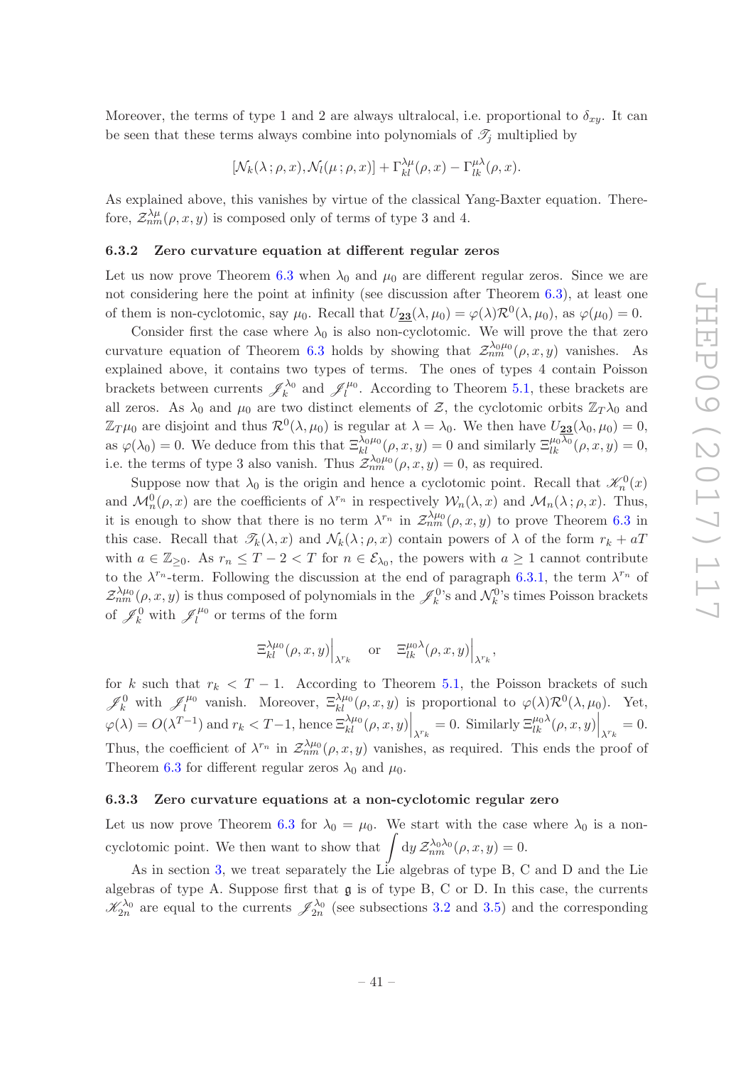Moreover, the terms of type 1 and 2 are always ultralocal, i.e. proportional to $\delta_{xy}$. It can be seen that these terms always combine into polynomials of $\mathscr{T}_j$ multiplied by

$$[\mathcal{N}_k(\lambda\,;\rho,x),\mathcal{N}_l(\mu\,;\rho,x)] + \Gamma^{\lambda\mu}_{kl}(\rho,x) - \Gamma^{\mu\lambda}_{lk}(\rho,x).$$

As explained above, this vanishes by virtue of the classical Yang-Baxter equation. Therefore, $\mathcal{Z}^{\lambda\mu}_{nm}(\rho,x,y)$ is composed only of terms of type 3 and 4.

### 6.3.2 Zero curvature equation at different regular zeros

Let us now prove Theorem 6.3 when $\lambda_0$ and $\mu_0$ are different regular zeros. Since we are not considering here the point at infinity (see discussion after Theorem 6.3), at least one of them is non-cyclotomic, say $\mu_0$. Recall that $U_{\underline{\mathbf{23}}}(\lambda,\mu_0) = \varphi(\lambda)\mathcal{R}^0(\lambda,\mu_0)$, as $\varphi(\mu_0)=0$.

Consider first the case where $\lambda_0$ is also non-cyclotomic. We will prove the that zero curvature equation of Theorem 6.3 holds by showing that $\mathcal{Z}^{\lambda_0\mu_0}_{nm}(\rho,x,y)$ vanishes. As explained above, it contains two types of terms. The ones of types 4 contain Poisson brackets between currents $\mathscr{J}^{\lambda_0}_k$ and $\mathscr{J}^{\mu_0}_l$. According to Theorem 5.1, these brackets are all zeros. As $\lambda_0$ and $\mu_0$ are two distinct elements of $\mathcal{Z}$, the cyclotomic orbits $\mathbb{Z}_T\lambda_0$ and $\mathbb{Z}_T\mu_0$ are disjoint and thus $\mathcal{R}^0(\lambda,\mu_0)$ is regular at $\lambda=\lambda_0$. We then have $U_{\underline{\mathbf{23}}}(\lambda_0,\mu_0)=0$, as $\varphi(\lambda_0)=0$. We deduce from this that $\Xi^{\lambda_0\mu_0}_{kl}(\rho,x,y)=0$ and similarly $\Xi^{\mu_0\lambda_0}_{lk}(\rho,x,y)=0$, i.e. the terms of type 3 also vanish. Thus $\mathcal{Z}^{\lambda_0\mu_0}_{nm}(\rho,x,y)=0$, as required.

Suppose now that $\lambda_0$ is the origin and hence a cyclotomic point. Recall that $\mathscr{K}^0_n(x)$ and $\mathcal{M}^0_n(\rho,x)$ are the coefficients of $\lambda^{r_n}$ in respectively $\mathcal{W}_n(\lambda,x)$ and $\mathcal{M}_n(\lambda\,;\rho,x)$. Thus, it is enough to show that there is no term $\lambda^{r_n}$ in $\mathcal{Z}^{\lambda\mu_0}_{nm}(\rho,x,y)$ to prove Theorem 6.3 in this case. Recall that $\mathscr{T}_k(\lambda,x)$ and $\mathcal{N}_k(\lambda\,;\rho,x)$ contain powers of $\lambda$ of the form $r_k+aT$ with $a\in\mathbb{Z}_{\geq 0}$. As $r_n\leq T-2<T$ for $n\in\mathcal{E}_{\lambda_0}$, the powers with $a\geq 1$ cannot contribute to the $\lambda^{r_n}$-term. Following the discussion at the end of paragraph 6.3.1, the term $\lambda^{r_n}$ of $\mathcal{Z}^{\lambda\mu_0}_{nm}(\rho,x,y)$ is thus composed of polynomials in the $\mathscr{J}^0_k$'s and $\mathcal{N}^0_k$'s times Poisson brackets of $\mathscr{J}^0_k$ with $\mathscr{J}^{\mu_0}_l$ or terms of the form

$$\Xi^{\lambda\mu_0}_{kl}(\rho,x,y)\Big|_{\lambda^{r_k}} \quad \text{or} \quad \Xi^{\mu_0\lambda}_{lk}(\rho,x,y)\Big|_{\lambda^{r_k}},$$

for $k$ such that $r_k<T-1$. According to Theorem 5.1, the Poisson brackets of such $\mathscr{J}^0_k$ with $\mathscr{J}^{\mu_0}_l$ vanish. Moreover, $\Xi^{\lambda\mu_0}_{kl}(\rho,x,y)$ is proportional to $\varphi(\lambda)\mathcal{R}^0(\lambda,\mu_0)$. Yet, $\varphi(\lambda)=O(\lambda^{T-1})$ and $r_k<T-1$, hence $\Xi^{\lambda\mu_0}_{kl}(\rho,x,y)\Big|_{\lambda^{r_k}}=0$. Similarly $\Xi^{\mu_0\lambda}_{lk}(\rho,x,y)\Big|_{\lambda^{r_k}}=0$. Thus, the coefficient of $\lambda^{r_n}$ in $\mathcal{Z}^{\lambda\mu_0}_{nm}(\rho,x,y)$ vanishes, as required. This ends the proof of Theorem 6.3 for different regular zeros $\lambda_0$ and $\mu_0$.

### 6.3.3 Zero curvature equations at a non-cyclotomic regular zero

Let us now prove Theorem 6.3 for $\lambda_0=\mu_0$. We start with the case where $\lambda_0$ is a non-cyclotomic point. We then want to show that $\displaystyle\int \mathrm{d}y\,\mathcal{Z}^{\lambda_0\lambda_0}_{nm}(\rho,x,y)=0$.

As in section 3, we treat separately the Lie algebras of type B, C and D and the Lie algebras of type A. Suppose first that $\mathfrak{g}$ is of type B, C or D. In this case, the currents $\mathscr{K}^{\lambda_0}_{2n}$ are equal to the currents $\mathscr{J}^{\lambda_0}_{2n}$ (see subsections 3.2 and 3.5) and the corresponding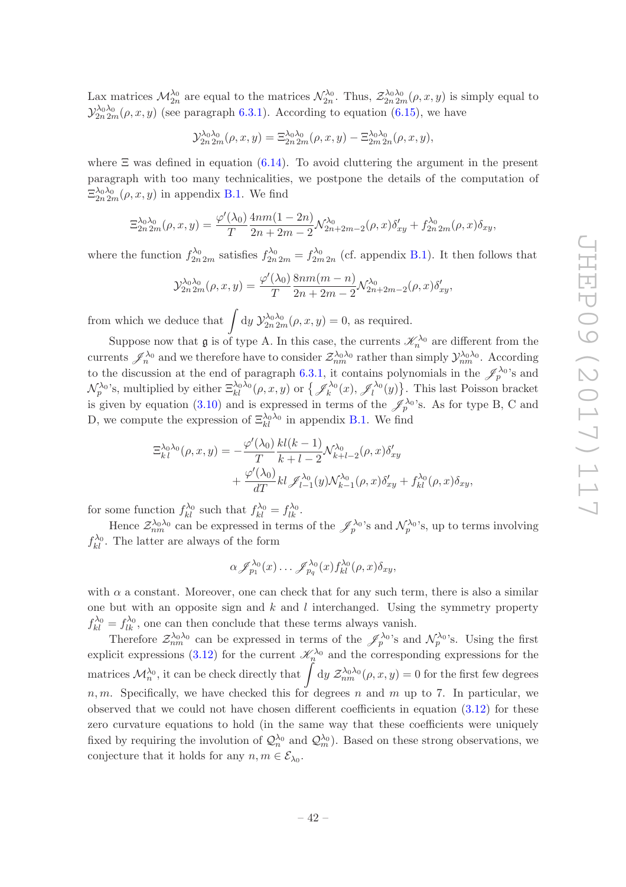Lax matrices $\mathcal{M}_{2n}^{\lambda_0}$ are equal to the matrices $\mathcal{N}_{2n}^{\lambda_0}$. Thus, $\mathcal{Z}_{2n\,2m}^{\lambda_0\lambda_0}(\rho,x,y)$ is simply equal to $\mathcal{Y}_{2n\,2m}^{\lambda_0\lambda_0}(\rho,x,y)$ (see paragraph 6.3.1). According to equation (6.15), we have

$$\mathcal{Y}_{2n\,2m}^{\lambda_0\lambda_0}(\rho,x,y) = \Xi_{2n\,2m}^{\lambda_0\lambda_0}(\rho,x,y) - \Xi_{2m\,2n}^{\lambda_0\lambda_0}(\rho,x,y),$$

where $\Xi$ was defined in equation (6.14). To avoid cluttering the argument in the present paragraph with too many technicalities, we postpone the details of the computation of $\Xi_{2n\,2m}^{\lambda_0\lambda_0}(\rho,x,y)$ in appendix B.1. We find

$$\Xi_{2n\,2m}^{\lambda_0\lambda_0}(\rho,x,y) = \frac{\varphi'(\lambda_0)}{T}\frac{4nm(1-2n)}{2n+2m-2}\mathcal{N}_{2n+2m-2}^{\lambda_0}(\rho,x)\delta'_{xy} + f_{2n\,2m}^{\lambda_0}(\rho,x)\delta_{xy},$$

where the function $f_{2n\,2m}^{\lambda_0}$ satisfies $f_{2n\,2m}^{\lambda_0} = f_{2m\,2n}^{\lambda_0}$ (cf. appendix B.1). It then follows that

$$\mathcal{Y}_{2n\,2m}^{\lambda_0\lambda_0}(\rho,x,y) = \frac{\varphi'(\lambda_0)}{T}\frac{8nm(m-n)}{2n+2m-2}\mathcal{N}_{2n+2m-2}^{\lambda_0}(\rho,x)\delta'_{xy},$$

from which we deduce that $\displaystyle\int \mathrm{d}y\; \mathcal{Y}_{2n\,2m}^{\lambda_0\lambda_0}(\rho,x,y) = 0$, as required.

Suppose now that $\mathfrak{g}$ is of type A. In this case, the currents $\mathscr{K}_n^{\lambda_0}$ are different from the currents $\mathscr{J}_n^{\lambda_0}$ and we therefore have to consider $\mathcal{Z}_{nm}^{\lambda_0\lambda_0}$ rather than simply $\mathcal{Y}_{nm}^{\lambda_0\lambda_0}$. According to the discussion at the end of paragraph 6.3.1, it contains polynomials in the $\mathscr{J}_p^{\lambda_0}$'s and $\mathcal{N}_p^{\lambda_0}$'s, multiplied by either $\Xi_{kl}^{\lambda_0\lambda_0}(\rho,x,y)$ or $\left\{\mathscr{J}_k^{\lambda_0}(x), \mathscr{J}_l^{\lambda_0}(y)\right\}$. This last Poisson bracket is given by equation (3.10) and is expressed in terms of the $\mathscr{J}_p^{\lambda_0}$'s. As for type B, C and D, we compute the expression of $\Xi_{kl}^{\lambda_0\lambda_0}$ in appendix B.1. We find

$$\begin{aligned}
\Xi_{k\,l}^{\lambda_0\lambda_0}(\rho,x,y) = &-\frac{\varphi'(\lambda_0)}{T}\frac{kl(k-1)}{k+l-2}\mathcal{N}_{k+l-2}^{\lambda_0}(\rho,x)\delta'_{xy} \\
&+ \frac{\varphi'(\lambda_0)}{dT} kl\,\mathscr{J}_{l-1}^{\lambda_0}(y)\mathcal{N}_{k-1}^{\lambda_0}(\rho,x)\delta'_{xy} + f_{kl}^{\lambda_0}(\rho,x)\delta_{xy},
\end{aligned}$$

for some function $f_{kl}^{\lambda_0}$ such that $f_{kl}^{\lambda_0} = f_{lk}^{\lambda_0}$.

Hence $\mathcal{Z}_{nm}^{\lambda_0\lambda_0}$ can be expressed in terms of the $\mathscr{J}_p^{\lambda_0}$'s and $\mathcal{N}_p^{\lambda_0}$'s, up to terms involving $f_{kl}^{\lambda_0}$. The latter are always of the form

$$\alpha\,\mathscr{J}_{p_1}^{\lambda_0}(x)\dots\mathscr{J}_{p_q}^{\lambda_0}(x) f_{kl}^{\lambda_0}(\rho,x)\delta_{xy},$$

with $\alpha$ a constant. Moreover, one can check that for any such term, there is also a similar one but with an opposite sign and $k$ and $l$ interchanged. Using the symmetry property $f_{kl}^{\lambda_0} = f_{lk}^{\lambda_0}$, one can then conclude that these terms always vanish.

Therefore $\mathcal{Z}_{nm}^{\lambda_0\lambda_0}$ can be expressed in terms of the $\mathscr{J}_p^{\lambda_0}$'s and $\mathcal{N}_p^{\lambda_0}$'s. Using the first explicit expressions (3.12) for the current $\mathscr{K}_n^{\lambda_0}$ and the corresponding expressions for the matrices $\mathcal{M}_n^{\lambda_0}$, it can be check directly that $\displaystyle\int \mathrm{d}y\; \mathcal{Z}_{nm}^{\lambda_0\lambda_0}(\rho,x,y) = 0$ for the first few degrees $n, m$. Specifically, we have checked this for degrees $n$ and $m$ up to 7. In particular, we observed that we could not have chosen different coefficients in equation (3.12) for these zero curvature equations to hold (in the same way that these coefficients were uniquely fixed by requiring the involution of $\mathcal{Q}_n^{\lambda_0}$ and $\mathcal{Q}_m^{\lambda_0}$). Based on these strong observations, we conjecture that it holds for any $n, m \in \mathcal{E}_{\lambda_0}$.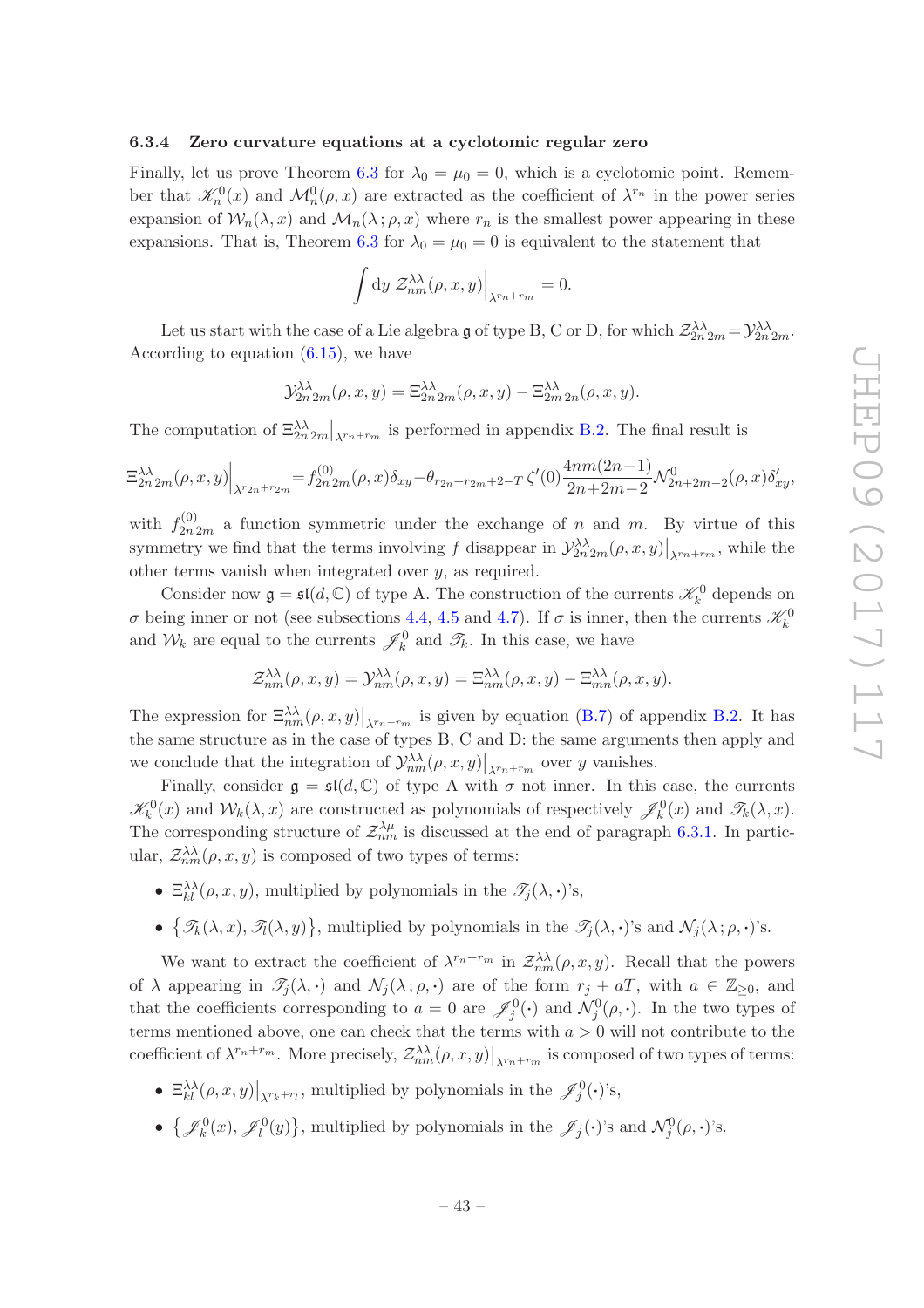#### 6.3.4 Zero curvature equations at a cyclotomic regular zero

Finally, let us prove Theorem 6.3 for $\lambda_0 = \mu_0 = 0$, which is a cyclotomic point. Remember that $\mathscr{K}_n^0(x)$ and $\mathcal{M}_n^0(\rho, x)$ are extracted as the coefficient of $\lambda^{r_n}$ in the power series expansion of $\mathcal{W}_n(\lambda, x)$ and $\mathcal{M}_n(\lambda\,; \rho, x)$ where $r_n$ is the smallest power appearing in these expansions. That is, Theorem 6.3 for $\lambda_0 = \mu_0 = 0$ is equivalent to the statement that

$$\int \mathrm{d}y \; \mathcal{Z}^{\lambda\lambda}_{nm}(\rho, x, y)\Big|_{\lambda^{r_n + r_m}} = 0.$$

Let us start with the case of a Lie algebra $\mathfrak{g}$ of type B, C or D, for which $\mathcal{Z}^{\lambda\lambda}_{2n\,2m} = \mathcal{Y}^{\lambda\lambda}_{2n\,2m}$. According to equation (6.15), we have

$$\mathcal{Y}^{\lambda\lambda}_{2n\,2m}(\rho, x, y) = \Xi^{\lambda\lambda}_{2n\,2m}(\rho, x, y) - \Xi^{\lambda\lambda}_{2m\,2n}(\rho, x, y).$$

The computation of $\Xi^{\lambda\lambda}_{2n\,2m}\big|_{\lambda^{r_n + r_m}}$ is performed in appendix B.2. The final result is

$$\Xi^{\lambda\lambda}_{2n\,2m}(\rho, x, y)\Big|_{\lambda^{r_{2n} + r_{2m}}} = f^{(0)}_{2n\,2m}(\rho, x)\delta_{xy} - \theta_{r_{2n} + r_{2m} + 2 - T}\, \zeta'(0) \frac{4nm(2n-1)}{2n+2m-2} \mathcal{N}^0_{2n+2m-2}(\rho, x)\delta'_{xy},$$

with $f^{(0)}_{2n\,2m}$ a function symmetric under the exchange of $n$ and $m$. By virtue of this symmetry we find that the terms involving $f$ disappear in $\mathcal{Y}^{\lambda\lambda}_{2n\,2m}(\rho, x, y)\big|_{\lambda^{r_n + r_m}}$, while the other terms vanish when integrated over $y$, as required.

Consider now $\mathfrak{g} = \mathfrak{sl}(d, \mathbb{C})$ of type A. The construction of the currents $\mathscr{K}_k^0$ depends on $\sigma$ being inner or not (see subsections 4.4, 4.5 and 4.7). If $\sigma$ is inner, then the currents $\mathscr{K}_k^0$ and $\mathcal{W}_k$ are equal to the currents $\mathscr{J}_k^0$ and $\mathscr{T}_k$. In this case, we have

$$\mathcal{Z}^{\lambda\lambda}_{nm}(\rho, x, y) = \mathcal{Y}^{\lambda\lambda}_{nm}(\rho, x, y) = \Xi^{\lambda\lambda}_{nm}(\rho, x, y) - \Xi^{\lambda\lambda}_{mn}(\rho, x, y).$$

The expression for $\Xi^{\lambda\lambda}_{nm}(\rho, x, y)\big|_{\lambda^{r_n + r_m}}$ is given by equation (B.7) of appendix B.2. It has the same structure as in the case of types B, C and D: the same arguments then apply and we conclude that the integration of $\mathcal{Y}^{\lambda\lambda}_{nm}(\rho, x, y)\big|_{\lambda^{r_n + r_m}}$ over $y$ vanishes.

Finally, consider $\mathfrak{g} = \mathfrak{sl}(d, \mathbb{C})$ of type A with $\sigma$ not inner. In this case, the currents $\mathscr{K}_k^0(x)$ and $\mathcal{W}_k(\lambda, x)$ are constructed as polynomials of respectively $\mathscr{J}_k^0(x)$ and $\mathscr{T}_k(\lambda, x)$. The corresponding structure of $\mathcal{Z}^{\lambda\mu}_{nm}$ is discussed at the end of paragraph 6.3.1. In particular, $\mathcal{Z}^{\lambda\lambda}_{nm}(\rho, x, y)$ is composed of two types of terms:

- $\Xi^{\lambda\lambda}_{kl}(\rho, x, y)$, multiplied by polynomials in the $\mathscr{T}_j(\lambda, \cdot)$'s,
- $\big\{\mathscr{T}_k(\lambda, x), \mathscr{T}_l(\lambda, y)\big\}$, multiplied by polynomials in the $\mathscr{T}_j(\lambda, \cdot)$'s and $\mathcal{N}_j(\lambda\,; \rho, \cdot)$'s.

We want to extract the coefficient of $\lambda^{r_n + r_m}$ in $\mathcal{Z}^{\lambda\lambda}_{nm}(\rho, x, y)$. Recall that the powers of $\lambda$ appearing in $\mathscr{T}_j(\lambda, \cdot)$ and $\mathcal{N}_j(\lambda\,; \rho, \cdot)$ are of the form $r_j + aT$, with $a \in \mathbb{Z}_{\geq 0}$, and that the coefficients corresponding to $a = 0$ are $\mathscr{J}_j^0(\cdot)$ and $\mathcal{N}_j^0(\rho, \cdot)$. In the two types of terms mentioned above, one can check that the terms with $a > 0$ will not contribute to the coefficient of $\lambda^{r_n + r_m}$. More precisely, $\mathcal{Z}^{\lambda\lambda}_{nm}(\rho, x, y)\big|_{\lambda^{r_n + r_m}}$ is composed of two types of terms:

- $\Xi^{\lambda\lambda}_{kl}(\rho, x, y)\big|_{\lambda^{r_k + r_l}}$, multiplied by polynomials in the $\mathscr{J}_j^0(\cdot)$'s,
- $\big\{\mathscr{J}_k^0(x), \mathscr{J}_l^0(y)\big\}$, multiplied by polynomials in the $\mathscr{J}_j(\cdot)$'s and $\mathcal{N}_j^0(\rho, \cdot)$'s.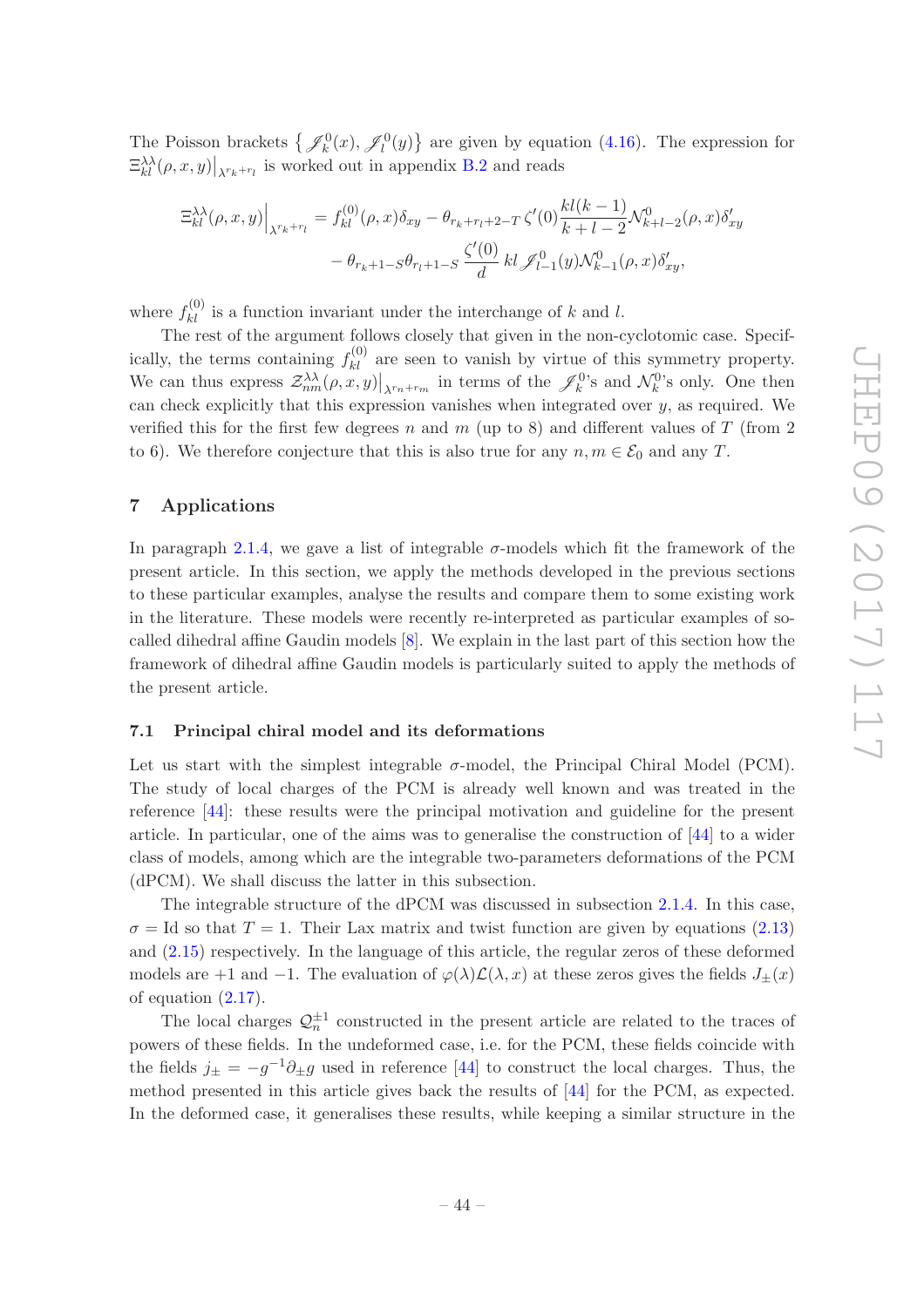The Poisson brackets $\{\mathscr{J}_k^0(x), \mathscr{J}_l^0(y)\}$ are given by equation (4.16). The expression for $\Xi_{kl}^{\lambda\lambda}(\rho, x, y)\big|_{\lambda^{r_k+r_l}}$ is worked out in appendix B.2 and reads

$$
\begin{aligned}
\Xi_{kl}^{\lambda\lambda}(\rho, x, y)\Big|_{\lambda^{r_k+r_l}} = f_{kl}^{(0)}(\rho, x)\delta_{xy} - \theta_{r_k+r_l+2-T}\, \zeta'(0) \frac{kl(k-1)}{k+l-2} \mathcal{N}_{k+l-2}^0(\rho, x)\delta'_{xy} \\
- \theta_{r_k+1-S}\theta_{r_l+1-S}\, \frac{\zeta'(0)}{d}\, kl\, \mathscr{J}_{l-1}^0(y)\mathcal{N}_{k-1}^0(\rho, x)\delta'_{xy},
\end{aligned}
$$

where $f_{kl}^{(0)}$ is a function invariant under the interchange of $k$ and $l$.

The rest of the argument follows closely that given in the non-cyclotomic case. Specifically, the terms containing $f_{kl}^{(0)}$ are seen to vanish by virtue of this symmetry property. We can thus express $\mathcal{Z}_{nm}^{\lambda\lambda}(\rho, x, y)\big|_{\lambda^{r_n+r_m}}$ in terms of the $\mathscr{J}_k^0$'s and $\mathcal{N}_k^0$'s only. One then can check explicitly that this expression vanishes when integrated over $y$, as required. We verified this for the first few degrees $n$ and $m$ (up to 8) and different values of $T$ (from 2 to 6). We therefore conjecture that this is also true for any $n, m \in \mathcal{E}_0$ and any $T$.

## 7 Applications

In paragraph 2.1.4, we gave a list of integrable $\sigma$-models which fit the framework of the present article. In this section, we apply the methods developed in the previous sections to these particular examples, analyse the results and compare them to some existing work in the literature. These models were recently re-interpreted as particular examples of so-called dihedral affine Gaudin models [8]. We explain in the last part of this section how the framework of dihedral affine Gaudin models is particularly suited to apply the methods of the present article.

### 7.1 Principal chiral model and its deformations

Let us start with the simplest integrable $\sigma$-model, the Principal Chiral Model (PCM). The study of local charges of the PCM is already well known and was treated in the reference [44]: these results were the principal motivation and guideline for the present article. In particular, one of the aims was to generalise the construction of [44] to a wider class of models, among which are the integrable two-parameters deformations of the PCM (dPCM). We shall discuss the latter in this subsection.

The integrable structure of the dPCM was discussed in subsection 2.1.4. In this case, $\sigma = \mathrm{Id}$ so that $T = 1$. Their Lax matrix and twist function are given by equations (2.13) and (2.15) respectively. In the language of this article, the regular zeros of these deformed models are $+1$ and $-1$. The evaluation of $\varphi(\lambda)\mathcal{L}(\lambda, x)$ at these zeros gives the fields $J_\pm(x)$ of equation (2.17).

The local charges $\mathcal{Q}_n^{\pm 1}$ constructed in the present article are related to the traces of powers of these fields. In the undeformed case, i.e. for the PCM, these fields coincide with the fields $j_\pm = -g^{-1}\partial_\pm g$ used in reference [44] to construct the local charges. Thus, the method presented in this article gives back the results of [44] for the PCM, as expected. In the deformed case, it generalises these results, while keeping a similar structure in the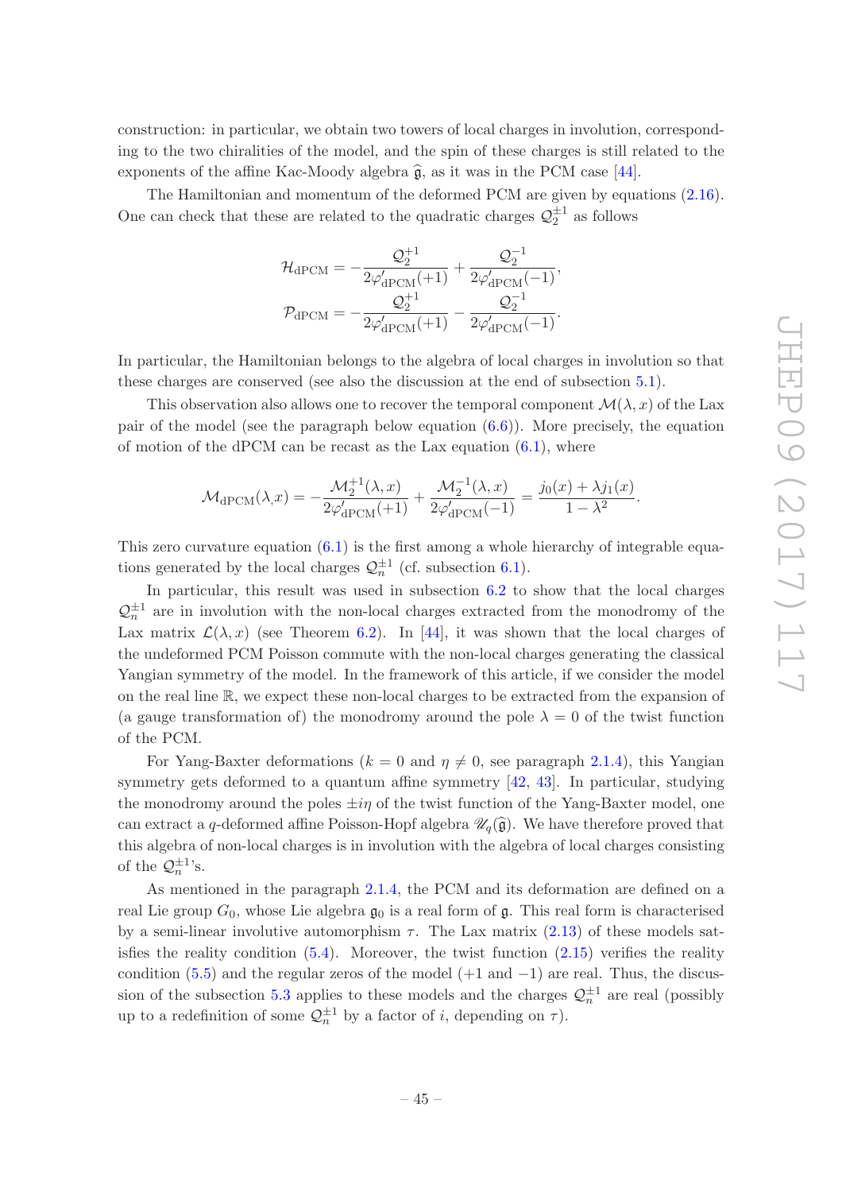construction: in particular, we obtain two towers of local charges in involution, corresponding to the two chiralities of the model, and the spin of these charges is still related to the exponents of the affine Kac-Moody algebra $\widehat{\mathfrak{g}}$, as it was in the PCM case [44].

The Hamiltonian and momentum of the deformed PCM are given by equations (2.16). One can check that these are related to the quadratic charges $\mathcal{Q}_2^{\pm 1}$ as follows

$$
\begin{aligned}
\mathcal{H}_{\text{dPCM}} &= -\frac{\mathcal{Q}_2^{+1}}{2\varphi'_{\text{dPCM}}(+1)} + \frac{\mathcal{Q}_2^{-1}}{2\varphi'_{\text{dPCM}}(-1)}, \\
\mathcal{P}_{\text{dPCM}} &= -\frac{\mathcal{Q}_2^{+1}}{2\varphi'_{\text{dPCM}}(+1)} - \frac{\mathcal{Q}_2^{-1}}{2\varphi'_{\text{dPCM}}(-1)}.
\end{aligned}
$$

In particular, the Hamiltonian belongs to the algebra of local charges in involution so that these charges are conserved (see also the discussion at the end of subsection 5.1).

This observation also allows one to recover the temporal component $\mathcal{M}(\lambda, x)$ of the Lax pair of the model (see the paragraph below equation (6.6)). More precisely, the equation of motion of the dPCM can be recast as the Lax equation (6.1), where

$$
\mathcal{M}_{\text{dPCM}}(\lambda, x) = -\frac{\mathcal{M}_2^{+1}(\lambda, x)}{2\varphi'_{\text{dPCM}}(+1)} + \frac{\mathcal{M}_2^{-1}(\lambda, x)}{2\varphi'_{\text{dPCM}}(-1)} = \frac{j_0(x) + \lambda j_1(x)}{1 - \lambda^2}.
$$

This zero curvature equation (6.1) is the first among a whole hierarchy of integrable equations generated by the local charges $\mathcal{Q}_n^{\pm 1}$ (cf. subsection 6.1).

In particular, this result was used in subsection 6.2 to show that the local charges $\mathcal{Q}_n^{\pm 1}$ are in involution with the non-local charges extracted from the monodromy of the Lax matrix $\mathcal{L}(\lambda, x)$ (see Theorem 6.2). In [44], it was shown that the local charges of the undeformed PCM Poisson commute with the non-local charges generating the classical Yangian symmetry of the model. In the framework of this article, if we consider the model on the real line $\mathbb{R}$, we expect these non-local charges to be extracted from the expansion of (a gauge transformation of) the monodromy around the pole $\lambda = 0$ of the twist function of the PCM.

For Yang-Baxter deformations ($k = 0$ and $\eta \neq 0$, see paragraph 2.1.4), this Yangian symmetry gets deformed to a quantum affine symmetry [42, 43]. In particular, studying the monodromy around the poles $\pm i\eta$ of the twist function of the Yang-Baxter model, one can extract a $q$-deformed affine Poisson-Hopf algebra $\mathscr{U}_q(\widehat{\mathfrak{g}})$. We have therefore proved that this algebra of non-local charges is in involution with the algebra of local charges consisting of the $\mathcal{Q}_n^{\pm 1}$'s.

As mentioned in the paragraph 2.1.4, the PCM and its deformation are defined on a real Lie group $G_0$, whose Lie algebra $\mathfrak{g}_0$ is a real form of $\mathfrak{g}$. This real form is characterised by a semi-linear involutive automorphism $\tau$. The Lax matrix (2.13) of these models satisfies the reality condition (5.4). Moreover, the twist function (2.15) verifies the reality condition (5.5) and the regular zeros of the model ($+1$ and $-1$) are real. Thus, the discussion of the subsection 5.3 applies to these models and the charges $\mathcal{Q}_n^{\pm 1}$ are real (possibly up to a redefinition of some $\mathcal{Q}_n^{\pm 1}$ by a factor of $i$, depending on $\tau$).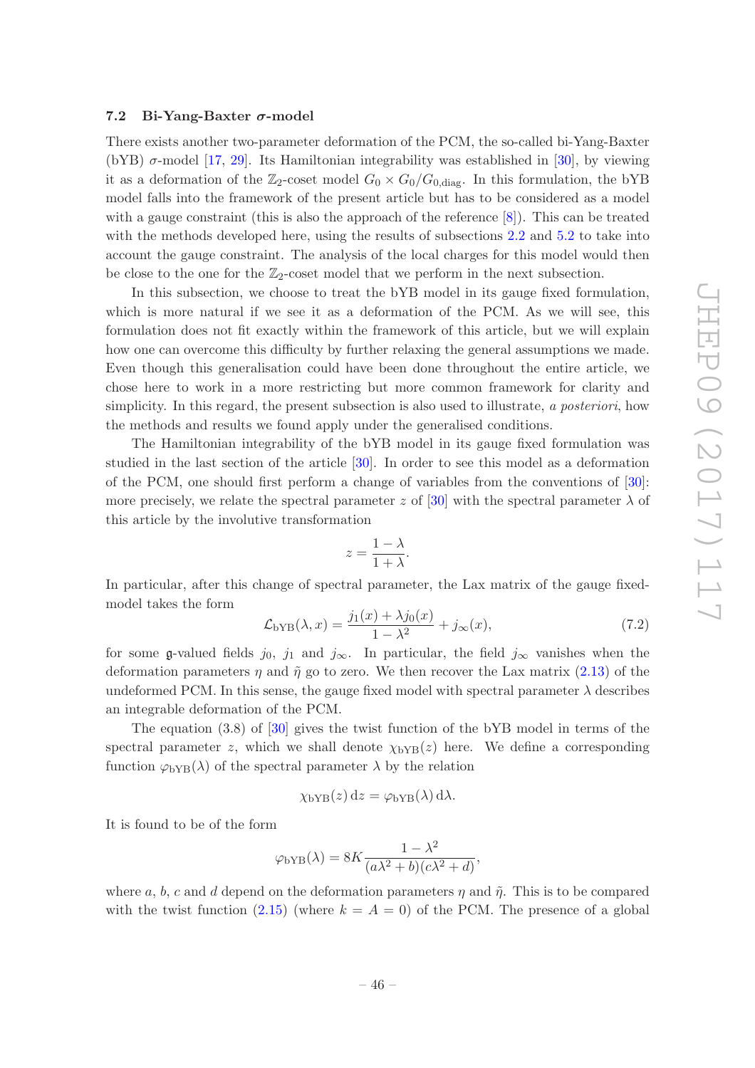### 7.2 Bi-Yang-Baxter $\sigma$-model

There exists another two-parameter deformation of the PCM, the so-called bi-Yang-Baxter (bYB) $\sigma$-model [17, 29]. Its Hamiltonian integrability was established in [30], by viewing it as a deformation of the $\mathbb{Z}_2$-coset model $G_0 \times G_0 / G_{0,\text{diag}}$. In this formulation, the bYB model falls into the framework of the present article but has to be considered as a model with a gauge constraint (this is also the approach of the reference [8]). This can be treated with the methods developed here, using the results of subsections 2.2 and 5.2 to take into account the gauge constraint. The analysis of the local charges for this model would then be close to the one for the $\mathbb{Z}_2$-coset model that we perform in the next subsection.

In this subsection, we choose to treat the bYB model in its gauge fixed formulation, which is more natural if we see it as a deformation of the PCM. As we will see, this formulation does not fit exactly within the framework of this article, but we will explain how one can overcome this difficulty by further relaxing the general assumptions we made. Even though this generalisation could have been done throughout the entire article, we chose here to work in a more restricting but more common framework for clarity and simplicity. In this regard, the present subsection is also used to illustrate, *a posteriori*, how the methods and results we found apply under the generalised conditions.

The Hamiltonian integrability of the bYB model in its gauge fixed formulation was studied in the last section of the article [30]. In order to see this model as a deformation of the PCM, one should first perform a change of variables from the conventions of [30]: more precisely, we relate the spectral parameter $z$ of [30] with the spectral parameter $\lambda$ of this article by the involutive transformation

$$z = \frac{1-\lambda}{1+\lambda}.$$

In particular, after this change of spectral parameter, the Lax matrix of the gauge fixed-model takes the form

$$\mathcal{L}_{\text{bYB}}(\lambda, x) = \frac{j_1(x) + \lambda j_0(x)}{1-\lambda^2} + j_\infty(x), \tag{7.2}$$

for some $\mathfrak{g}$-valued fields $j_0$, $j_1$ and $j_\infty$. In particular, the field $j_\infty$ vanishes when the deformation parameters $\eta$ and $\tilde{\eta}$ go to zero. We then recover the Lax matrix (2.13) of the undeformed PCM. In this sense, the gauge fixed model with spectral parameter $\lambda$ describes an integrable deformation of the PCM.

The equation (3.8) of [30] gives the twist function of the bYB model in terms of the spectral parameter $z$, which we shall denote $\chi_{\text{bYB}}(z)$ here. We define a corresponding function $\varphi_{\text{bYB}}(\lambda)$ of the spectral parameter $\lambda$ by the relation

$$\chi_{\text{bYB}}(z)\, \mathrm{d}z = \varphi_{\text{bYB}}(\lambda)\, \mathrm{d}\lambda.$$

It is found to be of the form

$$\varphi_{\text{bYB}}(\lambda) = 8K \frac{1-\lambda^2}{(a\lambda^2 + b)(c\lambda^2 + d)},$$

where $a$, $b$, $c$ and $d$ depend on the deformation parameters $\eta$ and $\tilde{\eta}$. This is to be compared with the twist function (2.15) (where $k = A = 0$) of the PCM. The presence of a global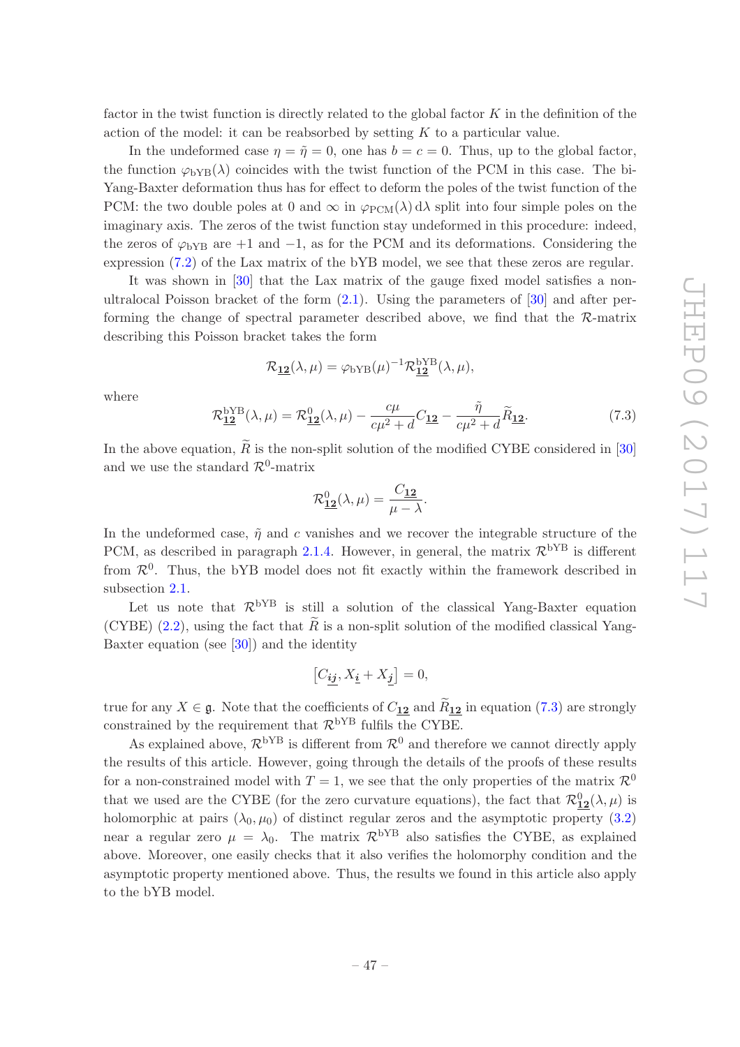factor in the twist function is directly related to the global factor $K$ in the definition of the action of the model: it can be reabsorbed by setting $K$ to a particular value.

In the undeformed case $\eta = \tilde{\eta} = 0$, one has $b = c = 0$. Thus, up to the global factor, the function $\varphi_{\text{bYB}}(\lambda)$ coincides with the twist function of the PCM in this case. The bi-Yang-Baxter deformation thus has for effect to deform the poles of the twist function of the PCM: the two double poles at 0 and $\infty$ in $\varphi_{\text{PCM}}(\lambda)\,\text{d}\lambda$ split into four simple poles on the imaginary axis. The zeros of the twist function stay undeformed in this procedure: indeed, the zeros of $\varphi_{\text{bYB}}$ are $+1$ and $-1$, as for the PCM and its deformations. Considering the expression (7.2) of the Lax matrix of the bYB model, we see that these zeros are regular.

It was shown in [30] that the Lax matrix of the gauge fixed model satisfies a non-ultralocal Poisson bracket of the form (2.1). Using the parameters of [30] and after performing the change of spectral parameter described above, we find that the $\mathcal{R}$-matrix describing this Poisson bracket takes the form

$$\mathcal{R}_{\underline{\mathbf{12}}}(\lambda,\mu) = \varphi_{\text{bYB}}(\mu)^{-1}\mathcal{R}^{\text{bYB}}_{\underline{\mathbf{12}}}(\lambda,\mu),$$

where

$$\mathcal{R}^{\text{bYB}}_{\underline{\mathbf{12}}}(\lambda,\mu) = \mathcal{R}^{0}_{\underline{\mathbf{12}}}(\lambda,\mu) - \frac{c\mu}{c\mu^2+d}C_{\underline{\mathbf{12}}} - \frac{\tilde{\eta}}{c\mu^2+d}\widetilde{R}_{\underline{\mathbf{12}}}. \tag{7.3}$$

In the above equation, $\widetilde{R}$ is the non-split solution of the modified CYBE considered in [30] and we use the standard $\mathcal{R}^0$-matrix

$$\mathcal{R}^{0}_{\underline{\mathbf{12}}}(\lambda,\mu) = \frac{C_{\underline{\mathbf{12}}}}{\mu-\lambda}.$$

In the undeformed case, $\tilde{\eta}$ and $c$ vanishes and we recover the integrable structure of the PCM, as described in paragraph 2.1.4. However, in general, the matrix $\mathcal{R}^{\text{bYB}}$ is different from $\mathcal{R}^0$. Thus, the bYB model does not fit exactly within the framework described in subsection 2.1.

Let us note that $\mathcal{R}^{\text{bYB}}$ is still a solution of the classical Yang-Baxter equation (CYBE) (2.2), using the fact that $\widetilde{R}$ is a non-split solution of the modified classical Yang-Baxter equation (see [30]) and the identity

$$\left[C_{\underline{\boldsymbol{ij}}}, X_{\underline{\boldsymbol{i}}} + X_{\underline{\boldsymbol{j}}}\right] = 0,$$

true for any $X \in \mathfrak{g}$. Note that the coefficients of $C_{\underline{\mathbf{12}}}$ and $\widetilde{R}_{\underline{\mathbf{12}}}$ in equation (7.3) are strongly constrained by the requirement that $\mathcal{R}^{\text{bYB}}$ fulfils the CYBE.

As explained above, $\mathcal{R}^{\text{bYB}}$ is different from $\mathcal{R}^0$ and therefore we cannot directly apply the results of this article. However, going through the details of the proofs of these results for a non-constrained model with $T = 1$, we see that the only properties of the matrix $\mathcal{R}^0$ that we used are the CYBE (for the zero curvature equations), the fact that $\mathcal{R}^0_{\underline{\mathbf{12}}}(\lambda,\mu)$ is holomorphic at pairs $(\lambda_0,\mu_0)$ of distinct regular zeros and the asymptotic property (3.2) near a regular zero $\mu = \lambda_0$. The matrix $\mathcal{R}^{\text{bYB}}$ also satisfies the CYBE, as explained above. Moreover, one easily checks that it also verifies the holomorphy condition and the asymptotic property mentioned above. Thus, the results we found in this article also apply to the bYB model.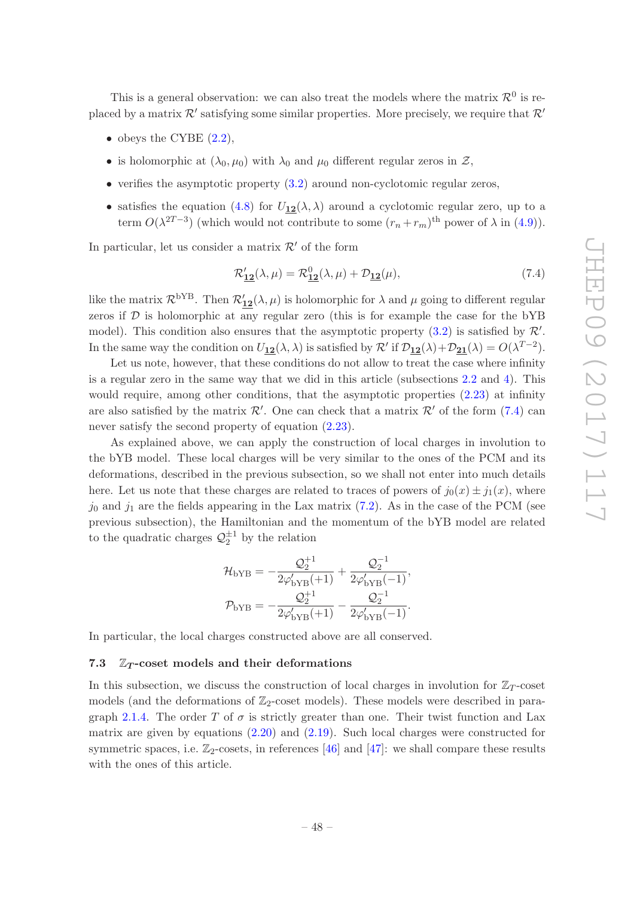This is a general observation: we can also treat the models where the matrix $\mathcal{R}^0$ is replaced by a matrix $\mathcal{R}'$ satisfying some similar properties. More precisely, we require that $\mathcal{R}'$

- obeys the CYBE (2.2),
- is holomorphic at $(\lambda_0, \mu_0)$ with $\lambda_0$ and $\mu_0$ different regular zeros in $\mathcal{Z}$,
- verifies the asymptotic property (3.2) around non-cyclotomic regular zeros,
- satisfies the equation (4.8) for $U_{\underline{\mathbf{12}}}(\lambda,\lambda)$ around a cyclotomic regular zero, up to a term $O(\lambda^{2T-3})$ (which would not contribute to some $(r_n+r_m)^{\text{th}}$ power of $\lambda$ in (4.9)).

In particular, let us consider a matrix $\mathcal{R}'$ of the form

$$\mathcal{R}'_{\underline{\mathbf{12}}}(\lambda,\mu) = \mathcal{R}^0_{\underline{\mathbf{12}}}(\lambda,\mu) + \mathcal{D}_{\underline{\mathbf{12}}}(\mu), \tag{7.4}$$

like the matrix $\mathcal{R}^{\text{bYB}}$. Then $\mathcal{R}'_{\underline{\mathbf{12}}}(\lambda,\mu)$ is holomorphic for $\lambda$ and $\mu$ going to different regular zeros if $\mathcal{D}$ is holomorphic at any regular zero (this is for example the case for the bYB model). This condition also ensures that the asymptotic property (3.2) is satisfied by $\mathcal{R}'$. In the same way the condition on $U_{\underline{\mathbf{12}}}(\lambda,\lambda)$ is satisfied by $\mathcal{R}'$ if $\mathcal{D}_{\underline{\mathbf{12}}}(\lambda)+\mathcal{D}_{\underline{\mathbf{21}}}(\lambda) = O(\lambda^{T-2})$.

Let us note, however, that these conditions do not allow to treat the case where infinity is a regular zero in the same way that we did in this article (subsections 2.2 and 4). This would require, among other conditions, that the asymptotic properties (2.23) at infinity are also satisfied by the matrix $\mathcal{R}'$. One can check that a matrix $\mathcal{R}'$ of the form (7.4) can never satisfy the second property of equation (2.23).

As explained above, we can apply the construction of local charges in involution to the bYB model. These local charges will be very similar to the ones of the PCM and its deformations, described in the previous subsection, so we shall not enter into much details here. Let us note that these charges are related to traces of powers of $j_0(x) \pm j_1(x)$, where $j_0$ and $j_1$ are the fields appearing in the Lax matrix (7.2). As in the case of the PCM (see previous subsection), the Hamiltonian and the momentum of the bYB model are related to the quadratic charges $\mathcal{Q}_2^{\pm 1}$ by the relation

$$\mathcal{H}_{\text{bYB}} = -\frac{\mathcal{Q}_2^{+1}}{2\varphi'_{\text{bYB}}(+1)} + \frac{\mathcal{Q}_2^{-1}}{2\varphi'_{\text{bYB}}(-1)},$$

$$\mathcal{P}_{\text{bYB}} = -\frac{\mathcal{Q}_2^{+1}}{2\varphi'_{\text{bYB}}(+1)} - \frac{\mathcal{Q}_2^{-1}}{2\varphi'_{\text{bYB}}(-1)}.$$

In particular, the local charges constructed above are all conserved.

### 7.3 $\mathbb{Z}_T$-coset models and their deformations

In this subsection, we discuss the construction of local charges in involution for $\mathbb{Z}_T$-coset models (and the deformations of $\mathbb{Z}_2$-coset models). These models were described in paragraph 2.1.4. The order $T$ of $\sigma$ is strictly greater than one. Their twist function and Lax matrix are given by equations (2.20) and (2.19). Such local charges were constructed for symmetric spaces, i.e. $\mathbb{Z}_2$-cosets, in references [46] and [47]: we shall compare these results with the ones of this article.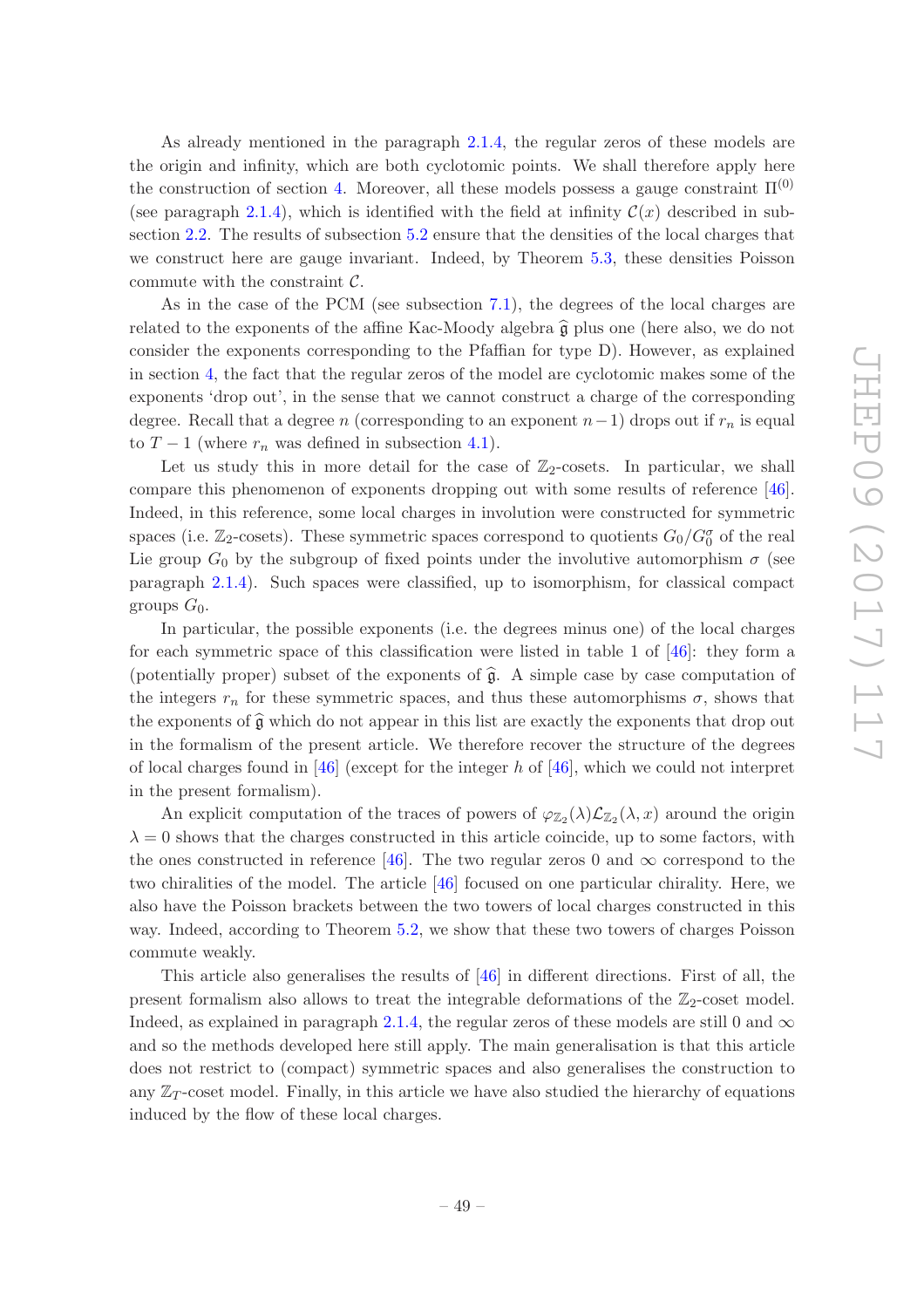As already mentioned in the paragraph 2.1.4, the regular zeros of these models are the origin and infinity, which are both cyclotomic points. We shall therefore apply here the construction of section 4. Moreover, all these models possess a gauge constraint $\Pi^{(0)}$ (see paragraph 2.1.4), which is identified with the field at infinity $\mathcal{C}(x)$ described in subsection 2.2. The results of subsection 5.2 ensure that the densities of the local charges that we construct here are gauge invariant. Indeed, by Theorem 5.3, these densities Poisson commute with the constraint $\mathcal{C}$.

As in the case of the PCM (see subsection 7.1), the degrees of the local charges are related to the exponents of the affine Kac-Moody algebra $\widehat{\mathfrak{g}}$ plus one (here also, we do not consider the exponents corresponding to the Pfaffian for type D). However, as explained in section 4, the fact that the regular zeros of the model are cyclotomic makes some of the exponents 'drop out', in the sense that we cannot construct a charge of the corresponding degree. Recall that a degree $n$ (corresponding to an exponent $n-1$) drops out if $r_n$ is equal to $T-1$ (where $r_n$ was defined in subsection 4.1).

Let us study this in more detail for the case of $\mathbb{Z}_2$-cosets. In particular, we shall compare this phenomenon of exponents dropping out with some results of reference [46]. Indeed, in this reference, some local charges in involution were constructed for symmetric spaces (i.e. $\mathbb{Z}_2$-cosets). These symmetric spaces correspond to quotients $G_0/G_0^\sigma$ of the real Lie group $G_0$ by the subgroup of fixed points under the involutive automorphism $\sigma$ (see paragraph 2.1.4). Such spaces were classified, up to isomorphism, for classical compact groups $G_0$.

In particular, the possible exponents (i.e. the degrees minus one) of the local charges for each symmetric space of this classification were listed in table 1 of [46]: they form a (potentially proper) subset of the exponents of $\widehat{\mathfrak{g}}$. A simple case by case computation of the integers $r_n$ for these symmetric spaces, and thus these automorphisms $\sigma$, shows that the exponents of $\widehat{\mathfrak{g}}$ which do not appear in this list are exactly the exponents that drop out in the formalism of the present article. We therefore recover the structure of the degrees of local charges found in [46] (except for the integer $h$ of [46], which we could not interpret in the present formalism).

An explicit computation of the traces of powers of $\varphi_{\mathbb{Z}_2}(\lambda)\mathcal{L}_{\mathbb{Z}_2}(\lambda, x)$ around the origin $\lambda = 0$ shows that the charges constructed in this article coincide, up to some factors, with the ones constructed in reference [46]. The two regular zeros 0 and $\infty$ correspond to the two chiralities of the model. The article [46] focused on one particular chirality. Here, we also have the Poisson brackets between the two towers of local charges constructed in this way. Indeed, according to Theorem 5.2, we show that these two towers of charges Poisson commute weakly.

This article also generalises the results of [46] in different directions. First of all, the present formalism also allows to treat the integrable deformations of the $\mathbb{Z}_2$-coset model. Indeed, as explained in paragraph 2.1.4, the regular zeros of these models are still 0 and $\infty$ and so the methods developed here still apply. The main generalisation is that this article does not restrict to (compact) symmetric spaces and also generalises the construction to any $\mathbb{Z}_T$-coset model. Finally, in this article we have also studied the hierarchy of equations induced by the flow of these local charges.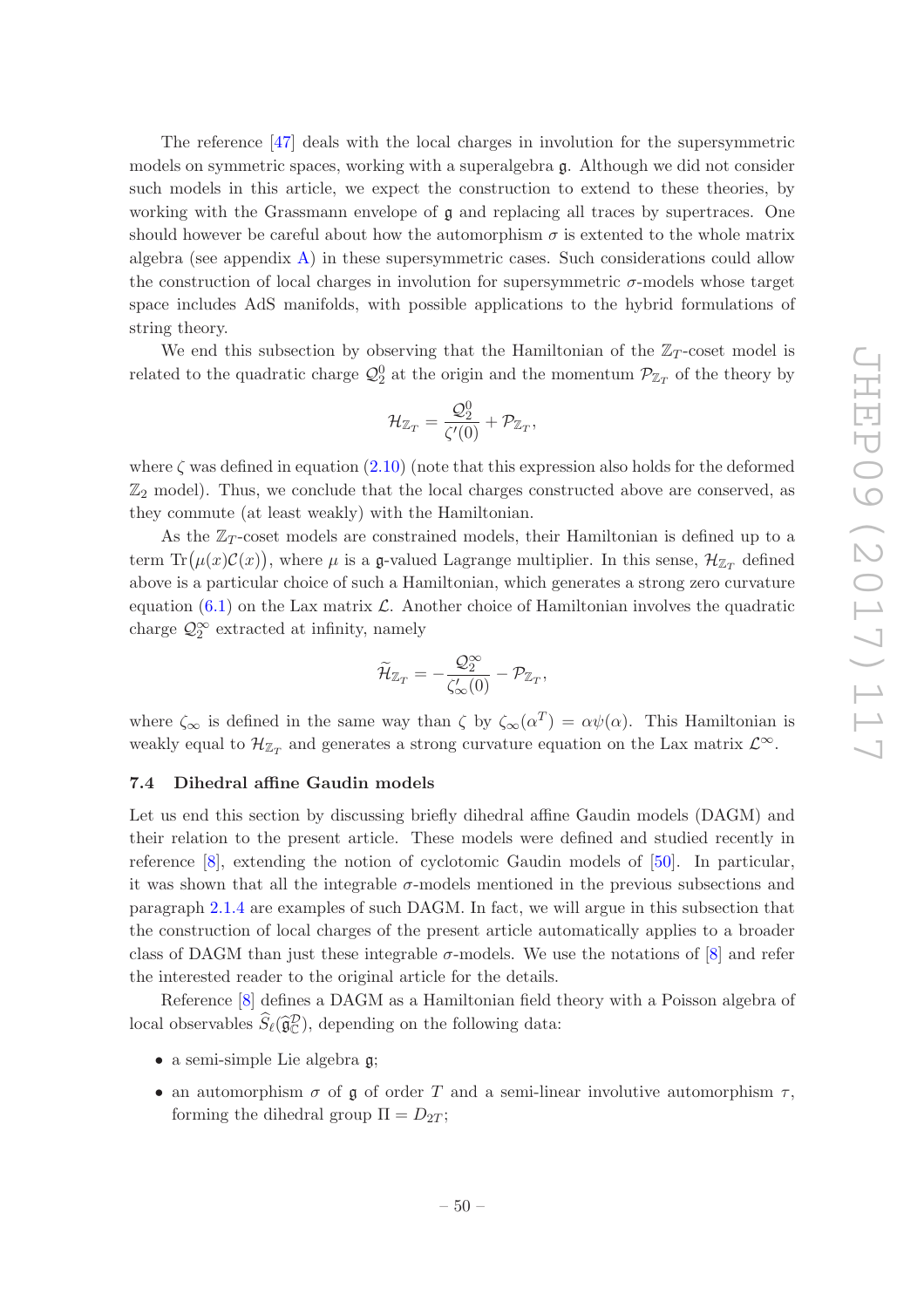The reference [47] deals with the local charges in involution for the supersymmetric models on symmetric spaces, working with a superalgebra $\mathfrak{g}$. Although we did not consider such models in this article, we expect the construction to extend to these theories, by working with the Grassmann envelope of $\mathfrak{g}$ and replacing all traces by supertraces. One should however be careful about how the automorphism $\sigma$ is extented to the whole matrix algebra (see appendix A) in these supersymmetric cases. Such considerations could allow the construction of local charges in involution for supersymmetric $\sigma$-models whose target space includes AdS manifolds, with possible applications to the hybrid formulations of string theory.

We end this subsection by observing that the Hamiltonian of the $\mathbb{Z}_T$-coset model is related to the quadratic charge $\mathcal{Q}_2^0$ at the origin and the momentum $\mathcal{P}_{\mathbb{Z}_T}$ of the theory by

$$\mathcal{H}_{\mathbb{Z}_T} = \frac{\mathcal{Q}_2^0}{\zeta'(0)} + \mathcal{P}_{\mathbb{Z}_T},$$

where $\zeta$ was defined in equation (2.10) (note that this expression also holds for the deformed $\mathbb{Z}_2$ model). Thus, we conclude that the local charges constructed above are conserved, as they commute (at least weakly) with the Hamiltonian.

As the $\mathbb{Z}_T$-coset models are constrained models, their Hamiltonian is defined up to a term $\text{Tr}\big(\mu(x)\mathcal{C}(x)\big)$, where $\mu$ is a $\mathfrak{g}$-valued Lagrange multiplier. In this sense, $\mathcal{H}_{\mathbb{Z}_T}$ defined above is a particular choice of such a Hamiltonian, which generates a strong zero curvature equation (6.1) on the Lax matrix $\mathcal{L}$. Another choice of Hamiltonian involves the quadratic charge $\mathcal{Q}_2^\infty$ extracted at infinity, namely

$$\widetilde{\mathcal{H}}_{\mathbb{Z}_T} = -\frac{\mathcal{Q}_2^\infty}{\zeta'_\infty(0)} - \mathcal{P}_{\mathbb{Z}_T},$$

where $\zeta_\infty$ is defined in the same way than $\zeta$ by $\zeta_\infty(\alpha^T) = \alpha\psi(\alpha)$. This Hamiltonian is weakly equal to $\mathcal{H}_{\mathbb{Z}_T}$ and generates a strong curvature equation on the Lax matrix $\mathcal{L}^\infty$.

### 7.4 Dihedral affine Gaudin models

Let us end this section by discussing briefly dihedral affine Gaudin models (DAGM) and their relation to the present article. These models were defined and studied recently in reference [8], extending the notion of cyclotomic Gaudin models of [50]. In particular, it was shown that all the integrable $\sigma$-models mentioned in the previous subsections and paragraph 2.1.4 are examples of such DAGM. In fact, we will argue in this subsection that the construction of local charges of the present article automatically applies to a broader class of DAGM than just these integrable $\sigma$-models. We use the notations of [8] and refer the interested reader to the original article for the details.

Reference [8] defines a DAGM as a Hamiltonian field theory with a Poisson algebra of local observables $\widehat{S}_\ell(\widehat{\mathfrak{g}}^{\mathcal{D}}_{\mathbb{C}})$, depending on the following data:

- a semi-simple Lie algebra $\mathfrak{g}$;
- an automorphism $\sigma$ of $\mathfrak{g}$ of order $T$ and a semi-linear involutive automorphism $\tau$, forming the dihedral group $\Pi = D_{2T}$;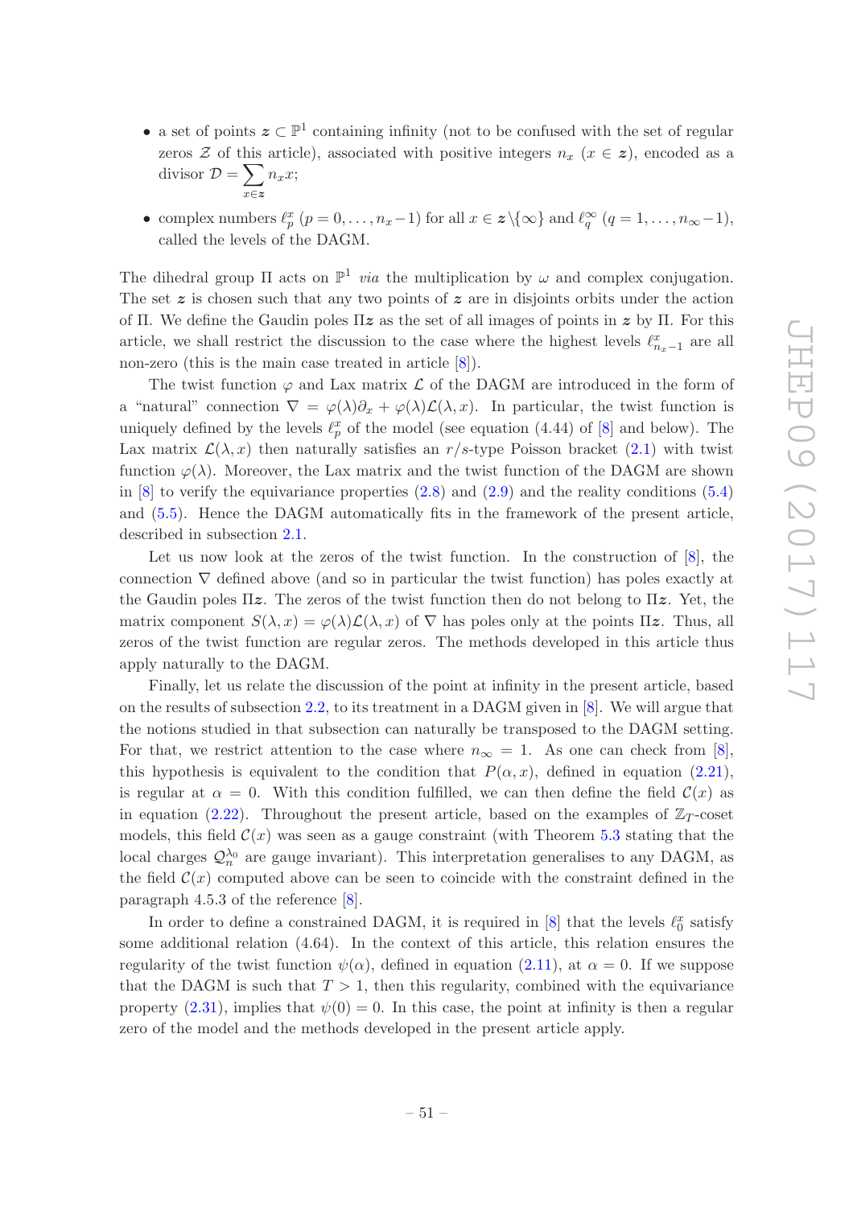- a set of points $\boldsymbol{z} \subset \mathbb{P}^1$ containing infinity (not to be confused with the set of regular zeros $\mathcal{Z}$ of this article), associated with positive integers $n_x$ ($x \in \boldsymbol{z}$), encoded as a divisor $\mathcal{D} = \sum_{x \in \boldsymbol{z}} n_x x$;
- complex numbers $\ell_p^x$ ($p = 0, \dots, n_x - 1$) for all $x \in \boldsymbol{z} \backslash \{\infty\}$ and $\ell_q^\infty$ ($q = 1, \dots, n_\infty - 1$), called the levels of the DAGM.

The dihedral group $\Pi$ acts on $\mathbb{P}^1$ *via* the multiplication by $\omega$ and complex conjugation. The set $\boldsymbol{z}$ is chosen such that any two points of $\boldsymbol{z}$ are in disjoints orbits under the action of $\Pi$. We define the Gaudin poles $\Pi\boldsymbol{z}$ as the set of all images of points in $\boldsymbol{z}$ by $\Pi$. For this article, we shall restrict the discussion to the case where the highest levels $\ell^x_{n_x-1}$ are all non-zero (this is the main case treated in article [8]).

The twist function $\varphi$ and Lax matrix $\mathcal{L}$ of the DAGM are introduced in the form of a "natural" connection $\nabla = \varphi(\lambda)\partial_x + \varphi(\lambda)\mathcal{L}(\lambda, x)$. In particular, the twist function is uniquely defined by the levels $\ell_p^x$ of the model (see equation (4.44) of [8] and below). The Lax matrix $\mathcal{L}(\lambda, x)$ then naturally satisfies an $r/s$-type Poisson bracket (2.1) with twist function $\varphi(\lambda)$. Moreover, the Lax matrix and the twist function of the DAGM are shown in [8] to verify the equivariance properties (2.8) and (2.9) and the reality conditions (5.4) and (5.5). Hence the DAGM automatically fits in the framework of the present article, described in subsection 2.1.

Let us now look at the zeros of the twist function. In the construction of [8], the connection $\nabla$ defined above (and so in particular the twist function) has poles exactly at the Gaudin poles $\Pi\boldsymbol{z}$. The zeros of the twist function then do not belong to $\Pi\boldsymbol{z}$. Yet, the matrix component $S(\lambda, x) = \varphi(\lambda)\mathcal{L}(\lambda, x)$ of $\nabla$ has poles only at the points $\Pi\boldsymbol{z}$. Thus, all zeros of the twist function are regular zeros. The methods developed in this article thus apply naturally to the DAGM.

Finally, let us relate the discussion of the point at infinity in the present article, based on the results of subsection 2.2, to its treatment in a DAGM given in [8]. We will argue that the notions studied in that subsection can naturally be transposed to the DAGM setting. For that, we restrict attention to the case where $n_\infty = 1$. As one can check from [8], this hypothesis is equivalent to the condition that $P(\alpha, x)$, defined in equation (2.21), is regular at $\alpha = 0$. With this condition fulfilled, we can then define the field $\mathcal{C}(x)$ as in equation (2.22). Throughout the present article, based on the examples of $\mathbb{Z}_T$-coset models, this field $\mathcal{C}(x)$ was seen as a gauge constraint (with Theorem 5.3 stating that the local charges $\mathcal{Q}_n^{\lambda_0}$ are gauge invariant). This interpretation generalises to any DAGM, as the field $\mathcal{C}(x)$ computed above can be seen to coincide with the constraint defined in the paragraph 4.5.3 of the reference [8].

In order to define a constrained DAGM, it is required in [8] that the levels $\ell_0^x$ satisfy some additional relation (4.64). In the context of this article, this relation ensures the regularity of the twist function $\psi(\alpha)$, defined in equation (2.11), at $\alpha = 0$. If we suppose that the DAGM is such that $T > 1$, then this regularity, combined with the equivariance property (2.31), implies that $\psi(0) = 0$. In this case, the point at infinity is then a regular zero of the model and the methods developed in the present article apply.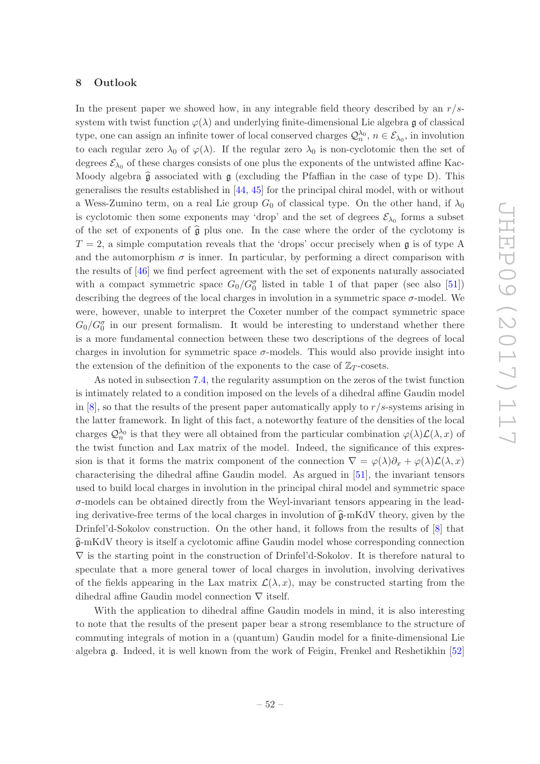## 8 Outlook

In the present paper we showed how, in any integrable field theory described by an $r/s$-system with twist function $\varphi(\lambda)$ and underlying finite-dimensional Lie algebra $\mathfrak{g}$ of classical type, one can assign an infinite tower of local conserved charges $\mathcal{Q}_n^{\lambda_0}$, $n \in \mathcal{E}_{\lambda_0}$, in involution to each regular zero $\lambda_0$ of $\varphi(\lambda)$. If the regular zero $\lambda_0$ is non-cyclotomic then the set of degrees $\mathcal{E}_{\lambda_0}$ of these charges consists of one plus the exponents of the untwisted affine Kac-Moody algebra $\widehat{\mathfrak{g}}$ associated with $\mathfrak{g}$ (excluding the Pfaffian in the case of type D). This generalises the results established in [44, 45] for the principal chiral model, with or without a Wess-Zumino term, on a real Lie group $G_0$ of classical type. On the other hand, if $\lambda_0$ is cyclotomic then some exponents may 'drop' and the set of degrees $\mathcal{E}_{\lambda_0}$ forms a subset of the set of exponents of $\widehat{\mathfrak{g}}$ plus one. In the case where the order of the cyclotomy is $T = 2$, a simple computation reveals that the 'drops' occur precisely when $\mathfrak{g}$ is of type A and the automorphism $\sigma$ is inner. In particular, by performing a direct comparison with the results of [46] we find perfect agreement with the set of exponents naturally associated with a compact symmetric space $G_0/G_0^\sigma$ listed in table 1 of that paper (see also [51]) describing the degrees of the local charges in involution in a symmetric space $\sigma$-model. We were, however, unable to interpret the Coxeter number of the compact symmetric space $G_0/G_0^\sigma$ in our present formalism. It would be interesting to understand whether there is a more fundamental connection between these two descriptions of the degrees of local charges in involution for symmetric space $\sigma$-models. This would also provide insight into the extension of the definition of the exponents to the case of $\mathbb{Z}_T$-cosets.

As noted in subsection 7.4, the regularity assumption on the zeros of the twist function is intimately related to a condition imposed on the levels of a dihedral affine Gaudin model in [8], so that the results of the present paper automatically apply to $r/s$-systems arising in the latter framework. In light of this fact, a noteworthy feature of the densities of the local charges $\mathcal{Q}_n^{\lambda_0}$ is that they were all obtained from the particular combination $\varphi(\lambda)\mathcal{L}(\lambda, x)$ of the twist function and Lax matrix of the model. Indeed, the significance of this expression is that it forms the matrix component of the connection $\nabla = \varphi(\lambda)\partial_x + \varphi(\lambda)\mathcal{L}(\lambda, x)$ characterising the dihedral affine Gaudin model. As argued in [51], the invariant tensors used to build local charges in involution in the principal chiral model and symmetric space $\sigma$-models can be obtained directly from the Weyl-invariant tensors appearing in the leading derivative-free terms of the local charges in involution of $\widehat{\mathfrak{g}}$-mKdV theory, given by the Drinfel'd-Sokolov construction. On the other hand, it follows from the results of [8] that $\widehat{\mathfrak{g}}$-mKdV theory is itself a cyclotomic affine Gaudin model whose corresponding connection $\nabla$ is the starting point in the construction of Drinfel'd-Sokolov. It is therefore natural to speculate that a more general tower of local charges in involution, involving derivatives of the fields appearing in the Lax matrix $\mathcal{L}(\lambda, x)$, may be constructed starting from the dihedral affine Gaudin model connection $\nabla$ itself.

With the application to dihedral affine Gaudin models in mind, it is also interesting to note that the results of the present paper bear a strong resemblance to the structure of commuting integrals of motion in a (quantum) Gaudin model for a finite-dimensional Lie algebra $\mathfrak{g}$. Indeed, it is well known from the work of Feigin, Frenkel and Reshetikhin [52]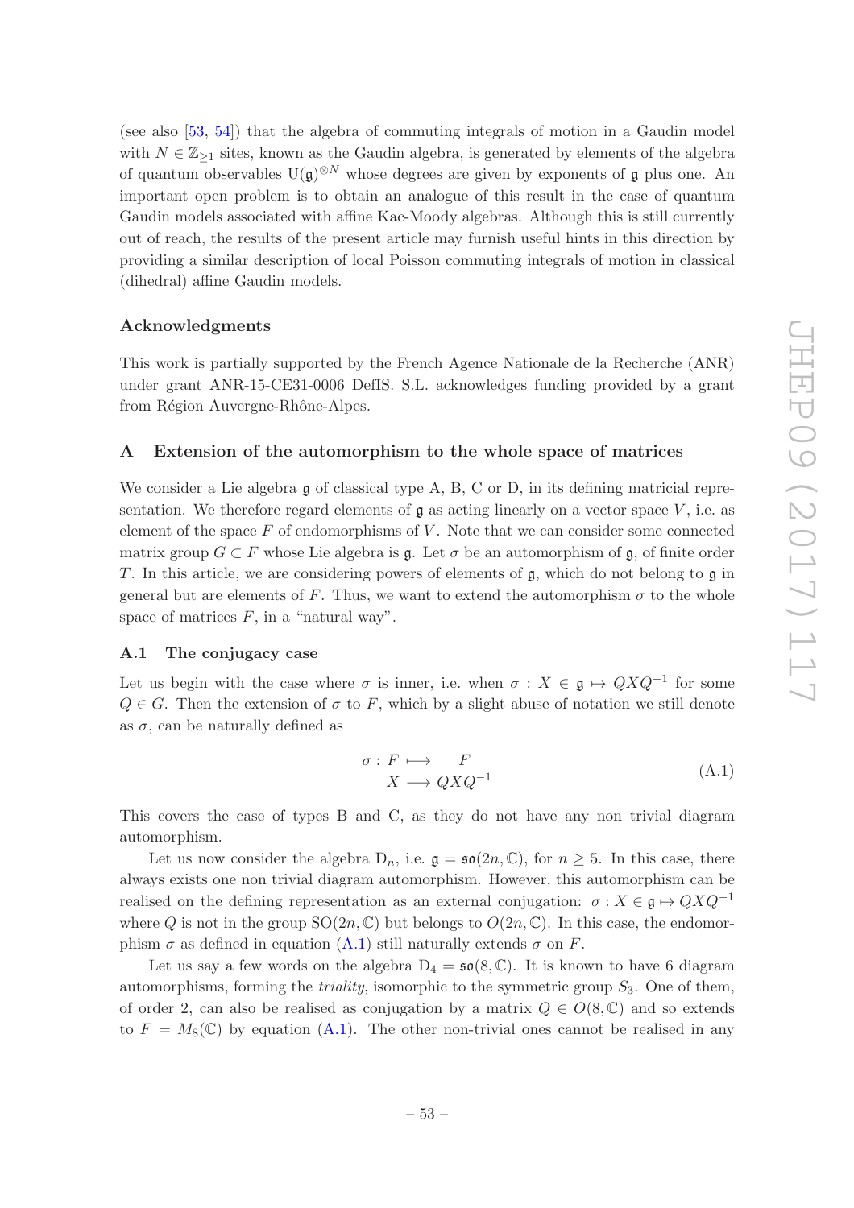(see also [53, 54]) that the algebra of commuting integrals of motion in a Gaudin model with $N \in \mathbb{Z}_{\geq 1}$ sites, known as the Gaudin algebra, is generated by elements of the algebra of quantum observables $\mathrm{U}(\mathfrak{g})^{\otimes N}$ whose degrees are given by exponents of $\mathfrak{g}$ plus one. An important open problem is to obtain an analogue of this result in the case of quantum Gaudin models associated with affine Kac-Moody algebras. Although this is still currently out of reach, the results of the present article may furnish useful hints in this direction by providing a similar description of local Poisson commuting integrals of motion in classical (dihedral) affine Gaudin models.

### Acknowledgments

This work is partially supported by the French Agence Nationale de la Recherche (ANR) under grant ANR-15-CE31-0006 DefIS. S.L. acknowledges funding provided by a grant from Région Auvergne-Rhône-Alpes.

## A Extension of the automorphism to the whole space of matrices

We consider a Lie algebra $\mathfrak{g}$ of classical type A, B, C or D, in its defining matricial representation. We therefore regard elements of $\mathfrak{g}$ as acting linearly on a vector space $V$, i.e. as element of the space $F$ of endomorphisms of $V$. Note that we can consider some connected matrix group $G \subset F$ whose Lie algebra is $\mathfrak{g}$. Let $\sigma$ be an automorphism of $\mathfrak{g}$, of finite order $T$. In this article, we are considering powers of elements of $\mathfrak{g}$, which do not belong to $\mathfrak{g}$ in general but are elements of $F$. Thus, we want to extend the automorphism $\sigma$ to the whole space of matrices $F$, in a "natural way".

### A.1 The conjugacy case

Let us begin with the case where $\sigma$ is inner, i.e. when $\sigma : X \in \mathfrak{g} \mapsto QXQ^{-1}$ for some $Q \in G$. Then the extension of $\sigma$ to $F$, which by a slight abuse of notation we still denote as $\sigma$, can be naturally defined as

$$\begin{aligned} \sigma : F &\longmapsto \quad F \\ X &\longrightarrow QXQ^{-1} \end{aligned} \tag{A.1}$$

This covers the case of types B and C, as they do not have any non trivial diagram automorphism.

Let us now consider the algebra $\mathrm{D}_n$, i.e. $\mathfrak{g} = \mathfrak{so}(2n, \mathbb{C})$, for $n \geq 5$. In this case, there always exists one non trivial diagram automorphism. However, this automorphism can be realised on the defining representation as an external conjugation: $\sigma : X \in \mathfrak{g} \mapsto QXQ^{-1}$ where $Q$ is not in the group $\mathrm{SO}(2n, \mathbb{C})$ but belongs to $O(2n, \mathbb{C})$. In this case, the endomorphism $\sigma$ as defined in equation (A.1) still naturally extends $\sigma$ on $F$.

Let us say a few words on the algebra $\mathrm{D}_4 = \mathfrak{so}(8, \mathbb{C})$. It is known to have 6 diagram automorphisms, forming the *triality*, isomorphic to the symmetric group $S_3$. One of them, of order 2, can also be realised as conjugation by a matrix $Q \in O(8, \mathbb{C})$ and so extends to $F = M_8(\mathbb{C})$ by equation (A.1). The other non-trivial ones cannot be realised in any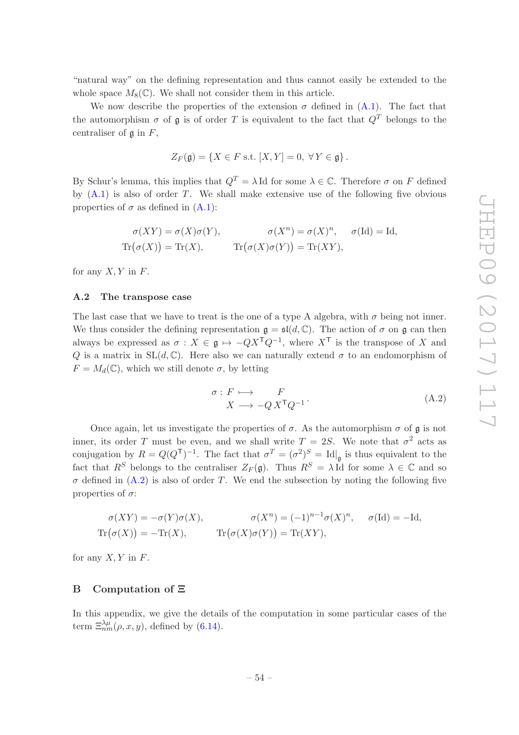"natural way" on the defining representation and thus cannot easily be extended to the whole space $M_8(\mathbb{C})$. We shall not consider them in this article.

We now describe the properties of the extension $\sigma$ defined in (A.1). The fact that the automorphism $\sigma$ of $\mathfrak{g}$ is of order $T$ is equivalent to the fact that $Q^T$ belongs to the centraliser of $\mathfrak{g}$ in $F$,

$$Z_F(\mathfrak{g}) = \{X \in F \text{ s.t. } [X, Y] = 0, \ \forall\, Y \in \mathfrak{g}\}\,.$$

By Schur's lemma, this implies that $Q^T = \lambda\,\mathrm{Id}$ for some $\lambda \in \mathbb{C}$. Therefore $\sigma$ on $F$ defined by (A.1) is also of order $T$. We shall make extensive use of the following five obvious properties of $\sigma$ as defined in (A.1):

$$\begin{aligned}
\sigma(XY) &= \sigma(X)\sigma(Y), &\qquad \sigma(X^n) &= \sigma(X)^n, \qquad \sigma(\mathrm{Id}) = \mathrm{Id},\\
\mathrm{Tr}\big(\sigma(X)\big) &= \mathrm{Tr}(X), &\qquad \mathrm{Tr}\big(\sigma(X)\sigma(Y)\big) &= \mathrm{Tr}(XY),
\end{aligned}$$

for any $X, Y$ in $F$.

### A.2 The transpose case

The last case that we have to treat is the one of a type A algebra, with $\sigma$ being not inner. We thus consider the defining representation $\mathfrak{g} = \mathfrak{sl}(d, \mathbb{C})$. The action of $\sigma$ on $\mathfrak{g}$ can then always be expressed as $\sigma : X \in \mathfrak{g} \mapsto -QX^{\mathsf{T}}Q^{-1}$, where $X^{\mathsf{T}}$ is the transpose of $X$ and $Q$ is a matrix in $\mathrm{SL}(d, \mathbb{C})$. Here also we can naturally extend $\sigma$ to an endomorphism of $F = M_d(\mathbb{C})$, which we still denote $\sigma$, by letting

$$\begin{aligned}
\sigma : F &\longmapsto \quad F\\
X &\longrightarrow -Q\, X^{\mathsf{T}} Q^{-1}\,.
\end{aligned} \tag{A.2}$$

Once again, let us investigate the properties of $\sigma$. As the automorphism $\sigma$ of $\mathfrak{g}$ is not inner, its order $T$ must be even, and we shall write $T = 2S$. We note that $\sigma^2$ acts as conjugation by $R = Q(Q^{\mathsf{T}})^{-1}$. The fact that $\sigma^T = (\sigma^2)^S = \mathrm{Id}|_{\mathfrak{g}}$ is thus equivalent to the fact that $R^S$ belongs to the centraliser $Z_F(\mathfrak{g})$. Thus $R^S = \lambda\,\mathrm{Id}$ for some $\lambda \in \mathbb{C}$ and so $\sigma$ defined in (A.2) is also of order $T$. We end the subsection by noting the following five properties of $\sigma$:

$$\begin{aligned}
\sigma(XY) &= -\sigma(Y)\sigma(X), &\qquad \sigma(X^n) &= (-1)^{n-1}\sigma(X)^n, \qquad \sigma(\mathrm{Id}) = -\mathrm{Id},\\
\mathrm{Tr}\big(\sigma(X)\big) &= -\mathrm{Tr}(X), &\qquad \mathrm{Tr}\big(\sigma(X)\sigma(Y)\big) &= \mathrm{Tr}(XY),
\end{aligned}$$

for any $X, Y$ in $F$.

## B Computation of $\Xi$

In this appendix, we give the details of the computation in some particular cases of the term $\Xi^{\lambda\mu}_{nm}(\rho, x, y)$, defined by (6.14).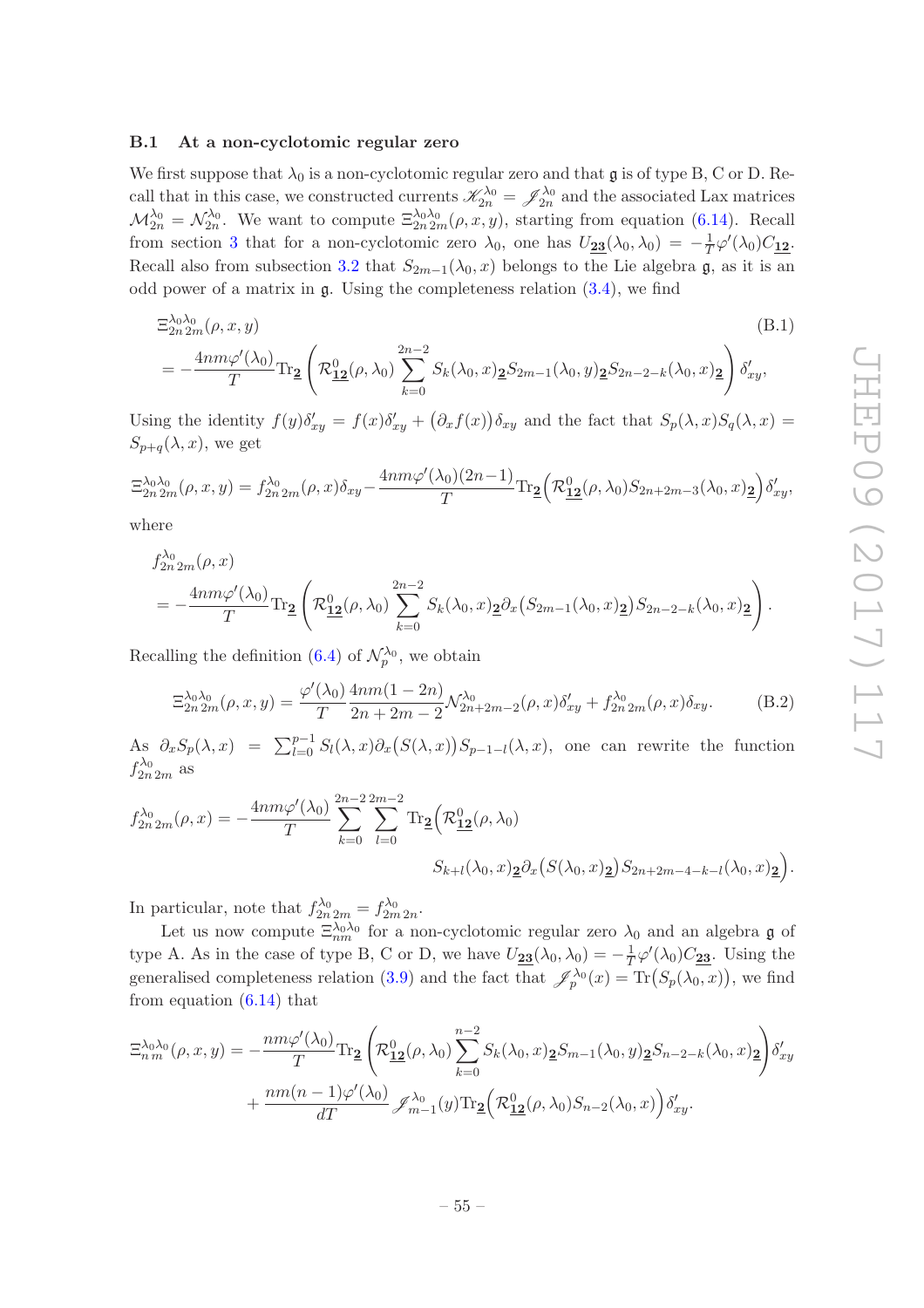### B.1 At a non-cyclotomic regular zero

We first suppose that $\lambda_0$ is a non-cyclotomic regular zero and that $\mathfrak{g}$ is of type B, C or D. Recall that in this case, we constructed currents $\mathscr{K}^{\lambda_0}_{2n} = \mathscr{J}^{\lambda_0}_{2n}$ and the associated Lax matrices $\mathcal{M}^{\lambda_0}_{2n} = \mathcal{N}^{\lambda_0}_{2n}$. We want to compute $\Xi^{\lambda_0\lambda_0}_{2n\,2m}(\rho,x,y)$, starting from equation (6.14). Recall from section 3 that for a non-cyclotomic zero $\lambda_0$, one has $U_{\underline{\mathbf{23}}}(\lambda_0,\lambda_0) = -\frac{1}{T}\varphi'(\lambda_0)C_{\underline{\mathbf{12}}}$. Recall also from subsection 3.2 that $S_{2m-1}(\lambda_0,x)$ belongs to the Lie algebra $\mathfrak{g}$, as it is an odd power of a matrix in $\mathfrak{g}$. Using the completeness relation (3.4), we find

$$
\begin{aligned}
&\Xi^{\lambda_0\lambda_0}_{2n\,2m}(\rho,x,y) \\
&= -\frac{4nm\varphi'(\lambda_0)}{T}\mathrm{Tr}_{\underline{\mathbf{2}}}\left(\mathcal{R}^0_{\underline{\mathbf{12}}}(\rho,\lambda_0)\sum_{k=0}^{2n-2} S_k(\lambda_0,x)_{\underline{\mathbf{2}}}S_{2m-1}(\lambda_0,y)_{\underline{\mathbf{2}}}S_{2n-2-k}(\lambda_0,x)_{\underline{\mathbf{2}}}\right)\delta'_{xy},
\end{aligned}
\tag{B.1}
$$

Using the identity $f(y)\delta'_{xy} = f(x)\delta'_{xy} + \big(\partial_x f(x)\big)\delta_{xy}$ and the fact that $S_p(\lambda,x)S_q(\lambda,x) = S_{p+q}(\lambda,x)$, we get

$$
\Xi^{\lambda_0\lambda_0}_{2n\,2m}(\rho,x,y) = f^{\lambda_0}_{2n\,2m}(\rho,x)\delta_{xy} - \frac{4nm\varphi'(\lambda_0)(2n-1)}{T}\mathrm{Tr}_{\underline{\mathbf{2}}}\Big(\mathcal{R}^0_{\underline{\mathbf{12}}}(\rho,\lambda_0)S_{2n+2m-3}(\lambda_0,x)_{\underline{\mathbf{2}}}\Big)\delta'_{xy},
$$

where

$$
\begin{aligned}
&f^{\lambda_0}_{2n\,2m}(\rho,x) \\
&= -\frac{4nm\varphi'(\lambda_0)}{T}\mathrm{Tr}_{\underline{\mathbf{2}}}\left(\mathcal{R}^0_{\underline{\mathbf{12}}}(\rho,\lambda_0)\sum_{k=0}^{2n-2} S_k(\lambda_0,x)_{\underline{\mathbf{2}}}\partial_x\big(S_{2m-1}(\lambda_0,x)_{\underline{\mathbf{2}}}\big)S_{2n-2-k}(\lambda_0,x)_{\underline{\mathbf{2}}}\right).
\end{aligned}
$$

Recalling the definition (6.4) of $\mathcal{N}^{\lambda_0}_p$, we obtain

$$
\Xi^{\lambda_0\lambda_0}_{2n\,2m}(\rho,x,y) = \frac{\varphi'(\lambda_0)}{T}\frac{4nm(1-2n)}{2n+2m-2}\mathcal{N}^{\lambda_0}_{2n+2m-2}(\rho,x)\delta'_{xy} + f^{\lambda_0}_{2n\,2m}(\rho,x)\delta_{xy}.
\tag{B.2}
$$

As $\partial_x S_p(\lambda,x) = \sum_{l=0}^{p-1} S_l(\lambda,x)\partial_x\big(S(\lambda,x)\big)S_{p-1-l}(\lambda,x)$, one can rewrite the function $f^{\lambda_0}_{2n\,2m}$ as

$$
\begin{aligned}
f^{\lambda_0}_{2n\,2m}(\rho,x) = -\frac{4nm\varphi'(\lambda_0)}{T}\sum_{k=0}^{2n-2}\sum_{l=0}^{2m-2}&\mathrm{Tr}_{\underline{\mathbf{2}}}\Big(\mathcal{R}^0_{\underline{\mathbf{12}}}(\rho,\lambda_0) \\
&S_{k+l}(\lambda_0,x)_{\underline{\mathbf{2}}}\partial_x\big(S(\lambda_0,x)_{\underline{\mathbf{2}}}\big)S_{2n+2m-4-k-l}(\lambda_0,x)_{\underline{\mathbf{2}}}\Big).
\end{aligned}
$$

In particular, note that $f^{\lambda_0}_{2n\,2m} = f^{\lambda_0}_{2m\,2n}$.

Let us now compute $\Xi^{\lambda_0\lambda_0}_{nm}$ for a non-cyclotomic regular zero $\lambda_0$ and an algebra $\mathfrak{g}$ of type A. As in the case of type B, C or D, we have $U_{\underline{\mathbf{23}}}(\lambda_0,\lambda_0) = -\frac{1}{T}\varphi'(\lambda_0)C_{\underline{\mathbf{23}}}$. Using the generalised completeness relation (3.9) and the fact that $\mathscr{J}^{\lambda_0}_p(x) = \mathrm{Tr}\big(S_p(\lambda_0,x)\big)$, we find from equation (6.14) that

$$
\begin{aligned}
\Xi^{\lambda_0\lambda_0}_{n\,m}(\rho,x,y) = &-\frac{nm\varphi'(\lambda_0)}{T}\mathrm{Tr}_{\underline{\mathbf{2}}}\left(\mathcal{R}^0_{\underline{\mathbf{12}}}(\rho,\lambda_0)\sum_{k=0}^{n-2} S_k(\lambda_0,x)_{\underline{\mathbf{2}}}S_{m-1}(\lambda_0,y)_{\underline{\mathbf{2}}}S_{n-2-k}(\lambda_0,x)_{\underline{\mathbf{2}}}\right)\delta'_{xy} \\
&+\frac{nm(n-1)\varphi'(\lambda_0)}{dT}\mathscr{J}^{\lambda_0}_{m-1}(y)\mathrm{Tr}_{\underline{\mathbf{2}}}\Big(\mathcal{R}^0_{\underline{\mathbf{12}}}(\rho,\lambda_0)S_{n-2}(\lambda_0,x)\Big)\delta'_{xy}.
\end{aligned}
$$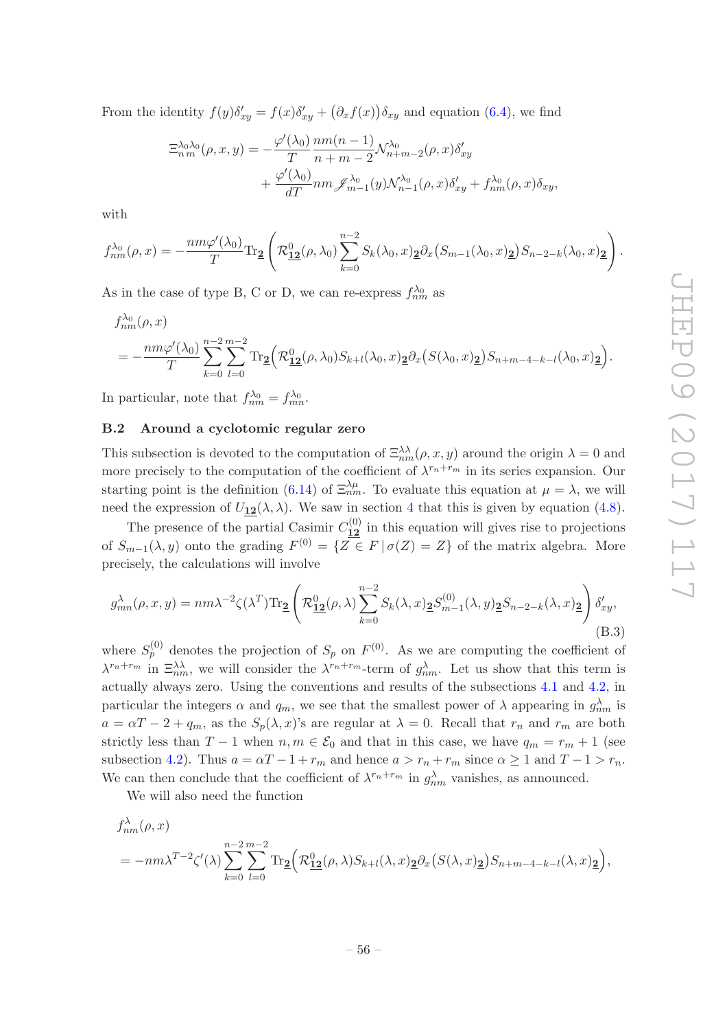From the identity $f(y)\delta'_{xy} = f(x)\delta'_{xy} + \big(\partial_x f(x)\big)\delta_{xy}$ and equation (6.4), we find

$$\begin{aligned}
\Xi^{\lambda_0\lambda_0}_{n\,m}(\rho,x,y) = &-\frac{\varphi'(\lambda_0)}{T}\frac{nm(n-1)}{n+m-2}\mathcal{N}^{\lambda_0}_{n+m-2}(\rho,x)\delta'_{xy} \\
&+ \frac{\varphi'(\lambda_0)}{dT} nm\,\mathscr{I}^{\lambda_0}_{m-1}(y)\mathcal{N}^{\lambda_0}_{n-1}(\rho,x)\delta'_{xy} + f^{\lambda_0}_{nm}(\rho,x)\delta_{xy},
\end{aligned}$$

with

$$f^{\lambda_0}_{nm}(\rho,x) = -\frac{nm\varphi'(\lambda_0)}{T}\mathrm{Tr}_{\underline{\mathbf{2}}}\left(\mathcal{R}^0_{\underline{\mathbf{12}}}(\rho,\lambda_0)\sum_{k=0}^{n-2} S_k(\lambda_0,x)_{\underline{\mathbf{2}}}\partial_x\big(S_{m-1}(\lambda_0,x)_{\underline{\mathbf{2}}}\big)S_{n-2-k}(\lambda_0,x)_{\underline{\mathbf{2}}}\right).$$

As in the case of type B, C or D, we can re-express $f^{\lambda_0}_{nm}$ as

$$\begin{aligned}
&f^{\lambda_0}_{nm}(\rho,x) \\
&= -\frac{nm\varphi'(\lambda_0)}{T}\sum_{k=0}^{n-2}\sum_{l=0}^{m-2}\mathrm{Tr}_{\underline{\mathbf{2}}}\Big(\mathcal{R}^0_{\underline{\mathbf{12}}}(\rho,\lambda_0)S_{k+l}(\lambda_0,x)_{\underline{\mathbf{2}}}\partial_x\big(S(\lambda_0,x)_{\underline{\mathbf{2}}}\big)S_{n+m-4-k-l}(\lambda_0,x)_{\underline{\mathbf{2}}}\Big).
\end{aligned}$$

In particular, note that $f^{\lambda_0}_{nm} = f^{\lambda_0}_{mn}$.

### B.2 Around a cyclotomic regular zero

This subsection is devoted to the computation of $\Xi^{\lambda\lambda}_{nm}(\rho,x,y)$ around the origin $\lambda = 0$ and more precisely to the computation of the coefficient of $\lambda^{r_n+r_m}$ in its series expansion. Our starting point is the definition (6.14) of $\Xi^{\lambda\mu}_{nm}$. To evaluate this equation at $\mu = \lambda$, we will need the expression of $U_{\underline{\mathbf{12}}}(\lambda,\lambda)$. We saw in section 4 that this is given by equation (4.8).

The presence of the partial Casimir $C^{(0)}_{\underline{\mathbf{12}}}$ in this equation will gives rise to projections of $S_{m-1}(\lambda,y)$ onto the grading $F^{(0)} = \{Z \in F \,|\, \sigma(Z) = Z\}$ of the matrix algebra. More precisely, the calculations will involve

$$g^{\lambda}_{mn}(\rho,x,y) = nm\lambda^{-2}\zeta(\lambda^T)\mathrm{Tr}_{\underline{\mathbf{2}}}\left(\mathcal{R}^0_{\underline{\mathbf{12}}}(\rho,\lambda)\sum_{k=0}^{n-2} S_k(\lambda,x)_{\underline{\mathbf{2}}}S^{(0)}_{m-1}(\lambda,y)_{\underline{\mathbf{2}}}S_{n-2-k}(\lambda,x)_{\underline{\mathbf{2}}}\right)\delta'_{xy}, \tag{B.3}$$

where $S^{(0)}_p$ denotes the projection of $S_p$ on $F^{(0)}$. As we are computing the coefficient of $\lambda^{r_n+r_m}$ in $\Xi^{\lambda\lambda}_{nm}$, we will consider the $\lambda^{r_n+r_m}$-term of $g^{\lambda}_{nm}$. Let us show that this term is actually always zero. Using the conventions and results of the subsections 4.1 and 4.2, in particular the integers $\alpha$ and $q_m$, we see that the smallest power of $\lambda$ appearing in $g^{\lambda}_{nm}$ is $a = \alpha T - 2 + q_m$, as the $S_p(\lambda,x)$'s are regular at $\lambda = 0$. Recall that $r_n$ and $r_m$ are both strictly less than $T-1$ when $n,m \in \mathcal{E}_0$ and that in this case, we have $q_m = r_m + 1$ (see subsection 4.2). Thus $a = \alpha T - 1 + r_m$ and hence $a > r_n + r_m$ since $\alpha \geq 1$ and $T - 1 > r_n$. We can then conclude that the coefficient of $\lambda^{r_n+r_m}$ in $g^{\lambda}_{nm}$ vanishes, as announced.

We will also need the function

$$\begin{aligned}
&f^{\lambda}_{nm}(\rho,x) \\
&= -nm\lambda^{T-2}\zeta'(\lambda)\sum_{k=0}^{n-2}\sum_{l=0}^{m-2}\mathrm{Tr}_{\underline{\mathbf{2}}}\Big(\mathcal{R}^0_{\underline{\mathbf{12}}}(\rho,\lambda)S_{k+l}(\lambda,x)_{\underline{\mathbf{2}}}\partial_x\big(S(\lambda,x)_{\underline{\mathbf{2}}}\big)S_{n+m-4-k-l}(\lambda,x)_{\underline{\mathbf{2}}}\Big),
\end{aligned}$$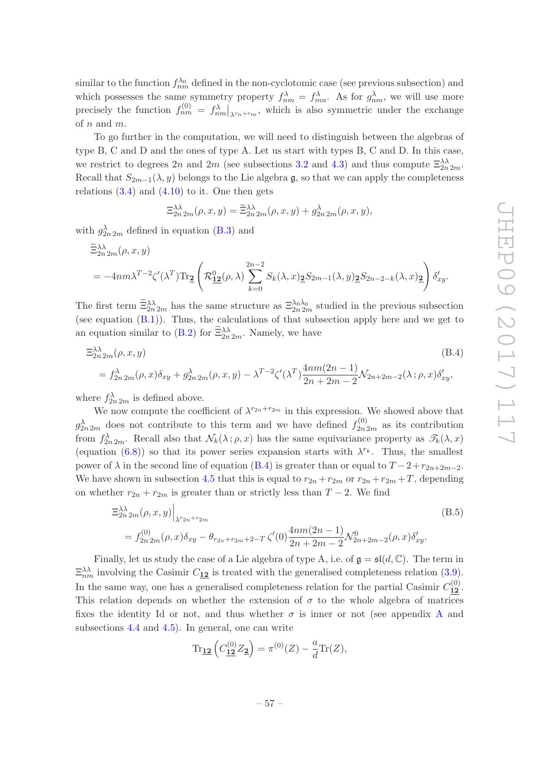similar to the function $f^{\lambda_0}_{nm}$ defined in the non-cyclotomic case (see previous subsection) and which possesses the same symmetry property $f^{\lambda}_{nm} = f^{\lambda}_{mn}$. As for $g^{\lambda}_{nm}$, we will use more precisely the function $f^{(0)}_{nm} = f^{\lambda}_{nm}\big|_{\lambda^{r_n+r_m}}$, which is also symmetric under the exchange of $n$ and $m$.

To go further in the computation, we will need to distinguish between the algebras of type B, C and D and the ones of type A. Let us start with types B, C and D. In this case, we restrict to degrees $2n$ and $2m$ (see subsections 3.2 and 4.3) and thus compute $\Xi^{\lambda\lambda}_{2n\,2m}$. Recall that $S_{2m-1}(\lambda, y)$ belongs to the Lie algebra $\mathfrak{g}$, so that we can apply the completeness relations (3.4) and (4.10) to it. One then gets

$$\Xi^{\lambda\lambda}_{2n\,2m}(\rho,x,y) = \widetilde{\Xi}^{\lambda\lambda}_{2n\,2m}(\rho,x,y) + g^{\lambda}_{2n\,2m}(\rho,x,y),$$

with $g^{\lambda}_{2n\,2m}$ defined in equation (B.3) and

$$\begin{aligned}
&\widetilde{\Xi}^{\lambda\lambda}_{2n\,2m}(\rho,x,y)\\
&= -4nm\lambda^{T-2}\zeta'(\lambda^T)\mathrm{Tr}_{\underline{\mathbf{2}}}\left(\mathcal{R}^0_{\underline{\mathbf{12}}}(\rho,\lambda)\sum_{k=0}^{2n-2} S_k(\lambda,x)_{\underline{\mathbf{2}}}S_{2m-1}(\lambda,y)_{\underline{\mathbf{2}}}S_{2n-2-k}(\lambda,x)_{\underline{\mathbf{2}}}\right)\delta'_{xy}.
\end{aligned}$$

The first term $\widetilde{\Xi}^{\lambda\lambda}_{2n\,2m}$ has the same structure as $\Xi^{\lambda_0\lambda_0}_{2n\,2m}$ studied in the previous subsection (see equation (B.1)). Thus, the calculations of that subsection apply here and we get to an equation similar to (B.2) for $\widetilde{\Xi}^{\lambda\lambda}_{2n\,2m}$. Namely, we have

$$\begin{aligned}
&\Xi^{\lambda\lambda}_{2n\,2m}(\rho,x,y) \qquad\qquad\qquad\qquad\qquad\qquad\qquad\qquad\qquad\qquad\qquad\qquad \text{(B.4)}\\
&= f^{\lambda}_{2n\,2m}(\rho,x)\delta_{xy} + g^{\lambda}_{2n\,2m}(\rho,x,y) - \lambda^{T-2}\zeta'(\lambda^T)\frac{4nm(2n-1)}{2n+2m-2}\mathcal{N}_{2n+2m-2}(\lambda\,;\rho,x)\delta'_{xy},
\end{aligned}$$

where $f^{\lambda}_{2n\,2m}$ is defined above.

We now compute the coefficient of $\lambda^{r_{2n}+r_{2m}}$ in this expression. We showed above that $g^{\lambda}_{2n\,2m}$ does not contribute to this term and we have defined $f^{(0)}_{2n\,2m}$ as its contribution from $f^{\lambda}_{2n\,2m}$. Recall also that $\mathcal{N}_k(\lambda\,;\rho,x)$ has the same equivariance property as $\mathscr{T}_k(\lambda,x)$ (equation (6.8)) so that its power series expansion starts with $\lambda^{r_k}$. Thus, the smallest power of $\lambda$ in the second line of equation (B.4) is greater than or equal to $T-2+r_{2n+2m-2}$. We have shown in subsection 4.5 that this is equal to $r_{2n}+r_{2m}$ or $r_{2n}+r_{2m}+T$, depending on whether $r_{2n}+r_{2m}$ is greater than or strictly less than $T-2$. We find

$$\begin{aligned}
&\Xi^{\lambda\lambda}_{2n\,2m}(\rho,x,y)\Big|_{\lambda^{r_{2n}+r_{2m}}} \qquad\qquad\qquad\qquad\qquad\qquad\qquad\qquad\qquad\qquad \text{(B.5)}\\
&= f^{(0)}_{2n\,2m}(\rho,x)\delta_{xy} - \theta_{r_{2n}+r_{2m}+2-T}\,\zeta'(0)\frac{4nm(2n-1)}{2n+2m-2}\mathcal{N}^0_{2n+2m-2}(\rho,x)\delta'_{xy}.
\end{aligned}$$

Finally, let us study the case of a Lie algebra of type A, i.e. of $\mathfrak{g} = \mathfrak{sl}(d,\mathbb{C})$. The term in $\Xi^{\lambda\lambda}_{nm}$ involving the Casimir $C_{\underline{\mathbf{12}}}$ is treated with the generalised completeness relation (3.9). In the same way, one has a generalised completeness relation for the partial Casimir $C^{(0)}_{\underline{\mathbf{12}}}$. This relation depends on whether the extension of $\sigma$ to the whole algebra of matrices fixes the identity Id or not, and thus whether $\sigma$ is inner or not (see appendix A and subsections 4.4 and 4.5). In general, one can write

$$\mathrm{Tr}_{\underline{\mathbf{12}}}\left(C^{(0)}_{\underline{\mathbf{12}}}Z_{\underline{\mathbf{2}}}\right) = \pi^{(0)}(Z) - \frac{a}{d}\mathrm{Tr}(Z),$$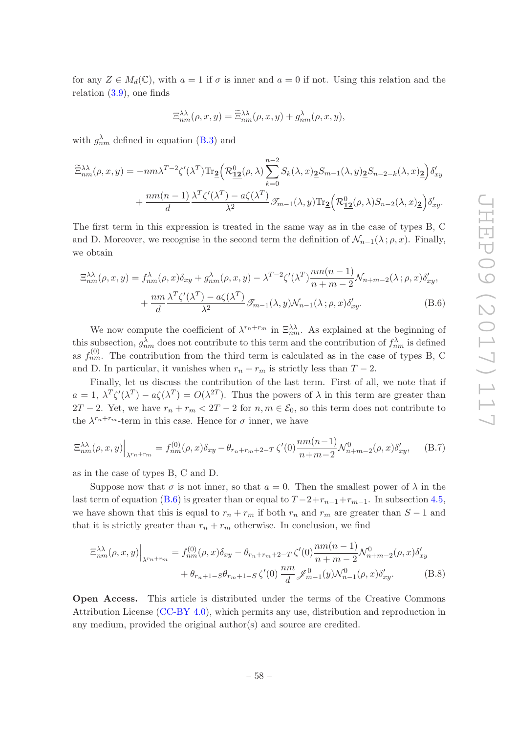for any $Z \in M_d(\mathbb{C})$, with $a = 1$ if $\sigma$ is inner and $a = 0$ if not. Using this relation and the relation (3.9), one finds

$$\Xi^{\lambda\lambda}_{nm}(\rho, x, y) = \widetilde{\Xi}^{\lambda\lambda}_{nm}(\rho, x, y) + g^{\lambda}_{nm}(\rho, x, y),$$

with $g^{\lambda}_{nm}$ defined in equation (B.3) and

$$\widetilde{\Xi}^{\lambda\lambda}_{nm}(\rho, x, y) = -nm\lambda^{T-2}\zeta'(\lambda^T)\mathrm{Tr}_{\underline{\mathbf{2}}}\Big(\mathcal{R}^0_{\underline{\mathbf{12}}}(\rho, \lambda)\sum_{k=0}^{n-2} S_k(\lambda, x)_{\underline{\mathbf{2}}}S_{m-1}(\lambda, y)_{\underline{\mathbf{2}}}S_{n-2-k}(\lambda, x)_{\underline{\mathbf{2}}}\Big)\delta'_{xy}$$
$$+ \frac{nm(n-1)}{d}\frac{\lambda^T\zeta'(\lambda^T) - a\zeta(\lambda^T)}{\lambda^2}\mathscr{T}_{m-1}(\lambda, y)\mathrm{Tr}_{\underline{\mathbf{2}}}\Big(\mathcal{R}^0_{\underline{\mathbf{12}}}(\rho, \lambda)S_{n-2}(\lambda, x)_{\underline{\mathbf{2}}}\Big)\delta'_{xy}.$$

The first term in this expression is treated in the same way as in the case of types B, C and D. Moreover, we recognise in the second term the definition of $\mathcal{N}_{n-1}(\lambda\,; \rho, x)$. Finally, we obtain

$$\begin{aligned}\Xi^{\lambda\lambda}_{nm}(\rho, x, y) &= f^{\lambda}_{nm}(\rho, x)\delta_{xy} + g^{\lambda}_{nm}(\rho, x, y) - \lambda^{T-2}\zeta'(\lambda^T)\frac{nm(n-1)}{n+m-2}\mathcal{N}_{n+m-2}(\lambda\,; \rho, x)\delta'_{xy}, \\ &+ \frac{nm}{d}\frac{\lambda^T\zeta'(\lambda^T) - a\zeta(\lambda^T)}{\lambda^2}\mathscr{T}_{m-1}(\lambda, y)\mathcal{N}_{n-1}(\lambda\,; \rho, x)\delta'_{xy}.\end{aligned} \tag{B.6}$$

We now compute the coefficient of $\lambda^{r_n+r_m}$ in $\Xi^{\lambda\lambda}_{nm}$. As explained at the beginning of this subsection, $g^{\lambda}_{nm}$ does not contribute to this term and the contribution of $f^{\lambda}_{nm}$ is defined as $f^{(0)}_{nm}$. The contribution from the third term is calculated as in the case of types B, C and D. In particular, it vanishes when $r_n + r_m$ is strictly less than $T - 2$.

Finally, let us discuss the contribution of the last term. First of all, we note that if $a = 1$, $\lambda^T\zeta'(\lambda^T) - a\zeta(\lambda^T) = O(\lambda^{2T})$. Thus the powers of $\lambda$ in this term are greater than $2T - 2$. Yet, we have $r_n + r_m < 2T - 2$ for $n, m \in \mathcal{E}_0$, so this term does not contribute to the $\lambda^{r_n+r_m}$-term in this case. Hence for $\sigma$ inner, we have

$$\Xi^{\lambda\lambda}_{nm}(\rho, x, y)\Big|_{\lambda^{r_n+r_m}} = f^{(0)}_{nm}(\rho, x)\delta_{xy} - \theta_{r_n+r_m+2-T}\,\zeta'(0)\frac{nm(n-1)}{n+m-2}\mathcal{N}^0_{n+m-2}(\rho, x)\delta'_{xy}, \tag{B.7}$$

as in the case of types B, C and D.

Suppose now that $\sigma$ is not inner, so that $a = 0$. Then the smallest power of $\lambda$ in the last term of equation (B.6) is greater than or equal to $T - 2 + r_{n-1} + r_{m-1}$. In subsection 4.5, we have shown that this is equal to $r_n + r_m$ if both $r_n$ and $r_m$ are greater than $S - 1$ and that it is strictly greater than $r_n + r_m$ otherwise. In conclusion, we find

$$\begin{aligned}\Xi^{\lambda\lambda}_{nm}(\rho, x, y)\Big|_{\lambda^{r_n+r_m}} &= f^{(0)}_{nm}(\rho, x)\delta_{xy} - \theta_{r_n+r_m+2-T}\,\zeta'(0)\frac{nm(n-1)}{n+m-2}\mathcal{N}^0_{n+m-2}(\rho, x)\delta'_{xy} \\ &+ \theta_{r_n+1-S}\theta_{r_m+1-S}\,\zeta'(0)\,\frac{nm}{d}\,\mathscr{I}^0_{m-1}(y)\mathcal{N}^0_{n-1}(\rho, x)\delta'_{xy}.\end{aligned} \tag{B.8}$$

**Open Access.** This article is distributed under the terms of the Creative Commons Attribution License (CC-BY 4.0), which permits any use, distribution and reproduction in any medium, provided the original author(s) and source are credited.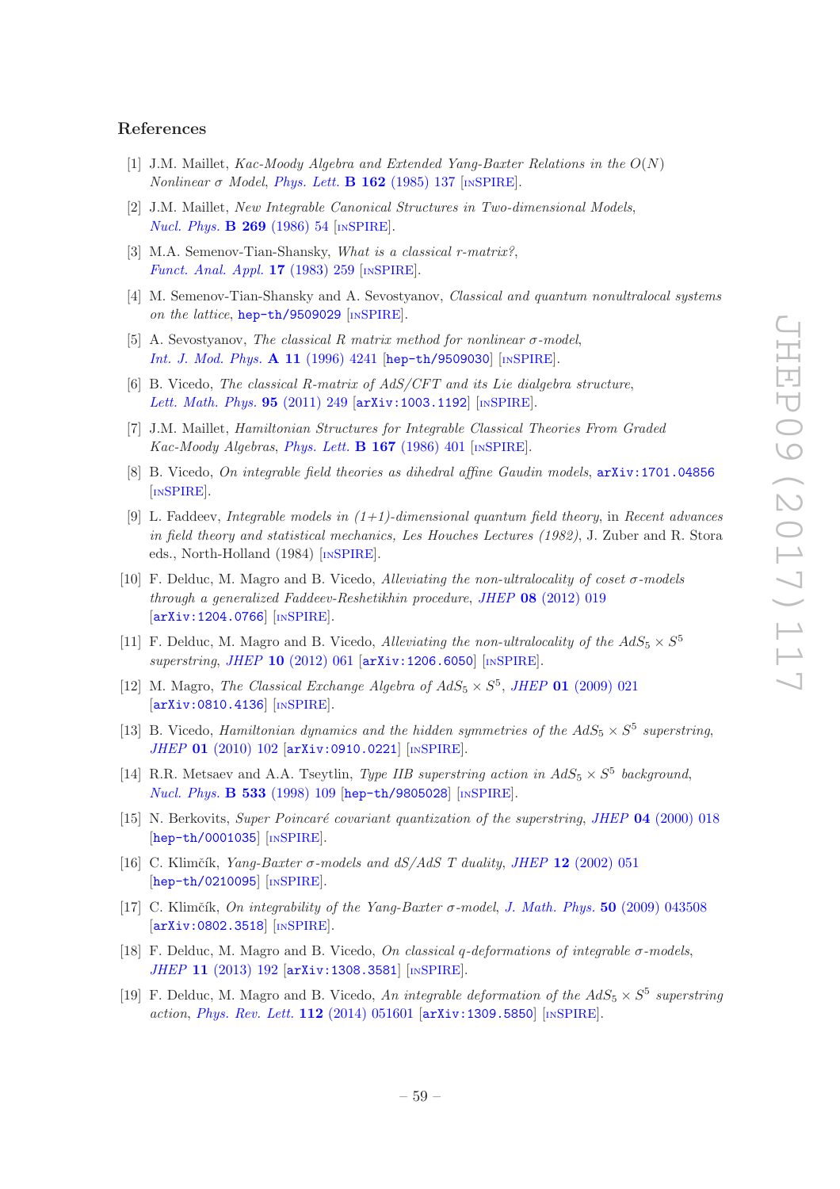## References

[1] J.M. Maillet, *Kac-Moody Algebra and Extended Yang-Baxter Relations in the $O(N)$ Nonlinear σ Model*, Phys. Lett. **B 162** (1985) 137 [INSPIRE].

[2] J.M. Maillet, *New Integrable Canonical Structures in Two-dimensional Models*, Nucl. Phys. **B 269** (1986) 54 [INSPIRE].

[3] M.A. Semenov-Tian-Shansky, *What is a classical r-matrix?*, Funct. Anal. Appl. **17** (1983) 259 [INSPIRE].

[4] M. Semenov-Tian-Shansky and A. Sevostyanov, *Classical and quantum nonultralocal systems on the lattice*, hep-th/9509029 [INSPIRE].

[5] A. Sevostyanov, *The classical R matrix method for nonlinear σ-model*, Int. J. Mod. Phys. **A 11** (1996) 4241 [hep-th/9509030] [INSPIRE].

[6] B. Vicedo, *The classical R-matrix of AdS/CFT and its Lie dialgebra structure*, Lett. Math. Phys. **95** (2011) 249 [arXiv:1003.1192] [INSPIRE].

[7] J.M. Maillet, *Hamiltonian Structures for Integrable Classical Theories From Graded Kac-Moody Algebras*, Phys. Lett. **B 167** (1986) 401 [INSPIRE].

[8] B. Vicedo, *On integrable field theories as dihedral affine Gaudin models*, arXiv:1701.04856 [INSPIRE].

[9] L. Faddeev, *Integrable models in (1+1)-dimensional quantum field theory*, in *Recent advances in field theory and statistical mechanics, Les Houches Lectures (1982)*, J. Zuber and R. Stora eds., North-Holland (1984) [INSPIRE].

[10] F. Delduc, M. Magro and B. Vicedo, *Alleviating the non-ultralocality of coset σ-models through a generalized Faddeev-Reshetikhin procedure*, JHEP **08** (2012) 019 [arXiv:1204.0766] [INSPIRE].

[11] F. Delduc, M. Magro and B. Vicedo, *Alleviating the non-ultralocality of the $AdS_5 \times S^5$ superstring*, JHEP **10** (2012) 061 [arXiv:1206.6050] [INSPIRE].

[12] M. Magro, *The Classical Exchange Algebra of $AdS_5 \times S^5$*, JHEP **01** (2009) 021 [arXiv:0810.4136] [INSPIRE].

[13] B. Vicedo, *Hamiltonian dynamics and the hidden symmetries of the $AdS_5 \times S^5$ superstring*, JHEP **01** (2010) 102 [arXiv:0910.0221] [INSPIRE].

[14] R.R. Metsaev and A.A. Tseytlin, *Type IIB superstring action in $AdS_5 \times S^5$ background*, Nucl. Phys. **B 533** (1998) 109 [hep-th/9805028] [INSPIRE].

[15] N. Berkovits, *Super Poincaré covariant quantization of the superstring*, JHEP **04** (2000) 018 [hep-th/0001035] [INSPIRE].

[16] C. Klimčík, *Yang-Baxter σ-models and dS/AdS T duality*, JHEP **12** (2002) 051 [hep-th/0210095] [INSPIRE].

[17] C. Klimčík, *On integrability of the Yang-Baxter σ-model*, J. Math. Phys. **50** (2009) 043508 [arXiv:0802.3518] [INSPIRE].

[18] F. Delduc, M. Magro and B. Vicedo, *On classical q-deformations of integrable σ-models*, JHEP **11** (2013) 192 [arXiv:1308.3581] [INSPIRE].

[19] F. Delduc, M. Magro and B. Vicedo, *An integrable deformation of the $AdS_5 \times S^5$ superstring action*, Phys. Rev. Lett. **112** (2014) 051601 [arXiv:1309.5850] [INSPIRE].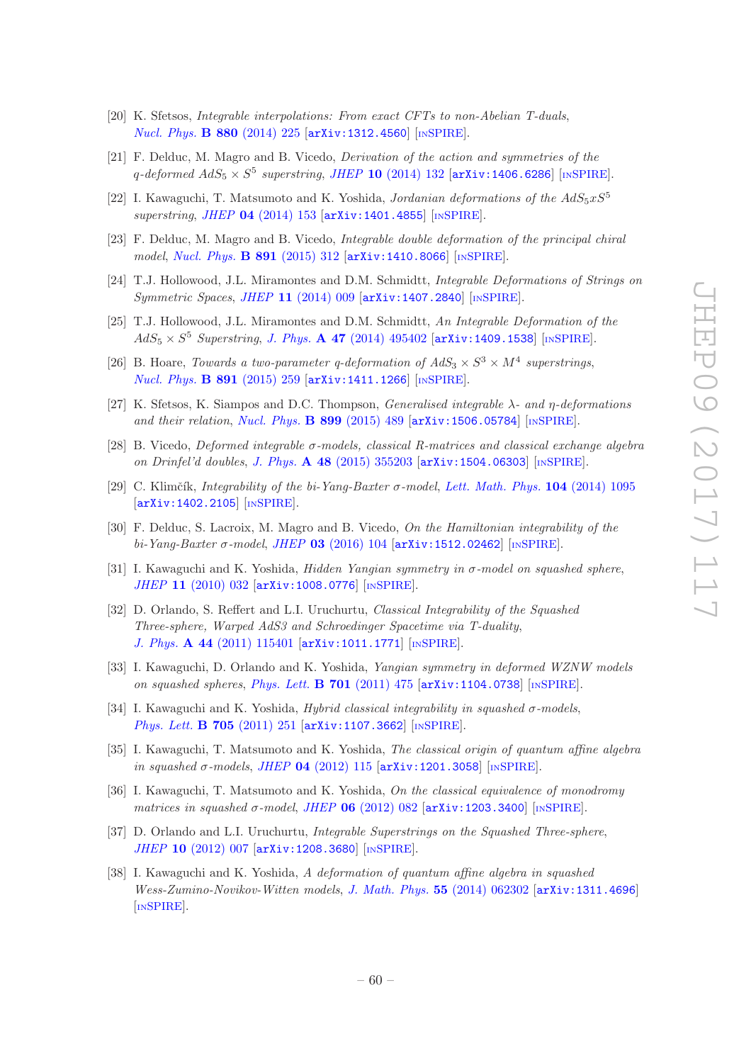[20] K. Sfetsos, *Integrable interpolations: From exact CFTs to non-Abelian T-duals*, *Nucl. Phys.* **B 880** (2014) 225 [arXiv:1312.4560] [INSPIRE].

[21] F. Delduc, M. Magro and B. Vicedo, *Derivation of the action and symmetries of the q-deformed $AdS_5 \times S^5$ superstring*, *JHEP* **10** (2014) 132 [arXiv:1406.6286] [INSPIRE].

[22] I. Kawaguchi, T. Matsumoto and K. Yoshida, *Jordanian deformations of the $AdS_5 x S^5$ superstring*, *JHEP* **04** (2014) 153 [arXiv:1401.4855] [INSPIRE].

[23] F. Delduc, M. Magro and B. Vicedo, *Integrable double deformation of the principal chiral model*, *Nucl. Phys.* **B 891** (2015) 312 [arXiv:1410.8066] [INSPIRE].

[24] T.J. Hollowood, J.L. Miramontes and D.M. Schmidtt, *Integrable Deformations of Strings on Symmetric Spaces*, *JHEP* **11** (2014) 009 [arXiv:1407.2840] [INSPIRE].

[25] T.J. Hollowood, J.L. Miramontes and D.M. Schmidtt, *An Integrable Deformation of the $AdS_5 \times S^5$ Superstring*, *J. Phys.* **A 47** (2014) 495402 [arXiv:1409.1538] [INSPIRE].

[26] B. Hoare, *Towards a two-parameter q-deformation of $AdS_3 \times S^3 \times M^4$ superstrings*, *Nucl. Phys.* **B 891** (2015) 259 [arXiv:1411.1266] [INSPIRE].

[27] K. Sfetsos, K. Siampos and D.C. Thompson, *Generalised integrable $\lambda$- and $\eta$-deformations and their relation*, *Nucl. Phys.* **B 899** (2015) 489 [arXiv:1506.05784] [INSPIRE].

[28] B. Vicedo, *Deformed integrable $\sigma$-models, classical R-matrices and classical exchange algebra on Drinfel'd doubles*, *J. Phys.* **A 48** (2015) 355203 [arXiv:1504.06303] [INSPIRE].

[29] C. Klimčík, *Integrability of the bi-Yang-Baxter $\sigma$-model*, *Lett. Math. Phys.* **104** (2014) 1095 [arXiv:1402.2105] [INSPIRE].

[30] F. Delduc, S. Lacroix, M. Magro and B. Vicedo, *On the Hamiltonian integrability of the bi-Yang-Baxter $\sigma$-model*, *JHEP* **03** (2016) 104 [arXiv:1512.02462] [INSPIRE].

[31] I. Kawaguchi and K. Yoshida, *Hidden Yangian symmetry in $\sigma$-model on squashed sphere*, *JHEP* **11** (2010) 032 [arXiv:1008.0776] [INSPIRE].

[32] D. Orlando, S. Reffert and L.I. Uruchurtu, *Classical Integrability of the Squashed Three-sphere, Warped AdS3 and Schroedinger Spacetime via T-duality*, *J. Phys.* **A 44** (2011) 115401 [arXiv:1011.1771] [INSPIRE].

[33] I. Kawaguchi, D. Orlando and K. Yoshida, *Yangian symmetry in deformed WZNW models on squashed spheres*, *Phys. Lett.* **B 701** (2011) 475 [arXiv:1104.0738] [INSPIRE].

[34] I. Kawaguchi and K. Yoshida, *Hybrid classical integrability in squashed $\sigma$-models*, *Phys. Lett.* **B 705** (2011) 251 [arXiv:1107.3662] [INSPIRE].

[35] I. Kawaguchi, T. Matsumoto and K. Yoshida, *The classical origin of quantum affine algebra in squashed $\sigma$-models*, *JHEP* **04** (2012) 115 [arXiv:1201.3058] [INSPIRE].

[36] I. Kawaguchi, T. Matsumoto and K. Yoshida, *On the classical equivalence of monodromy matrices in squashed $\sigma$-model*, *JHEP* **06** (2012) 082 [arXiv:1203.3400] [INSPIRE].

[37] D. Orlando and L.I. Uruchurtu, *Integrable Superstrings on the Squashed Three-sphere*, *JHEP* **10** (2012) 007 [arXiv:1208.3680] [INSPIRE].

[38] I. Kawaguchi and K. Yoshida, *A deformation of quantum affine algebra in squashed Wess-Zumino-Novikov-Witten models*, *J. Math. Phys.* **55** (2014) 062302 [arXiv:1311.4696] [INSPIRE].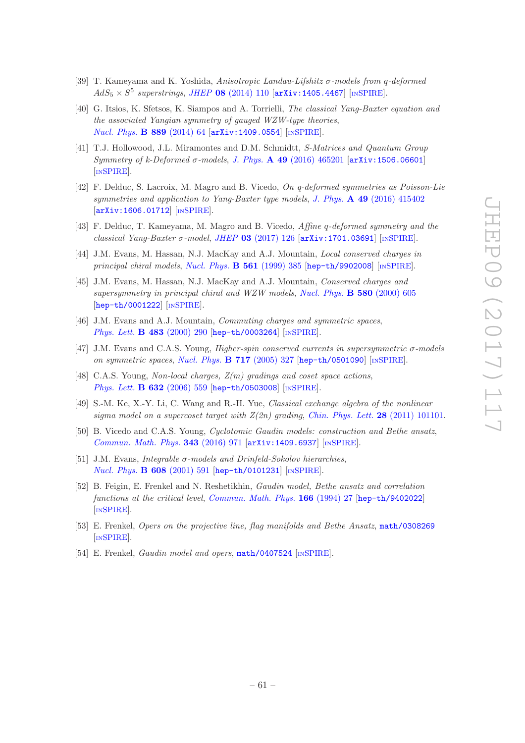[39] T. Kameyama and K. Yoshida, *Anisotropic Landau-Lifshitz σ-models from q-deformed $AdS_5 \times S^5$ superstrings*, JHEP **08** (2014) 110 [arXiv:1405.4467] [INSPIRE].

[40] G. Itsios, K. Sfetsos, K. Siampos and A. Torrielli, *The classical Yang-Baxter equation and the associated Yangian symmetry of gauged WZW-type theories*, Nucl. Phys. **B 889** (2014) 64 [arXiv:1409.0554] [INSPIRE].

[41] T.J. Hollowood, J.L. Miramontes and D.M. Schmidtt, *S-Matrices and Quantum Group Symmetry of k-Deformed σ-models*, J. Phys. **A 49** (2016) 465201 [arXiv:1506.06601] [INSPIRE].

[42] F. Delduc, S. Lacroix, M. Magro and B. Vicedo, *On q-deformed symmetries as Poisson-Lie symmetries and application to Yang-Baxter type models*, J. Phys. **A 49** (2016) 415402 [arXiv:1606.01712] [INSPIRE].

[43] F. Delduc, T. Kameyama, M. Magro and B. Vicedo, *Affine q-deformed symmetry and the classical Yang-Baxter σ-model*, JHEP **03** (2017) 126 [arXiv:1701.03691] [INSPIRE].

[44] J.M. Evans, M. Hassan, N.J. MacKay and A.J. Mountain, *Local conserved charges in principal chiral models*, Nucl. Phys. **B 561** (1999) 385 [hep-th/9902008] [INSPIRE].

[45] J.M. Evans, M. Hassan, N.J. MacKay and A.J. Mountain, *Conserved charges and supersymmetry in principal chiral and WZW models*, Nucl. Phys. **B 580** (2000) 605 [hep-th/0001222] [INSPIRE].

[46] J.M. Evans and A.J. Mountain, *Commuting charges and symmetric spaces*, Phys. Lett. **B 483** (2000) 290 [hep-th/0003264] [INSPIRE].

[47] J.M. Evans and C.A.S. Young, *Higher-spin conserved currents in supersymmetric σ-models on symmetric spaces*, Nucl. Phys. **B 717** (2005) 327 [hep-th/0501090] [INSPIRE].

[48] C.A.S. Young, *Non-local charges, Z(m) gradings and coset space actions*, Phys. Lett. **B 632** (2006) 559 [hep-th/0503008] [INSPIRE].

[49] S.-M. Ke, X.-Y. Li, C. Wang and R.-H. Yue, *Classical exchange algebra of the nonlinear sigma model on a supercoset target with Z(2n) grading*, Chin. Phys. Lett. **28** (2011) 101101.

[50] B. Vicedo and C.A.S. Young, *Cyclotomic Gaudin models: construction and Bethe ansatz*, Commun. Math. Phys. **343** (2016) 971 [arXiv:1409.6937] [INSPIRE].

[51] J.M. Evans, *Integrable σ-models and Drinfeld-Sokolov hierarchies*, Nucl. Phys. **B 608** (2001) 591 [hep-th/0101231] [INSPIRE].

[52] B. Feigin, E. Frenkel and N. Reshetikhin, *Gaudin model, Bethe ansatz and correlation functions at the critical level*, Commun. Math. Phys. **166** (1994) 27 [hep-th/9402022] [INSPIRE].

[53] E. Frenkel, *Opers on the projective line, flag manifolds and Bethe Ansatz*, math/0308269 [INSPIRE].

[54] E. Frenkel, *Gaudin model and opers*, math/0407524 [INSPIRE].